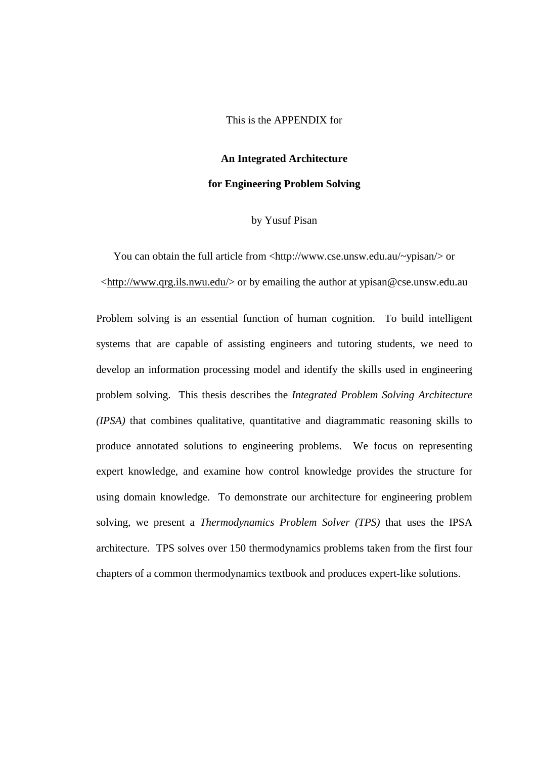This is the APPENDIX for

**An Integrated Architecture**

**for Engineering Problem Solving**

by Yusuf Pisan

You can obtain the full article from <http://www.cse.unsw.edu.au/~ypisan/> or <http://www.qrg.ils.nwu.edu/> or by emailing the author at ypisan@cse.unsw.edu.au

Problem solving is an essential function of human cognition. To build intelligent systems that are capable of assisting engineers and tutoring students, we need to develop an information processing model and identify the skills used in engineering problem solving. This thesis describes the *Integrated Problem Solving Architecture (IPSA)* that combines qualitative, quantitative and diagrammatic reasoning skills to produce annotated solutions to engineering problems. We focus on representing expert knowledge, and examine how control knowledge provides the structure for using domain knowledge. To demonstrate our architecture for engineering problem solving, we present a *Thermodynamics Problem Solver (TPS)* that uses the IPSA architecture. TPS solves over 150 thermodynamics problems taken from the first four chapters of a common thermodynamics textbook and produces expert-like solutions.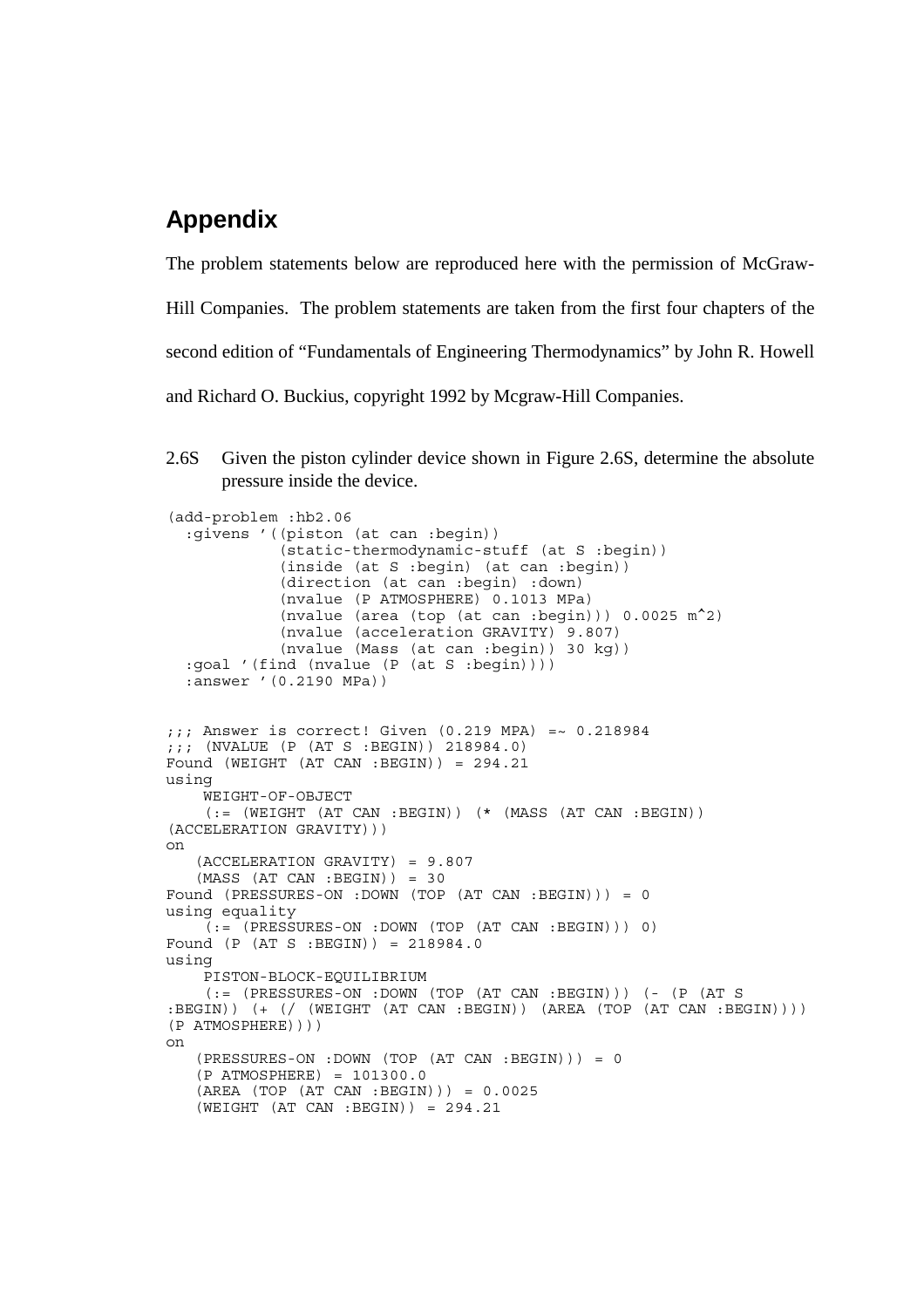# Appendix

The problem statements below are reproduced here with the permission of McGraw-Hill Companies. The problem statements are taken from the first four chapters of the second edition of "Fundamentals of Engineering Thermodynamics" by John R. Howell and Richard O. Buckius, copyright 1992 by Mcgraw-Hill Companies.

2.6S Given the piston cylinder device shown in Figure 2.6S, determine the absolute pressure inside the device.

```
(add-problem :hb2.06
  :givens '((piston (at can :begin))
            (static-thermodynamic-stuff (at S :begin))
            (inside (at S :begin) (at can :begin))
            (direction (at can :begin) :down)
            (nvalue (P ATMOSPHERE) 0.1013 MPa)
            (nvalue (area (top (at can :begin))) 0.0025 m^2)
            (nvalue (acceleration GRAVITY) 9.807)
            (nvalue (Mass (at can :begin)) 30 kg))
  :goal '(find (nvalue (P (at S :begin))))
  :answer '(0.2190 MPa))


;;; Answer is correct! Given (0.219 MPA) =~ 0.218984
;;; (NVALUE (P (AT S :BEGIN)) 218984.0)
Found (WEIGHT (AT CAN :BEGIN)) = 294.21
using
    WEIGHT-OF-OBJECT
    (:= (WEIGHT (AT CAN :BEGIN)) (* (MASS (AT CAN :BEGIN))
(ACCELERATION GRAVITY)))
on
   (ACCELERATION GRAVITY) = 9.807
   (MASS (AT CAN :BEGIN)) = 30
Found (PRESSURES-ON :DOWN (TOP (AT CAN :BEGIN))) = 0
using equality
    (:= (PRESSURES-ON :DOWN (TOP (AT CAN :BEGIN))) 0)
Found (P (AT S :BEGIN)) = 218984.0
using
    PISTON-BLOCK-EQUILIBRIUM
    (:= (PRESSURES-ON :DOWN (TOP (AT CAN :BEGIN))) (- (P (AT S
:BEGIN)) (+ (/ (WEIGHT (AT CAN :BEGIN)) (AREA (TOP (AT CAN :BEGIN))))
(P ATMOSPHERE))))
on
   (PRESSURES-ON :DOWN (TOP (AT CAN :BEGIN))) = 0
   (P ATMOSPHERE) = 101300.0
   (AREA (TOP (AT CAN :BEGIN))) = 0.0025
   (WEIGHT (AT CAN :BEGIN)) = 294.21
```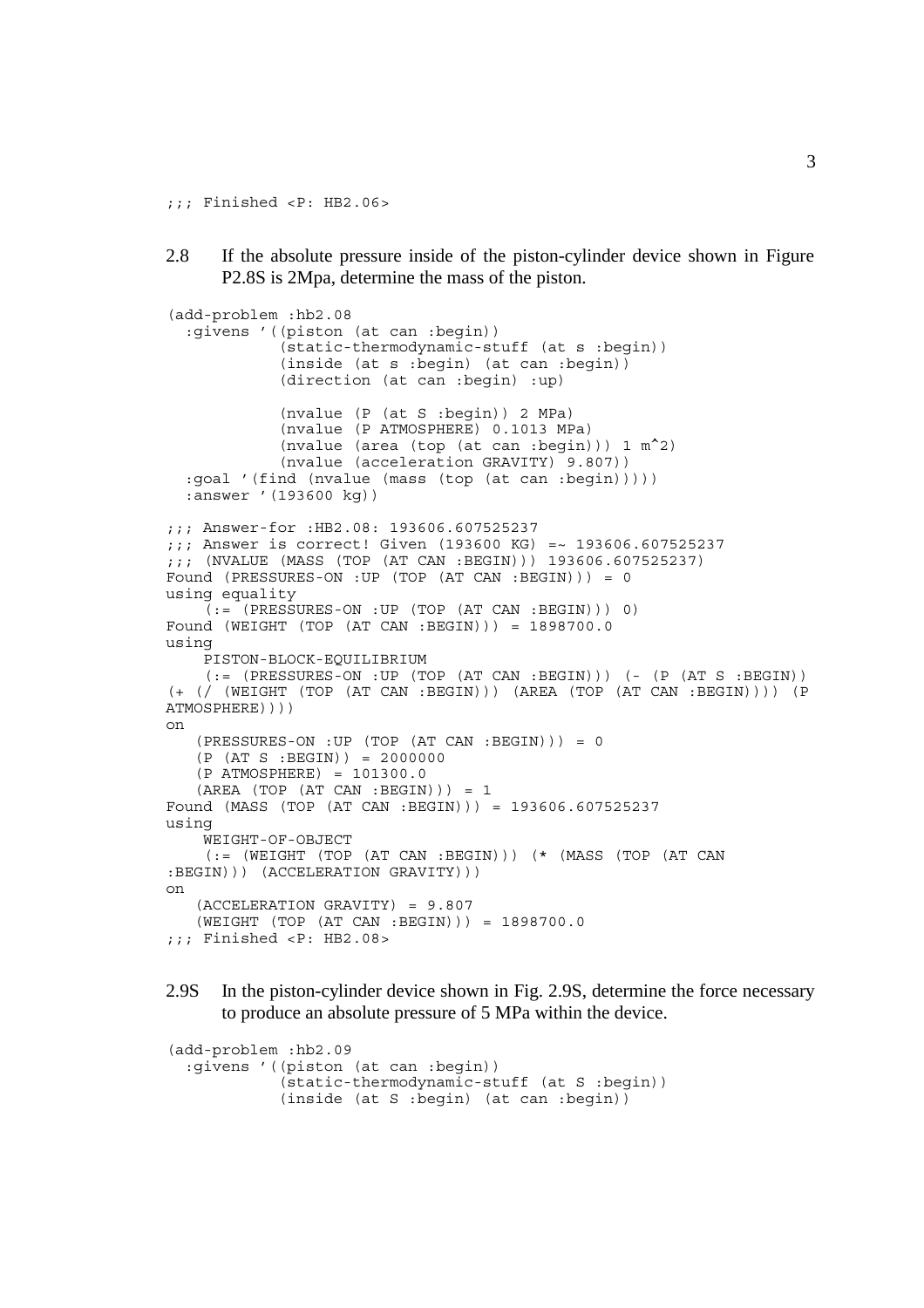```
;;; Finished <P: HB2.06>
```

2.8 If the absolute pressure inside of the piston-cylinder device shown in Figure P2.8S is 2Mpa, determine the mass of the piston.

```
(add-problem :hb2.08
  :givens '((piston (at can :begin))
            (static-thermodynamic-stuff (at s :begin))
            (inside (at s :begin) (at can :begin))
            (direction (at can :begin) :up)

            (nvalue (P (at S :begin)) 2 MPa)
            (nvalue (P ATMOSPHERE) 0.1013 MPa)
            (nvalue (area (top (at can :begin))) 1 m^2)
            (nvalue (acceleration GRAVITY) 9.807))
  :goal '(find (nvalue (mass (top (at can :begin)))))
  :answer '(193600 kg))

;;; Answer-for :HB2.08: 193606.607525237
;;; Answer is correct! Given (193600 KG) =~ 193606.607525237
;;; (NVALUE (MASS (TOP (AT CAN :BEGIN))) 193606.607525237)
Found (PRESSURES-ON :UP (TOP (AT CAN :BEGIN))) = 0
using equality
    (:= (PRESSURES-ON :UP (TOP (AT CAN :BEGIN))) 0)
Found (WEIGHT (TOP (AT CAN :BEGIN))) = 1898700.0
using
    PISTON-BLOCK-EQUILIBRIUM
    (:= (PRESSURES-ON :UP (TOP (AT CAN :BEGIN))) (- (P (AT S :BEGIN))
(+ (/ (WEIGHT (TOP (AT CAN :BEGIN))) (AREA (TOP (AT CAN :BEGIN)))) (P
ATMOSPHERE))))
on
   (PRESSURES-ON :UP (TOP (AT CAN :BEGIN))) = 0
   (P (AT S :BEGIN)) = 2000000
   (P ATMOSPHERE) = 101300.0
   (AREA (TOP (AT CAN :BEGIN))) = 1
Found (MASS (TOP (AT CAN :BEGIN))) = 193606.607525237
using
    WEIGHT-OF-OBJECT
    (:= (WEIGHT (TOP (AT CAN :BEGIN))) (* (MASS (TOP (AT CAN
:BEGIN))) (ACCELERATION GRAVITY)))
on
   (ACCELERATION GRAVITY) = 9.807
   (WEIGHT (TOP (AT CAN :BEGIN))) = 1898700.0
;;; Finished <P: HB2.08>
```

2.9S In the piston-cylinder device shown in Fig. 2.9S, determine the force necessary to produce an absolute pressure of 5 MPa within the device.

```
(add-problem :hb2.09
  :givens '((piston (at can :begin))
            (static-thermodynamic-stuff (at S :begin))
            (inside (at S :begin) (at can :begin))
```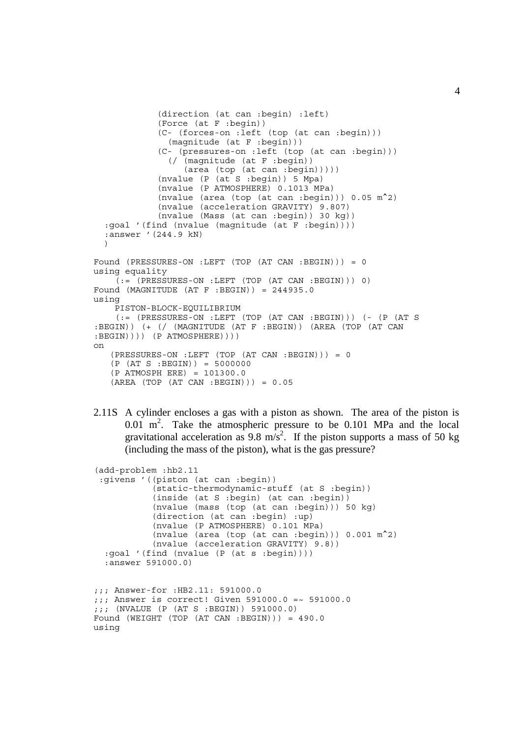```
            (direction (at can :begin) :left)
            (Force (at F :begin))
            (C- (forces-on :left (top (at can :begin)))
              (magnitude (at F :begin)))
            (C- (pressures-on :left (top (at can :begin)))
              (/ (magnitude (at F :begin))
                 (area (top (at can :begin)))))
            (nvalue (P (at S :begin)) 5 Mpa)
            (nvalue (P ATMOSPHERE) 0.1013 MPa)
            (nvalue (area (top (at can :begin))) 0.05 m^2)
            (nvalue (acceleration GRAVITY) 9.807)
            (nvalue (Mass (at can :begin)) 30 kg))
  :goal '(find (nvalue (magnitude (at F :begin))))
  :answer '(244.9 kN)
  )

Found (PRESSURES-ON :LEFT (TOP (AT CAN :BEGIN))) = 0
using equality
    (:= (PRESSURES-ON :LEFT (TOP (AT CAN :BEGIN))) 0)
Found (MAGNITUDE (AT F :BEGIN)) = 244935.0
using
    PISTON-BLOCK-EQUILIBRIUM
    (:= (PRESSURES-ON :LEFT (TOP (AT CAN :BEGIN))) (- (P (AT S
:BEGIN)) (+ (/ (MAGNITUDE (AT F :BEGIN)) (AREA (TOP (AT CAN
:BEGIN)))) (P ATMOSPHERE))))
on
   (PRESSURES-ON :LEFT (TOP (AT CAN :BEGIN))) = 0
   (P (AT S :BEGIN)) = 5000000
   (P ATMOSPH ERE) = 101300.0
   (AREA (TOP (AT CAN :BEGIN))) = 0.05
```

2.11S A cylinder encloses a gas with a piston as shown. The area of the piston is $0.01\ m^2$. Take the atmospheric pressure to be 0.101 MPa and the local gravitational acceleration as $9.8\ m/s^2$. If the piston supports a mass of 50 kg (including the mass of the piston), what is the gas pressure?

```
(add-problem :hb2.11
 :givens '((piston (at can :begin))
           (static-thermodynamic-stuff (at S :begin))
           (inside (at S :begin) (at can :begin))
           (nvalue (mass (top (at can :begin))) 50 kg)
           (direction (at can :begin) :up)
           (nvalue (P ATMOSPHERE) 0.101 MPa)
           (nvalue (area (top (at can :begin))) 0.001 m^2)
           (nvalue (acceleration GRAVITY) 9.8))
  :goal '(find (nvalue (P (at s :begin))))
  :answer 591000.0)


;;; Answer-for :HB2.11: 591000.0
;;; Answer is correct! Given 591000.0 =~ 591000.0
;;; (NVALUE (P (AT S :BEGIN)) 591000.0)
Found (WEIGHT (TOP (AT CAN :BEGIN))) = 490.0
using
```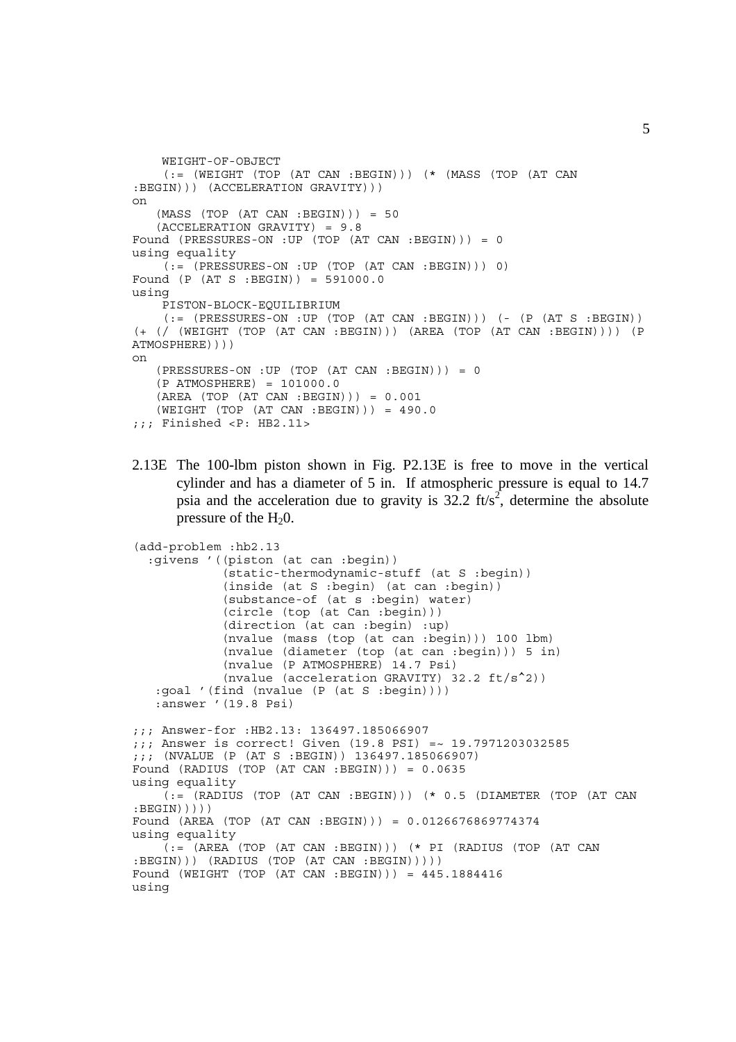```
    WEIGHT-OF-OBJECT
    (:= (WEIGHT (TOP (AT CAN :BEGIN))) (* (MASS (TOP (AT CAN
:BEGIN))) (ACCELERATION GRAVITY)))
on
   (MASS (TOP (AT CAN :BEGIN))) = 50
   (ACCELERATION GRAVITY) = 9.8
Found (PRESSURES-ON :UP (TOP (AT CAN :BEGIN))) = 0
using equality
    (:= (PRESSURES-ON :UP (TOP (AT CAN :BEGIN))) 0)
Found (P (AT S :BEGIN)) = 591000.0
using
    PISTON-BLOCK-EQUILIBRIUM
    (:= (PRESSURES-ON :UP (TOP (AT CAN :BEGIN))) (- (P (AT S :BEGIN))
(+ (/ (WEIGHT (TOP (AT CAN :BEGIN))) (AREA (TOP (AT CAN :BEGIN)))) (P
ATMOSPHERE))))
on
   (PRESSURES-ON :UP (TOP (AT CAN :BEGIN))) = 0
   (P ATMOSPHERE) = 101000.0
   (AREA (TOP (AT CAN :BEGIN))) = 0.001
   (WEIGHT (TOP (AT CAN :BEGIN))) = 490.0
;;; Finished <P: HB2.11>
```

2.13E The 100-lbm piston shown in Fig. P2.13E is free to move in the vertical cylinder and has a diameter of 5 in. If atmospheric pressure is equal to 14.7 psia and the acceleration due to gravity is 32.2 ft/s$^2$, determine the absolute pressure of the $H_2O$.

```
(add-problem :hb2.13
  :givens '((piston (at can :begin))
            (static-thermodynamic-stuff (at S :begin))
            (inside (at S :begin) (at can :begin))
            (substance-of (at s :begin) water)
            (circle (top (at Can :begin)))
            (direction (at can :begin) :up)
            (nvalue (mass (top (at can :begin))) 100 lbm)
            (nvalue (diameter (top (at can :begin))) 5 in)
            (nvalue (P ATMOSPHERE) 14.7 Psi)
            (nvalue (acceleration GRAVITY) 32.2 ft/s^2))
   :goal '(find (nvalue (P (at S :begin))))
   :answer '(19.8 Psi)

;;; Answer-for :HB2.13: 136497.185066907
;;; Answer is correct! Given (19.8 PSI) =~ 19.7971203032585
;;; (NVALUE (P (AT S :BEGIN)) 136497.185066907)
Found (RADIUS (TOP (AT CAN :BEGIN))) = 0.0635
using equality
    (:= (RADIUS (TOP (AT CAN :BEGIN))) (* 0.5 (DIAMETER (TOP (AT CAN
:BEGIN)))))
Found (AREA (TOP (AT CAN :BEGIN))) = 0.0126676869774374
using equality
    (:= (AREA (TOP (AT CAN :BEGIN))) (* PI (RADIUS (TOP (AT CAN
:BEGIN))) (RADIUS (TOP (AT CAN :BEGIN)))))
Found (WEIGHT (TOP (AT CAN :BEGIN))) = 445.1884416
using
```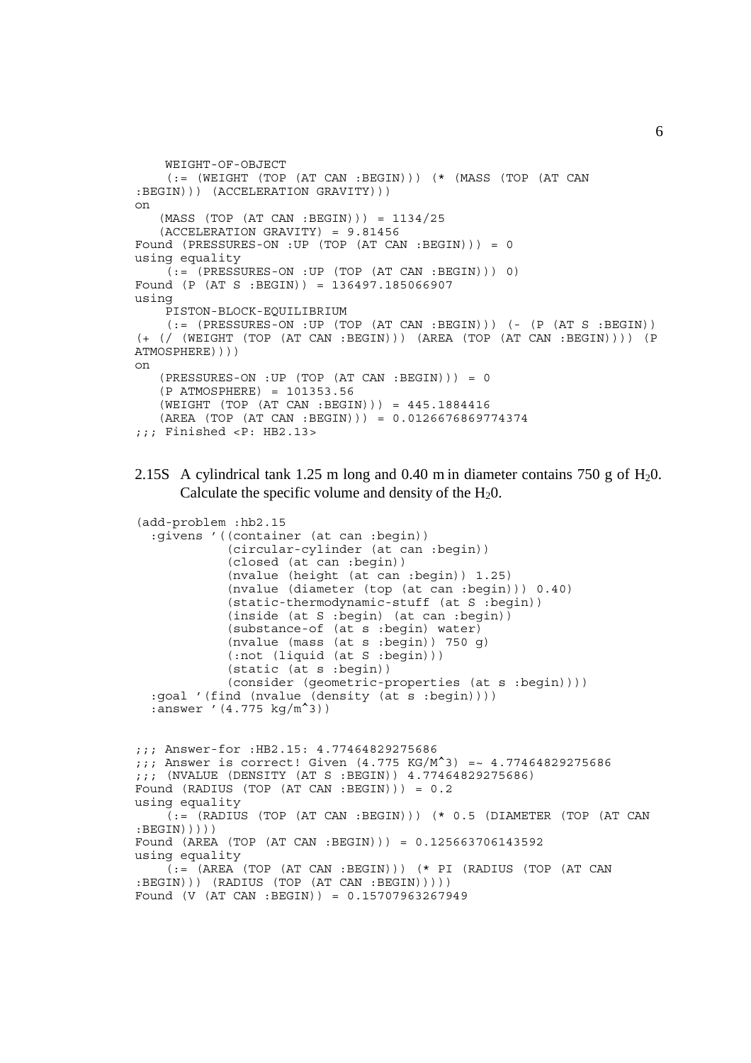```
    WEIGHT-OF-OBJECT
    (:= (WEIGHT (TOP (AT CAN :BEGIN))) (* (MASS (TOP (AT CAN
:BEGIN))) (ACCELERATION GRAVITY)))
on
   (MASS (TOP (AT CAN :BEGIN))) = 1134/25
   (ACCELERATION GRAVITY) = 9.81456
Found (PRESSURES-ON :UP (TOP (AT CAN :BEGIN))) = 0
using equality
    (:= (PRESSURES-ON :UP (TOP (AT CAN :BEGIN))) 0)
Found (P (AT S :BEGIN)) = 136497.185066907
using
    PISTON-BLOCK-EQUILIBRIUM
    (:= (PRESSURES-ON :UP (TOP (AT CAN :BEGIN))) (- (P (AT S :BEGIN))
(+ (/ (WEIGHT (TOP (AT CAN :BEGIN))) (AREA (TOP (AT CAN :BEGIN)))) (P
ATMOSPHERE))))
on
   (PRESSURES-ON :UP (TOP (AT CAN :BEGIN))) = 0
   (P ATMOSPHERE) = 101353.56
   (WEIGHT (TOP (AT CAN :BEGIN))) = 445.1884416
   (AREA (TOP (AT CAN :BEGIN))) = 0.0126676869774374
;;; Finished <P: HB2.13>
```

2.15S A cylindrical tank 1.25 m long and 0.40 m in diameter contains 750 g of $H_20$. Calculate the specific volume and density of the $H_20$.

```
(add-problem :hb2.15
  :givens '((container (at can :begin))
            (circular-cylinder (at can :begin))
            (closed (at can :begin))
            (nvalue (height (at can :begin)) 1.25)
            (nvalue (diameter (top (at can :begin))) 0.40)
            (static-thermodynamic-stuff (at S :begin))
            (inside (at S :begin) (at can :begin))
            (substance-of (at s :begin) water)
            (nvalue (mass (at s :begin)) 750 g)
            (:not (liquid (at S :begin)))
            (static (at s :begin))
            (consider (geometric-properties (at s :begin))))
  :goal '(find (nvalue (density (at s :begin))))
  :answer '(4.775 kg/m^3))


;;; Answer-for :HB2.15: 4.77464829275686
;;; Answer is correct! Given (4.775 KG/M^3) =~ 4.77464829275686
;;; (NVALUE (DENSITY (AT S :BEGIN)) 4.77464829275686)
Found (RADIUS (TOP (AT CAN :BEGIN))) = 0.2
using equality
    (:= (RADIUS (TOP (AT CAN :BEGIN))) (* 0.5 (DIAMETER (TOP (AT CAN
:BEGIN)))))
Found (AREA (TOP (AT CAN :BEGIN))) = 0.125663706143592
using equality
    (:= (AREA (TOP (AT CAN :BEGIN))) (* PI (RADIUS (TOP (AT CAN
:BEGIN))) (RADIUS (TOP (AT CAN :BEGIN)))))
Found (V (AT CAN :BEGIN)) = 0.15707963267949
```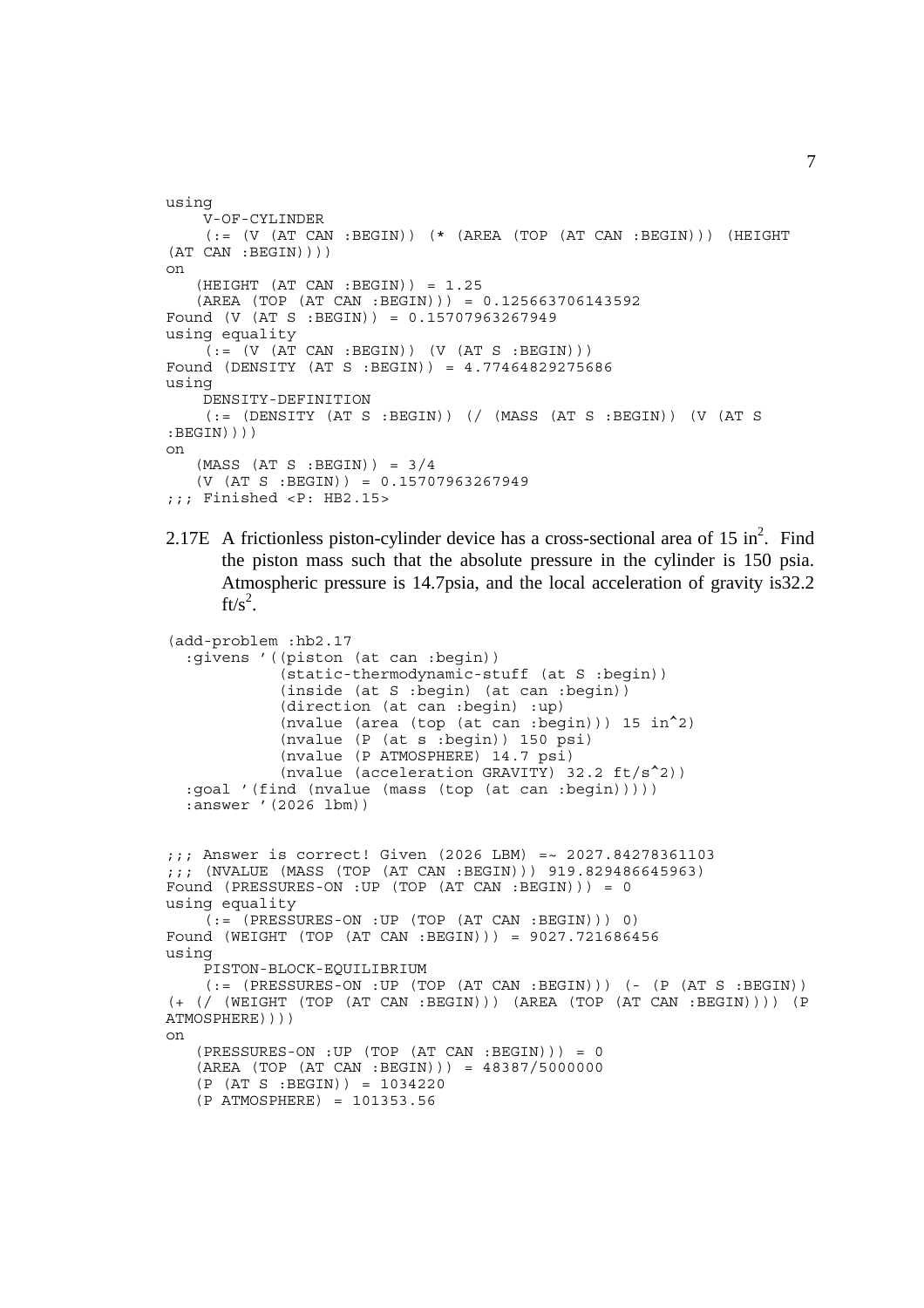```
using
    V-OF-CYLINDER
    (:= (V (AT CAN :BEGIN)) (* (AREA (TOP (AT CAN :BEGIN))) (HEIGHT
(AT CAN :BEGIN))))
on
   (HEIGHT (AT CAN :BEGIN)) = 1.25
   (AREA (TOP (AT CAN :BEGIN))) = 0.125663706143592
Found (V (AT S :BEGIN)) = 0.15707963267949
using equality
    (:= (V (AT CAN :BEGIN)) (V (AT S :BEGIN)))
Found (DENSITY (AT S :BEGIN)) = 4.77464829275686
using
    DENSITY-DEFINITION
    (:= (DENSITY (AT S :BEGIN)) (/ (MASS (AT S :BEGIN)) (V (AT S
:BEGIN))))
on
   (MASS (AT S :BEGIN)) = 3/4
   (V (AT S :BEGIN)) = 0.15707963267949
;;; Finished <P: HB2.15>
```

2.17E A frictionless piston-cylinder device has a cross-sectional area of 15 in$^2$. Find the piston mass such that the absolute pressure in the cylinder is 150 psia. Atmospheric pressure is 14.7psia, and the local acceleration of gravity is32.2 ft/s$^2$.

```
(add-problem :hb2.17
  :givens '((piston (at can :begin))
            (static-thermodynamic-stuff (at S :begin))
            (inside (at S :begin) (at can :begin))
            (direction (at can :begin) :up)
            (nvalue (area (top (at can :begin))) 15 in^2)
            (nvalue (P (at s :begin)) 150 psi)
            (nvalue (P ATMOSPHERE) 14.7 psi)
            (nvalue (acceleration GRAVITY) 32.2 ft/s^2))
  :goal '(find (nvalue (mass (top (at can :begin)))))
  :answer '(2026 lbm))


;;; Answer is correct! Given (2026 LBM) =~ 2027.84278361103
;;; (NVALUE (MASS (TOP (AT CAN :BEGIN))) 919.829486645963)
Found (PRESSURES-ON :UP (TOP (AT CAN :BEGIN))) = 0
using equality
    (:= (PRESSURES-ON :UP (TOP (AT CAN :BEGIN))) 0)
Found (WEIGHT (TOP (AT CAN :BEGIN))) = 9027.721686456
using
    PISTON-BLOCK-EQUILIBRIUM
    (:= (PRESSURES-ON :UP (TOP (AT CAN :BEGIN))) (- (P (AT S :BEGIN))
(+ (/ (WEIGHT (TOP (AT CAN :BEGIN))) (AREA (TOP (AT CAN :BEGIN)))) (P
ATMOSPHERE))))
on
   (PRESSURES-ON :UP (TOP (AT CAN :BEGIN))) = 0
   (AREA (TOP (AT CAN :BEGIN))) = 48387/5000000
   (P (AT S :BEGIN)) = 1034220
   (P ATMOSPHERE) = 101353.56
```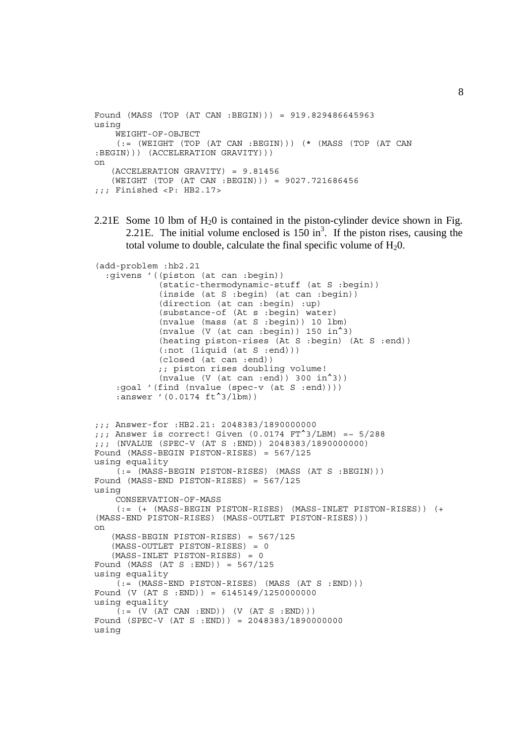```
Found (MASS (TOP (AT CAN :BEGIN))) = 919.829486645963
using
    WEIGHT-OF-OBJECT
    (:= (WEIGHT (TOP (AT CAN :BEGIN))) (* (MASS (TOP (AT CAN
:BEGIN))) (ACCELERATION GRAVITY)))
on
   (ACCELERATION GRAVITY) = 9.81456
   (WEIGHT (TOP (AT CAN :BEGIN))) = 9027.721686456
;;; Finished <P: HB2.17>
```

2.21E Some 10 lbm of $H_20$ is contained in the piston-cylinder device shown in Fig. 2.21E. The initial volume enclosed is 150 in$^3$. If the piston rises, causing the total volume to double, calculate the final specific volume of $H_20$.

```
(add-problem :hb2.21
  :givens '((piston (at can :begin))
            (static-thermodynamic-stuff (at S :begin))
            (inside (at S :begin) (at can :begin))
            (direction (at can :begin) :up)
            (substance-of (At s :begin) water)
            (nvalue (mass (at S :begin)) 10 lbm)
            (nvalue (V (at can :begin)) 150 in^3)
            (heating piston-rises (At S :begin) (At S :end))
            (:not (liquid (at S :end)))
            (closed (at can :end))
            ;; piston rises doubling volume!
            (nvalue (V (at can :end)) 300 in^3))
    :goal '(find (nvalue (spec-v (at S :end))))
    :answer '(0.0174 ft^3/lbm))


;;; Answer-for :HB2.21: 2048383/1890000000
;;; Answer is correct! Given (0.0174 FT^3/LBM) =~ 5/288
;;; (NVALUE (SPEC-V (AT S :END)) 2048383/1890000000)
Found (MASS-BEGIN PISTON-RISES) = 567/125
using equality
    (:= (MASS-BEGIN PISTON-RISES) (MASS (AT S :BEGIN)))
Found (MASS-END PISTON-RISES) = 567/125
using
    CONSERVATION-OF-MASS
    (:= (+ (MASS-BEGIN PISTON-RISES) (MASS-INLET PISTON-RISES)) (+
(MASS-END PISTON-RISES) (MASS-OUTLET PISTON-RISES)))
on
   (MASS-BEGIN PISTON-RISES) = 567/125
   (MASS-OUTLET PISTON-RISES) = 0
   (MASS-INLET PISTON-RISES) = 0
Found (MASS (AT S :END)) = 567/125
using equality
    (:= (MASS-END PISTON-RISES) (MASS (AT S :END)))
Found (V (AT S :END)) = 6145149/1250000000
using equality
    (:= (V (AT CAN :END)) (V (AT S :END)))
Found (SPEC-V (AT S :END)) = 2048383/1890000000
using
```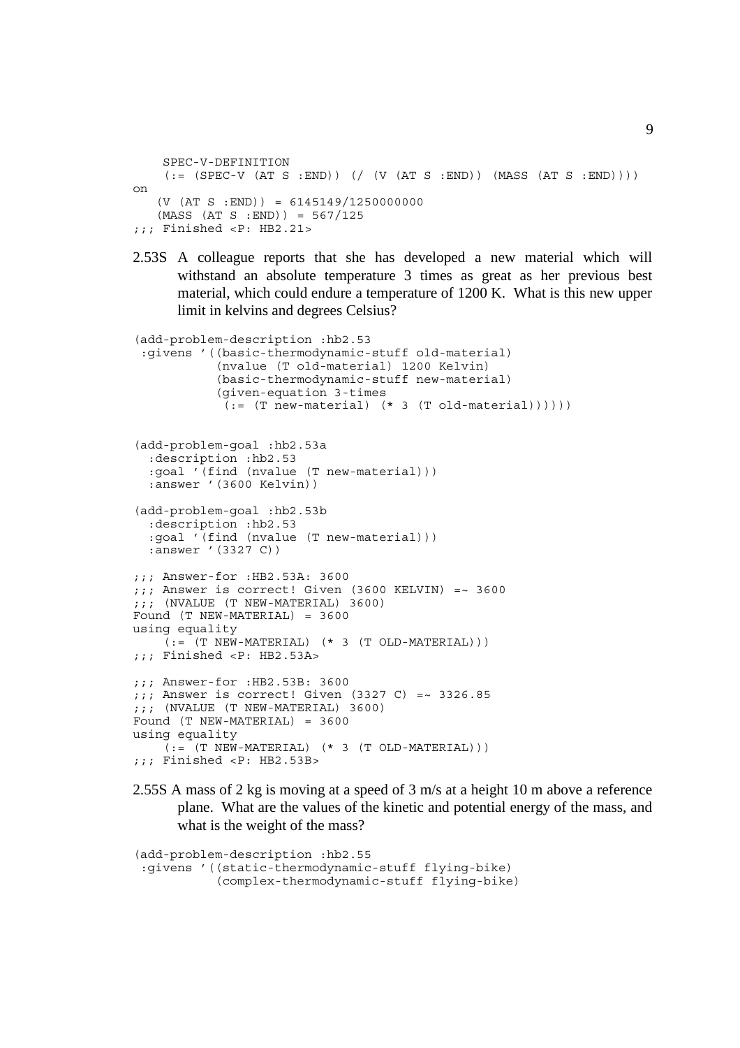```
    SPEC-V-DEFINITION
    (:= (SPEC-V (AT S :END)) (/ (V (AT S :END)) (MASS (AT S :END))))
on
   (V (AT S :END)) = 6145149/1250000000
   (MASS (AT S :END)) = 567/125
;;; Finished <P: HB2.21>
```

2.53S A colleague reports that she has developed a new material which will withstand an absolute temperature 3 times as great as her previous best material, which could endure a temperature of 1200 K. What is this new upper limit in kelvins and degrees Celsius?

```
(add-problem-description :hb2.53
 :givens '((basic-thermodynamic-stuff old-material)
           (nvalue (T old-material) 1200 Kelvin)
           (basic-thermodynamic-stuff new-material)
           (given-equation 3-times
            (:= (T new-material) (* 3 (T old-material))))))


(add-problem-goal :hb2.53a
  :description :hb2.53
  :goal '(find (nvalue (T new-material)))
  :answer '(3600 Kelvin))

(add-problem-goal :hb2.53b
  :description :hb2.53
  :goal '(find (nvalue (T new-material)))
  :answer '(3327 C))

;;; Answer-for :HB2.53A: 3600
;;; Answer is correct! Given (3600 KELVIN) =~ 3600
;;; (NVALUE (T NEW-MATERIAL) 3600)
Found (T NEW-MATERIAL) = 3600
using equality
    (:= (T NEW-MATERIAL) (* 3 (T OLD-MATERIAL)))
;;; Finished <P: HB2.53A>

;;; Answer-for :HB2.53B: 3600
;;; Answer is correct! Given (3327 C) =~ 3326.85
;;; (NVALUE (T NEW-MATERIAL) 3600)
Found (T NEW-MATERIAL) = 3600
using equality
    (:= (T NEW-MATERIAL) (* 3 (T OLD-MATERIAL)))
;;; Finished <P: HB2.53B>
```

2.55S A mass of 2 kg is moving at a speed of 3 m/s at a height 10 m above a reference plane. What are the values of the kinetic and potential energy of the mass, and what is the weight of the mass?

```
(add-problem-description :hb2.55
 :givens '((static-thermodynamic-stuff flying-bike)
           (complex-thermodynamic-stuff flying-bike)
```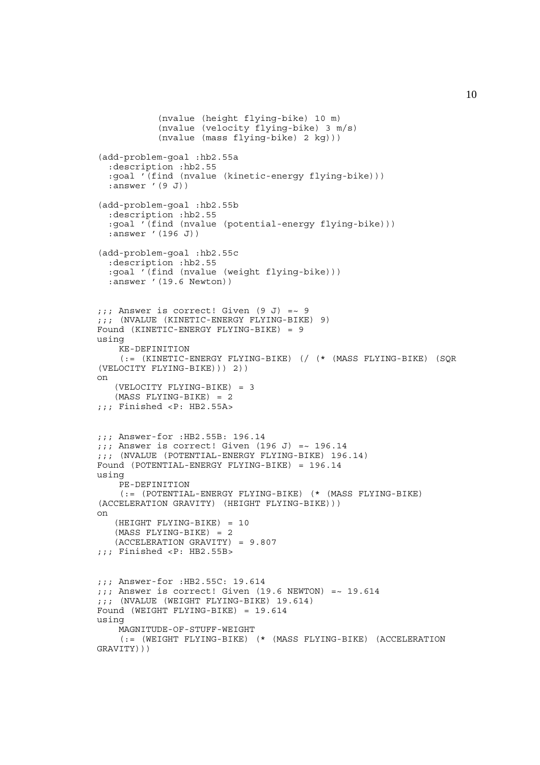```
          (nvalue (height flying-bike) 10 m)
          (nvalue (velocity flying-bike) 3 m/s)
          (nvalue (mass flying-bike) 2 kg)))

(add-problem-goal :hb2.55a
  :description :hb2.55
  :goal '(find (nvalue (kinetic-energy flying-bike)))
  :answer '(9 J))

(add-problem-goal :hb2.55b
  :description :hb2.55
  :goal '(find (nvalue (potential-energy flying-bike)))
  :answer '(196 J))

(add-problem-goal :hb2.55c
  :description :hb2.55
  :goal '(find (nvalue (weight flying-bike)))
  :answer '(19.6 Newton))


;;; Answer is correct! Given (9 J) =~ 9
;;; (NVALUE (KINETIC-ENERGY FLYING-BIKE) 9)
Found (KINETIC-ENERGY FLYING-BIKE) = 9
using
    KE-DEFINITION
    (:= (KINETIC-ENERGY FLYING-BIKE) (/ (* (MASS FLYING-BIKE) (SQR
(VELOCITY FLYING-BIKE))) 2))
on
   (VELOCITY FLYING-BIKE) = 3
   (MASS FLYING-BIKE) = 2
;;; Finished <P: HB2.55A>


;;; Answer-for :HB2.55B: 196.14
;;; Answer is correct! Given (196 J) =~ 196.14
;;; (NVALUE (POTENTIAL-ENERGY FLYING-BIKE) 196.14)
Found (POTENTIAL-ENERGY FLYING-BIKE) = 196.14
using
    PE-DEFINITION
    (:= (POTENTIAL-ENERGY FLYING-BIKE) (* (MASS FLYING-BIKE)
(ACCELERATION GRAVITY) (HEIGHT FLYING-BIKE)))
on
   (HEIGHT FLYING-BIKE) = 10
   (MASS FLYING-BIKE) = 2
   (ACCELERATION GRAVITY) = 9.807
;;; Finished <P: HB2.55B>


;;; Answer-for :HB2.55C: 19.614
;;; Answer is correct! Given (19.6 NEWTON) =~ 19.614
;;; (NVALUE (WEIGHT FLYING-BIKE) 19.614)
Found (WEIGHT FLYING-BIKE) = 19.614
using
    MAGNITUDE-OF-STUFF-WEIGHT
    (:= (WEIGHT FLYING-BIKE) (* (MASS FLYING-BIKE) (ACCELERATION
GRAVITY)))
```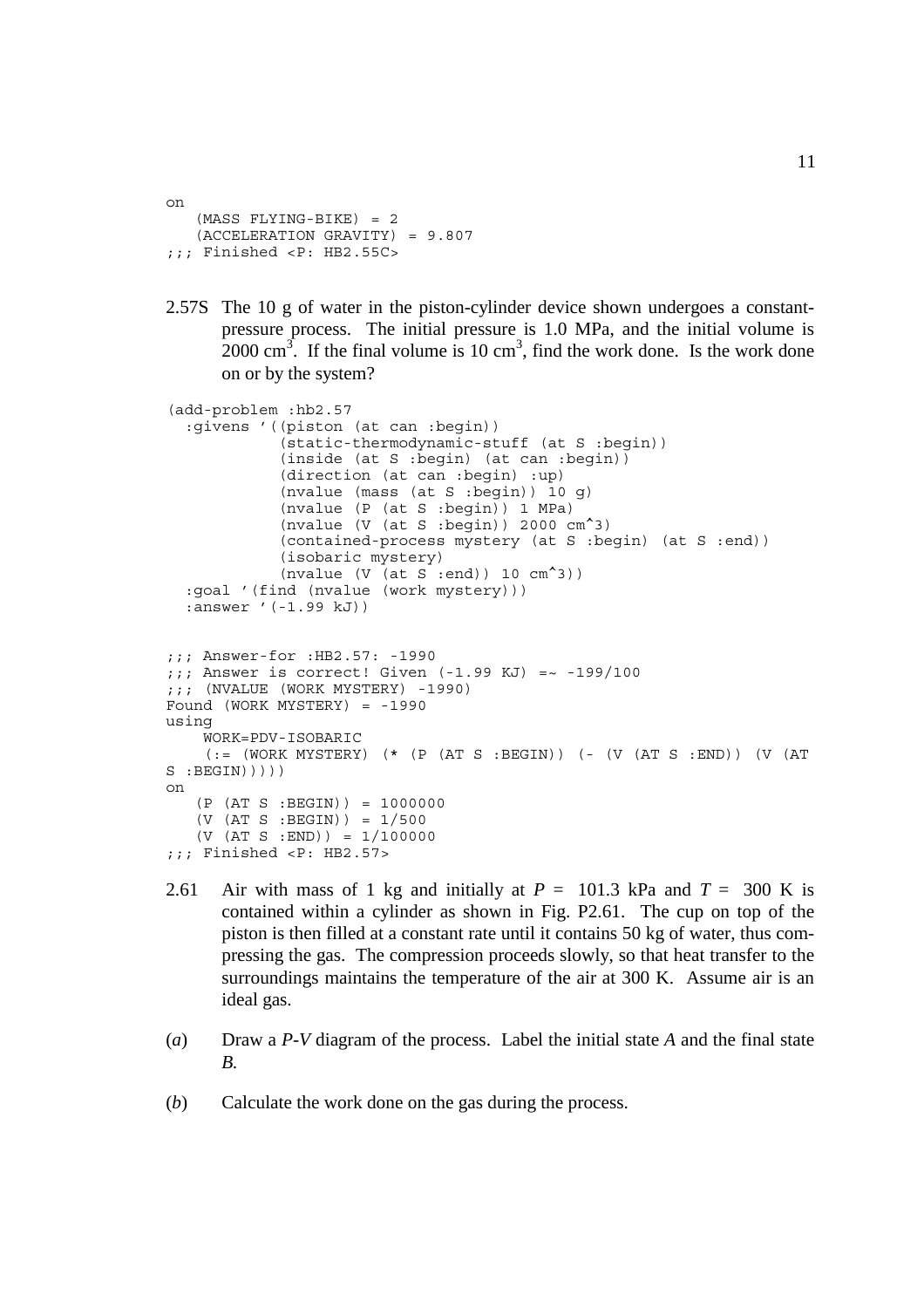```
on
   (MASS FLYING-BIKE) = 2
   (ACCELERATION GRAVITY) = 9.807
;;; Finished <P: HB2.55C>
```

2.57S The 10 g of water in the piston-cylinder device shown undergoes a constant-pressure process. The initial pressure is 1.0 MPa, and the initial volume is 2000 $cm^3$. If the final volume is 10 $cm^3$, find the work done. Is the work done on or by the system?

```
(add-problem :hb2.57
  :givens '((piston (at can :begin))
            (static-thermodynamic-stuff (at S :begin))
            (inside (at S :begin) (at can :begin))
            (direction (at can :begin) :up)
            (nvalue (mass (at S :begin)) 10 g)
            (nvalue (P (at S :begin)) 1 MPa)
            (nvalue (V (at S :begin)) 2000 cm^3)
            (contained-process mystery (at S :begin) (at S :end))
            (isobaric mystery)
            (nvalue (V (at S :end)) 10 cm^3))
  :goal '(find (nvalue (work mystery)))
  :answer '(-1.99 kJ))


;;; Answer-for :HB2.57: -1990
;;; Answer is correct! Given (-1.99 KJ) =~ -199/100
;;; (NVALUE (WORK MYSTERY) -1990)
Found (WORK MYSTERY) = -1990
using
    WORK=PDV-ISOBARIC
    (:= (WORK MYSTERY) (* (P (AT S :BEGIN)) (- (V (AT S :END)) (V (AT
S :BEGIN)))))
on
   (P (AT S :BEGIN)) = 1000000
   (V (AT S :BEGIN)) = 1/500
   (V (AT S :END)) = 1/100000
;;; Finished <P: HB2.57>
```

2.61 Air with mass of 1 kg and initially at $P$ = 101.3 kPa and $T$ = 300 K is contained within a cylinder as shown in Fig. P2.61. The cup on top of the piston is then filled at a constant rate until it contains 50 kg of water, thus compressing the gas. The compression proceeds slowly, so that heat transfer to the surroundings maintains the temperature of the air at 300 K. Assume air is an ideal gas.

(*a*) Draw a *P-V* diagram of the process. Label the initial state *A* and the final state *B.*

(*b*) Calculate the work done on the gas during the process.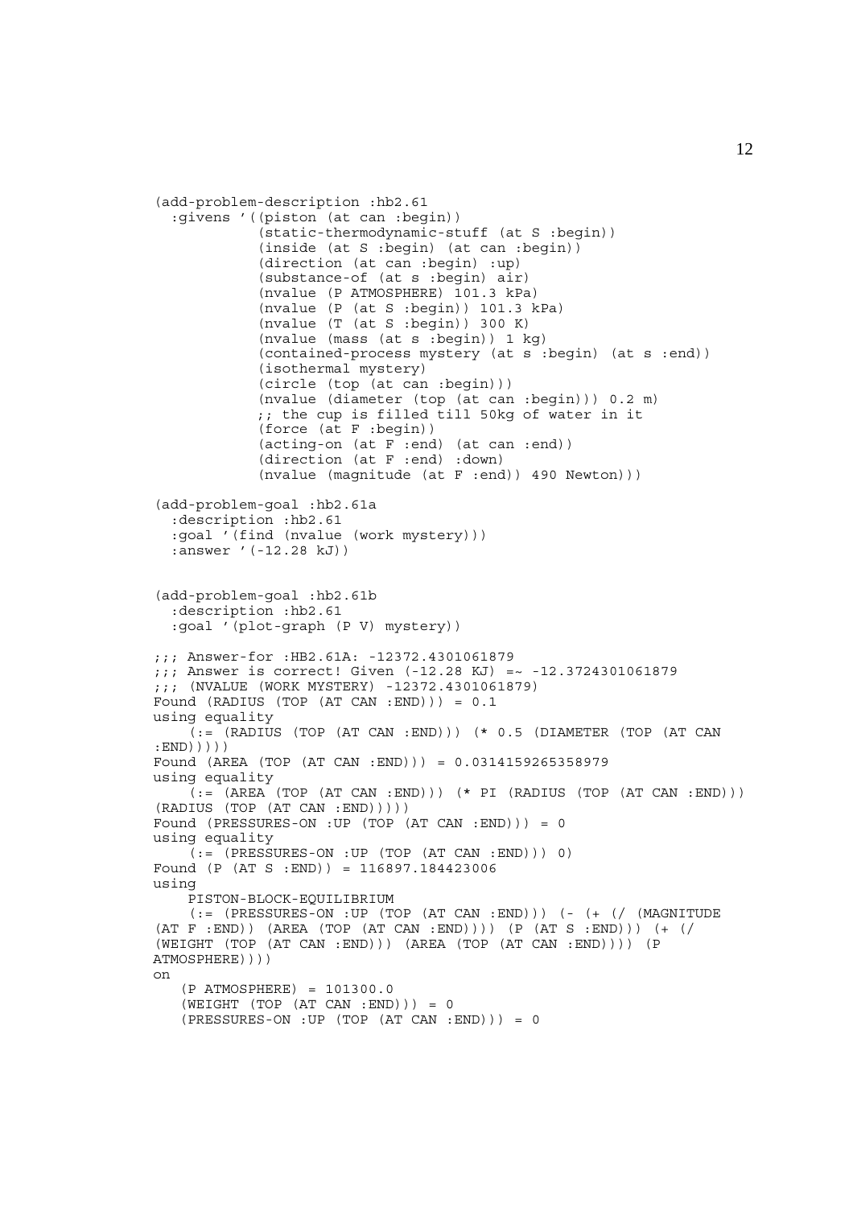```
(add-problem-description :hb2.61
  :givens '((piston (at can :begin))
            (static-thermodynamic-stuff (at S :begin))
            (inside (at S :begin) (at can :begin))
            (direction (at can :begin) :up)
            (substance-of (at s :begin) air)
            (nvalue (P ATMOSPHERE) 101.3 kPa)
            (nvalue (P (at S :begin)) 101.3 kPa)
            (nvalue (T (at S :begin)) 300 K)
            (nvalue (mass (at s :begin)) 1 kg)
            (contained-process mystery (at s :begin) (at s :end))
            (isothermal mystery)
            (circle (top (at can :begin)))
            (nvalue (diameter (top (at can :begin))) 0.2 m)
            ;; the cup is filled till 50kg of water in it
            (force (at F :begin))
            (acting-on (at F :end) (at can :end))
            (direction (at F :end) :down)
            (nvalue (magnitude (at F :end)) 490 Newton)))

(add-problem-goal :hb2.61a
  :description :hb2.61
  :goal '(find (nvalue (work mystery)))
  :answer '(-12.28 kJ))


(add-problem-goal :hb2.61b
  :description :hb2.61
  :goal '(plot-graph (P V) mystery))

;;; Answer-for :HB2.61A: -12372.4301061879
;;; Answer is correct! Given (-12.28 KJ) =~ -12.3724301061879
;;; (NVALUE (WORK MYSTERY) -12372.4301061879)
Found (RADIUS (TOP (AT CAN :END))) = 0.1
using equality
    (:= (RADIUS (TOP (AT CAN :END))) (* 0.5 (DIAMETER (TOP (AT CAN
:END)))))
Found (AREA (TOP (AT CAN :END))) = 0.0314159265358979
using equality
    (:= (AREA (TOP (AT CAN :END))) (* PI (RADIUS (TOP (AT CAN :END)))
(RADIUS (TOP (AT CAN :END)))))
Found (PRESSURES-ON :UP (TOP (AT CAN :END))) = 0
using equality
    (:= (PRESSURES-ON :UP (TOP (AT CAN :END))) 0)
Found (P (AT S :END)) = 116897.184423006
using
    PISTON-BLOCK-EQUILIBRIUM
    (:= (PRESSURES-ON :UP (TOP (AT CAN :END))) (- (+ (/ (MAGNITUDE
(AT F :END)) (AREA (TOP (AT CAN :END)))) (P (AT S :END))) (+ (/
(WEIGHT (TOP (AT CAN :END))) (AREA (TOP (AT CAN :END)))) (P
ATMOSPHERE))))
on
   (P ATMOSPHERE) = 101300.0
   (WEIGHT (TOP (AT CAN :END))) = 0
   (PRESSURES-ON :UP (TOP (AT CAN :END))) = 0
```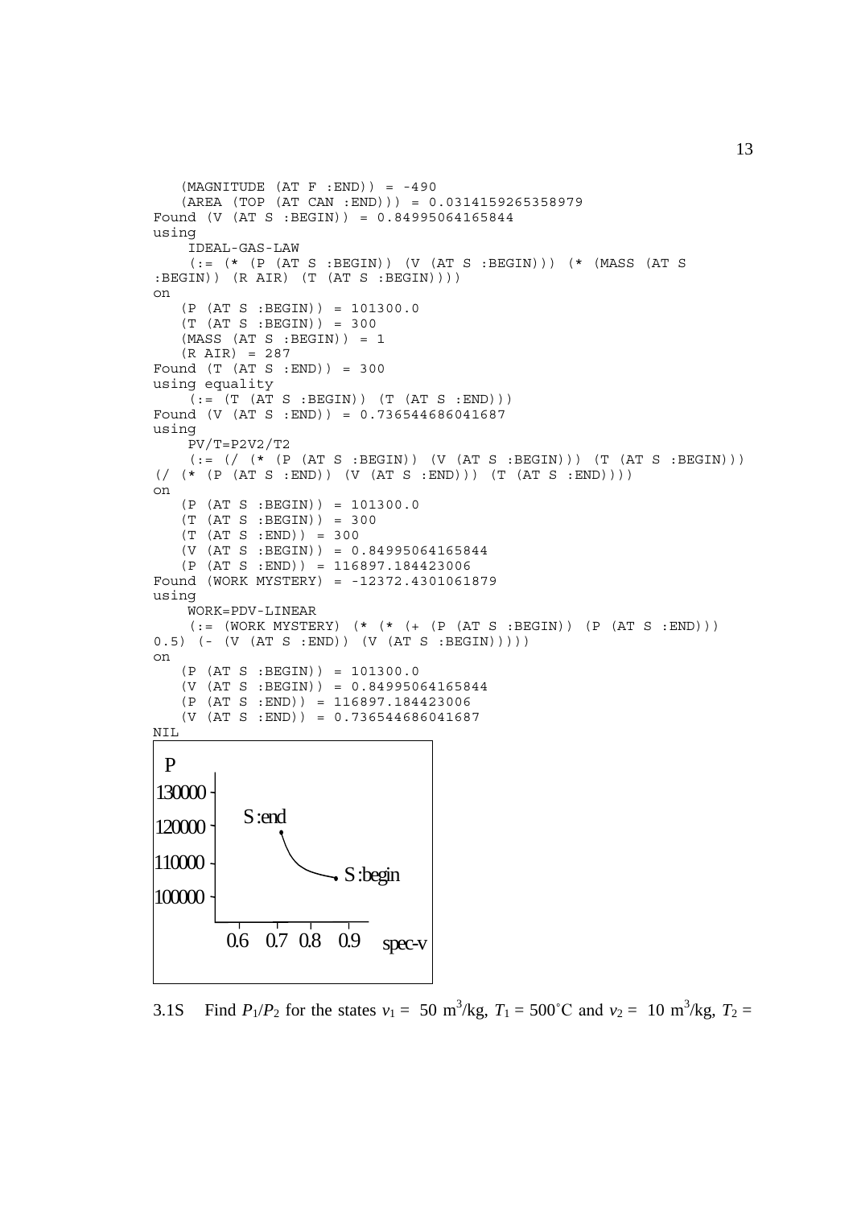```
   (MAGNITUDE (AT F :END)) = -490
   (AREA (TOP (AT CAN :END))) = 0.0314159265358979
Found (V (AT S :BEGIN)) = 0.84995064165844
using
    IDEAL-GAS-LAW
    (:= (* (P (AT S :BEGIN)) (V (AT S :BEGIN))) (* (MASS (AT S
:BEGIN)) (R AIR) (T (AT S :BEGIN))))
on
   (P (AT S :BEGIN)) = 101300.0
   (T (AT S :BEGIN)) = 300
   (MASS (AT S :BEGIN)) = 1
   (R AIR) = 287
Found (T (AT S :END)) = 300
using equality
    (:= (T (AT S :BEGIN)) (T (AT S :END)))
Found (V (AT S :END)) = 0.736544686041687
using
    PV/T=P2V2/T2
    (:= (/ (* (P (AT S :BEGIN)) (V (AT S :BEGIN))) (T (AT S :BEGIN)))
(/ (* (P (AT S :END)) (V (AT S :END))) (T (AT S :END))))
on
   (P (AT S :BEGIN)) = 101300.0
   (T (AT S :BEGIN)) = 300
   (T (AT S :END)) = 300
   (V (AT S :BEGIN)) = 0.84995064165844
   (P (AT S :END)) = 116897.184423006
Found (WORK MYSTERY) = -12372.4301061879
using
    WORK=PDV-LINEAR
    (:= (WORK MYSTERY) (* (* (+ (P (AT S :BEGIN)) (P (AT S :END)))
0.5) (- (V (AT S :END)) (V (AT S :BEGIN)))))
on
   (P (AT S :BEGIN)) = 101300.0
   (V (AT S :BEGIN)) = 0.84995064165844
   (P (AT S :END)) = 116897.184423006
   (V (AT S :END)) = 0.736544686041687
NIL
```

P

130000
120000
110000
100000

S:end

S:begin

0.6 0.7 0.8 0.9 spec-v

3.1S Find $P_1/P_2$ for the states $v_1 = 50$ m$^3$/kg, $T_1 = 500$˚C and $v_2 = 10$ m$^3$/kg, $T_2 =$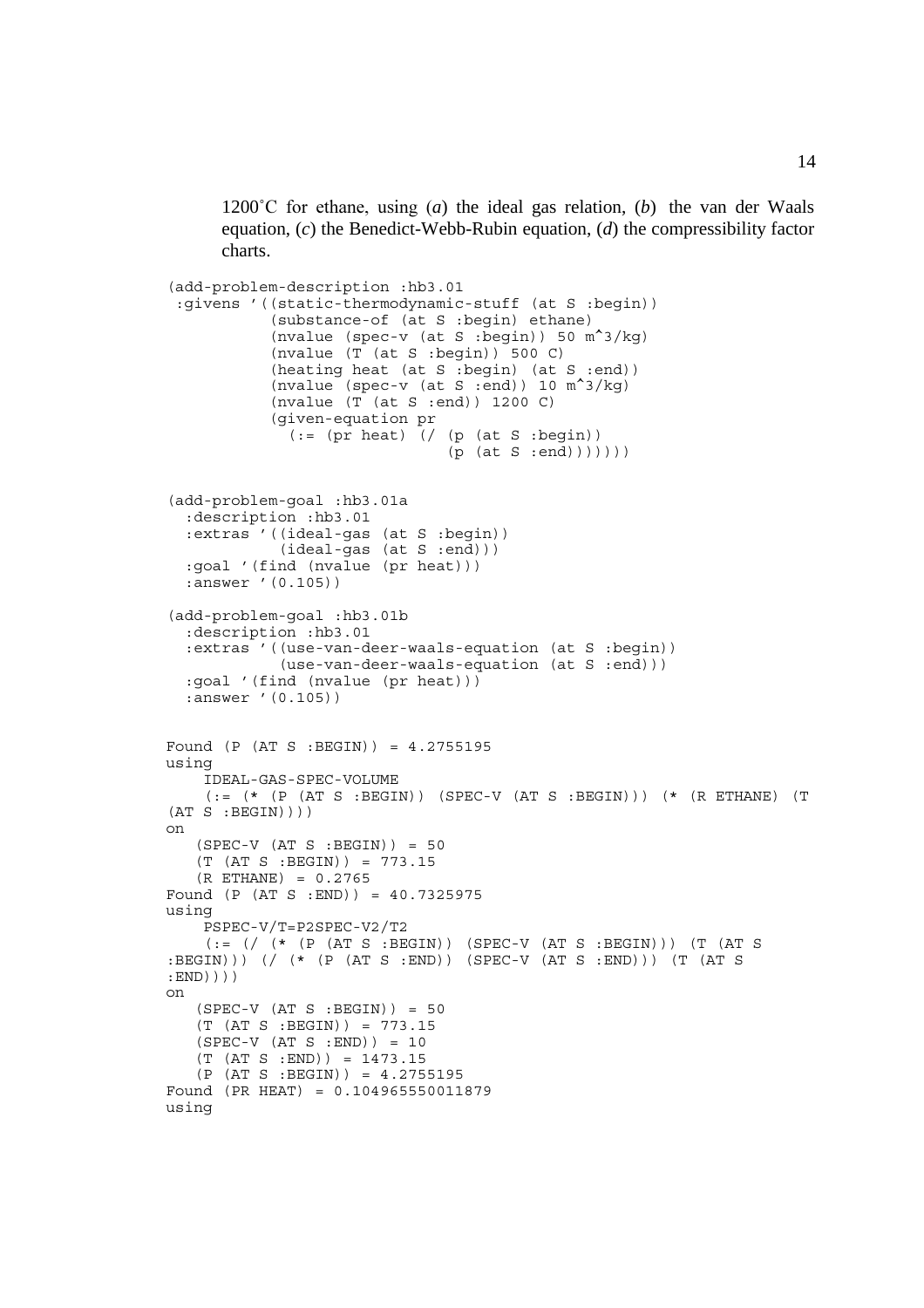1200˚C for ethane, using (*a*) the ideal gas relation, (*b*) the van der Waals equation, (*c*) the Benedict-Webb-Rubin equation, (*d*) the compressibility factor charts.

```
(add-problem-description :hb3.01
 :givens '((static-thermodynamic-stuff (at S :begin))
           (substance-of (at S :begin) ethane)
           (nvalue (spec-v (at S :begin)) 50 m^3/kg)
           (nvalue (T (at S :begin)) 500 C)
           (heating heat (at S :begin) (at S :end))
           (nvalue (spec-v (at S :end)) 10 m^3/kg)
           (nvalue (T (at S :end)) 1200 C)
           (given-equation pr
             (:= (pr heat) (/ (p (at S :begin))
                              (p (at S :end)))))))


(add-problem-goal :hb3.01a
  :description :hb3.01
  :extras '((ideal-gas (at S :begin))
            (ideal-gas (at S :end)))
  :goal '(find (nvalue (pr heat)))
  :answer '(0.105))

(add-problem-goal :hb3.01b
  :description :hb3.01
  :extras '((use-van-deer-waals-equation (at S :begin))
            (use-van-deer-waals-equation (at S :end)))
  :goal '(find (nvalue (pr heat)))
  :answer '(0.105))


Found (P (AT S :BEGIN)) = 4.2755195
using
    IDEAL-GAS-SPEC-VOLUME
    (:= (* (P (AT S :BEGIN)) (SPEC-V (AT S :BEGIN))) (* (R ETHANE) (T
(AT S :BEGIN))))
on
   (SPEC-V (AT S :BEGIN)) = 50
   (T (AT S :BEGIN)) = 773.15
   (R ETHANE) = 0.2765
Found (P (AT S :END)) = 40.7325975
using
    PSPEC-V/T=P2SPEC-V2/T2
    (:= (/ (* (P (AT S :BEGIN)) (SPEC-V (AT S :BEGIN))) (T (AT S
:BEGIN))) (/ (* (P (AT S :END)) (SPEC-V (AT S :END))) (T (AT S
:END))))
on
   (SPEC-V (AT S :BEGIN)) = 50
   (T (AT S :BEGIN)) = 773.15
   (SPEC-V (AT S :END)) = 10
   (T (AT S :END)) = 1473.15
   (P (AT S :BEGIN)) = 4.2755195
Found (PR HEAT) = 0.104965550011879
using
```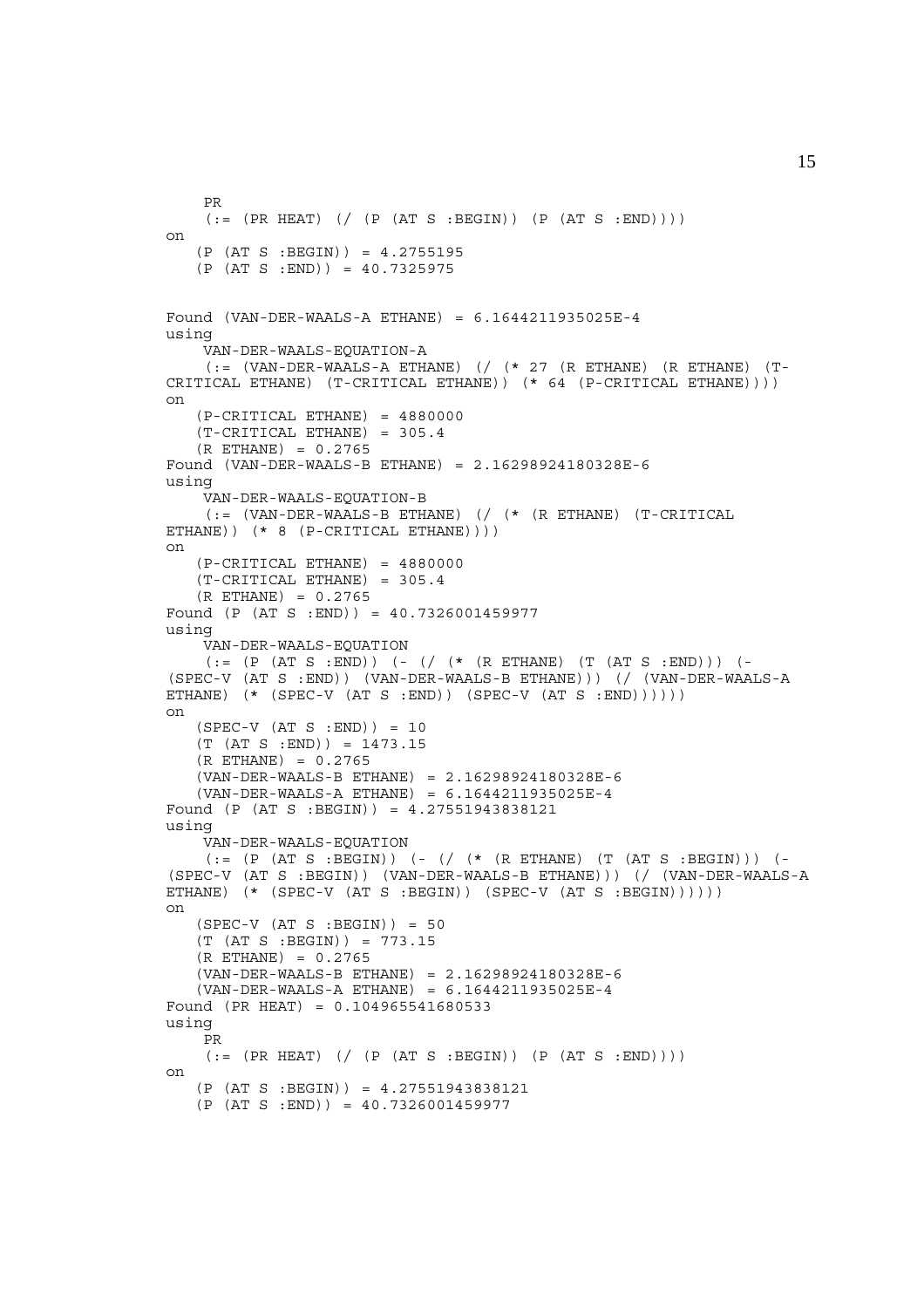```
    PR
    (:= (PR HEAT) (/ (P (AT S :BEGIN)) (P (AT S :END))))
on
   (P (AT S :BEGIN)) = 4.2755195
   (P (AT S :END)) = 40.7325975


Found (VAN-DER-WAALS-A ETHANE) = 6.1644211935025E-4
using
    VAN-DER-WAALS-EQUATION-A
    (:= (VAN-DER-WAALS-A ETHANE) (/ (* 27 (R ETHANE) (R ETHANE) (T-
CRITICAL ETHANE) (T-CRITICAL ETHANE)) (* 64 (P-CRITICAL ETHANE))))
on
   (P-CRITICAL ETHANE) = 4880000
   (T-CRITICAL ETHANE) = 305.4
   (R ETHANE) = 0.2765
Found (VAN-DER-WAALS-B ETHANE) = 2.16298924180328E-6
using
    VAN-DER-WAALS-EQUATION-B
    (:= (VAN-DER-WAALS-B ETHANE) (/ (* (R ETHANE) (T-CRITICAL
ETHANE)) (* 8 (P-CRITICAL ETHANE))))
on
   (P-CRITICAL ETHANE) = 4880000
   (T-CRITICAL ETHANE) = 305.4
   (R ETHANE) = 0.2765
Found (P (AT S :END)) = 40.7326001459977
using
    VAN-DER-WAALS-EQUATION
    (:= (P (AT S :END)) (- (/ (* (R ETHANE) (T (AT S :END))) (-
(SPEC-V (AT S :END)) (VAN-DER-WAALS-B ETHANE))) (/ (VAN-DER-WAALS-A
ETHANE) (* (SPEC-V (AT S :END)) (SPEC-V (AT S :END))))))
on
   (SPEC-V (AT S :END)) = 10
   (T (AT S :END)) = 1473.15
   (R ETHANE) = 0.2765
   (VAN-DER-WAALS-B ETHANE) = 2.16298924180328E-6
   (VAN-DER-WAALS-A ETHANE) = 6.1644211935025E-4
Found (P (AT S :BEGIN)) = 4.27551943838121
using
    VAN-DER-WAALS-EQUATION
    (:= (P (AT S :BEGIN)) (- (/ (* (R ETHANE) (T (AT S :BEGIN))) (-
(SPEC-V (AT S :BEGIN)) (VAN-DER-WAALS-B ETHANE))) (/ (VAN-DER-WAALS-A
ETHANE) (* (SPEC-V (AT S :BEGIN)) (SPEC-V (AT S :BEGIN))))))
on
   (SPEC-V (AT S :BEGIN)) = 50
   (T (AT S :BEGIN)) = 773.15
   (R ETHANE) = 0.2765
   (VAN-DER-WAALS-B ETHANE) = 2.16298924180328E-6
   (VAN-DER-WAALS-A ETHANE) = 6.1644211935025E-4
Found (PR HEAT) = 0.104965541680533
using
    PR
    (:= (PR HEAT) (/ (P (AT S :BEGIN)) (P (AT S :END))))
on
   (P (AT S :BEGIN)) = 4.27551943838121
   (P (AT S :END)) = 40.7326001459977
```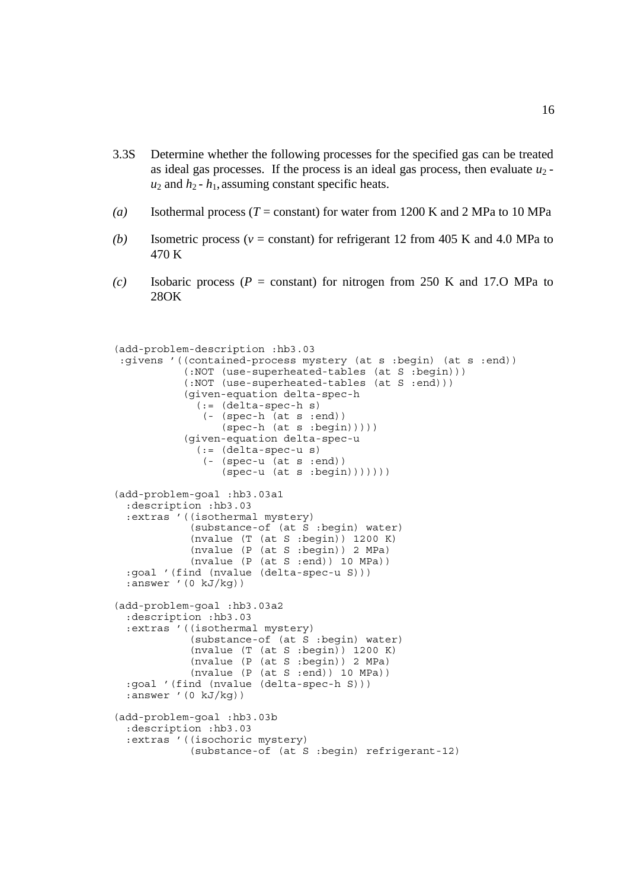3.3S Determine whether the following processes for the specified gas can be treated as ideal gas processes. If the process is an ideal gas process, then evaluate $u_2$ - $u_2$ and $h_2$ - $h_1$, assuming constant specific heats.

*(a)* Isothermal process ($T$ = constant) for water from 1200 K and 2 MPa to 10 MPa

*(b)* Isometric process ($v$ = constant) for refrigerant 12 from 405 K and 4.0 MPa to 470 K

*(c)* Isobaric process ($P$ = constant) for nitrogen from 250 K and 17.O MPa to 28OK

```
(add-problem-description :hb3.03
 :givens '((contained-process mystery (at s :begin) (at s :end))
           (:NOT (use-superheated-tables (at S :begin)))
           (:NOT (use-superheated-tables (at S :end)))
           (given-equation delta-spec-h
             (:= (delta-spec-h s)
              (- (spec-h (at s :end))
                 (spec-h (at s :begin)))))
           (given-equation delta-spec-u
             (:= (delta-spec-u s)
              (- (spec-u (at s :end))
                 (spec-u (at s :begin)))))))

(add-problem-goal :hb3.03a1
  :description :hb3.03
  :extras '((isothermal mystery)
            (substance-of (at S :begin) water)
            (nvalue (T (at S :begin)) 1200 K)
            (nvalue (P (at S :begin)) 2 MPa)
            (nvalue (P (at S :end)) 10 MPa))
  :goal '(find (nvalue (delta-spec-u S)))
  :answer '(0 kJ/kg))

(add-problem-goal :hb3.03a2
  :description :hb3.03
  :extras '((isothermal mystery)
            (substance-of (at S :begin) water)
            (nvalue (T (at S :begin)) 1200 K)
            (nvalue (P (at S :begin)) 2 MPa)
            (nvalue (P (at S :end)) 10 MPa))
  :goal '(find (nvalue (delta-spec-h S)))
  :answer '(0 kJ/kg))

(add-problem-goal :hb3.03b
  :description :hb3.03
  :extras '((isochoric mystery)
            (substance-of (at S :begin) refrigerant-12)
```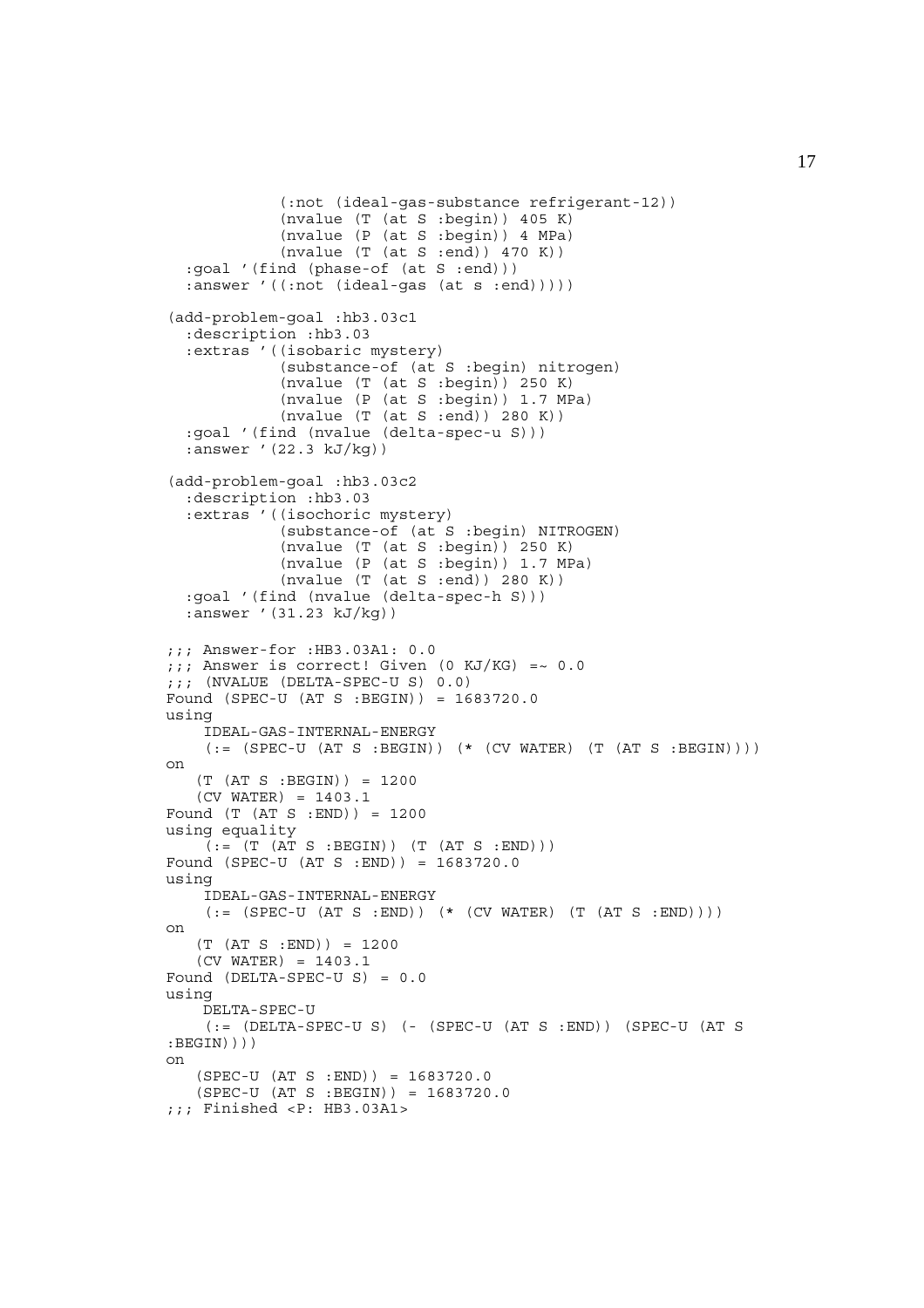```
            (:not (ideal-gas-substance refrigerant-12))
            (nvalue (T (at S :begin)) 405 K)
            (nvalue (P (at S :begin)) 4 MPa)
            (nvalue (T (at S :end)) 470 K))
  :goal '(find (phase-of (at S :end)))
  :answer '((:not (ideal-gas (at s :end)))))

(add-problem-goal :hb3.03c1
  :description :hb3.03
  :extras '((isobaric mystery)
            (substance-of (at S :begin) nitrogen)
            (nvalue (T (at S :begin)) 250 K)
            (nvalue (P (at S :begin)) 1.7 MPa)
            (nvalue (T (at S :end)) 280 K))
  :goal '(find (nvalue (delta-spec-u S)))
  :answer '(22.3 kJ/kg))

(add-problem-goal :hb3.03c2
  :description :hb3.03
  :extras '((isochoric mystery)
            (substance-of (at S :begin) NITROGEN)
            (nvalue (T (at S :begin)) 250 K)
            (nvalue (P (at S :begin)) 1.7 MPa)
            (nvalue (T (at S :end)) 280 K))
  :goal '(find (nvalue (delta-spec-h S)))
  :answer '(31.23 kJ/kg))

;;; Answer-for :HB3.03A1: 0.0
;;; Answer is correct! Given (0 KJ/KG) =~ 0.0
;;; (NVALUE (DELTA-SPEC-U S) 0.0)
Found (SPEC-U (AT S :BEGIN)) = 1683720.0
using
    IDEAL-GAS-INTERNAL-ENERGY
    (:= (SPEC-U (AT S :BEGIN)) (* (CV WATER) (T (AT S :BEGIN))))
on
   (T (AT S :BEGIN)) = 1200
   (CV WATER) = 1403.1
Found (T (AT S :END)) = 1200
using equality
    (:= (T (AT S :BEGIN)) (T (AT S :END)))
Found (SPEC-U (AT S :END)) = 1683720.0
using
    IDEAL-GAS-INTERNAL-ENERGY
    (:= (SPEC-U (AT S :END)) (* (CV WATER) (T (AT S :END))))
on
   (T (AT S :END)) = 1200
   (CV WATER) = 1403.1
Found (DELTA-SPEC-U S) = 0.0
using
    DELTA-SPEC-U
    (:= (DELTA-SPEC-U S) (- (SPEC-U (AT S :END)) (SPEC-U (AT S
:BEGIN))))
on
   (SPEC-U (AT S :END)) = 1683720.0
   (SPEC-U (AT S :BEGIN)) = 1683720.0
;;; Finished <P: HB3.03A1>
```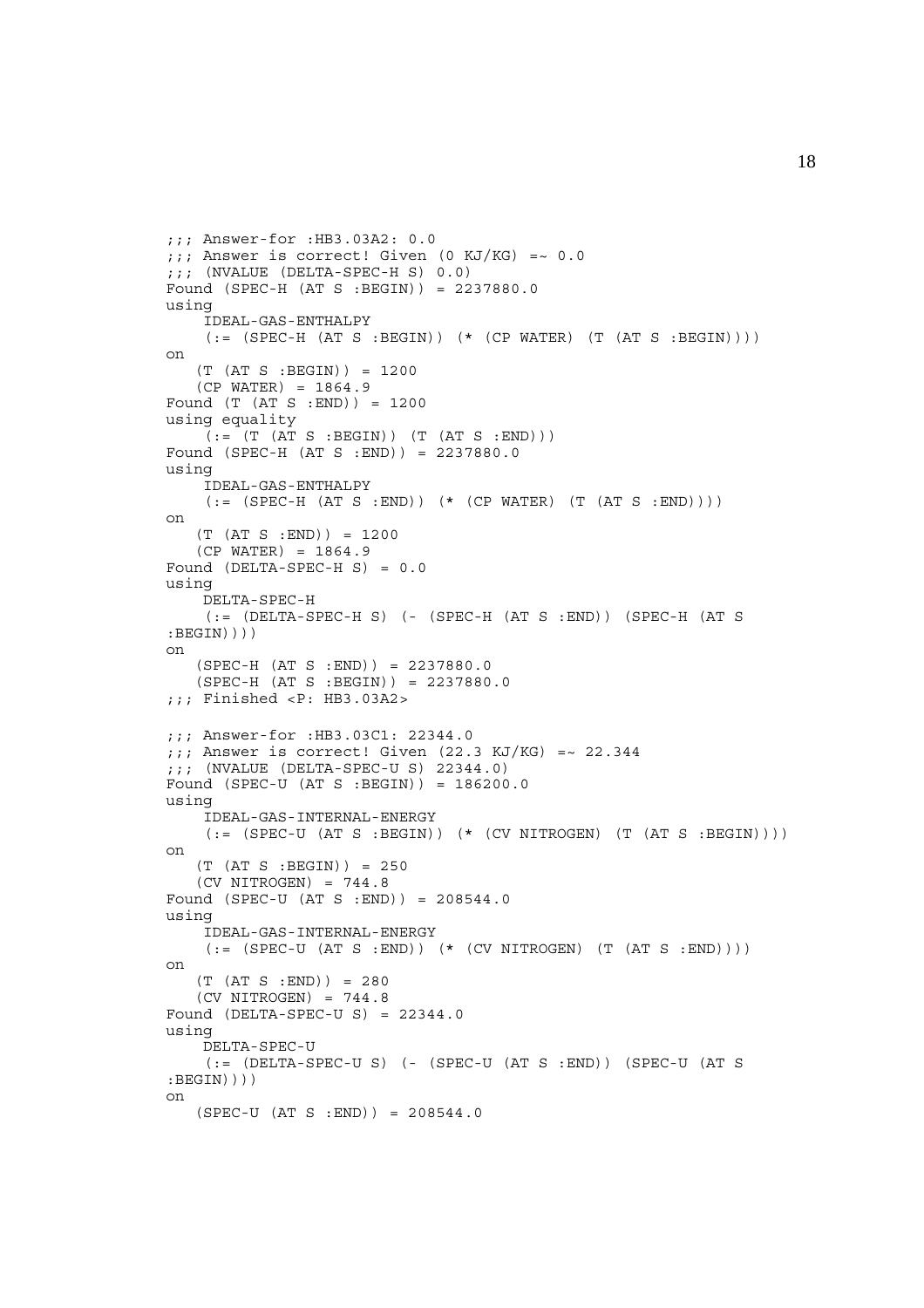```
;;; Answer-for :HB3.03A2: 0.0
;;; Answer is correct! Given (0 KJ/KG) =~ 0.0
;;; (NVALUE (DELTA-SPEC-H S) 0.0)
Found (SPEC-H (AT S :BEGIN)) = 2237880.0
using
    IDEAL-GAS-ENTHALPY
    (:= (SPEC-H (AT S :BEGIN)) (* (CP WATER) (T (AT S :BEGIN))))
on
   (T (AT S :BEGIN)) = 1200
   (CP WATER) = 1864.9
Found (T (AT S :END)) = 1200
using equality
    (:= (T (AT S :BEGIN)) (T (AT S :END)))
Found (SPEC-H (AT S :END)) = 2237880.0
using
    IDEAL-GAS-ENTHALPY
    (:= (SPEC-H (AT S :END)) (* (CP WATER) (T (AT S :END))))
on
   (T (AT S :END)) = 1200
   (CP WATER) = 1864.9
Found (DELTA-SPEC-H S) = 0.0
using
    DELTA-SPEC-H
    (:= (DELTA-SPEC-H S) (- (SPEC-H (AT S :END)) (SPEC-H (AT S
:BEGIN))))
on
   (SPEC-H (AT S :END)) = 2237880.0
   (SPEC-H (AT S :BEGIN)) = 2237880.0
;;; Finished <P: HB3.03A2>

;;; Answer-for :HB3.03C1: 22344.0
;;; Answer is correct! Given (22.3 KJ/KG) =~ 22.344
;;; (NVALUE (DELTA-SPEC-U S) 22344.0)
Found (SPEC-U (AT S :BEGIN)) = 186200.0
using
    IDEAL-GAS-INTERNAL-ENERGY
    (:= (SPEC-U (AT S :BEGIN)) (* (CV NITROGEN) (T (AT S :BEGIN))))
on
   (T (AT S :BEGIN)) = 250
   (CV NITROGEN) = 744.8
Found (SPEC-U (AT S :END)) = 208544.0
using
    IDEAL-GAS-INTERNAL-ENERGY
    (:= (SPEC-U (AT S :END)) (* (CV NITROGEN) (T (AT S :END))))
on
   (T (AT S :END)) = 280
   (CV NITROGEN) = 744.8
Found (DELTA-SPEC-U S) = 22344.0
using
    DELTA-SPEC-U
    (:= (DELTA-SPEC-U S) (- (SPEC-U (AT S :END)) (SPEC-U (AT S
:BEGIN))))
on
   (SPEC-U (AT S :END)) = 208544.0
```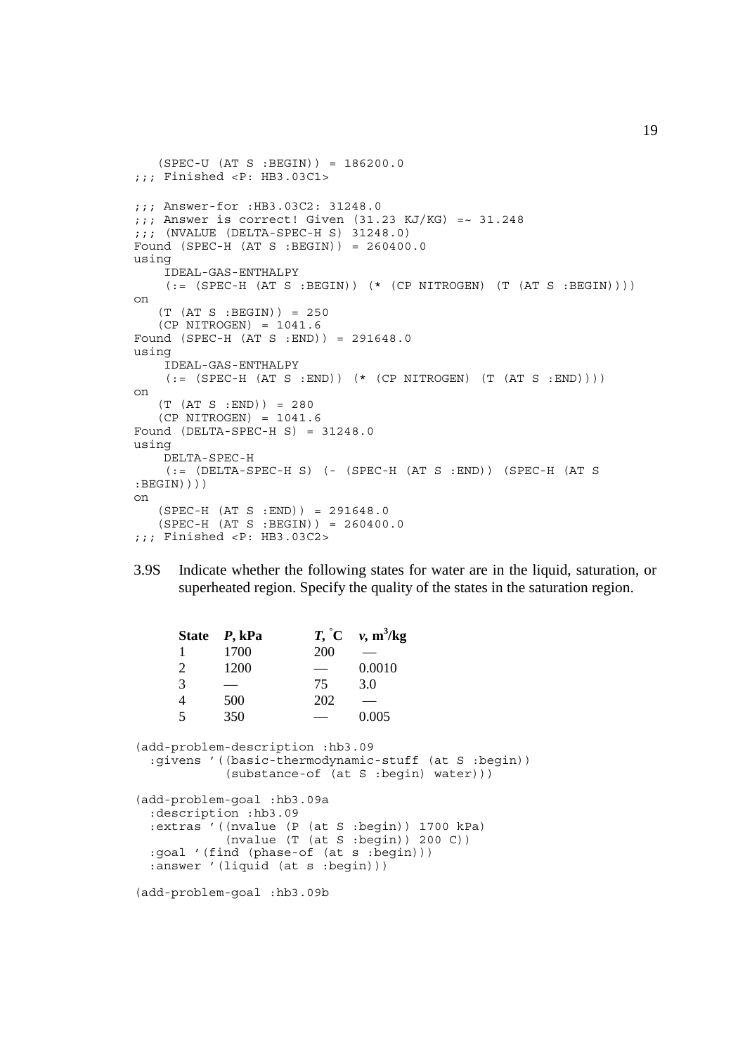```
   (SPEC-U (AT S :BEGIN)) = 186200.0
;;; Finished <P: HB3.03C1>

;;; Answer-for :HB3.03C2: 31248.0
;;; Answer is correct! Given (31.23 KJ/KG) =~ 31.248
;;; (NVALUE (DELTA-SPEC-H S) 31248.0)
Found (SPEC-H (AT S :BEGIN)) = 260400.0
using
    IDEAL-GAS-ENTHALPY
    (:= (SPEC-H (AT S :BEGIN)) (* (CP NITROGEN) (T (AT S :BEGIN))))
on
   (T (AT S :BEGIN)) = 250
   (CP NITROGEN) = 1041.6
Found (SPEC-H (AT S :END)) = 291648.0
using
    IDEAL-GAS-ENTHALPY
    (:= (SPEC-H (AT S :END)) (* (CP NITROGEN) (T (AT S :END))))
on
   (T (AT S :END)) = 280
   (CP NITROGEN) = 1041.6
Found (DELTA-SPEC-H S) = 31248.0
using
    DELTA-SPEC-H
    (:= (DELTA-SPEC-H S) (- (SPEC-H (AT S :END)) (SPEC-H (AT S
:BEGIN))))
on
   (SPEC-H (AT S :END)) = 291648.0
   (SPEC-H (AT S :BEGIN)) = 260400.0
;;; Finished <P: HB3.03C2>
```

3.9S Indicate whether the following states for water are in the liquid, saturation, or superheated region. Specify the quality of the states in the saturation region.

| **State** | ***P*, kPa** | ***T*, °C** | ***v*, m$^3$/kg** |
|---|---|---|---|
| 1 | 1700 | 200 | — |
| 2 | 1200 | — | 0.0010 |
| 3 | — | 75 | 3.0 |
| 4 | 500 | 202 | — |
| 5 | 350 | — | 0.005 |

```
(add-problem-description :hb3.09
  :givens '((basic-thermodynamic-stuff (at S :begin))
            (substance-of (at S :begin) water)))

(add-problem-goal :hb3.09a
  :description :hb3.09
  :extras '((nvalue (P (at S :begin)) 1700 kPa)
            (nvalue (T (at S :begin)) 200 C))
  :goal '(find (phase-of (at s :begin)))
  :answer '(liquid (at s :begin)))

(add-problem-goal :hb3.09b
```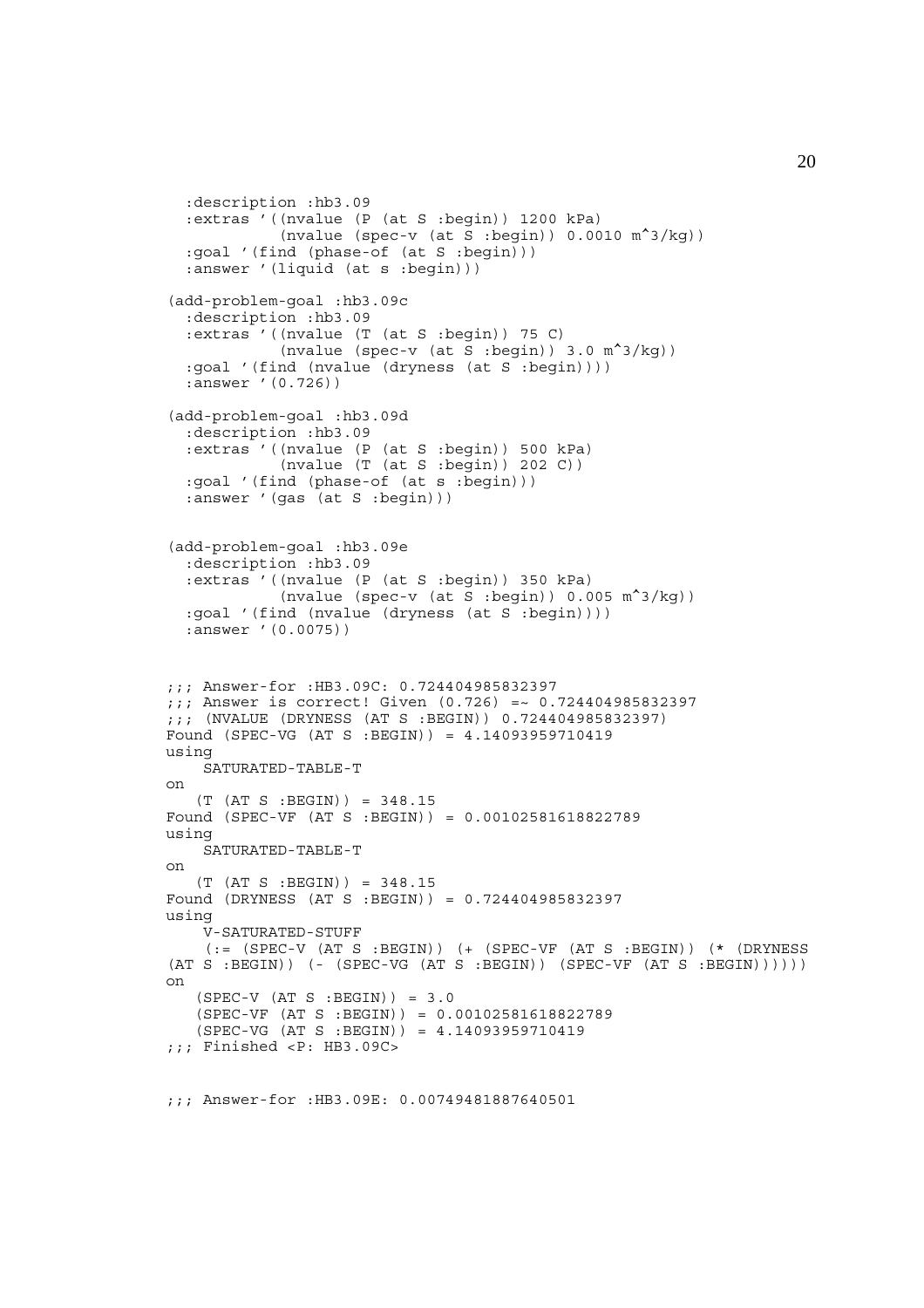```
  :description :hb3.09
  :extras '((nvalue (P (at S :begin)) 1200 kPa)
            (nvalue (spec-v (at S :begin)) 0.0010 m^3/kg))
  :goal '(find (phase-of (at S :begin)))
  :answer '(liquid (at s :begin)))

(add-problem-goal :hb3.09c
  :description :hb3.09
  :extras '((nvalue (T (at S :begin)) 75 C)
            (nvalue (spec-v (at S :begin)) 3.0 m^3/kg))
  :goal '(find (nvalue (dryness (at S :begin))))
  :answer '(0.726))

(add-problem-goal :hb3.09d
  :description :hb3.09
  :extras '((nvalue (P (at S :begin)) 500 kPa)
            (nvalue (T (at S :begin)) 202 C))
  :goal '(find (phase-of (at s :begin)))
  :answer '(gas (at S :begin)))


(add-problem-goal :hb3.09e
  :description :hb3.09
  :extras '((nvalue (P (at S :begin)) 350 kPa)
            (nvalue (spec-v (at S :begin)) 0.005 m^3/kg))
  :goal '(find (nvalue (dryness (at S :begin))))
  :answer '(0.0075))


;;; Answer-for :HB3.09C: 0.724404985832397
;;; Answer is correct! Given (0.726) =~ 0.724404985832397
;;; (NVALUE (DRYNESS (AT S :BEGIN)) 0.724404985832397)
Found (SPEC-VG (AT S :BEGIN)) = 4.14093959710419
using
    SATURATED-TABLE-T
on
   (T (AT S :BEGIN)) = 348.15
Found (SPEC-VF (AT S :BEGIN)) = 0.00102581618822789
using
    SATURATED-TABLE-T
on
   (T (AT S :BEGIN)) = 348.15
Found (DRYNESS (AT S :BEGIN)) = 0.724404985832397
using
    V-SATURATED-STUFF
    (:= (SPEC-V (AT S :BEGIN)) (+ (SPEC-VF (AT S :BEGIN)) (* (DRYNESS
(AT S :BEGIN)) (- (SPEC-VG (AT S :BEGIN)) (SPEC-VF (AT S :BEGIN))))))
on
   (SPEC-V (AT S :BEGIN)) = 3.0
   (SPEC-VF (AT S :BEGIN)) = 0.00102581618822789
   (SPEC-VG (AT S :BEGIN)) = 4.14093959710419
;;; Finished <P: HB3.09C>


;;; Answer-for :HB3.09E: 0.00749481887640501
```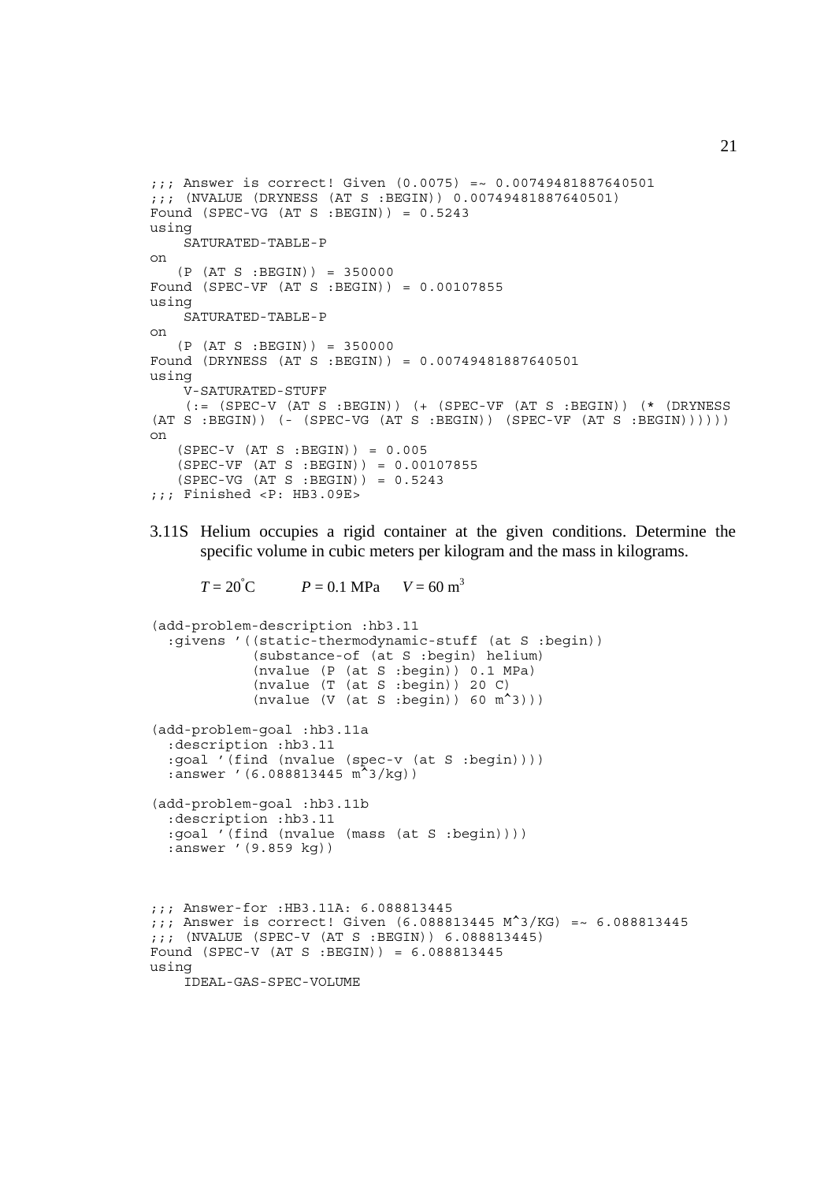```
;;; Answer is correct! Given (0.0075) =~ 0.00749481887640501
;;; (NVALUE (DRYNESS (AT S :BEGIN)) 0.00749481887640501)
Found (SPEC-VG (AT S :BEGIN)) = 0.5243
using
    SATURATED-TABLE-P
on
   (P (AT S :BEGIN)) = 350000
Found (SPEC-VF (AT S :BEGIN)) = 0.00107855
using
    SATURATED-TABLE-P
on
   (P (AT S :BEGIN)) = 350000
Found (DRYNESS (AT S :BEGIN)) = 0.00749481887640501
using
    V-SATURATED-STUFF
    (:= (SPEC-V (AT S :BEGIN)) (+ (SPEC-VF (AT S :BEGIN)) (* (DRYNESS
(AT S :BEGIN)) (- (SPEC-VG (AT S :BEGIN)) (SPEC-VF (AT S :BEGIN))))))
on
   (SPEC-V (AT S :BEGIN)) = 0.005
   (SPEC-VF (AT S :BEGIN)) = 0.00107855
   (SPEC-VG (AT S :BEGIN)) = 0.5243
;;; Finished <P: HB3.09E>
```

3.11S Helium occupies a rigid container at the given conditions. Determine the specific volume in cubic meters per kilogram and the mass in kilograms.

$T = 20^{\circ}\mathrm{C} \qquad P = 0.1\ \mathrm{MPa} \qquad V = 60\ \mathrm{m}^3$

```
(add-problem-description :hb3.11
  :givens '((static-thermodynamic-stuff (at S :begin))
            (substance-of (at S :begin) helium)
            (nvalue (P (at S :begin)) 0.1 MPa)
            (nvalue (T (at S :begin)) 20 C)
            (nvalue (V (at S :begin)) 60 m^3)))

(add-problem-goal :hb3.11a
  :description :hb3.11
  :goal '(find (nvalue (spec-v (at S :begin))))
  :answer '(6.088813445 m^3/kg))

(add-problem-goal :hb3.11b
  :description :hb3.11
  :goal '(find (nvalue (mass (at S :begin))))
  :answer '(9.859 kg))


;;; Answer-for :HB3.11A: 6.088813445
;;; Answer is correct! Given (6.088813445 M^3/KG) =~ 6.088813445
;;; (NVALUE (SPEC-V (AT S :BEGIN)) 6.088813445)
Found (SPEC-V (AT S :BEGIN)) = 6.088813445
using
    IDEAL-GAS-SPEC-VOLUME
```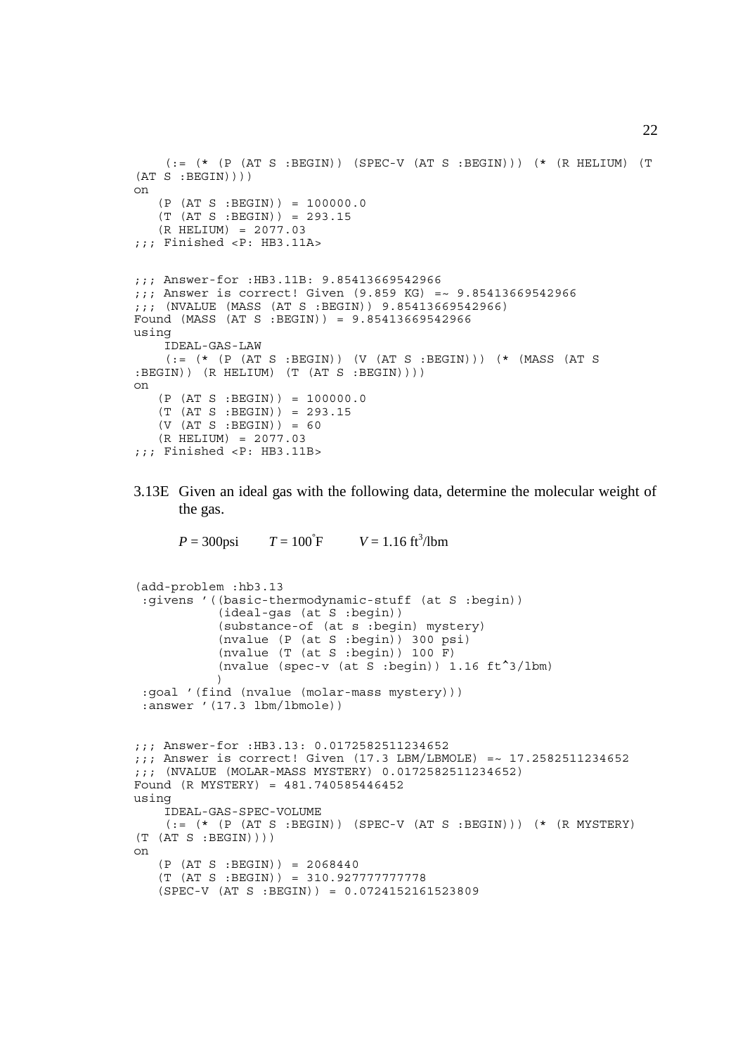```
    (:= (* (P (AT S :BEGIN)) (SPEC-V (AT S :BEGIN))) (* (R HELIUM) (T
(AT S :BEGIN))))
on
   (P (AT S :BEGIN)) = 100000.0
   (T (AT S :BEGIN)) = 293.15
   (R HELIUM) = 2077.03
;;; Finished <P: HB3.11A>


;;; Answer-for :HB3.11B: 9.85413669542966
;;; Answer is correct! Given (9.859 KG) =~ 9.85413669542966
;;; (NVALUE (MASS (AT S :BEGIN)) 9.85413669542966)
Found (MASS (AT S :BEGIN)) = 9.85413669542966
using
    IDEAL-GAS-LAW
    (:= (* (P (AT S :BEGIN)) (V (AT S :BEGIN))) (* (MASS (AT S
:BEGIN)) (R HELIUM) (T (AT S :BEGIN))))
on
   (P (AT S :BEGIN)) = 100000.0
   (T (AT S :BEGIN)) = 293.15
   (V (AT S :BEGIN)) = 60
   (R HELIUM) = 2077.03
;;; Finished <P: HB3.11B>
```

3.13E Given an ideal gas with the following data, determine the molecular weight of the gas.

$P = 300\text{psi} \qquad T = 100^{\circ}\text{F} \qquad V = 1.16\ \text{ft}^3/\text{lbm}$

```
(add-problem :hb3.13
 :givens '((basic-thermodynamic-stuff (at S :begin))
           (ideal-gas (at S :begin))
           (substance-of (at s :begin) mystery)
           (nvalue (P (at S :begin)) 300 psi)
           (nvalue (T (at S :begin)) 100 F)
           (nvalue (spec-v (at S :begin)) 1.16 ft^3/lbm)
           )
 :goal '(find (nvalue (molar-mass mystery)))
 :answer '(17.3 lbm/lbmole))


;;; Answer-for :HB3.13: 0.0172582511234652
;;; Answer is correct! Given (17.3 LBM/LBMOLE) =~ 17.2582511234652
;;; (NVALUE (MOLAR-MASS MYSTERY) 0.0172582511234652)
Found (R MYSTERY) = 481.740585446452
using
    IDEAL-GAS-SPEC-VOLUME
    (:= (* (P (AT S :BEGIN)) (SPEC-V (AT S :BEGIN))) (* (R MYSTERY)
(T (AT S :BEGIN))))
on
   (P (AT S :BEGIN)) = 2068440
   (T (AT S :BEGIN)) = 310.927777777778
   (SPEC-V (AT S :BEGIN)) = 0.0724152161523809
```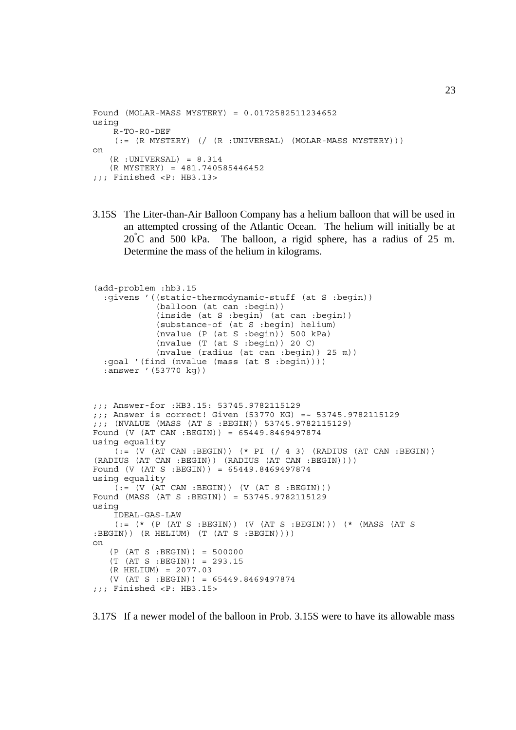```
Found (MOLAR-MASS MYSTERY) = 0.0172582511234652
using
    R-TO-R0-DEF
    (:= (R MYSTERY) (/ (R :UNIVERSAL) (MOLAR-MASS MYSTERY)))
on
   (R :UNIVERSAL) = 8.314
   (R MYSTERY) = 481.740585446452
;;; Finished <P: HB3.13>
```

3.15S The Liter-than-Air Balloon Company has a helium balloon that will be used in an attempted crossing of the Atlantic Ocean. The helium will initially be at 20°C and 500 kPa. The balloon, a rigid sphere, has a radius of 25 m. Determine the mass of the helium in kilograms.

```
(add-problem :hb3.15
  :givens '((static-thermodynamic-stuff (at S :begin))
            (balloon (at can :begin))
            (inside (at S :begin) (at can :begin))
            (substance-of (at S :begin) helium)
            (nvalue (P (at S :begin)) 500 kPa)
            (nvalue (T (at S :begin)) 20 C)
            (nvalue (radius (at can :begin)) 25 m))
  :goal '(find (nvalue (mass (at S :begin))))
  :answer '(53770 kg))
```

```
;;; Answer-for :HB3.15: 53745.9782115129
;;; Answer is correct! Given (53770 KG) =~ 53745.9782115129
;;; (NVALUE (MASS (AT S :BEGIN)) 53745.9782115129)
Found (V (AT CAN :BEGIN)) = 65449.8469497874
using equality
    (:= (V (AT CAN :BEGIN)) (* PI (/ 4 3) (RADIUS (AT CAN :BEGIN))
(RADIUS (AT CAN :BEGIN)) (RADIUS (AT CAN :BEGIN))))
Found (V (AT S :BEGIN)) = 65449.8469497874
using equality
    (:= (V (AT CAN :BEGIN)) (V (AT S :BEGIN)))
Found (MASS (AT S :BEGIN)) = 53745.9782115129
using
    IDEAL-GAS-LAW
    (:= (* (P (AT S :BEGIN)) (V (AT S :BEGIN))) (* (MASS (AT S
:BEGIN)) (R HELIUM) (T (AT S :BEGIN))))
on
   (P (AT S :BEGIN)) = 500000
   (T (AT S :BEGIN)) = 293.15
   (R HELIUM) = 2077.03
   (V (AT S :BEGIN)) = 65449.8469497874
;;; Finished <P: HB3.15>
```

3.17S If a newer model of the balloon in Prob. 3.15S were to have its allowable mass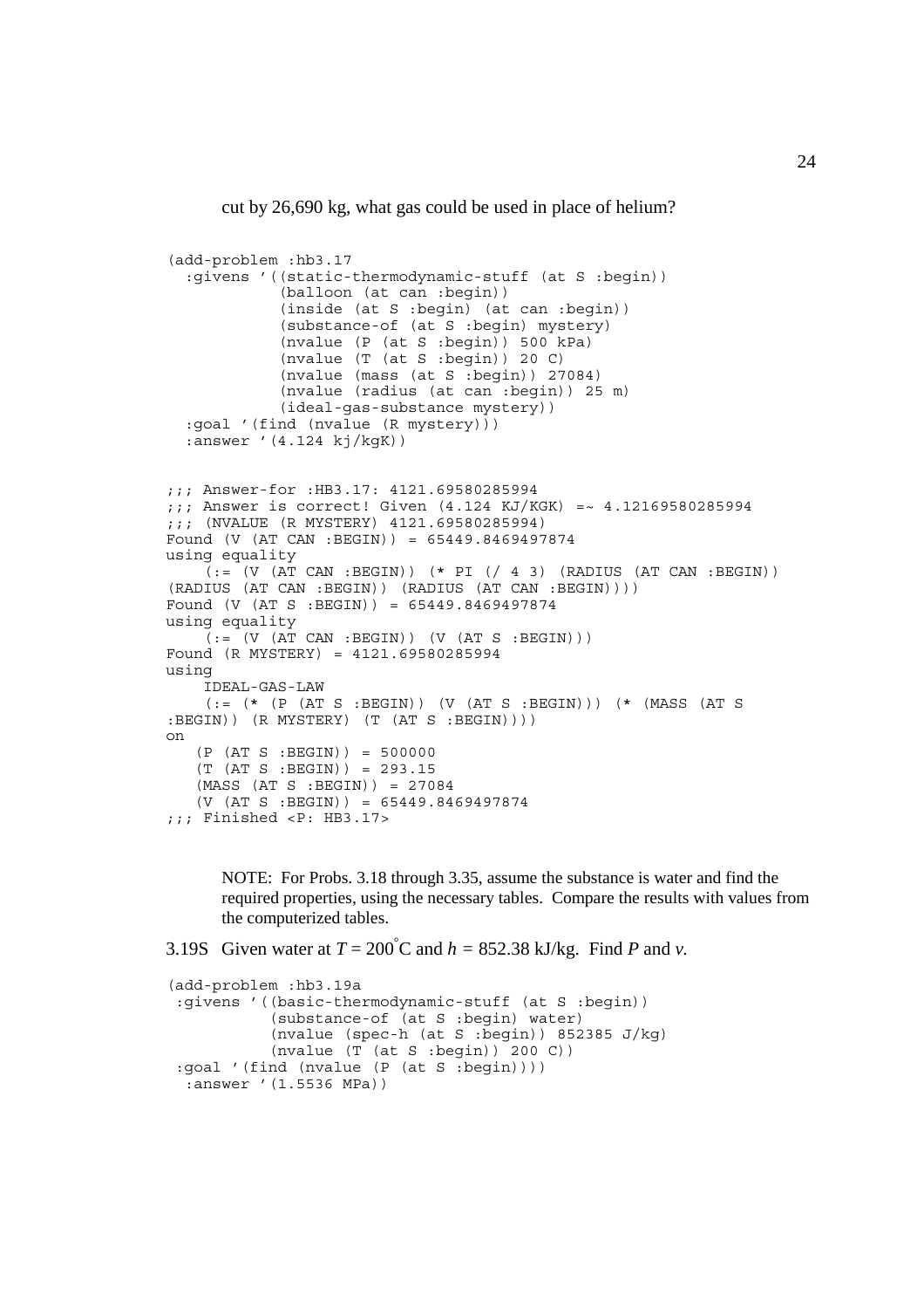cut by 26,690 kg, what gas could be used in place of helium?

```
(add-problem :hb3.17
  :givens '((static-thermodynamic-stuff (at S :begin))
            (balloon (at can :begin))
            (inside (at S :begin) (at can :begin))
            (substance-of (at S :begin) mystery)
            (nvalue (P (at S :begin)) 500 kPa)
            (nvalue (T (at S :begin)) 20 C)
            (nvalue (mass (at S :begin)) 27084)
            (nvalue (radius (at can :begin)) 25 m)
            (ideal-gas-substance mystery))
  :goal '(find (nvalue (R mystery)))
  :answer '(4.124 kj/kgK))


;;; Answer-for :HB3.17: 4121.69580285994
;;; Answer is correct! Given (4.124 KJ/KGK) =~ 4.12169580285994
;;; (NVALUE (R MYSTERY) 4121.69580285994)
Found (V (AT CAN :BEGIN)) = 65449.8469497874
using equality
    (:= (V (AT CAN :BEGIN)) (* PI (/ 4 3) (RADIUS (AT CAN :BEGIN))
(RADIUS (AT CAN :BEGIN)) (RADIUS (AT CAN :BEGIN))))
Found (V (AT S :BEGIN)) = 65449.8469497874
using equality
    (:= (V (AT CAN :BEGIN)) (V (AT S :BEGIN)))
Found (R MYSTERY) = 4121.69580285994
using
    IDEAL-GAS-LAW
    (:= (* (P (AT S :BEGIN)) (V (AT S :BEGIN))) (* (MASS (AT S
:BEGIN)) (R MYSTERY) (T (AT S :BEGIN))))
on
   (P (AT S :BEGIN)) = 500000
   (T (AT S :BEGIN)) = 293.15
   (MASS (AT S :BEGIN)) = 27084
   (V (AT S :BEGIN)) = 65449.8469497874
;;; Finished <P: HB3.17>
```

NOTE: For Probs. 3.18 through 3.35, assume the substance is water and find the required properties, using the necessary tables. Compare the results with values from the computerized tables.

3.19S Given water at $T = 200^{\circ}$C and $h = 852.38$ kJ/kg. Find $P$ and $v$.

```
(add-problem :hb3.19a
 :givens '((basic-thermodynamic-stuff (at S :begin))
           (substance-of (at S :begin) water)
           (nvalue (spec-h (at S :begin)) 852385 J/kg)
           (nvalue (T (at S :begin)) 200 C))
 :goal '(find (nvalue (P (at S :begin))))
  :answer '(1.5536 MPa))
```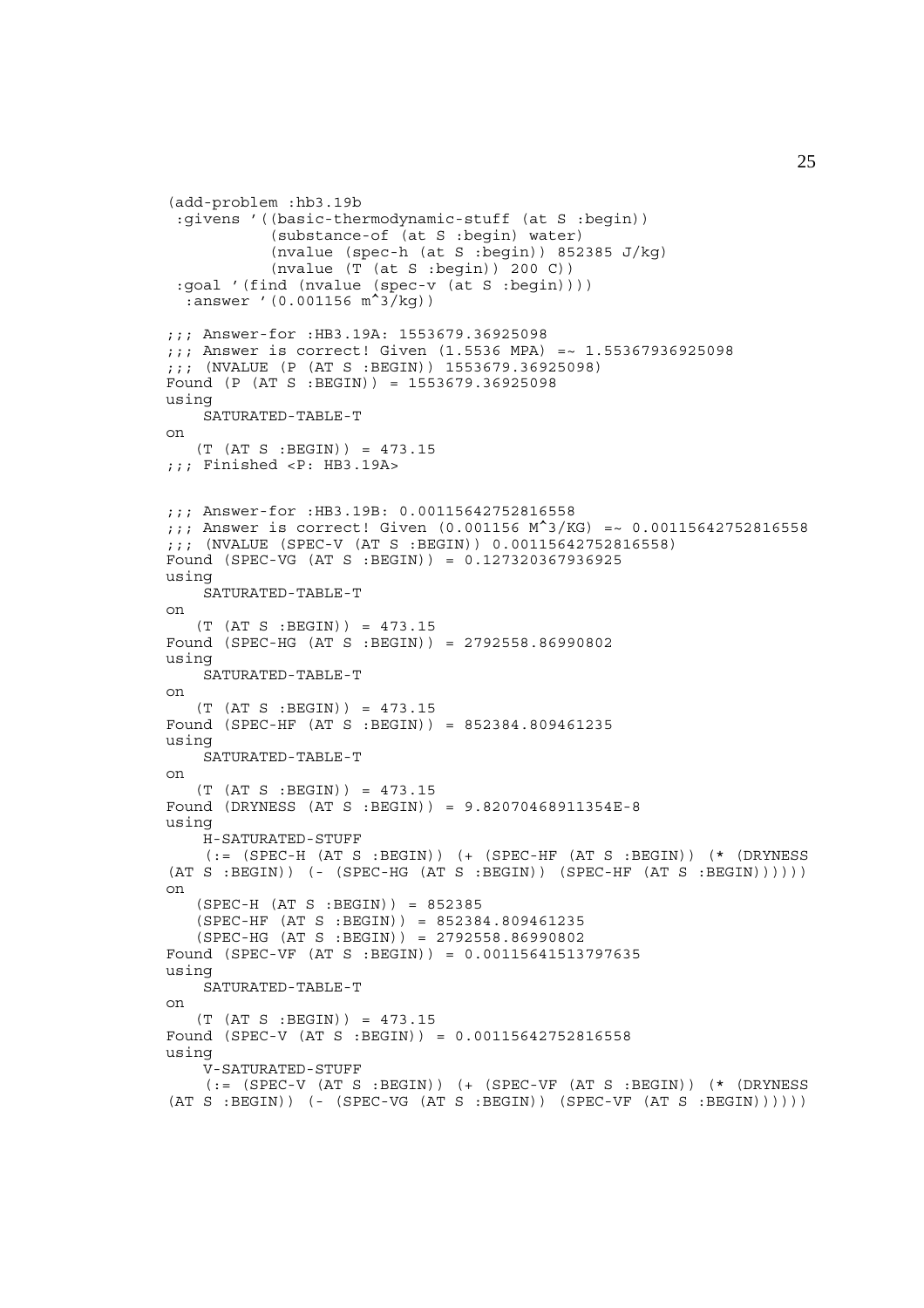```
(add-problem :hb3.19b
 :givens '((basic-thermodynamic-stuff (at S :begin))
           (substance-of (at S :begin) water)
           (nvalue (spec-h (at S :begin)) 852385 J/kg)
           (nvalue (T (at S :begin)) 200 C))
 :goal '(find (nvalue (spec-v (at S :begin))))
  :answer '(0.001156 m^3/kg))

;;; Answer-for :HB3.19A: 1553679.36925098
;;; Answer is correct! Given (1.5536 MPA) =~ 1.55367936925098
;;; (NVALUE (P (AT S :BEGIN)) 1553679.36925098)
Found (P (AT S :BEGIN)) = 1553679.36925098
using
    SATURATED-TABLE-T
on
   (T (AT S :BEGIN)) = 473.15
;;; Finished <P: HB3.19A>


;;; Answer-for :HB3.19B: 0.00115642752816558
;;; Answer is correct! Given (0.001156 M^3/KG) =~ 0.00115642752816558
;;; (NVALUE (SPEC-V (AT S :BEGIN)) 0.00115642752816558)
Found (SPEC-VG (AT S :BEGIN)) = 0.127320367936925
using
    SATURATED-TABLE-T
on
   (T (AT S :BEGIN)) = 473.15
Found (SPEC-HG (AT S :BEGIN)) = 2792558.86990802
using
    SATURATED-TABLE-T
on
   (T (AT S :BEGIN)) = 473.15
Found (SPEC-HF (AT S :BEGIN)) = 852384.809461235
using
    SATURATED-TABLE-T
on
   (T (AT S :BEGIN)) = 473.15
Found (DRYNESS (AT S :BEGIN)) = 9.82070468911354E-8
using
    H-SATURATED-STUFF
    (:= (SPEC-H (AT S :BEGIN)) (+ (SPEC-HF (AT S :BEGIN)) (* (DRYNESS
(AT S :BEGIN)) (- (SPEC-HG (AT S :BEGIN)) (SPEC-HF (AT S :BEGIN))))))
on
   (SPEC-H (AT S :BEGIN)) = 852385
   (SPEC-HF (AT S :BEGIN)) = 852384.809461235
   (SPEC-HG (AT S :BEGIN)) = 2792558.86990802
Found (SPEC-VF (AT S :BEGIN)) = 0.00115641513797635
using
    SATURATED-TABLE-T
on
   (T (AT S :BEGIN)) = 473.15
Found (SPEC-V (AT S :BEGIN)) = 0.00115642752816558
using
    V-SATURATED-STUFF
    (:= (SPEC-V (AT S :BEGIN)) (+ (SPEC-VF (AT S :BEGIN)) (* (DRYNESS
(AT S :BEGIN)) (- (SPEC-VG (AT S :BEGIN)) (SPEC-VF (AT S :BEGIN))))))
```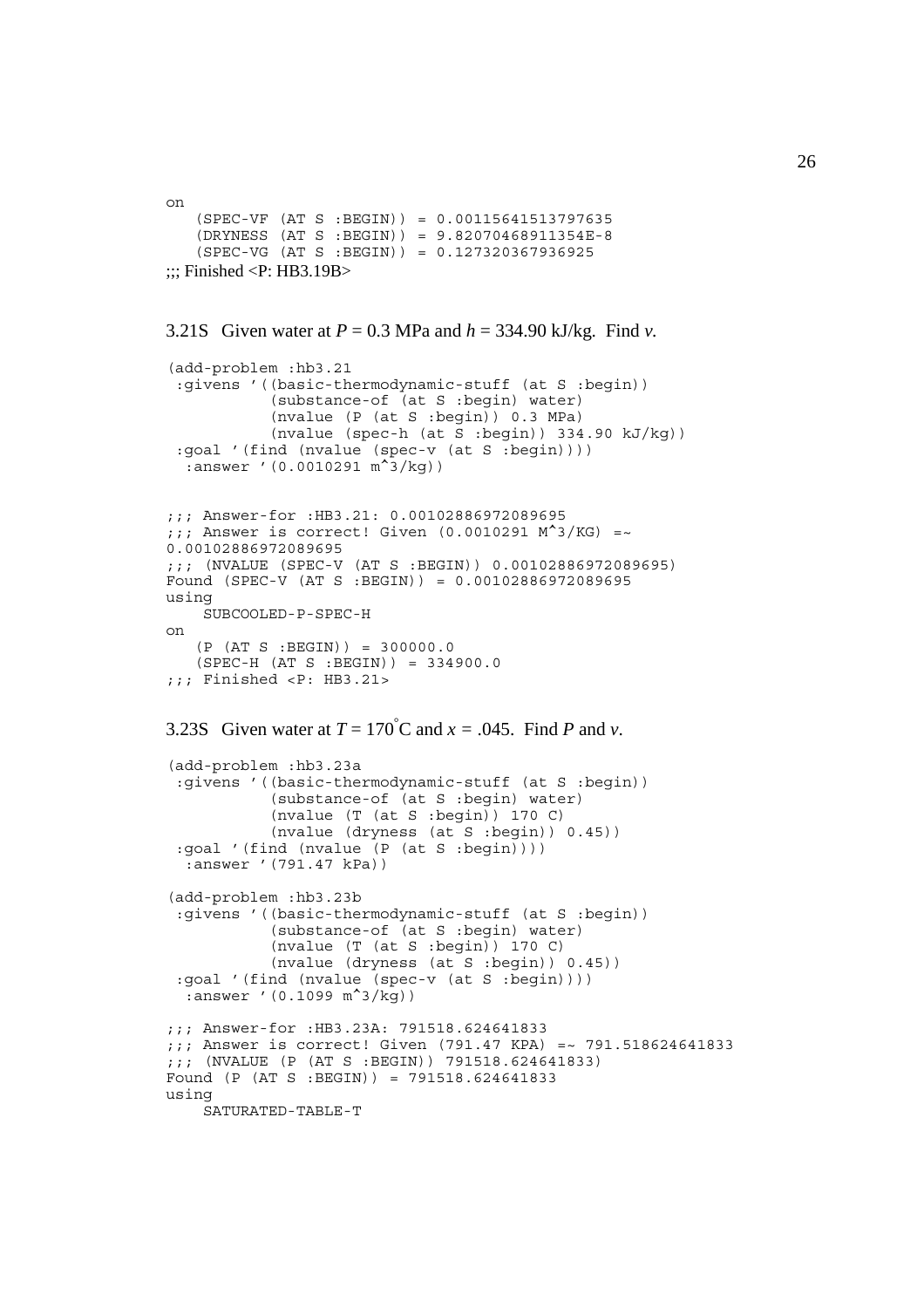```
on
   (SPEC-VF (AT S :BEGIN)) = 0.00115641513797635
   (DRYNESS (AT S :BEGIN)) = 9.82070468911354E-8
   (SPEC-VG (AT S :BEGIN)) = 0.127320367936925
;;; Finished <P: HB3.19B>
```

3.21S Given water at $P$ = 0.3 MPa and $h$ = 334.90 kJ/kg. Find $v$.

```
(add-problem :hb3.21
 :givens '((basic-thermodynamic-stuff (at S :begin))
           (substance-of (at S :begin) water)
           (nvalue (P (at S :begin)) 0.3 MPa)
           (nvalue (spec-h (at S :begin)) 334.90 kJ/kg))
 :goal '(find (nvalue (spec-v (at S :begin))))
  :answer '(0.0010291 m^3/kg))


;;; Answer-for :HB3.21: 0.00102886972089695
;;; Answer is correct! Given (0.0010291 M^3/KG) =~
0.00102886972089695
;;; (NVALUE (SPEC-V (AT S :BEGIN)) 0.00102886972089695)
Found (SPEC-V (AT S :BEGIN)) = 0.00102886972089695
using
    SUBCOOLED-P-SPEC-H
on
   (P (AT S :BEGIN)) = 300000.0
   (SPEC-H (AT S :BEGIN)) = 334900.0
;;; Finished <P: HB3.21>
```

3.23S Given water at $T = 170^{\circ}$C and $x$ = .045. Find $P$ and $v$.

```
(add-problem :hb3.23a
 :givens '((basic-thermodynamic-stuff (at S :begin))
           (substance-of (at S :begin) water)
           (nvalue (T (at S :begin)) 170 C)
           (nvalue (dryness (at S :begin)) 0.45))
 :goal '(find (nvalue (P (at S :begin))))
  :answer '(791.47 kPa))

(add-problem :hb3.23b
 :givens '((basic-thermodynamic-stuff (at S :begin))
           (substance-of (at S :begin) water)
           (nvalue (T (at S :begin)) 170 C)
           (nvalue (dryness (at S :begin)) 0.45))
 :goal '(find (nvalue (spec-v (at S :begin))))
  :answer '(0.1099 m^3/kg))

;;; Answer-for :HB3.23A: 791518.624641833
;;; Answer is correct! Given (791.47 KPA) =~ 791.518624641833
;;; (NVALUE (P (AT S :BEGIN)) 791518.624641833)
Found (P (AT S :BEGIN)) = 791518.624641833
using
    SATURATED-TABLE-T
```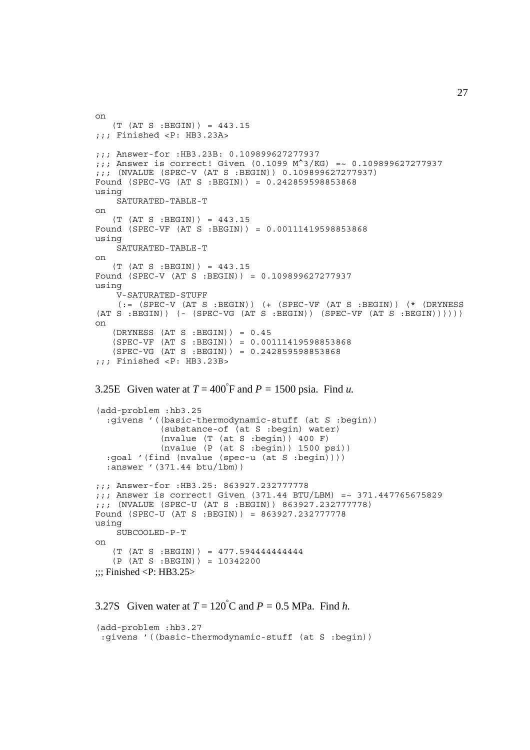```
on
   (T (AT S :BEGIN)) = 443.15
;;; Finished <P: HB3.23A>

;;; Answer-for :HB3.23B: 0.109899627277937
;;; Answer is correct! Given (0.1099 M^3/KG) =~ 0.109899627277937
;;; (NVALUE (SPEC-V (AT S :BEGIN)) 0.109899627277937)
Found (SPEC-VG (AT S :BEGIN)) = 0.242859598853868
using
    SATURATED-TABLE-T
on
   (T (AT S :BEGIN)) = 443.15
Found (SPEC-VF (AT S :BEGIN)) = 0.00111419598853868
using
    SATURATED-TABLE-T
on
   (T (AT S :BEGIN)) = 443.15
Found (SPEC-V (AT S :BEGIN)) = 0.109899627277937
using
    V-SATURATED-STUFF
    (:= (SPEC-V (AT S :BEGIN)) (+ (SPEC-VF (AT S :BEGIN)) (* (DRYNESS
(AT S :BEGIN)) (- (SPEC-VG (AT S :BEGIN)) (SPEC-VF (AT S :BEGIN))))))
on
   (DRYNESS (AT S :BEGIN)) = 0.45
   (SPEC-VF (AT S :BEGIN)) = 0.00111419598853868
   (SPEC-VG (AT S :BEGIN)) = 0.242859598853868
;;; Finished <P: HB3.23B>
```

3.25E Given water at $T = 400^{\circ}$F and $P = 1500$ psia. Find $u$.

```
(add-problem :hb3.25
  :givens '((basic-thermodynamic-stuff (at S :begin))
            (substance-of (at S :begin) water)
            (nvalue (T (at S :begin)) 400 F)
            (nvalue (P (at S :begin)) 1500 psi))
  :goal '(find (nvalue (spec-u (at S :begin))))
  :answer '(371.44 btu/lbm))

;;; Answer-for :HB3.25: 863927.232777778
;;; Answer is correct! Given (371.44 BTU/LBM) =~ 371.447765675829
;;; (NVALUE (SPEC-U (AT S :BEGIN)) 863927.232777778)
Found (SPEC-U (AT S :BEGIN)) = 863927.232777778
using
    SUBCOOLED-P-T
on
   (T (AT S :BEGIN)) = 477.594444444444
   (P (AT S :BEGIN)) = 10342200
;;; Finished <P: HB3.25>
```

3.27S Given water at $T = 120^{\circ}$C and $P = 0.5$ MPa. Find $h$.

```
(add-problem :hb3.27
 :givens '((basic-thermodynamic-stuff (at S :begin))
```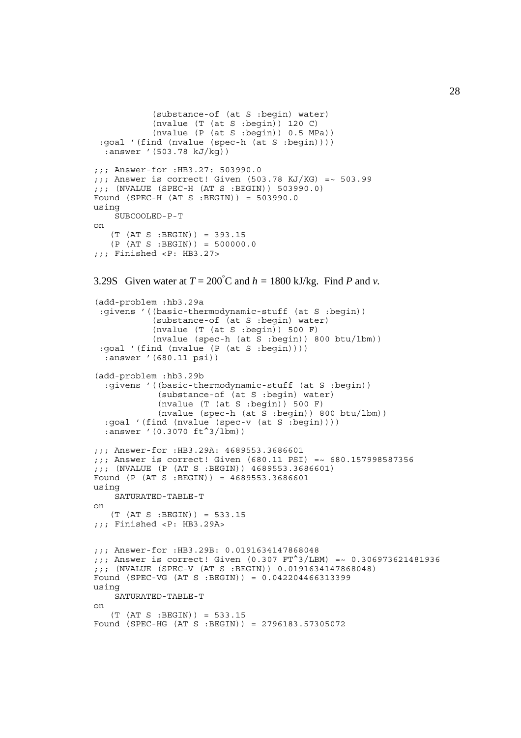```
           (substance-of (at S :begin) water)
           (nvalue (T (at S :begin)) 120 C)
           (nvalue (P (at S :begin)) 0.5 MPa))
 :goal '(find (nvalue (spec-h (at S :begin))))
  :answer '(503.78 kJ/kg))

;;; Answer-for :HB3.27: 503990.0
;;; Answer is correct! Given (503.78 KJ/KG) =~ 503.99
;;; (NVALUE (SPEC-H (AT S :BEGIN)) 503990.0)
Found (SPEC-H (AT S :BEGIN)) = 503990.0
using
    SUBCOOLED-P-T
on
   (T (AT S :BEGIN)) = 393.15
   (P (AT S :BEGIN)) = 500000.0
;;; Finished <P: HB3.27>
```

3.29S Given water at $T = 200^{\circ}$C and $h = 1800$ kJ/kg. Find *P* and *v*.

```
(add-problem :hb3.29a
 :givens '((basic-thermodynamic-stuff (at S :begin))
           (substance-of (at S :begin) water)
           (nvalue (T (at S :begin)) 500 F)
           (nvalue (spec-h (at S :begin)) 800 btu/lbm))
 :goal '(find (nvalue (P (at S :begin))))
  :answer '(680.11 psi))

(add-problem :hb3.29b
  :givens '((basic-thermodynamic-stuff (at S :begin))
            (substance-of (at S :begin) water)
            (nvalue (T (at S :begin)) 500 F)
            (nvalue (spec-h (at S :begin)) 800 btu/lbm))
  :goal '(find (nvalue (spec-v (at S :begin))))
  :answer '(0.3070 ft^3/lbm))

;;; Answer-for :HB3.29A: 4689553.3686601
;;; Answer is correct! Given (680.11 PSI) =~ 680.157998587356
;;; (NVALUE (P (AT S :BEGIN)) 4689553.3686601)
Found (P (AT S :BEGIN)) = 4689553.3686601
using
    SATURATED-TABLE-T
on
   (T (AT S :BEGIN)) = 533.15
;;; Finished <P: HB3.29A>


;;; Answer-for :HB3.29B: 0.0191634147868048
;;; Answer is correct! Given (0.307 FT^3/LBM) =~ 0.306973621481936
;;; (NVALUE (SPEC-V (AT S :BEGIN)) 0.0191634147868048)
Found (SPEC-VG (AT S :BEGIN)) = 0.042204466313399
using
    SATURATED-TABLE-T
on
   (T (AT S :BEGIN)) = 533.15
Found (SPEC-HG (AT S :BEGIN)) = 2796183.57305072
```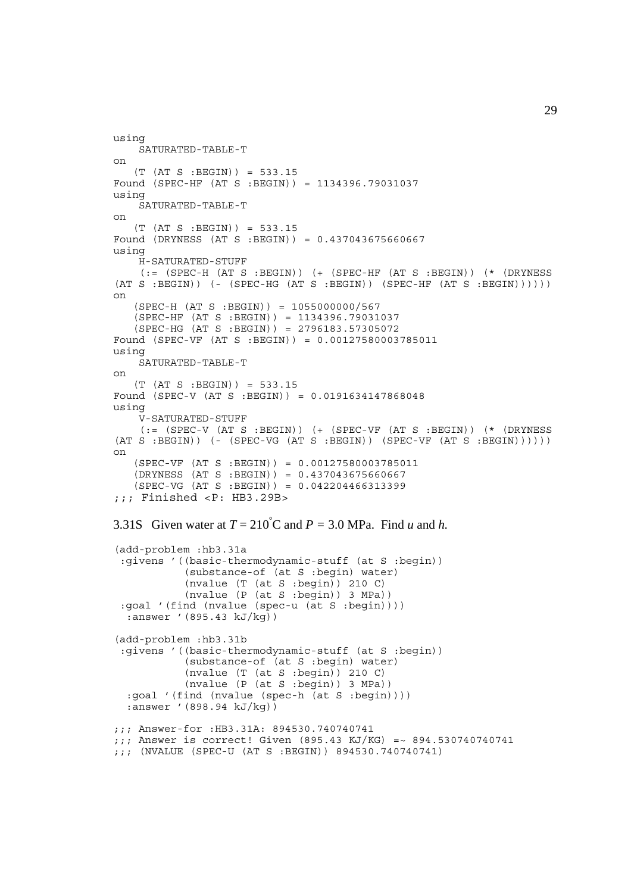```
using
    SATURATED-TABLE-T
on
   (T (AT S :BEGIN)) = 533.15
Found (SPEC-HF (AT S :BEGIN)) = 1134396.79031037
using
    SATURATED-TABLE-T
on
   (T (AT S :BEGIN)) = 533.15
Found (DRYNESS (AT S :BEGIN)) = 0.437043675660667
using
    H-SATURATED-STUFF
    (:= (SPEC-H (AT S :BEGIN)) (+ (SPEC-HF (AT S :BEGIN)) (* (DRYNESS
(AT S :BEGIN)) (- (SPEC-HG (AT S :BEGIN)) (SPEC-HF (AT S :BEGIN))))))
on
   (SPEC-H (AT S :BEGIN)) = 1055000000/567
   (SPEC-HF (AT S :BEGIN)) = 1134396.79031037
   (SPEC-HG (AT S :BEGIN)) = 2796183.57305072
Found (SPEC-VF (AT S :BEGIN)) = 0.00127580003785011
using
    SATURATED-TABLE-T
on
   (T (AT S :BEGIN)) = 533.15
Found (SPEC-V (AT S :BEGIN)) = 0.0191634147868048
using
    V-SATURATED-STUFF
    (:= (SPEC-V (AT S :BEGIN)) (+ (SPEC-VF (AT S :BEGIN)) (* (DRYNESS
(AT S :BEGIN)) (- (SPEC-VG (AT S :BEGIN)) (SPEC-VF (AT S :BEGIN))))))
on
   (SPEC-VF (AT S :BEGIN)) = 0.00127580003785011
   (DRYNESS (AT S :BEGIN)) = 0.437043675660667
   (SPEC-VG (AT S :BEGIN)) = 0.042204466313399
;;; Finished <P: HB3.29B>
```

3.31S Given water at $T = 210^{\circ}$C and $P = 3.0$ MPa. Find *u* and *h.*

```
(add-problem :hb3.31a
 :givens '((basic-thermodynamic-stuff (at S :begin))
           (substance-of (at S :begin) water)
           (nvalue (T (at S :begin)) 210 C)
           (nvalue (P (at S :begin)) 3 MPa))
 :goal '(find (nvalue (spec-u (at S :begin))))
  :answer '(895.43 kJ/kg))

(add-problem :hb3.31b
 :givens '((basic-thermodynamic-stuff (at S :begin))
           (substance-of (at S :begin) water)
           (nvalue (T (at S :begin)) 210 C)
           (nvalue (P (at S :begin)) 3 MPa))
  :goal '(find (nvalue (spec-h (at S :begin))))
  :answer '(898.94 kJ/kg))

;;; Answer-for :HB3.31A: 894530.740740741
;;; Answer is correct! Given (895.43 KJ/KG) =~ 894.530740740741
;;; (NVALUE (SPEC-U (AT S :BEGIN)) 894530.740740741)
```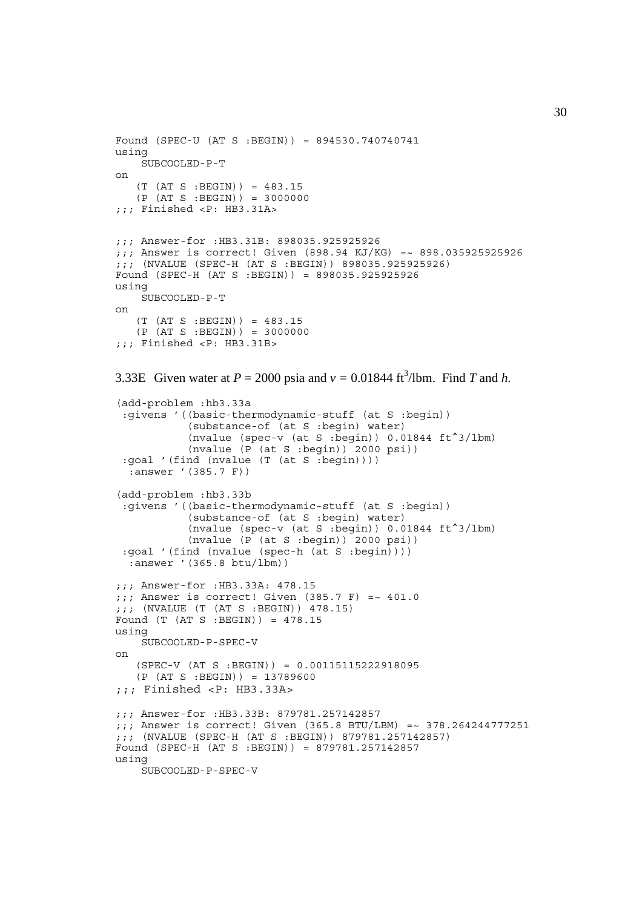```
Found (SPEC-U (AT S :BEGIN)) = 894530.740740741
using
    SUBCOOLED-P-T
on
   (T (AT S :BEGIN)) = 483.15
   (P (AT S :BEGIN)) = 3000000
;;; Finished <P: HB3.31A>

;;; Answer-for :HB3.31B: 898035.925925926
;;; Answer is correct! Given (898.94 KJ/KG) =~ 898.035925925926
;;; (NVALUE (SPEC-H (AT S :BEGIN)) 898035.925925926)
Found (SPEC-H (AT S :BEGIN)) = 898035.925925926
using
    SUBCOOLED-P-T
on
   (T (AT S :BEGIN)) = 483.15
   (P (AT S :BEGIN)) = 3000000
;;; Finished <P: HB3.31B>
```

3.33E Given water at $P = 2000$ psia and $v = 0.01844$ ft$^3$/lbm. Find $T$ and $h$.

```
(add-problem :hb3.33a
 :givens '((basic-thermodynamic-stuff (at S :begin))
           (substance-of (at S :begin) water)
           (nvalue (spec-v (at S :begin)) 0.01844 ft^3/lbm)
           (nvalue (P (at S :begin)) 2000 psi))
 :goal '(find (nvalue (T (at S :begin))))
  :answer '(385.7 F))

(add-problem :hb3.33b
 :givens '((basic-thermodynamic-stuff (at S :begin))
           (substance-of (at S :begin) water)
           (nvalue (spec-v (at S :begin)) 0.01844 ft^3/lbm)
           (nvalue (P (at S :begin)) 2000 psi))
 :goal '(find (nvalue (spec-h (at S :begin))))
  :answer '(365.8 btu/lbm))

;;; Answer-for :HB3.33A: 478.15
;;; Answer is correct! Given (385.7 F) =~ 401.0
;;; (NVALUE (T (AT S :BEGIN)) 478.15)
Found (T (AT S :BEGIN)) = 478.15
using
    SUBCOOLED-P-SPEC-V
on
   (SPEC-V (AT S :BEGIN)) = 0.00115115222918095
   (P (AT S :BEGIN)) = 13789600
;;; Finished <P: HB3.33A>

;;; Answer-for :HB3.33B: 879781.257142857
;;; Answer is correct! Given (365.8 BTU/LBM) =~ 378.264244777251
;;; (NVALUE (SPEC-H (AT S :BEGIN)) 879781.257142857)
Found (SPEC-H (AT S :BEGIN)) = 879781.257142857
using
    SUBCOOLED-P-SPEC-V
```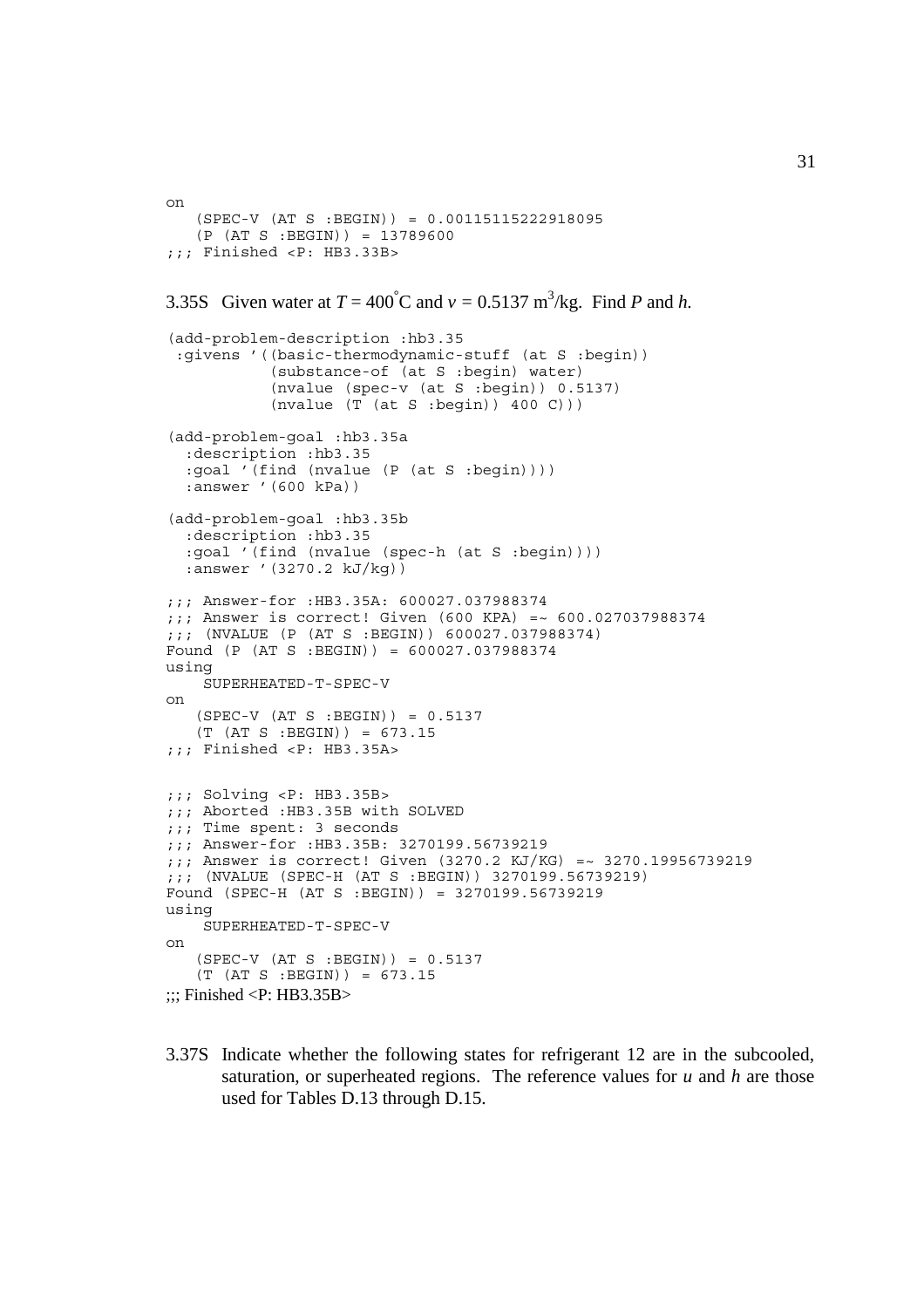```
on
   (SPEC-V (AT S :BEGIN)) = 0.00115115222918095
   (P (AT S :BEGIN)) = 13789600
;;; Finished <P: HB3.33B>
```

3.35S Given water at $T = 400^{\circ}$C and $v = 0.5137$ m$^3$/kg. Find *P* and *h*.

```
(add-problem-description :hb3.35
 :givens '((basic-thermodynamic-stuff (at S :begin))
           (substance-of (at S :begin) water)
           (nvalue (spec-v (at S :begin)) 0.5137)
           (nvalue (T (at S :begin)) 400 C)))

(add-problem-goal :hb3.35a
  :description :hb3.35
  :goal '(find (nvalue (P (at S :begin))))
  :answer '(600 kPa))

(add-problem-goal :hb3.35b
  :description :hb3.35
  :goal '(find (nvalue (spec-h (at S :begin))))
  :answer '(3270.2 kJ/kg))

;;; Answer-for :HB3.35A: 600027.037988374
;;; Answer is correct! Given (600 KPA) =~ 600.027037988374
;;; (NVALUE (P (AT S :BEGIN)) 600027.037988374)
Found (P (AT S :BEGIN)) = 600027.037988374
using
    SUPERHEATED-T-SPEC-V
on
   (SPEC-V (AT S :BEGIN)) = 0.5137
   (T (AT S :BEGIN)) = 673.15
;;; Finished <P: HB3.35A>


;;; Solving <P: HB3.35B>
;;; Aborted :HB3.35B with SOLVED
;;; Time spent: 3 seconds
;;; Answer-for :HB3.35B: 3270199.56739219
;;; Answer is correct! Given (3270.2 KJ/KG) =~ 3270.19956739219
;;; (NVALUE (SPEC-H (AT S :BEGIN)) 3270199.56739219)
Found (SPEC-H (AT S :BEGIN)) = 3270199.56739219
using
    SUPERHEATED-T-SPEC-V
on
   (SPEC-V (AT S :BEGIN)) = 0.5137
   (T (AT S :BEGIN)) = 673.15
;;; Finished <P: HB3.35B>
```

3.37S Indicate whether the following states for refrigerant 12 are in the subcooled, saturation, or superheated regions. The reference values for *u* and *h* are those used for Tables D.13 through D.15.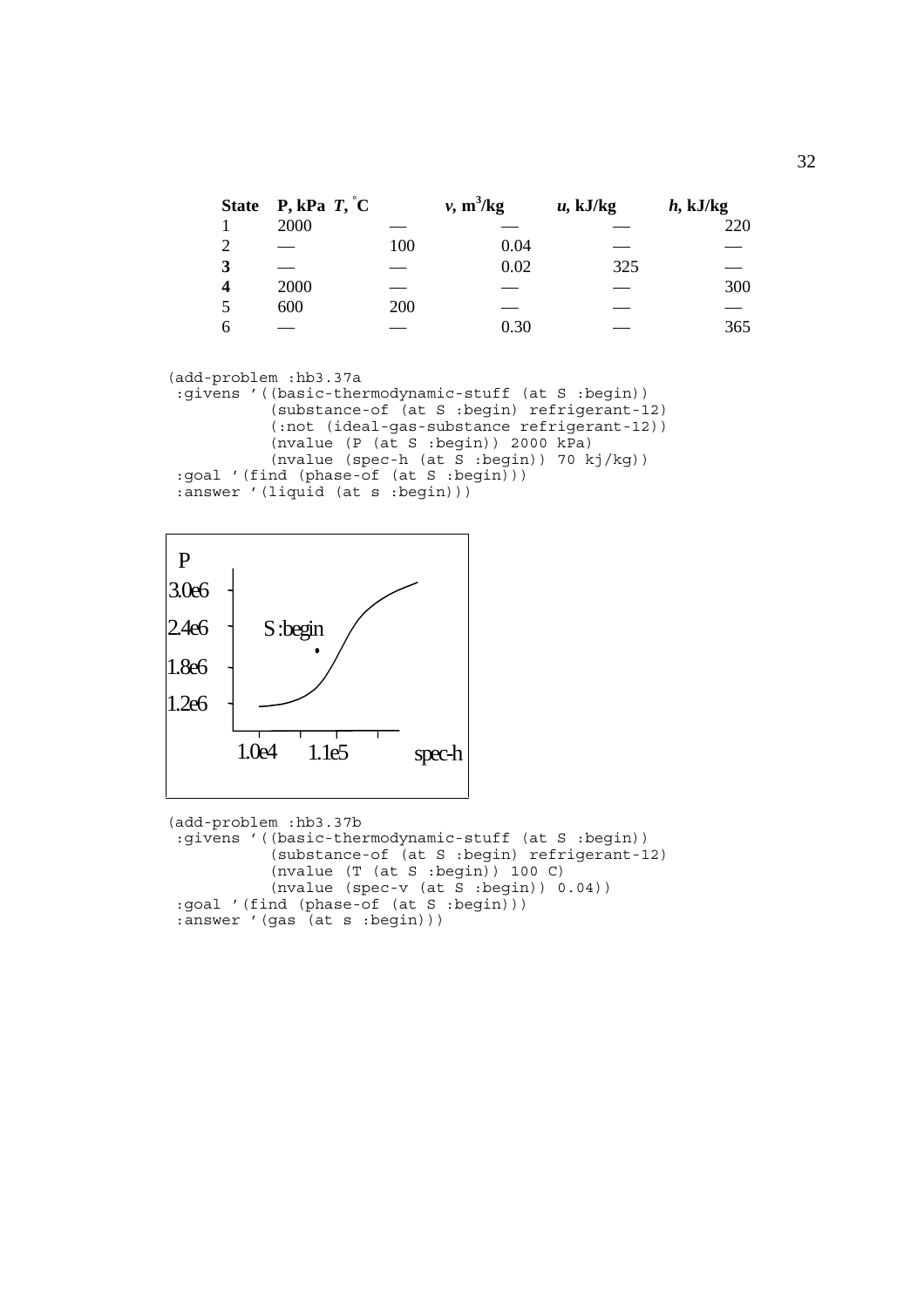| State | P, kPa | T, °C | v, m³/kg | u, kJ/kg | h, kJ/kg |
|---|---|---|---|---|---|
| 1 | 2000 | — | — | — | 220 |
| 2 | — | 100 | 0.04 | — | — |
| **3** | — | — | 0.02 | 325 | — |
| **4** | 2000 | — | — | — | 300 |
| 5 | 600 | 200 | — | — | — |
| 6 | — | — | 0.30 | — | 365 |

```
(add-problem :hb3.37a
 :givens '((basic-thermodynamic-stuff (at S :begin))
           (substance-of (at S :begin) refrigerant-12)
           (:not (ideal-gas-substance refrigerant-12))
           (nvalue (P (at S :begin)) 2000 kPa)
           (nvalue (spec-h (at S :begin)) 70 kj/kg))
 :goal '(find (phase-of (at S :begin)))
 :answer '(liquid (at s :begin)))
```

P

3.0e6

2.4e6 S :begin

1.8e6

1.2e6

1.0e4 1.1e5 spec-h

```
(add-problem :hb3.37b
 :givens '((basic-thermodynamic-stuff (at S :begin))
           (substance-of (at S :begin) refrigerant-12)
           (nvalue (T (at S :begin)) 100 C)
           (nvalue (spec-v (at S :begin)) 0.04))
 :goal '(find (phase-of (at S :begin)))
 :answer '(gas (at s :begin)))
```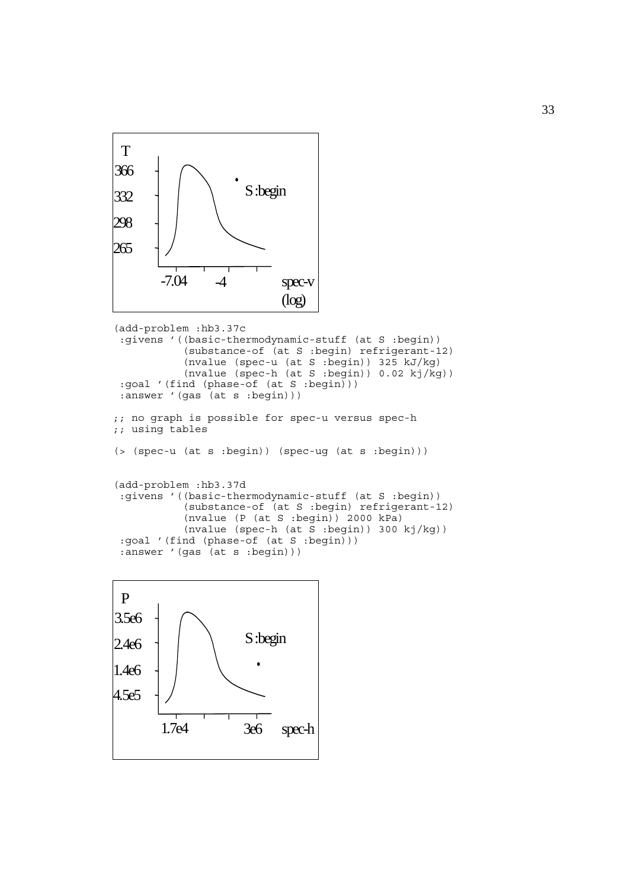T

366

332

298

265

-7.04 -4 spec-v (log)

S :begin

```
(add-problem :hb3.37c
 :givens '((basic-thermodynamic-stuff (at S :begin))
           (substance-of (at S :begin) refrigerant-12)
           (nvalue (spec-u (at S :begin)) 325 kJ/kg)
           (nvalue (spec-h (at S :begin)) 0.02 kj/kg))
 :goal '(find (phase-of (at S :begin)))
 :answer '(gas (at s :begin)))

;; no graph is possible for spec-u versus spec-h
;; using tables

(> (spec-u (at s :begin)) (spec-ug (at s :begin)))


(add-problem :hb3.37d
 :givens '((basic-thermodynamic-stuff (at S :begin))
           (substance-of (at S :begin) refrigerant-12)
           (nvalue (P (at S :begin)) 2000 kPa)
           (nvalue (spec-h (at S :begin)) 300 kj/kg))
 :goal '(find (phase-of (at S :begin)))
 :answer '(gas (at s :begin)))
```

P

3.5e6

2.4e6

1.4e6

4.5e5

1.7e4 3e6 spec-h

S :begin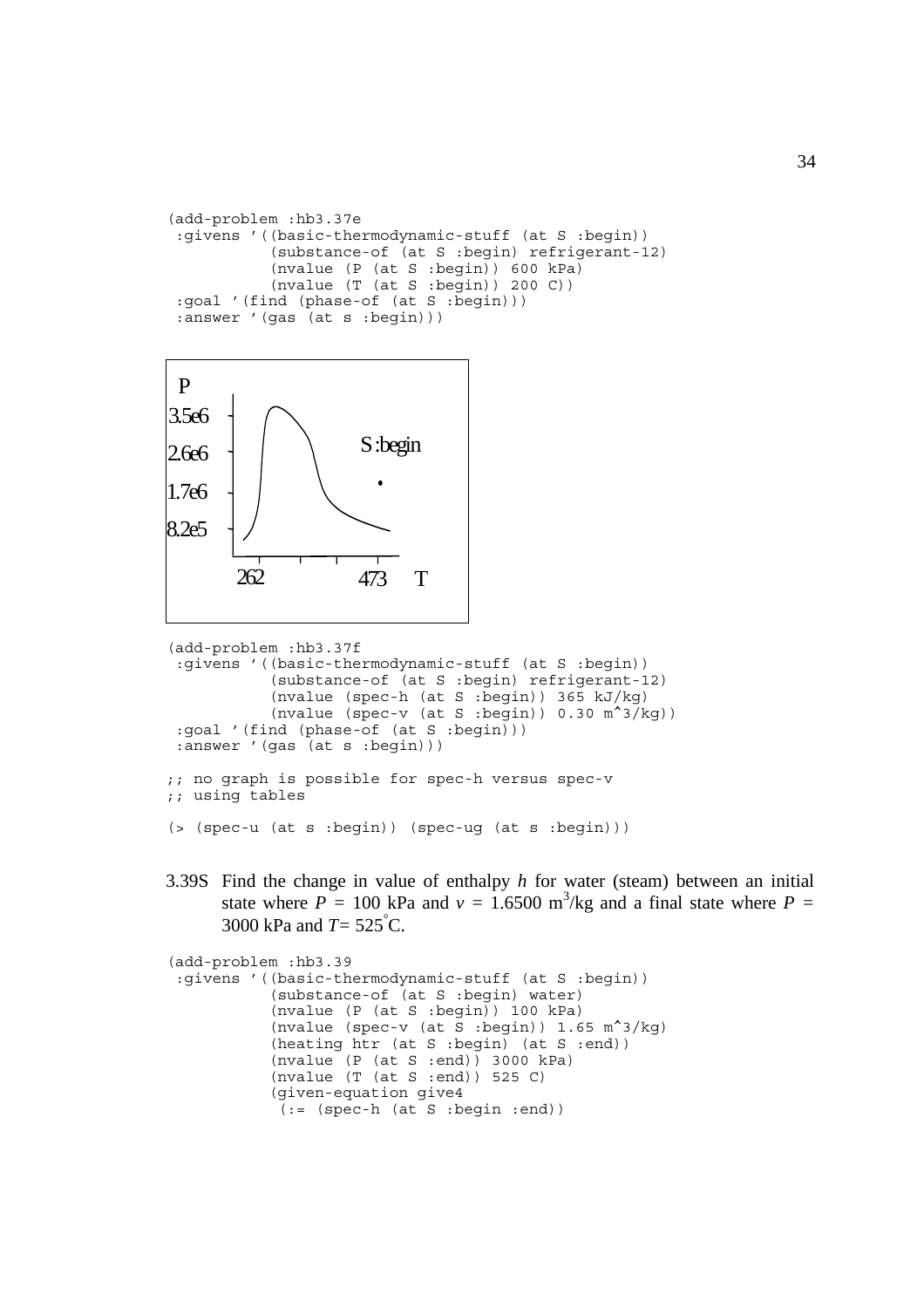```
(add-problem :hb3.37e
 :givens '((basic-thermodynamic-stuff (at S :begin))
           (substance-of (at S :begin) refrigerant-12)
           (nvalue (P (at S :begin)) 600 kPa)
           (nvalue (T (at S :begin)) 200 C))
 :goal '(find (phase-of (at S :begin)))
 :answer '(gas (at s :begin)))
```

```
(add-problem :hb3.37f
 :givens '((basic-thermodynamic-stuff (at S :begin))
           (substance-of (at S :begin) refrigerant-12)
           (nvalue (spec-h (at S :begin)) 365 kJ/kg)
           (nvalue (spec-v (at S :begin)) 0.30 m^3/kg))
 :goal '(find (phase-of (at S :begin)))
 :answer '(gas (at s :begin)))

;; no graph is possible for spec-h versus spec-v
;; using tables

(> (spec-u (at s :begin)) (spec-ug (at s :begin)))
```

3.39S Find the change in value of enthalpy *h* for water (steam) between an initial state where $P$ = 100 kPa and $v$ = 1.6500 $m^3$/kg and a final state where $P$ = 3000 kPa and $T$= 525°C.

```
(add-problem :hb3.39
 :givens '((basic-thermodynamic-stuff (at S :begin))
           (substance-of (at S :begin) water)
           (nvalue (P (at S :begin)) 100 kPa)
           (nvalue (spec-v (at S :begin)) 1.65 m^3/kg)
           (heating htr (at S :begin) (at S :end))
           (nvalue (P (at S :end)) 3000 kPa)
           (nvalue (T (at S :end)) 525 C)
           (given-equation give4
            (:= (spec-h (at S :begin :end))
```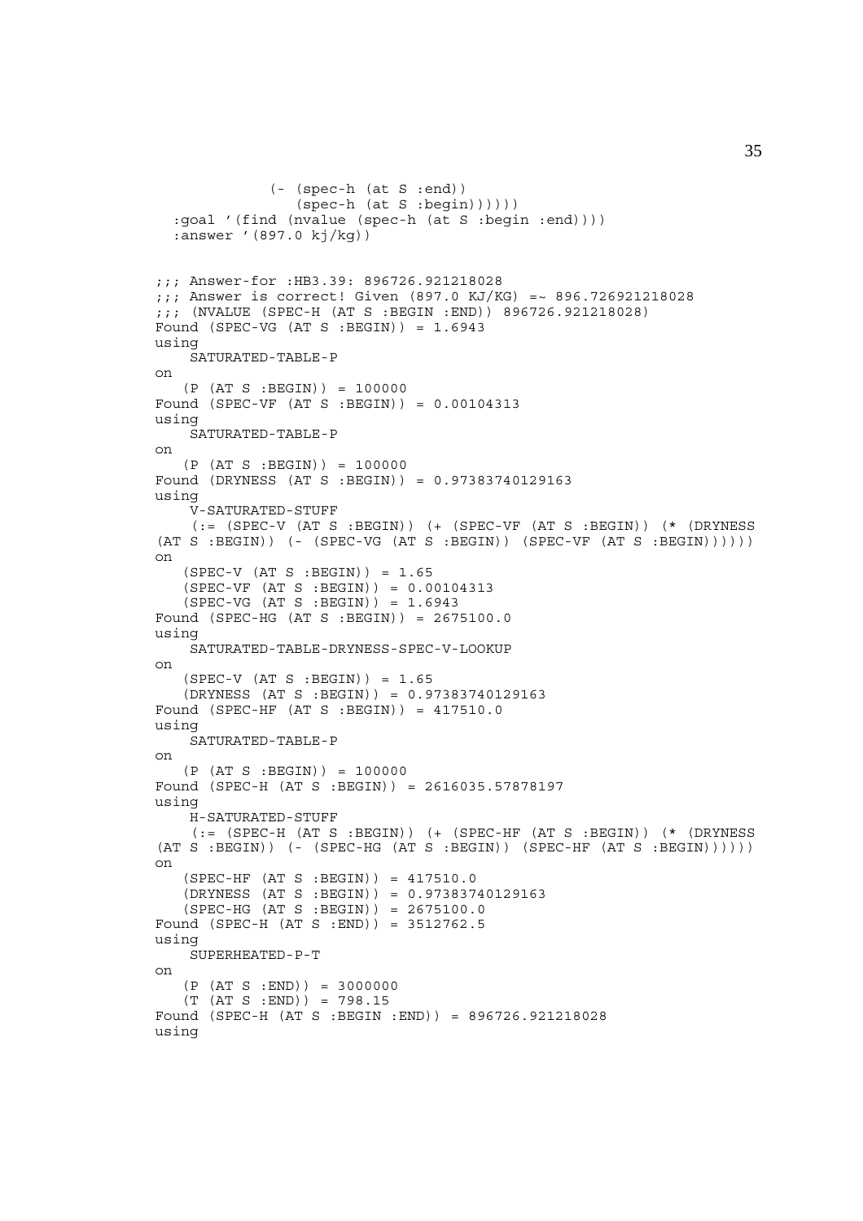```
             (- (spec-h (at S :end))
                (spec-h (at S :begin))))))
  :goal '(find (nvalue (spec-h (at S :begin :end))))
  :answer '(897.0 kj/kg))


;;; Answer-for :HB3.39: 896726.921218028
;;; Answer is correct! Given (897.0 KJ/KG) =~ 896.726921218028
;;; (NVALUE (SPEC-H (AT S :BEGIN :END)) 896726.921218028)
Found (SPEC-VG (AT S :BEGIN)) = 1.6943
using
    SATURATED-TABLE-P
on
   (P (AT S :BEGIN)) = 100000
Found (SPEC-VF (AT S :BEGIN)) = 0.00104313
using
    SATURATED-TABLE-P
on
   (P (AT S :BEGIN)) = 100000
Found (DRYNESS (AT S :BEGIN)) = 0.97383740129163
using
    V-SATURATED-STUFF
    (:= (SPEC-V (AT S :BEGIN)) (+ (SPEC-VF (AT S :BEGIN)) (* (DRYNESS
(AT S :BEGIN)) (- (SPEC-VG (AT S :BEGIN)) (SPEC-VF (AT S :BEGIN))))))
on
   (SPEC-V (AT S :BEGIN)) = 1.65
   (SPEC-VF (AT S :BEGIN)) = 0.00104313
   (SPEC-VG (AT S :BEGIN)) = 1.6943
Found (SPEC-HG (AT S :BEGIN)) = 2675100.0
using
    SATURATED-TABLE-DRYNESS-SPEC-V-LOOKUP
on
   (SPEC-V (AT S :BEGIN)) = 1.65
   (DRYNESS (AT S :BEGIN)) = 0.97383740129163
Found (SPEC-HF (AT S :BEGIN)) = 417510.0
using
    SATURATED-TABLE-P
on
   (P (AT S :BEGIN)) = 100000
Found (SPEC-H (AT S :BEGIN)) = 2616035.57878197
using
    H-SATURATED-STUFF
    (:= (SPEC-H (AT S :BEGIN)) (+ (SPEC-HF (AT S :BEGIN)) (* (DRYNESS
(AT S :BEGIN)) (- (SPEC-HG (AT S :BEGIN)) (SPEC-HF (AT S :BEGIN))))))
on
   (SPEC-HF (AT S :BEGIN)) = 417510.0
   (DRYNESS (AT S :BEGIN)) = 0.97383740129163
   (SPEC-HG (AT S :BEGIN)) = 2675100.0
Found (SPEC-H (AT S :END)) = 3512762.5
using
    SUPERHEATED-P-T
on
   (P (AT S :END)) = 3000000
   (T (AT S :END)) = 798.15
Found (SPEC-H (AT S :BEGIN :END)) = 896726.921218028
using
```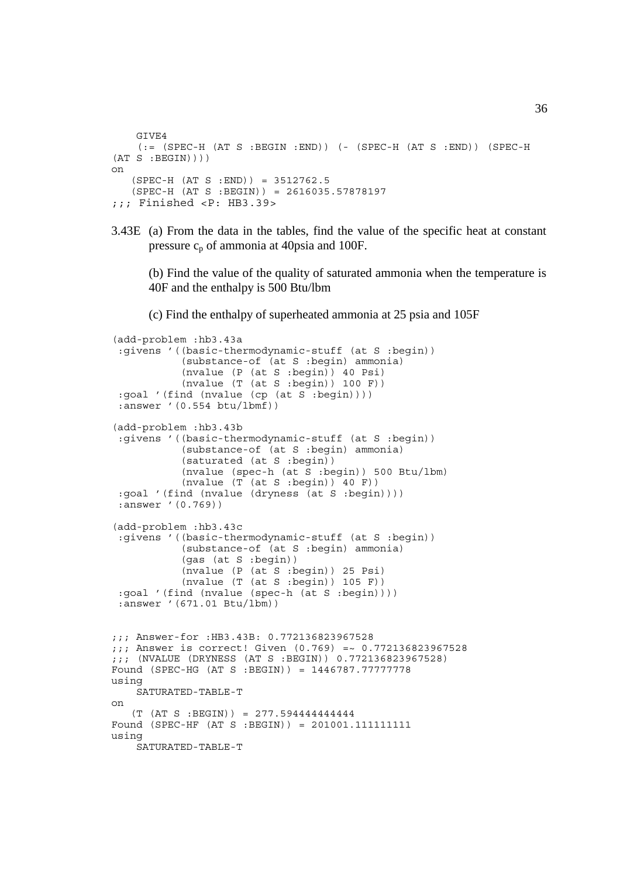```
    GIVE4
    (:= (SPEC-H (AT S :BEGIN :END)) (- (SPEC-H (AT S :END)) (SPEC-H
(AT S :BEGIN))))
on
   (SPEC-H (AT S :END)) = 3512762.5
   (SPEC-H (AT S :BEGIN)) = 2616035.57878197
;;; Finished <P: HB3.39>
```

3.43E (a) From the data in the tables, find the value of the specific heat at constant pressure $c_p$ of ammonia at 40psia and 100F.

(b) Find the value of the quality of saturated ammonia when the temperature is 40F and the enthalpy is 500 Btu/lbm

(c) Find the enthalpy of superheated ammonia at 25 psia and 105F

```
(add-problem :hb3.43a
 :givens '((basic-thermodynamic-stuff (at S :begin))
           (substance-of (at S :begin) ammonia)
           (nvalue (P (at S :begin)) 40 Psi)
           (nvalue (T (at S :begin)) 100 F))
 :goal '(find (nvalue (cp (at S :begin))))
 :answer '(0.554 btu/lbmf))

(add-problem :hb3.43b
 :givens '((basic-thermodynamic-stuff (at S :begin))
           (substance-of (at S :begin) ammonia)
           (saturated (at S :begin))
           (nvalue (spec-h (at S :begin)) 500 Btu/lbm)
           (nvalue (T (at S :begin)) 40 F))
 :goal '(find (nvalue (dryness (at S :begin))))
 :answer '(0.769))

(add-problem :hb3.43c
 :givens '((basic-thermodynamic-stuff (at S :begin))
           (substance-of (at S :begin) ammonia)
           (gas (at S :begin))
           (nvalue (P (at S :begin)) 25 Psi)
           (nvalue (T (at S :begin)) 105 F))
 :goal '(find (nvalue (spec-h (at S :begin))))
 :answer '(671.01 Btu/lbm))


;;; Answer-for :HB3.43B: 0.772136823967528
;;; Answer is correct! Given (0.769) =~ 0.772136823967528
;;; (NVALUE (DRYNESS (AT S :BEGIN)) 0.772136823967528)
Found (SPEC-HG (AT S :BEGIN)) = 1446787.77777778
using
    SATURATED-TABLE-T
on
   (T (AT S :BEGIN)) = 277.594444444444
Found (SPEC-HF (AT S :BEGIN)) = 201001.111111111
using
    SATURATED-TABLE-T
```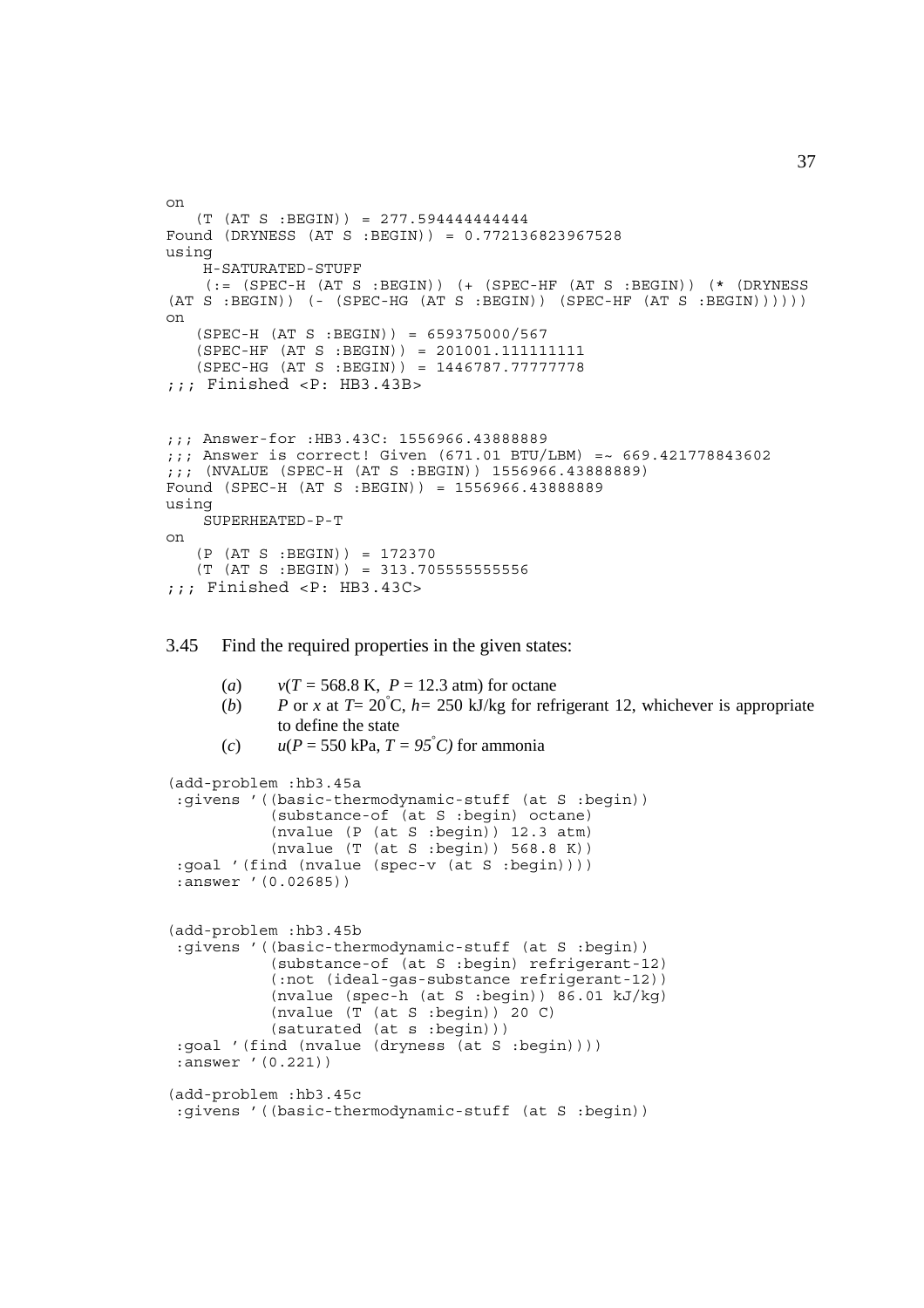```
on
   (T (AT S :BEGIN)) = 277.594444444444
Found (DRYNESS (AT S :BEGIN)) = 0.772136823967528
using
    H-SATURATED-STUFF
    (:= (SPEC-H (AT S :BEGIN)) (+ (SPEC-HF (AT S :BEGIN)) (* (DRYNESS
(AT S :BEGIN)) (- (SPEC-HG (AT S :BEGIN)) (SPEC-HF (AT S :BEGIN))))))
on
   (SPEC-H (AT S :BEGIN)) = 659375000/567
   (SPEC-HF (AT S :BEGIN)) = 201001.111111111
   (SPEC-HG (AT S :BEGIN)) = 1446787.77777778
;;; Finished <P: HB3.43B>


;;; Answer-for :HB3.43C: 1556966.43888889
;;; Answer is correct! Given (671.01 BTU/LBM) =~ 669.421778843602
;;; (NVALUE (SPEC-H (AT S :BEGIN)) 1556966.43888889)
Found (SPEC-H (AT S :BEGIN)) = 1556966.43888889
using
    SUPERHEATED-P-T
on
   (P (AT S :BEGIN)) = 172370
   (T (AT S :BEGIN)) = 313.705555555556
;;; Finished <P: HB3.43C>
```

3.45 Find the required properties in the given states:

(*a*) $v(T = 568.8\text{ K},\ P = 12.3\text{ atm})$ for octane

(*b*) $P$ or $x$ at $T = 20^{\circ}\text{C}$, $h = 250$ kJ/kg for refrigerant 12, whichever is appropriate to define the state

(*c*) $u(P = 550\text{ kPa},\ T = 95^{\circ}C)$ for ammonia

```
(add-problem :hb3.45a
 :givens '((basic-thermodynamic-stuff (at S :begin))
           (substance-of (at S :begin) octane)
           (nvalue (P (at S :begin)) 12.3 atm)
           (nvalue (T (at S :begin)) 568.8 K))
 :goal '(find (nvalue (spec-v (at S :begin))))
 :answer '(0.02685))


(add-problem :hb3.45b
 :givens '((basic-thermodynamic-stuff (at S :begin))
           (substance-of (at S :begin) refrigerant-12)
           (:not (ideal-gas-substance refrigerant-12))
           (nvalue (spec-h (at S :begin)) 86.01 kJ/kg)
           (nvalue (T (at S :begin)) 20 C)
           (saturated (at s :begin)))
 :goal '(find (nvalue (dryness (at S :begin))))
 :answer '(0.221))

(add-problem :hb3.45c
 :givens '((basic-thermodynamic-stuff (at S :begin))
```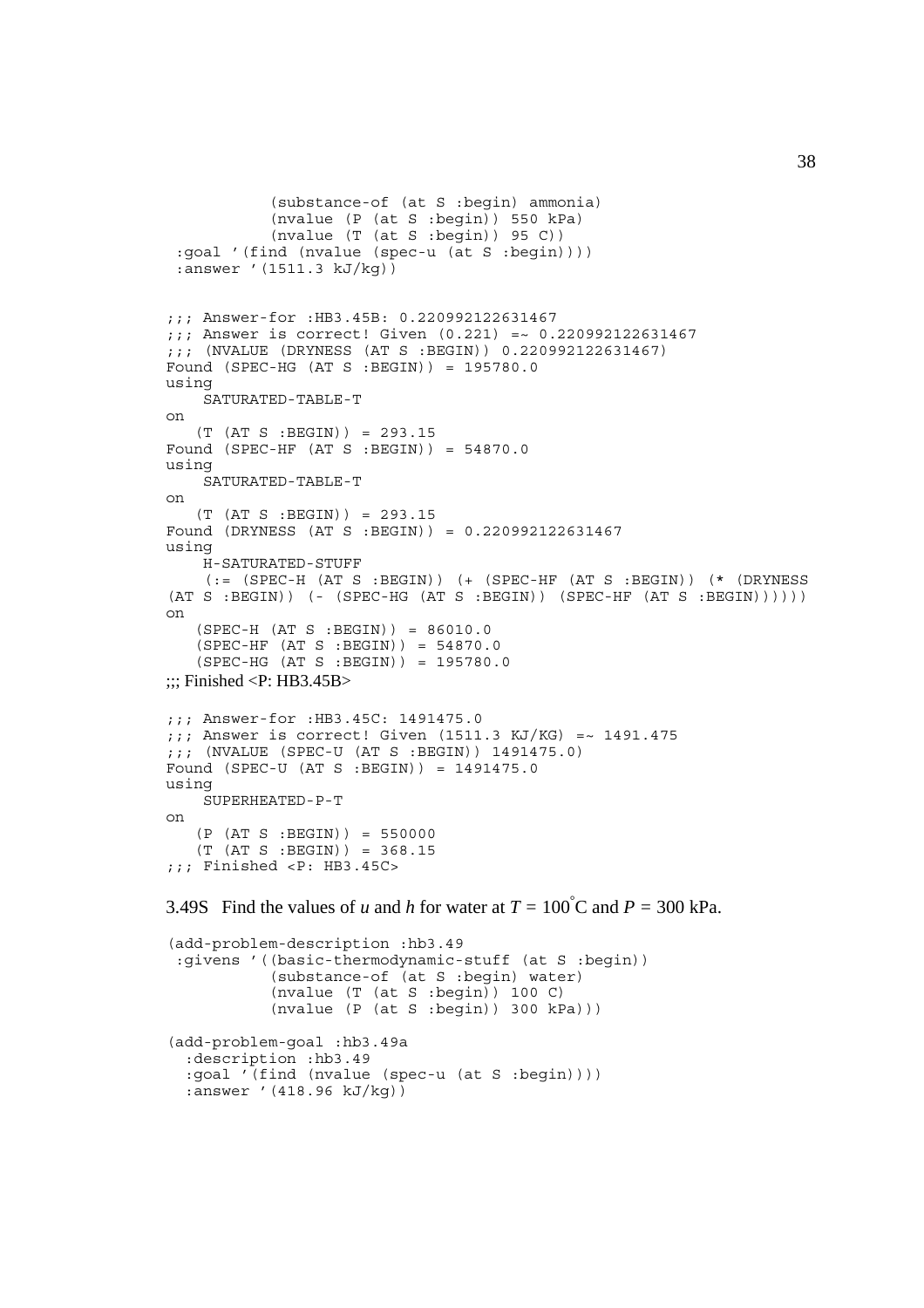```
           (substance-of (at S :begin) ammonia)
           (nvalue (P (at S :begin)) 550 kPa)
           (nvalue (T (at S :begin)) 95 C))
 :goal '(find (nvalue (spec-u (at S :begin))))
 :answer '(1511.3 kJ/kg))


;;; Answer-for :HB3.45B: 0.220992122631467
;;; Answer is correct! Given (0.221) =~ 0.220992122631467
;;; (NVALUE (DRYNESS (AT S :BEGIN)) 0.220992122631467)
Found (SPEC-HG (AT S :BEGIN)) = 195780.0
using
    SATURATED-TABLE-T
on
   (T (AT S :BEGIN)) = 293.15
Found (SPEC-HF (AT S :BEGIN)) = 54870.0
using
    SATURATED-TABLE-T
on
   (T (AT S :BEGIN)) = 293.15
Found (DRYNESS (AT S :BEGIN)) = 0.220992122631467
using
    H-SATURATED-STUFF
    (:= (SPEC-H (AT S :BEGIN)) (+ (SPEC-HF (AT S :BEGIN)) (* (DRYNESS
(AT S :BEGIN)) (- (SPEC-HG (AT S :BEGIN)) (SPEC-HF (AT S :BEGIN))))))
on
   (SPEC-H (AT S :BEGIN)) = 86010.0
   (SPEC-HF (AT S :BEGIN)) = 54870.0
   (SPEC-HG (AT S :BEGIN)) = 195780.0
;;; Finished <P: HB3.45B>

;;; Answer-for :HB3.45C: 1491475.0
;;; Answer is correct! Given (1511.3 KJ/KG) =~ 1491.475
;;; (NVALUE (SPEC-U (AT S :BEGIN)) 1491475.0)
Found (SPEC-U (AT S :BEGIN)) = 1491475.0
using
    SUPERHEATED-P-T
on
   (P (AT S :BEGIN)) = 550000
   (T (AT S :BEGIN)) = 368.15
;;; Finished <P: HB3.45C>
```

3.49S Find the values of *u* and *h* for water at $T = 100^{\circ}$C and $P = 300$ kPa.

```
(add-problem-description :hb3.49
 :givens '((basic-thermodynamic-stuff (at S :begin))
           (substance-of (at S :begin) water)
           (nvalue (T (at S :begin)) 100 C)
           (nvalue (P (at S :begin)) 300 kPa)))

(add-problem-goal :hb3.49a
  :description :hb3.49
  :goal '(find (nvalue (spec-u (at S :begin))))
  :answer '(418.96 kJ/kg))
```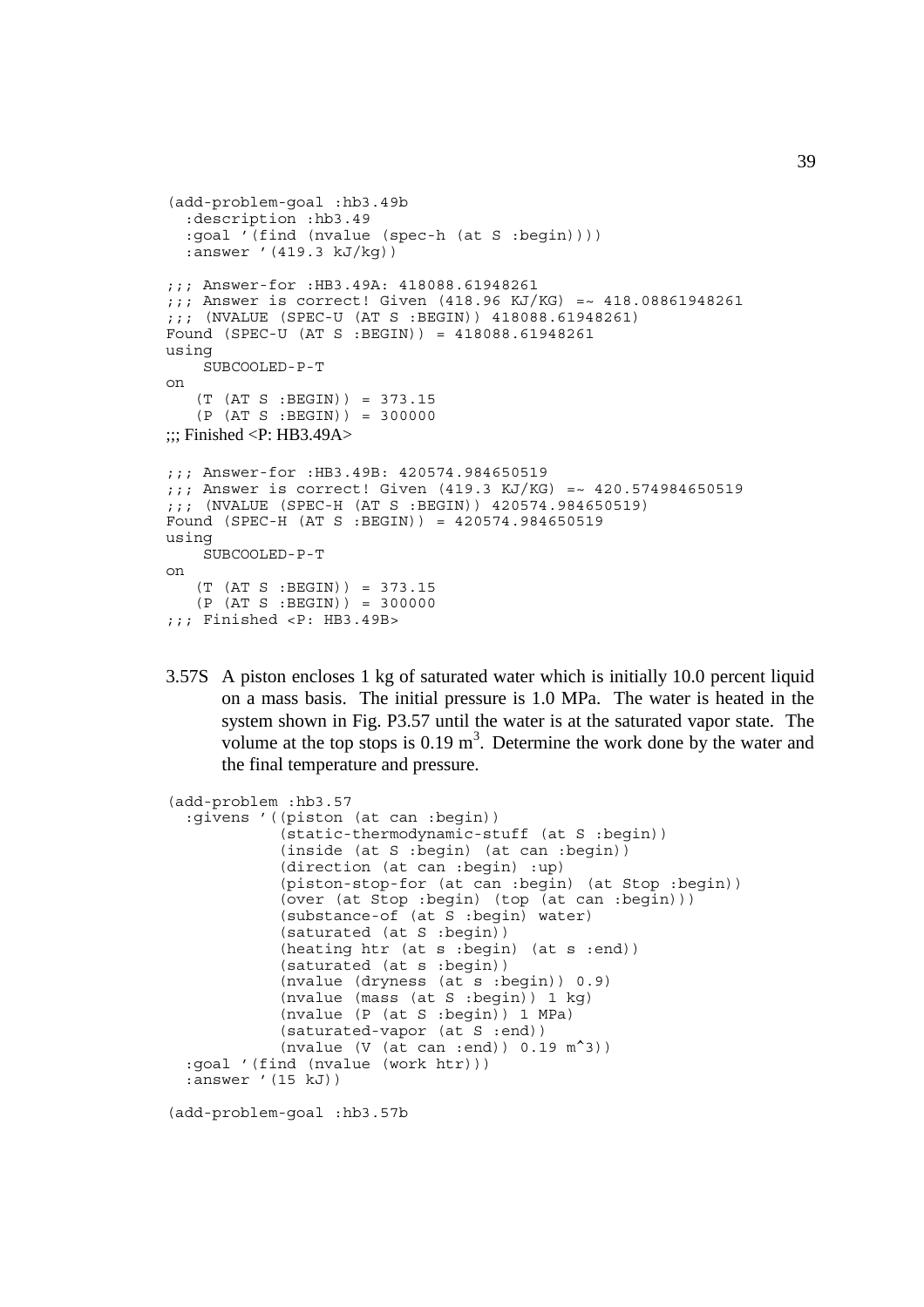```
(add-problem-goal :hb3.49b
  :description :hb3.49
  :goal '(find (nvalue (spec-h (at S :begin))))
  :answer '(419.3 kJ/kg))

;;; Answer-for :HB3.49A: 418088.61948261
;;; Answer is correct! Given (418.96 KJ/KG) =~ 418.08861948261
;;; (NVALUE (SPEC-U (AT S :BEGIN)) 418088.61948261)
Found (SPEC-U (AT S :BEGIN)) = 418088.61948261
using
    SUBCOOLED-P-T
on
   (T (AT S :BEGIN)) = 373.15
   (P (AT S :BEGIN)) = 300000
;;; Finished <P: HB3.49A>

;;; Answer-for :HB3.49B: 420574.984650519
;;; Answer is correct! Given (419.3 KJ/KG) =~ 420.574984650519
;;; (NVALUE (SPEC-H (AT S :BEGIN)) 420574.984650519)
Found (SPEC-H (AT S :BEGIN)) = 420574.984650519
using
    SUBCOOLED-P-T
on
   (T (AT S :BEGIN)) = 373.15
   (P (AT S :BEGIN)) = 300000
;;; Finished <P: HB3.49B>
```

3.57S A piston encloses 1 kg of saturated water which is initially 10.0 percent liquid on a mass basis. The initial pressure is 1.0 MPa. The water is heated in the system shown in Fig. P3.57 until the water is at the saturated vapor state. The volume at the top stops is 0.19 $m^3$. Determine the work done by the water and the final temperature and pressure.

```
(add-problem :hb3.57
  :givens '((piston (at can :begin))
            (static-thermodynamic-stuff (at S :begin))
            (inside (at S :begin) (at can :begin))
            (direction (at can :begin) :up)
            (piston-stop-for (at can :begin) (at Stop :begin))
            (over (at Stop :begin) (top (at can :begin)))
            (substance-of (at S :begin) water)
            (saturated (at S :begin))
            (heating htr (at s :begin) (at s :end))
            (saturated (at s :begin))
            (nvalue (dryness (at s :begin)) 0.9)
            (nvalue (mass (at S :begin)) 1 kg)
            (nvalue (P (at S :begin)) 1 MPa)
            (saturated-vapor (at S :end))
            (nvalue (V (at can :end)) 0.19 m^3))
  :goal '(find (nvalue (work htr)))
  :answer '(15 kJ))

(add-problem-goal :hb3.57b
```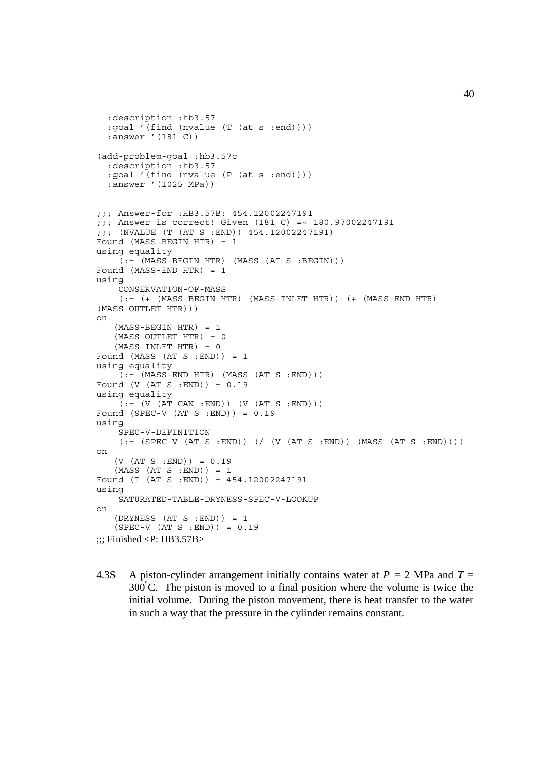```
  :description :hb3.57
  :goal '(find (nvalue (T (at s :end))))
  :answer '(181 C))

(add-problem-goal :hb3.57c
  :description :hb3.57
  :goal '(find (nvalue (P (at s :end))))
  :answer '(1025 MPa))


;;; Answer-for :HB3.57B: 454.12002247191
;;; Answer is correct! Given (181 C) =~ 180.97002247191
;;; (NVALUE (T (AT S :END)) 454.12002247191)
Found (MASS-BEGIN HTR) = 1
using equality
    (:= (MASS-BEGIN HTR) (MASS (AT S :BEGIN)))
Found (MASS-END HTR) = 1
using
    CONSERVATION-OF-MASS
    (:= (+ (MASS-BEGIN HTR) (MASS-INLET HTR)) (+ (MASS-END HTR)
(MASS-OUTLET HTR)))
on
   (MASS-BEGIN HTR) = 1
   (MASS-OUTLET HTR) = 0
   (MASS-INLET HTR) = 0
Found (MASS (AT S :END)) = 1
using equality
    (:= (MASS-END HTR) (MASS (AT S :END)))
Found (V (AT S :END)) = 0.19
using equality
    (:= (V (AT CAN :END)) (V (AT S :END)))
Found (SPEC-V (AT S :END)) = 0.19
using
    SPEC-V-DEFINITION
    (:= (SPEC-V (AT S :END)) (/ (V (AT S :END)) (MASS (AT S :END))))
on
   (V (AT S :END)) = 0.19
   (MASS (AT S :END)) = 1
Found (T (AT S :END)) = 454.12002247191
using
    SATURATED-TABLE-DRYNESS-SPEC-V-LOOKUP
on
   (DRYNESS (AT S :END)) = 1
   (SPEC-V (AT S :END)) = 0.19
;;; Finished <P: HB3.57B>
```

4.3S A piston-cylinder arrangement initially contains water at $P = 2$ MPa and $T = 300^{\circ}$C. The piston is moved to a final position where the volume is twice the initial volume. During the piston movement, there is heat transfer to the water in such a way that the pressure in the cylinder remains constant.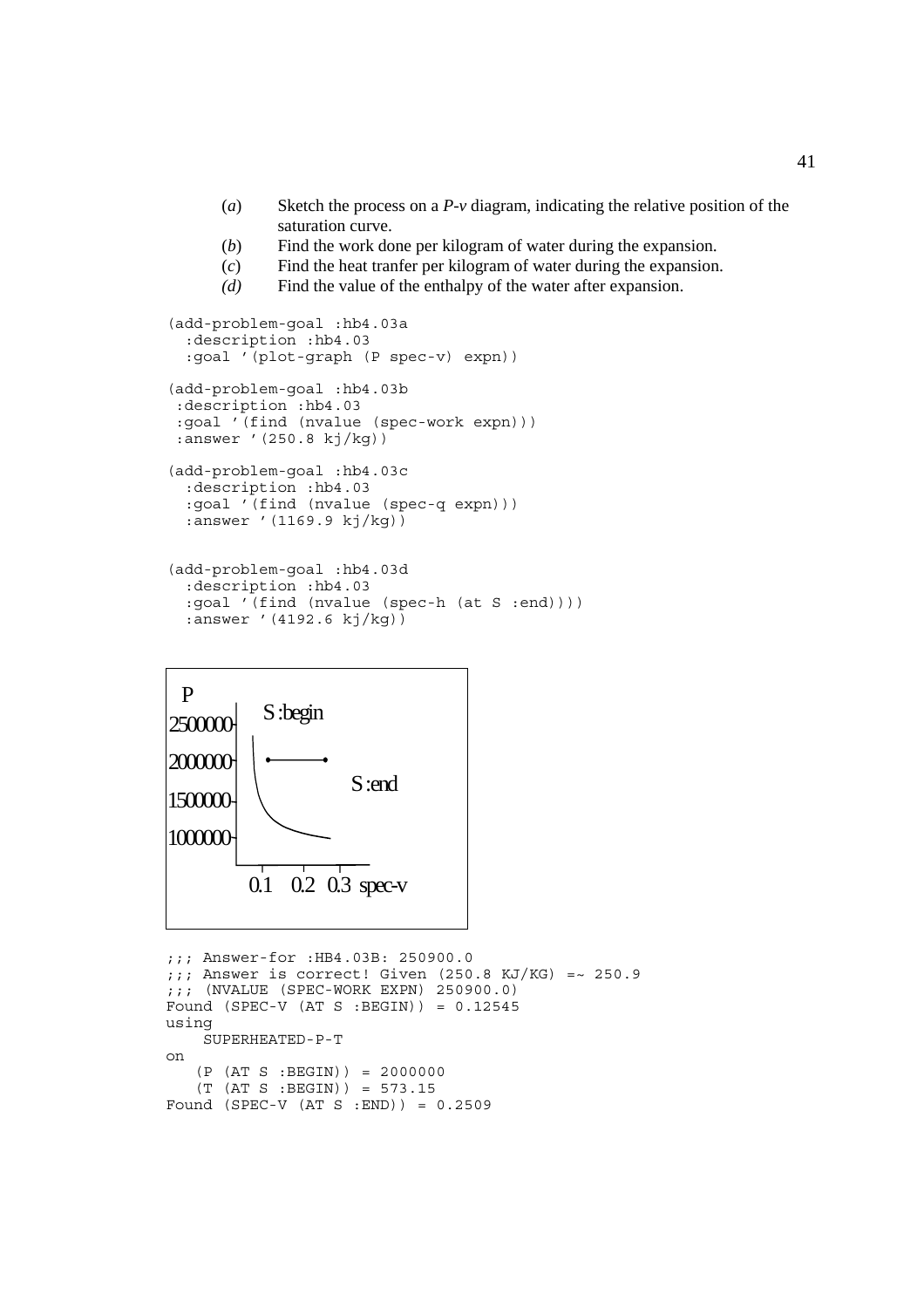(*a*) Sketch the process on a *P*-*v* diagram, indicating the relative position of the saturation curve.

(*b*) Find the work done per kilogram of water during the expansion.

(*c*) Find the heat tranfer per kilogram of water during the expansion.

*(d)* Find the value of the enthalpy of the water after expansion.

```
(add-problem-goal :hb4.03a
  :description :hb4.03
  :goal '(plot-graph (P spec-v) expn))

(add-problem-goal :hb4.03b
 :description :hb4.03
 :goal '(find (nvalue (spec-work expn)))
 :answer '(250.8 kj/kg))

(add-problem-goal :hb4.03c
  :description :hb4.03
  :goal '(find (nvalue (spec-q expn)))
  :answer '(1169.9 kj/kg))


(add-problem-goal :hb4.03d
  :description :hb4.03
  :goal '(find (nvalue (spec-h (at S :end))))
  :answer '(4192.6 kj/kg))
```

```
;;; Answer-for :HB4.03B: 250900.0
;;; Answer is correct! Given (250.8 KJ/KG) =~ 250.9
;;; (NVALUE (SPEC-WORK EXPN) 250900.0)
Found (SPEC-V (AT S :BEGIN)) = 0.12545
using
    SUPERHEATED-P-T
on
   (P (AT S :BEGIN)) = 2000000
   (T (AT S :BEGIN)) = 573.15
Found (SPEC-V (AT S :END)) = 0.2509
```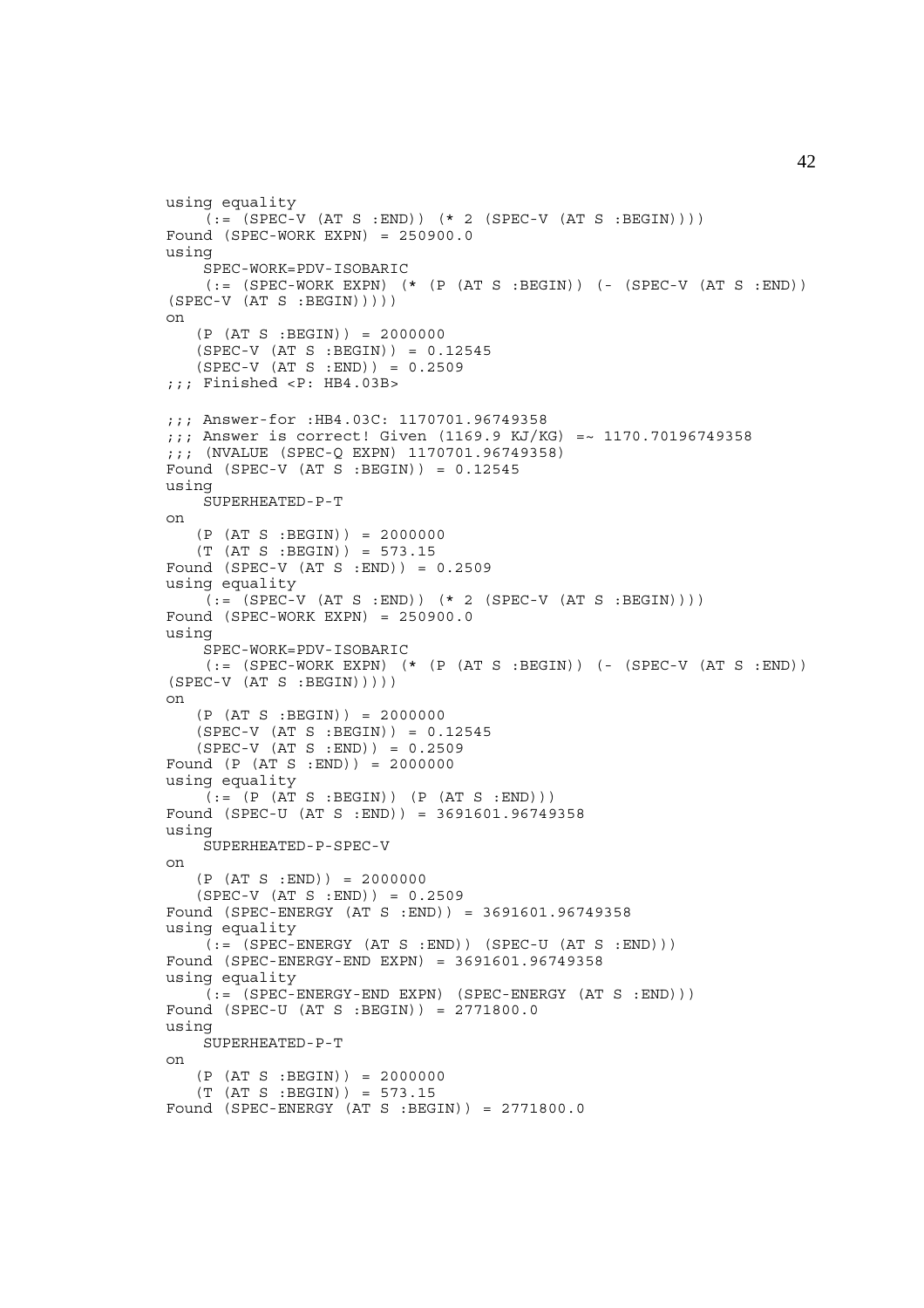```
using equality
    (:= (SPEC-V (AT S :END)) (* 2 (SPEC-V (AT S :BEGIN))))
Found (SPEC-WORK EXPN) = 250900.0
using
    SPEC-WORK=PDV-ISOBARIC
    (:= (SPEC-WORK EXPN) (* (P (AT S :BEGIN)) (- (SPEC-V (AT S :END))
(SPEC-V (AT S :BEGIN)))))
on
   (P (AT S :BEGIN)) = 2000000
   (SPEC-V (AT S :BEGIN)) = 0.12545
   (SPEC-V (AT S :END)) = 0.2509
;;; Finished <P: HB4.03B>

;;; Answer-for :HB4.03C: 1170701.96749358
;;; Answer is correct! Given (1169.9 KJ/KG) =~ 1170.70196749358
;;; (NVALUE (SPEC-Q EXPN) 1170701.96749358)
Found (SPEC-V (AT S :BEGIN)) = 0.12545
using
    SUPERHEATED-P-T
on
   (P (AT S :BEGIN)) = 2000000
   (T (AT S :BEGIN)) = 573.15
Found (SPEC-V (AT S :END)) = 0.2509
using equality
    (:= (SPEC-V (AT S :END)) (* 2 (SPEC-V (AT S :BEGIN))))
Found (SPEC-WORK EXPN) = 250900.0
using
    SPEC-WORK=PDV-ISOBARIC
    (:= (SPEC-WORK EXPN) (* (P (AT S :BEGIN)) (- (SPEC-V (AT S :END))
(SPEC-V (AT S :BEGIN)))))
on
   (P (AT S :BEGIN)) = 2000000
   (SPEC-V (AT S :BEGIN)) = 0.12545
   (SPEC-V (AT S :END)) = 0.2509
Found (P (AT S :END)) = 2000000
using equality
    (:= (P (AT S :BEGIN)) (P (AT S :END)))
Found (SPEC-U (AT S :END)) = 3691601.96749358
using
    SUPERHEATED-P-SPEC-V
on
   (P (AT S :END)) = 2000000
   (SPEC-V (AT S :END)) = 0.2509
Found (SPEC-ENERGY (AT S :END)) = 3691601.96749358
using equality
    (:= (SPEC-ENERGY (AT S :END)) (SPEC-U (AT S :END)))
Found (SPEC-ENERGY-END EXPN) = 3691601.96749358
using equality
    (:= (SPEC-ENERGY-END EXPN) (SPEC-ENERGY (AT S :END)))
Found (SPEC-U (AT S :BEGIN)) = 2771800.0
using
    SUPERHEATED-P-T
on
   (P (AT S :BEGIN)) = 2000000
   (T (AT S :BEGIN)) = 573.15
Found (SPEC-ENERGY (AT S :BEGIN)) = 2771800.0
```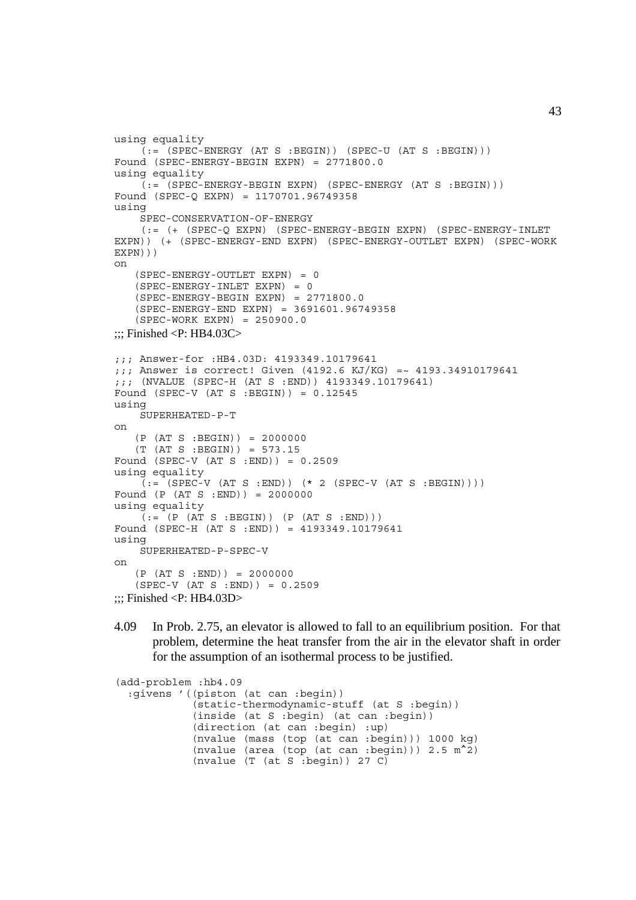```
using equality
    (:= (SPEC-ENERGY (AT S :BEGIN)) (SPEC-U (AT S :BEGIN)))
Found (SPEC-ENERGY-BEGIN EXPN) = 2771800.0
using equality
    (:= (SPEC-ENERGY-BEGIN EXPN) (SPEC-ENERGY (AT S :BEGIN)))
Found (SPEC-Q EXPN) = 1170701.96749358
using
    SPEC-CONSERVATION-OF-ENERGY
    (:= (+ (SPEC-Q EXPN) (SPEC-ENERGY-BEGIN EXPN) (SPEC-ENERGY-INLET
EXPN)) (+ (SPEC-ENERGY-END EXPN) (SPEC-ENERGY-OUTLET EXPN) (SPEC-WORK
EXPN)))
on
   (SPEC-ENERGY-OUTLET EXPN) = 0
   (SPEC-ENERGY-INLET EXPN) = 0
   (SPEC-ENERGY-BEGIN EXPN) = 2771800.0
   (SPEC-ENERGY-END EXPN) = 3691601.96749358
   (SPEC-WORK EXPN) = 250900.0
;;; Finished <P: HB4.03C>

;;; Answer-for :HB4.03D: 4193349.10179641
;;; Answer is correct! Given (4192.6 KJ/KG) =~ 4193.34910179641
;;; (NVALUE (SPEC-H (AT S :END)) 4193349.10179641)
Found (SPEC-V (AT S :BEGIN)) = 0.12545
using
    SUPERHEATED-P-T
on
   (P (AT S :BEGIN)) = 2000000
   (T (AT S :BEGIN)) = 573.15
Found (SPEC-V (AT S :END)) = 0.2509
using equality
    (:= (SPEC-V (AT S :END)) (* 2 (SPEC-V (AT S :BEGIN))))
Found (P (AT S :END)) = 2000000
using equality
    (:= (P (AT S :BEGIN)) (P (AT S :END)))
Found (SPEC-H (AT S :END)) = 4193349.10179641
using
    SUPERHEATED-P-SPEC-V
on
   (P (AT S :END)) = 2000000
   (SPEC-V (AT S :END)) = 0.2509
;;; Finished <P: HB4.03D>
```

4.09 In Prob. 2.75, an elevator is allowed to fall to an equilibrium position. For that problem, determine the heat transfer from the air in the elevator shaft in order for the assumption of an isothermal process to be justified.

```
(add-problem :hb4.09
  :givens '((piston (at can :begin))
            (static-thermodynamic-stuff (at S :begin))
            (inside (at S :begin) (at can :begin))
            (direction (at can :begin) :up)
            (nvalue (mass (top (at can :begin))) 1000 kg)
            (nvalue (area (top (at can :begin))) 2.5 m^2)
            (nvalue (T (at S :begin)) 27 C)
```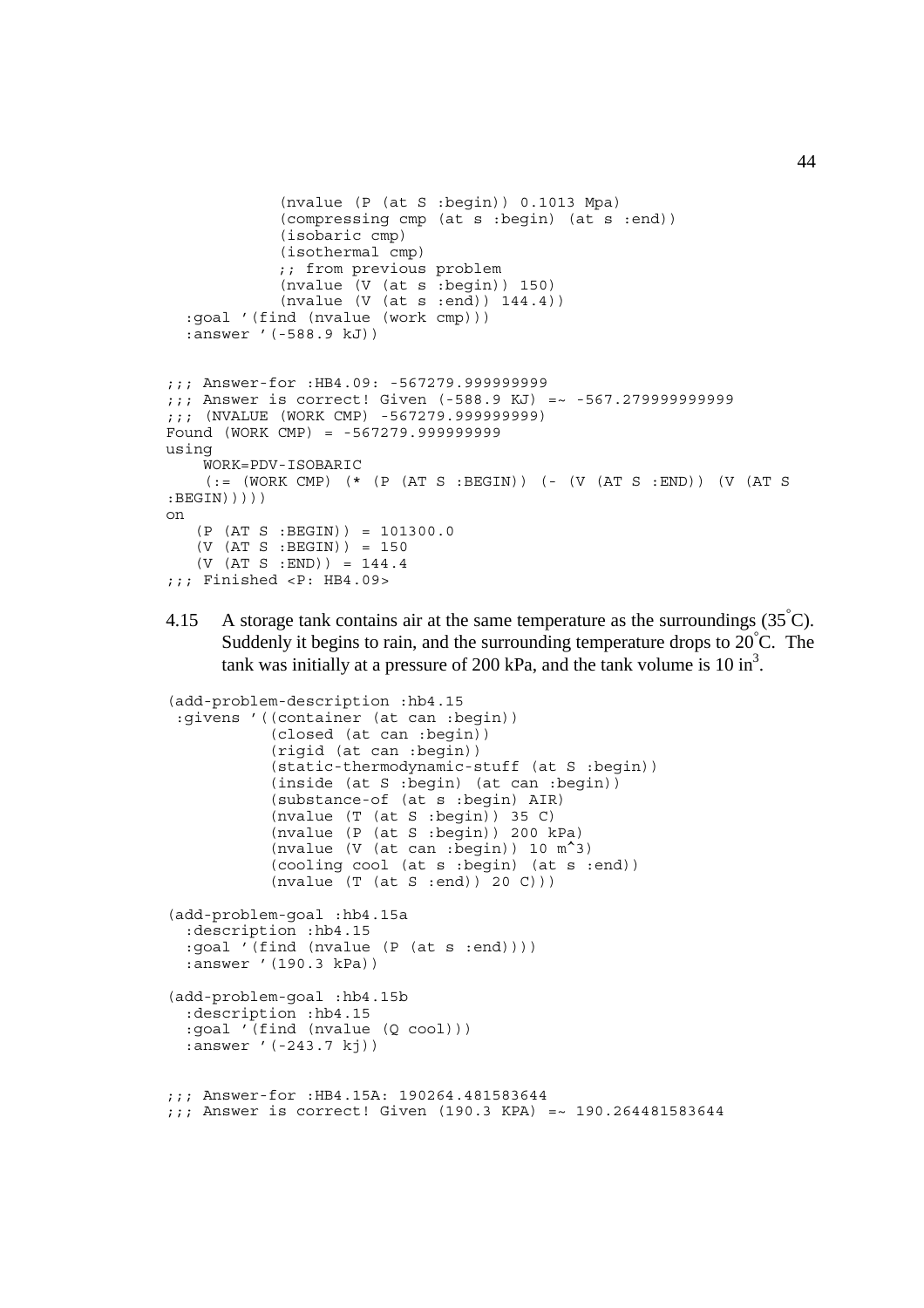```
            (nvalue (P (at S :begin)) 0.1013 Mpa)
            (compressing cmp (at s :begin) (at s :end))
            (isobaric cmp)
            (isothermal cmp)
            ;; from previous problem
            (nvalue (V (at s :begin)) 150)
            (nvalue (V (at s :end)) 144.4))
  :goal '(find (nvalue (work cmp)))
  :answer '(-588.9 kJ))


;;; Answer-for :HB4.09: -567279.999999999
;;; Answer is correct! Given (-588.9 KJ) =~ -567.279999999999
;;; (NVALUE (WORK CMP) -567279.999999999)
Found (WORK CMP) = -567279.999999999
using
    WORK=PDV-ISOBARIC
    (:= (WORK CMP) (* (P (AT S :BEGIN)) (- (V (AT S :END)) (V (AT S
:BEGIN)))))
on
   (P (AT S :BEGIN)) = 101300.0
   (V (AT S :BEGIN)) = 150
   (V (AT S :END)) = 144.4
;;; Finished <P: HB4.09>
```

4.15 A storage tank contains air at the same temperature as the surroundings (35°C). Suddenly it begins to rain, and the surrounding temperature drops to 20°C. The tank was initially at a pressure of 200 kPa, and the tank volume is 10 $in^3$.

```
(add-problem-description :hb4.15
 :givens '((container (at can :begin))
           (closed (at can :begin))
           (rigid (at can :begin))
           (static-thermodynamic-stuff (at S :begin))
           (inside (at S :begin) (at can :begin))
           (substance-of (at s :begin) AIR)
           (nvalue (T (at S :begin)) 35 C)
           (nvalue (P (at S :begin)) 200 kPa)
           (nvalue (V (at can :begin)) 10 m^3)
           (cooling cool (at s :begin) (at s :end))
           (nvalue (T (at S :end)) 20 C)))

(add-problem-goal :hb4.15a
  :description :hb4.15
  :goal '(find (nvalue (P (at s :end))))
  :answer '(190.3 kPa))

(add-problem-goal :hb4.15b
  :description :hb4.15
  :goal '(find (nvalue (Q cool)))
  :answer '(-243.7 kj))


;;; Answer-for :HB4.15A: 190264.481583644
;;; Answer is correct! Given (190.3 KPA) =~ 190.264481583644
```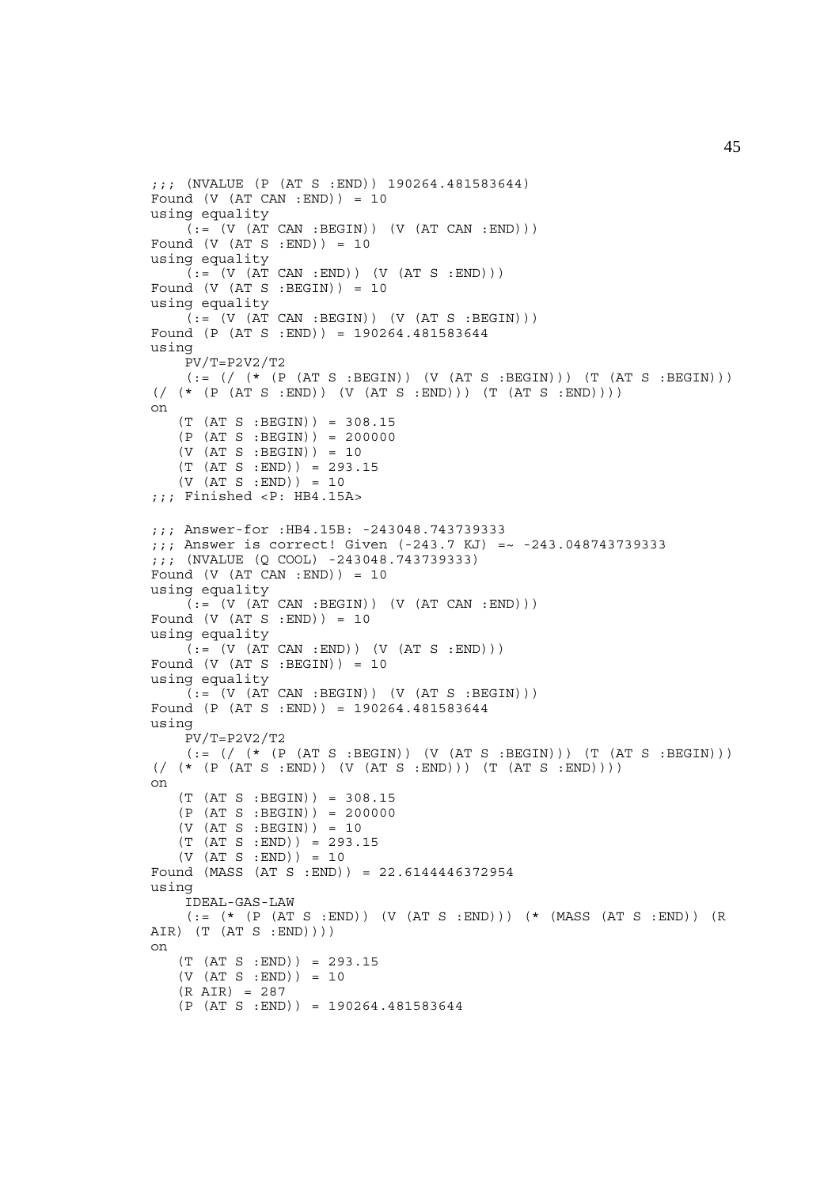```
;;; (NVALUE (P (AT S :END)) 190264.481583644)
Found (V (AT CAN :END)) = 10
using equality
    (:= (V (AT CAN :BEGIN)) (V (AT CAN :END)))
Found (V (AT S :END)) = 10
using equality
    (:= (V (AT CAN :END)) (V (AT S :END)))
Found (V (AT S :BEGIN)) = 10
using equality
    (:= (V (AT CAN :BEGIN)) (V (AT S :BEGIN)))
Found (P (AT S :END)) = 190264.481583644
using
    PV/T=P2V2/T2
    (:= (/ (* (P (AT S :BEGIN)) (V (AT S :BEGIN))) (T (AT S :BEGIN)))
(/ (* (P (AT S :END)) (V (AT S :END))) (T (AT S :END))))
on
   (T (AT S :BEGIN)) = 308.15
   (P (AT S :BEGIN)) = 200000
   (V (AT S :BEGIN)) = 10
   (T (AT S :END)) = 293.15
   (V (AT S :END)) = 10
;;; Finished <P: HB4.15A>

;;; Answer-for :HB4.15B: -243048.743739333
;;; Answer is correct! Given (-243.7 KJ) =~ -243.048743739333
;;; (NVALUE (Q COOL) -243048.743739333)
Found (V (AT CAN :END)) = 10
using equality
    (:= (V (AT CAN :BEGIN)) (V (AT CAN :END)))
Found (V (AT S :END)) = 10
using equality
    (:= (V (AT CAN :END)) (V (AT S :END)))
Found (V (AT S :BEGIN)) = 10
using equality
    (:= (V (AT CAN :BEGIN)) (V (AT S :BEGIN)))
Found (P (AT S :END)) = 190264.481583644
using
    PV/T=P2V2/T2
    (:= (/ (* (P (AT S :BEGIN)) (V (AT S :BEGIN))) (T (AT S :BEGIN)))
(/ (* (P (AT S :END)) (V (AT S :END))) (T (AT S :END))))
on
   (T (AT S :BEGIN)) = 308.15
   (P (AT S :BEGIN)) = 200000
   (V (AT S :BEGIN)) = 10
   (T (AT S :END)) = 293.15
   (V (AT S :END)) = 10
Found (MASS (AT S :END)) = 22.6144446372954
using
    IDEAL-GAS-LAW
    (:= (* (P (AT S :END)) (V (AT S :END))) (* (MASS (AT S :END)) (R
AIR) (T (AT S :END))))
on
   (T (AT S :END)) = 293.15
   (V (AT S :END)) = 10
   (R AIR) = 287
   (P (AT S :END)) = 190264.481583644
```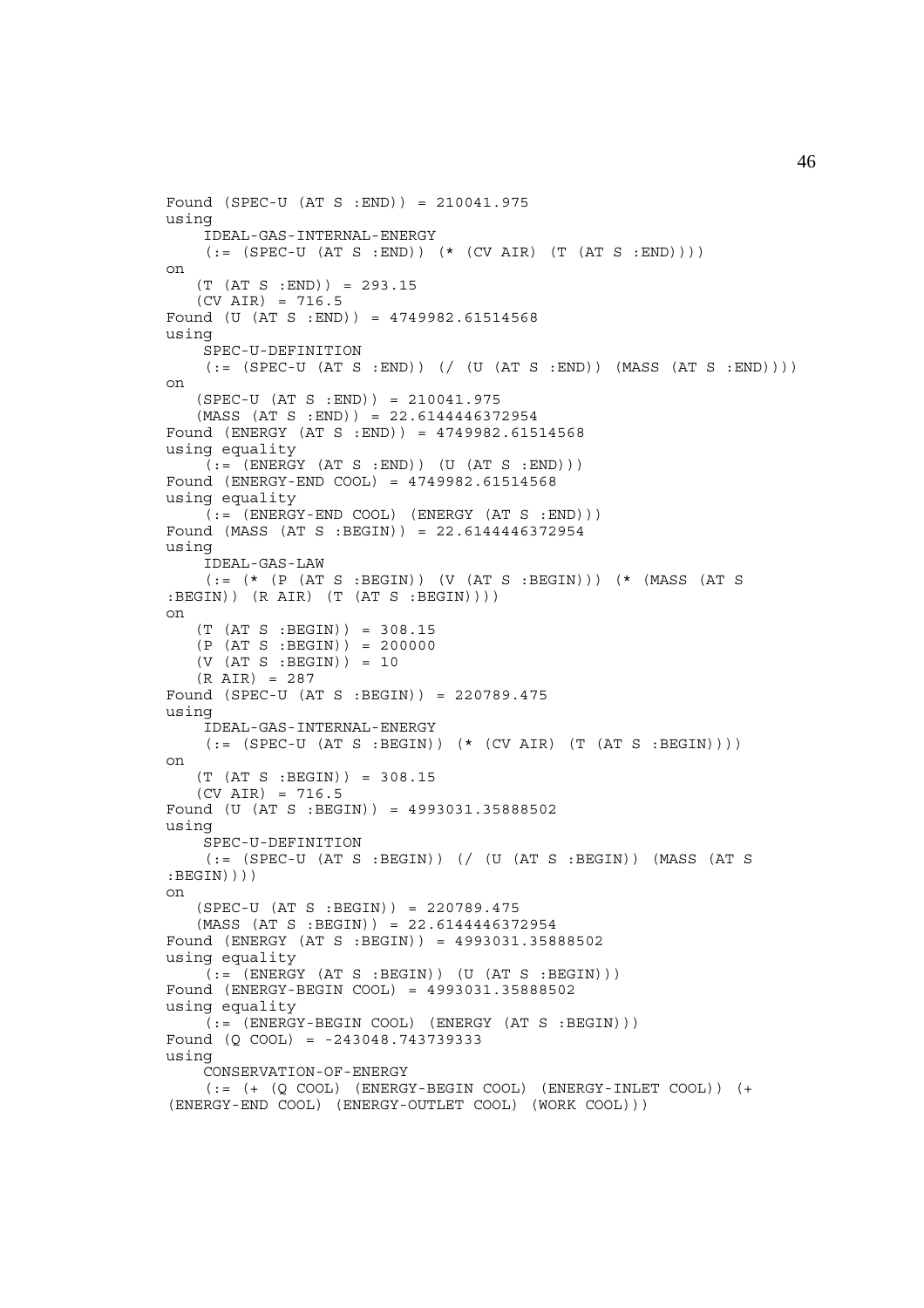```
Found (SPEC-U (AT S :END)) = 210041.975
using
    IDEAL-GAS-INTERNAL-ENERGY
    (:= (SPEC-U (AT S :END)) (* (CV AIR) (T (AT S :END))))
on
   (T (AT S :END)) = 293.15
   (CV AIR) = 716.5
Found (U (AT S :END)) = 4749982.61514568
using
    SPEC-U-DEFINITION
    (:= (SPEC-U (AT S :END)) (/ (U (AT S :END)) (MASS (AT S :END))))
on
   (SPEC-U (AT S :END)) = 210041.975
   (MASS (AT S :END)) = 22.6144446372954
Found (ENERGY (AT S :END)) = 4749982.61514568
using equality
    (:= (ENERGY (AT S :END)) (U (AT S :END)))
Found (ENERGY-END COOL) = 4749982.61514568
using equality
    (:= (ENERGY-END COOL) (ENERGY (AT S :END)))
Found (MASS (AT S :BEGIN)) = 22.6144446372954
using
    IDEAL-GAS-LAW
    (:= (* (P (AT S :BEGIN)) (V (AT S :BEGIN))) (* (MASS (AT S
:BEGIN)) (R AIR) (T (AT S :BEGIN))))
on
   (T (AT S :BEGIN)) = 308.15
   (P (AT S :BEGIN)) = 200000
   (V (AT S :BEGIN)) = 10
   (R AIR) = 287
Found (SPEC-U (AT S :BEGIN)) = 220789.475
using
    IDEAL-GAS-INTERNAL-ENERGY
    (:= (SPEC-U (AT S :BEGIN)) (* (CV AIR) (T (AT S :BEGIN))))
on
   (T (AT S :BEGIN)) = 308.15
   (CV AIR) = 716.5
Found (U (AT S :BEGIN)) = 4993031.35888502
using
    SPEC-U-DEFINITION
    (:= (SPEC-U (AT S :BEGIN)) (/ (U (AT S :BEGIN)) (MASS (AT S
:BEGIN))))
on
   (SPEC-U (AT S :BEGIN)) = 220789.475
   (MASS (AT S :BEGIN)) = 22.6144446372954
Found (ENERGY (AT S :BEGIN)) = 4993031.35888502
using equality
    (:= (ENERGY (AT S :BEGIN)) (U (AT S :BEGIN)))
Found (ENERGY-BEGIN COOL) = 4993031.35888502
using equality
    (:= (ENERGY-BEGIN COOL) (ENERGY (AT S :BEGIN)))
Found (Q COOL) = -243048.743739333
using
    CONSERVATION-OF-ENERGY
    (:= (+ (Q COOL) (ENERGY-BEGIN COOL) (ENERGY-INLET COOL)) (+
(ENERGY-END COOL) (ENERGY-OUTLET COOL) (WORK COOL)))
```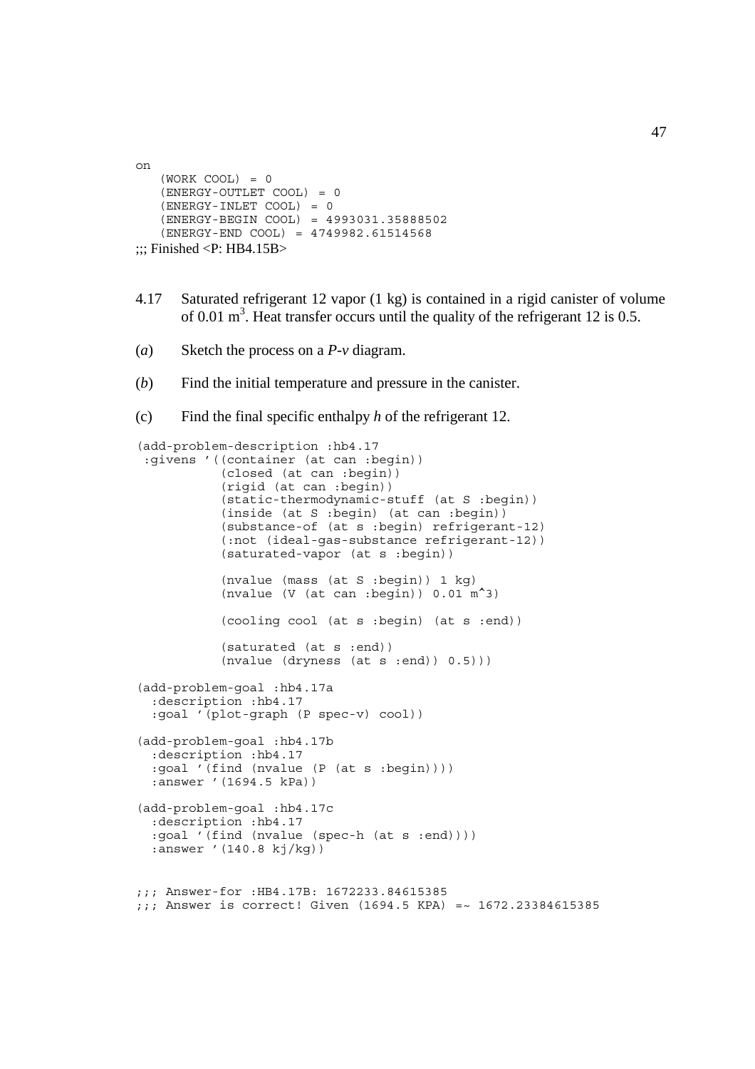```
on
   (WORK COOL) = 0
   (ENERGY-OUTLET COOL) = 0
   (ENERGY-INLET COOL) = 0
   (ENERGY-BEGIN COOL) = 4993031.35888502
   (ENERGY-END COOL) = 4749982.61514568
```

;;; Finished <P: HB4.15B>

4.17 Saturated refrigerant 12 vapor (1 kg) is contained in a rigid canister of volume of 0.01 $m^3$. Heat transfer occurs until the quality of the refrigerant 12 is 0.5.

(*a*) Sketch the process on a *P-v* diagram.

(*b*) Find the initial temperature and pressure in the canister.

(c) Find the final specific enthalpy *h* of the refrigerant 12.

```
(add-problem-description :hb4.17
 :givens '((container (at can :begin))
           (closed (at can :begin))
           (rigid (at can :begin))
           (static-thermodynamic-stuff (at S :begin))
           (inside (at S :begin) (at can :begin))
           (substance-of (at s :begin) refrigerant-12)
           (:not (ideal-gas-substance refrigerant-12))
           (saturated-vapor (at s :begin))

           (nvalue (mass (at S :begin)) 1 kg)
           (nvalue (V (at can :begin)) 0.01 m^3)

           (cooling cool (at s :begin) (at s :end))

           (saturated (at s :end))
           (nvalue (dryness (at s :end)) 0.5)))

(add-problem-goal :hb4.17a
  :description :hb4.17
  :goal '(plot-graph (P spec-v) cool))

(add-problem-goal :hb4.17b
  :description :hb4.17
  :goal '(find (nvalue (P (at s :begin))))
  :answer '(1694.5 kPa))

(add-problem-goal :hb4.17c
  :description :hb4.17
  :goal '(find (nvalue (spec-h (at s :end))))
  :answer '(140.8 kj/kg))


;;; Answer-for :HB4.17B: 1672233.84615385
;;; Answer is correct! Given (1694.5 KPA) =~ 1672.23384615385
```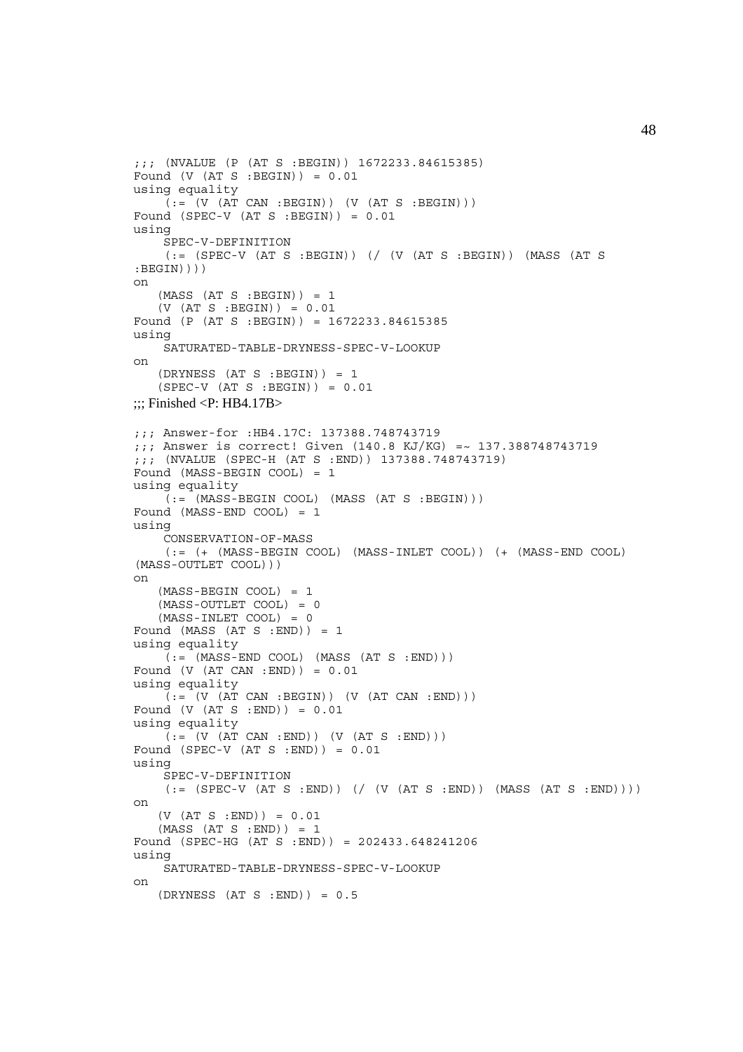```
;;; (NVALUE (P (AT S :BEGIN)) 1672233.84615385)
Found (V (AT S :BEGIN)) = 0.01
using equality
    (:= (V (AT CAN :BEGIN)) (V (AT S :BEGIN)))
Found (SPEC-V (AT S :BEGIN)) = 0.01
using
    SPEC-V-DEFINITION
    (:= (SPEC-V (AT S :BEGIN)) (/ (V (AT S :BEGIN)) (MASS (AT S
:BEGIN))))
on
   (MASS (AT S :BEGIN)) = 1
   (V (AT S :BEGIN)) = 0.01
Found (P (AT S :BEGIN)) = 1672233.84615385
using
    SATURATED-TABLE-DRYNESS-SPEC-V-LOOKUP
on
   (DRYNESS (AT S :BEGIN)) = 1
   (SPEC-V (AT S :BEGIN)) = 0.01
;;; Finished <P: HB4.17B>

;;; Answer-for :HB4.17C: 137388.748743719
;;; Answer is correct! Given (140.8 KJ/KG) =~ 137.388748743719
;;; (NVALUE (SPEC-H (AT S :END)) 137388.748743719)
Found (MASS-BEGIN COOL) = 1
using equality
    (:= (MASS-BEGIN COOL) (MASS (AT S :BEGIN)))
Found (MASS-END COOL) = 1
using
    CONSERVATION-OF-MASS
    (:= (+ (MASS-BEGIN COOL) (MASS-INLET COOL)) (+ (MASS-END COOL)
(MASS-OUTLET COOL)))
on
   (MASS-BEGIN COOL) = 1
   (MASS-OUTLET COOL) = 0
   (MASS-INLET COOL) = 0
Found (MASS (AT S :END)) = 1
using equality
    (:= (MASS-END COOL) (MASS (AT S :END)))
Found (V (AT CAN :END)) = 0.01
using equality
    (:= (V (AT CAN :BEGIN)) (V (AT CAN :END)))
Found (V (AT S :END)) = 0.01
using equality
    (:= (V (AT CAN :END)) (V (AT S :END)))
Found (SPEC-V (AT S :END)) = 0.01
using
    SPEC-V-DEFINITION
    (:= (SPEC-V (AT S :END)) (/ (V (AT S :END)) (MASS (AT S :END))))
on
   (V (AT S :END)) = 0.01
   (MASS (AT S :END)) = 1
Found (SPEC-HG (AT S :END)) = 202433.648241206
using
    SATURATED-TABLE-DRYNESS-SPEC-V-LOOKUP
on
   (DRYNESS (AT S :END)) = 0.5
```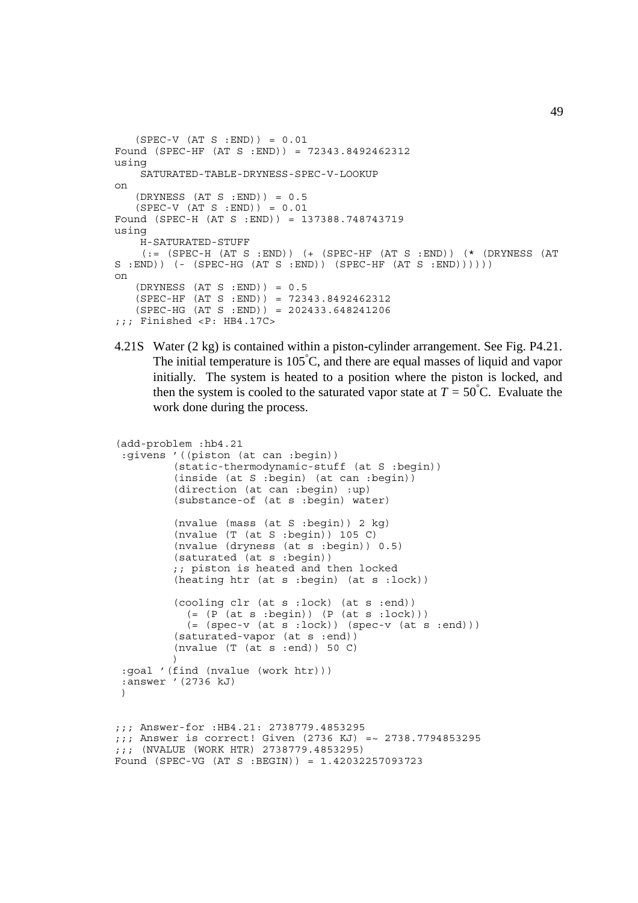```
   (SPEC-V (AT S :END)) = 0.01
Found (SPEC-HF (AT S :END)) = 72343.8492462312
using
    SATURATED-TABLE-DRYNESS-SPEC-V-LOOKUP
on
   (DRYNESS (AT S :END)) = 0.5
   (SPEC-V (AT S :END)) = 0.01
Found (SPEC-H (AT S :END)) = 137388.748743719
using
    H-SATURATED-STUFF
    (:= (SPEC-H (AT S :END)) (+ (SPEC-HF (AT S :END)) (* (DRYNESS (AT
S :END)) (- (SPEC-HG (AT S :END)) (SPEC-HF (AT S :END))))))
on
   (DRYNESS (AT S :END)) = 0.5
   (SPEC-HF (AT S :END)) = 72343.8492462312
   (SPEC-HG (AT S :END)) = 202433.648241206
;;; Finished <P: HB4.17C>
```

4.21S Water (2 kg) is contained within a piston-cylinder arrangement. See Fig. P4.21. The initial temperature is 105°C, and there are equal masses of liquid and vapor initially. The system is heated to a position where the piston is locked, and then the system is cooled to the saturated vapor state at $T = 50$°C. Evaluate the work done during the process.

```
(add-problem :hb4.21
 :givens '((piston (at can :begin))
         (static-thermodynamic-stuff (at S :begin))
         (inside (at S :begin) (at can :begin))
         (direction (at can :begin) :up)
         (substance-of (at s :begin) water)

         (nvalue (mass (at S :begin)) 2 kg)
         (nvalue (T (at S :begin)) 105 C)
         (nvalue (dryness (at s :begin)) 0.5)
         (saturated (at s :begin))
         ;; piston is heated and then locked
         (heating htr (at s :begin) (at s :lock))

         (cooling clr (at s :lock) (at s :end))
           (= (P (at s :begin)) (P (at s :lock)))
           (= (spec-v (at s :lock)) (spec-v (at s :end)))
         (saturated-vapor (at s :end))
         (nvalue (T (at s :end)) 50 C)
         )
 :goal '(find (nvalue (work htr)))
 :answer '(2736 kJ)
 )


;;; Answer-for :HB4.21: 2738779.4853295
;;; Answer is correct! Given (2736 KJ) =~ 2738.7794853295
;;; (NVALUE (WORK HTR) 2738779.4853295)
Found (SPEC-VG (AT S :BEGIN)) = 1.42032257093723
```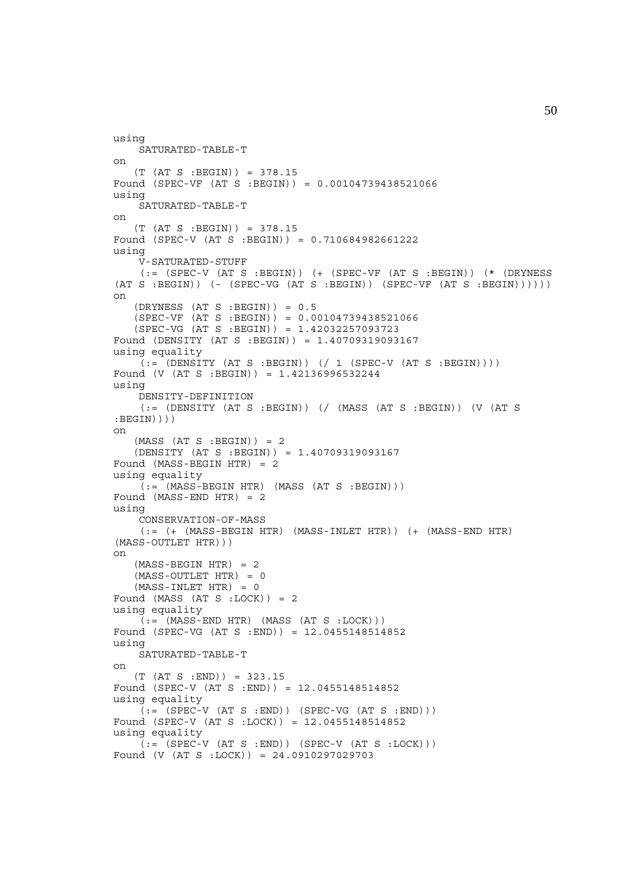```
using
    SATURATED-TABLE-T
on
   (T (AT S :BEGIN)) = 378.15
Found (SPEC-VF (AT S :BEGIN)) = 0.00104739438521066
using
    SATURATED-TABLE-T
on
   (T (AT S :BEGIN)) = 378.15
Found (SPEC-V (AT S :BEGIN)) = 0.710684982661222
using
    V-SATURATED-STUFF
    (:= (SPEC-V (AT S :BEGIN)) (+ (SPEC-VF (AT S :BEGIN)) (* (DRYNESS
(AT S :BEGIN)) (- (SPEC-VG (AT S :BEGIN)) (SPEC-VF (AT S :BEGIN))))))
on
   (DRYNESS (AT S :BEGIN)) = 0.5
   (SPEC-VF (AT S :BEGIN)) = 0.00104739438521066
   (SPEC-VG (AT S :BEGIN)) = 1.42032257093723
Found (DENSITY (AT S :BEGIN)) = 1.40709319093167
using equality
    (:= (DENSITY (AT S :BEGIN)) (/ 1 (SPEC-V (AT S :BEGIN))))
Found (V (AT S :BEGIN)) = 1.42136996532244
using
    DENSITY-DEFINITION
    (:= (DENSITY (AT S :BEGIN)) (/ (MASS (AT S :BEGIN)) (V (AT S
:BEGIN))))
on
   (MASS (AT S :BEGIN)) = 2
   (DENSITY (AT S :BEGIN)) = 1.40709319093167
Found (MASS-BEGIN HTR) = 2
using equality
    (:= (MASS-BEGIN HTR) (MASS (AT S :BEGIN)))
Found (MASS-END HTR) = 2
using
    CONSERVATION-OF-MASS
    (:= (+ (MASS-BEGIN HTR) (MASS-INLET HTR)) (+ (MASS-END HTR)
(MASS-OUTLET HTR)))
on
   (MASS-BEGIN HTR) = 2
   (MASS-OUTLET HTR) = 0
   (MASS-INLET HTR) = 0
Found (MASS (AT S :LOCK)) = 2
using equality
    (:= (MASS-END HTR) (MASS (AT S :LOCK)))
Found (SPEC-VG (AT S :END)) = 12.0455148514852
using
    SATURATED-TABLE-T
on
   (T (AT S :END)) = 323.15
Found (SPEC-V (AT S :END)) = 12.0455148514852
using equality
    (:= (SPEC-V (AT S :END)) (SPEC-VG (AT S :END)))
Found (SPEC-V (AT S :LOCK)) = 12.0455148514852
using equality
    (:= (SPEC-V (AT S :END)) (SPEC-V (AT S :LOCK)))
Found (V (AT S :LOCK)) = 24.0910297029703
```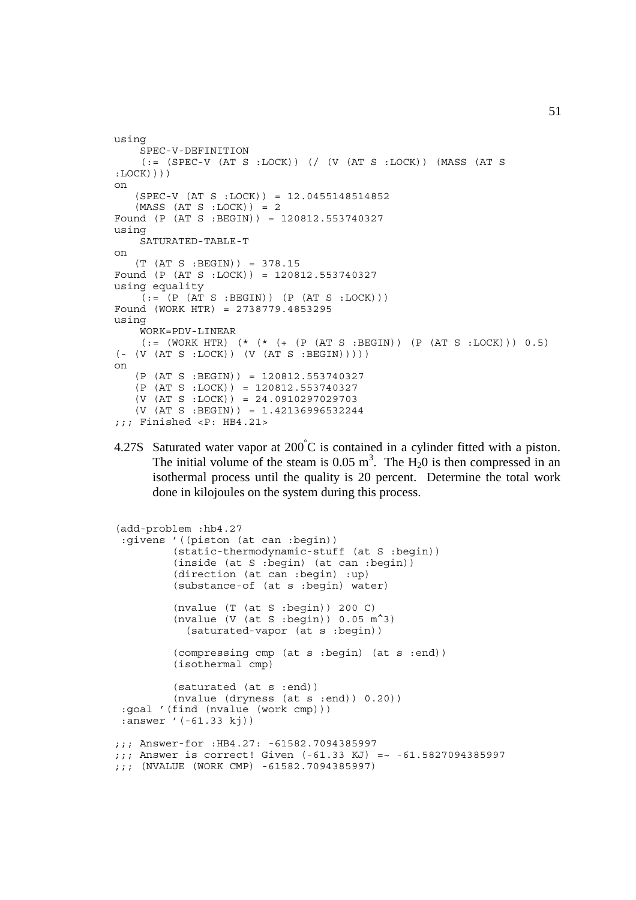```
using
    SPEC-V-DEFINITION
    (:= (SPEC-V (AT S :LOCK)) (/ (V (AT S :LOCK)) (MASS (AT S
:LOCK))))
on
   (SPEC-V (AT S :LOCK)) = 12.0455148514852
   (MASS (AT S :LOCK)) = 2
Found (P (AT S :BEGIN)) = 120812.553740327
using
    SATURATED-TABLE-T
on
   (T (AT S :BEGIN)) = 378.15
Found (P (AT S :LOCK)) = 120812.553740327
using equality
    (:= (P (AT S :BEGIN)) (P (AT S :LOCK)))
Found (WORK HTR) = 2738779.4853295
using
    WORK=PDV-LINEAR
    (:= (WORK HTR) (* (* (+ (P (AT S :BEGIN)) (P (AT S :LOCK))) 0.5)
(- (V (AT S :LOCK)) (V (AT S :BEGIN)))))
on
   (P (AT S :BEGIN)) = 120812.553740327
   (P (AT S :LOCK)) = 120812.553740327
   (V (AT S :LOCK)) = 24.0910297029703
   (V (AT S :BEGIN)) = 1.42136996532244
;;; Finished <P: HB4.21>
```

4.27S Saturated water vapor at 200°C is contained in a cylinder fitted with a piston. The initial volume of the steam is 0.05 $m^3$. The $H_20$ is then compressed in an isothermal process until the quality is 20 percent. Determine the total work done in kilojoules on the system during this process.

```
(add-problem :hb4.27
 :givens '((piston (at can :begin))
         (static-thermodynamic-stuff (at S :begin))
         (inside (at S :begin) (at can :begin))
         (direction (at can :begin) :up)
         (substance-of (at s :begin) water)

         (nvalue (T (at S :begin)) 200 C)
         (nvalue (V (at S :begin)) 0.05 m^3)
           (saturated-vapor (at s :begin))

         (compressing cmp (at s :begin) (at s :end))
         (isothermal cmp)

         (saturated (at s :end))
         (nvalue (dryness (at s :end)) 0.20))
 :goal '(find (nvalue (work cmp)))
 :answer '(-61.33 kj))

;;; Answer-for :HB4.27: -61582.7094385997
;;; Answer is correct! Given (-61.33 KJ) =~ -61.5827094385997
;;; (NVALUE (WORK CMP) -61582.7094385997)
```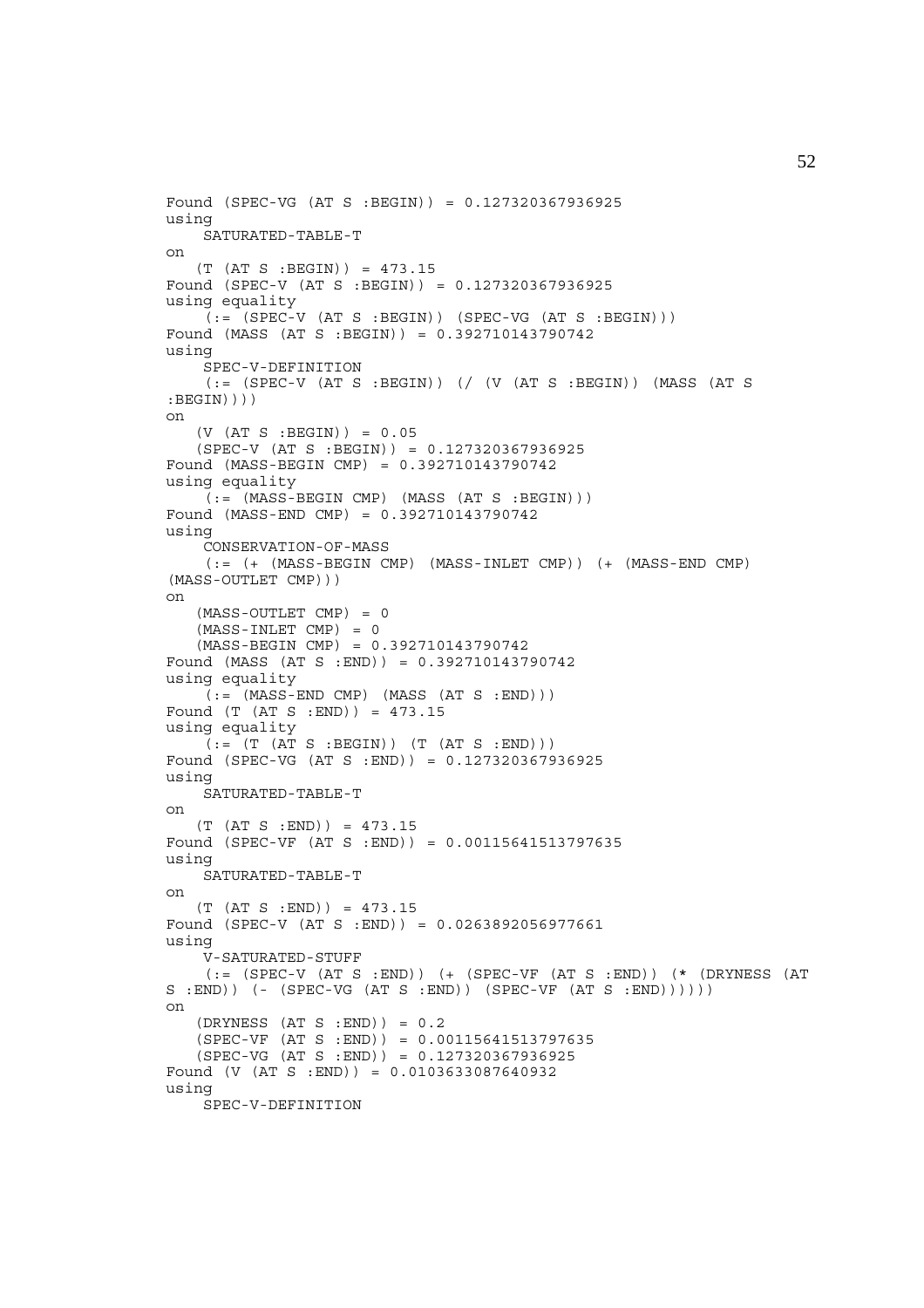```
Found (SPEC-VG (AT S :BEGIN)) = 0.127320367936925
using
    SATURATED-TABLE-T
on
   (T (AT S :BEGIN)) = 473.15
Found (SPEC-V (AT S :BEGIN)) = 0.127320367936925
using equality
    (:= (SPEC-V (AT S :BEGIN)) (SPEC-VG (AT S :BEGIN)))
Found (MASS (AT S :BEGIN)) = 0.392710143790742
using
    SPEC-V-DEFINITION
    (:= (SPEC-V (AT S :BEGIN)) (/ (V (AT S :BEGIN)) (MASS (AT S
:BEGIN))))
on
   (V (AT S :BEGIN)) = 0.05
   (SPEC-V (AT S :BEGIN)) = 0.127320367936925
Found (MASS-BEGIN CMP) = 0.392710143790742
using equality
    (:= (MASS-BEGIN CMP) (MASS (AT S :BEGIN)))
Found (MASS-END CMP) = 0.392710143790742
using
    CONSERVATION-OF-MASS
    (:= (+ (MASS-BEGIN CMP) (MASS-INLET CMP)) (+ (MASS-END CMP)
(MASS-OUTLET CMP)))
on
   (MASS-OUTLET CMP) = 0
   (MASS-INLET CMP) = 0
   (MASS-BEGIN CMP) = 0.392710143790742
Found (MASS (AT S :END)) = 0.392710143790742
using equality
    (:= (MASS-END CMP) (MASS (AT S :END)))
Found (T (AT S :END)) = 473.15
using equality
    (:= (T (AT S :BEGIN)) (T (AT S :END)))
Found (SPEC-VG (AT S :END)) = 0.127320367936925
using
    SATURATED-TABLE-T
on
   (T (AT S :END)) = 473.15
Found (SPEC-VF (AT S :END)) = 0.00115641513797635
using
    SATURATED-TABLE-T
on
   (T (AT S :END)) = 473.15
Found (SPEC-V (AT S :END)) = 0.0263892056977661
using
    V-SATURATED-STUFF
    (:= (SPEC-V (AT S :END)) (+ (SPEC-VF (AT S :END)) (* (DRYNESS (AT
S :END)) (- (SPEC-VG (AT S :END)) (SPEC-VF (AT S :END))))))
on
   (DRYNESS (AT S :END)) = 0.2
   (SPEC-VF (AT S :END)) = 0.00115641513797635
   (SPEC-VG (AT S :END)) = 0.127320367936925
Found (V (AT S :END)) = 0.0103633087640932
using
    SPEC-V-DEFINITION
```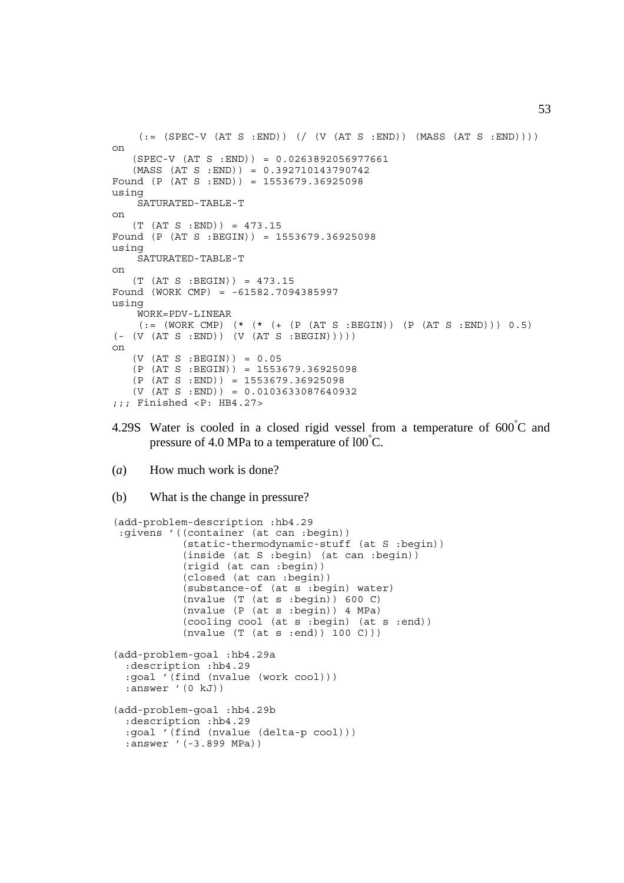```
    (:= (SPEC-V (AT S :END)) (/ (V (AT S :END)) (MASS (AT S :END))))
on
   (SPEC-V (AT S :END)) = 0.0263892056977661
   (MASS (AT S :END)) = 0.392710143790742
Found (P (AT S :END)) = 1553679.36925098
using
    SATURATED-TABLE-T
on
   (T (AT S :END)) = 473.15
Found (P (AT S :BEGIN)) = 1553679.36925098
using
    SATURATED-TABLE-T
on
   (T (AT S :BEGIN)) = 473.15
Found (WORK CMP) = -61582.7094385997
using
    WORK=PDV-LINEAR
    (:= (WORK CMP) (* (* (+ (P (AT S :BEGIN)) (P (AT S :END))) 0.5)
(- (V (AT S :END)) (V (AT S :BEGIN)))))
on
   (V (AT S :BEGIN)) = 0.05
   (P (AT S :BEGIN)) = 1553679.36925098
   (P (AT S :END)) = 1553679.36925098
   (V (AT S :END)) = 0.0103633087640932
;;; Finished <P: HB4.27>
```

4.29S Water is cooled in a closed rigid vessel from a temperature of 600°C and pressure of 4.0 MPa to a temperature of l00°C.

(*a*) How much work is done?

(b) What is the change in pressure?

```
(add-problem-description :hb4.29
 :givens '((container (at can :begin))
           (static-thermodynamic-stuff (at S :begin))
           (inside (at S :begin) (at can :begin))
           (rigid (at can :begin))
           (closed (at can :begin))
           (substance-of (at s :begin) water)
           (nvalue (T (at s :begin)) 600 C)
           (nvalue (P (at s :begin)) 4 MPa)
           (cooling cool (at s :begin) (at s :end))
           (nvalue (T (at s :end)) 100 C)))

(add-problem-goal :hb4.29a
  :description :hb4.29
  :goal '(find (nvalue (work cool)))
  :answer '(0 kJ))

(add-problem-goal :hb4.29b
  :description :hb4.29
  :goal '(find (nvalue (delta-p cool)))
  :answer '(-3.899 MPa))
```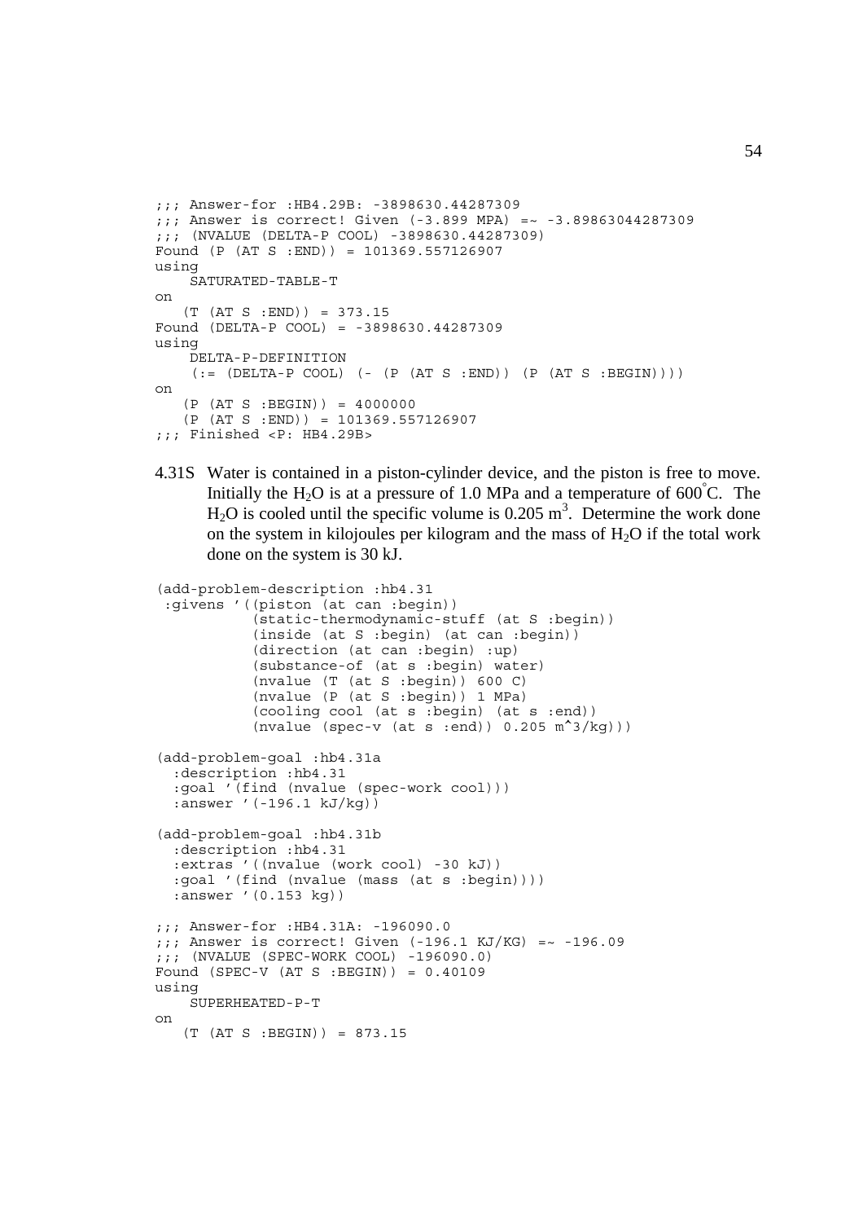```
;;; Answer-for :HB4.29B: -3898630.44287309
;;; Answer is correct! Given (-3.899 MPA) =~ -3.89863044287309
;;; (NVALUE (DELTA-P COOL) -3898630.44287309)
Found (P (AT S :END)) = 101369.557126907
using
    SATURATED-TABLE-T
on
   (T (AT S :END)) = 373.15
Found (DELTA-P COOL) = -3898630.44287309
using
    DELTA-P-DEFINITION
    (:= (DELTA-P COOL) (- (P (AT S :END)) (P (AT S :BEGIN))))
on
   (P (AT S :BEGIN)) = 4000000
   (P (AT S :END)) = 101369.557126907
;;; Finished <P: HB4.29B>
```

4.31S Water is contained in a piston-cylinder device, and the piston is free to move. Initially the $H_2O$ is at a pressure of 1.0 MPa and a temperature of 600°C. The $H_2O$ is cooled until the specific volume is 0.205 $m^3$. Determine the work done on the system in kilojoules per kilogram and the mass of $H_2O$ if the total work done on the system is 30 kJ.

```
(add-problem-description :hb4.31
 :givens '((piston (at can :begin))
           (static-thermodynamic-stuff (at S :begin))
           (inside (at S :begin) (at can :begin))
           (direction (at can :begin) :up)
           (substance-of (at s :begin) water)
           (nvalue (T (at S :begin)) 600 C)
           (nvalue (P (at S :begin)) 1 MPa)
           (cooling cool (at s :begin) (at s :end))
           (nvalue (spec-v (at s :end)) 0.205 m^3/kg)))

(add-problem-goal :hb4.31a
  :description :hb4.31
  :goal '(find (nvalue (spec-work cool)))
  :answer '(-196.1 kJ/kg))

(add-problem-goal :hb4.31b
  :description :hb4.31
  :extras '((nvalue (work cool) -30 kJ))
  :goal '(find (nvalue (mass (at s :begin))))
  :answer '(0.153 kg))

;;; Answer-for :HB4.31A: -196090.0
;;; Answer is correct! Given (-196.1 KJ/KG) =~ -196.09
;;; (NVALUE (SPEC-WORK COOL) -196090.0)
Found (SPEC-V (AT S :BEGIN)) = 0.40109
using
    SUPERHEATED-P-T
on
   (T (AT S :BEGIN)) = 873.15
```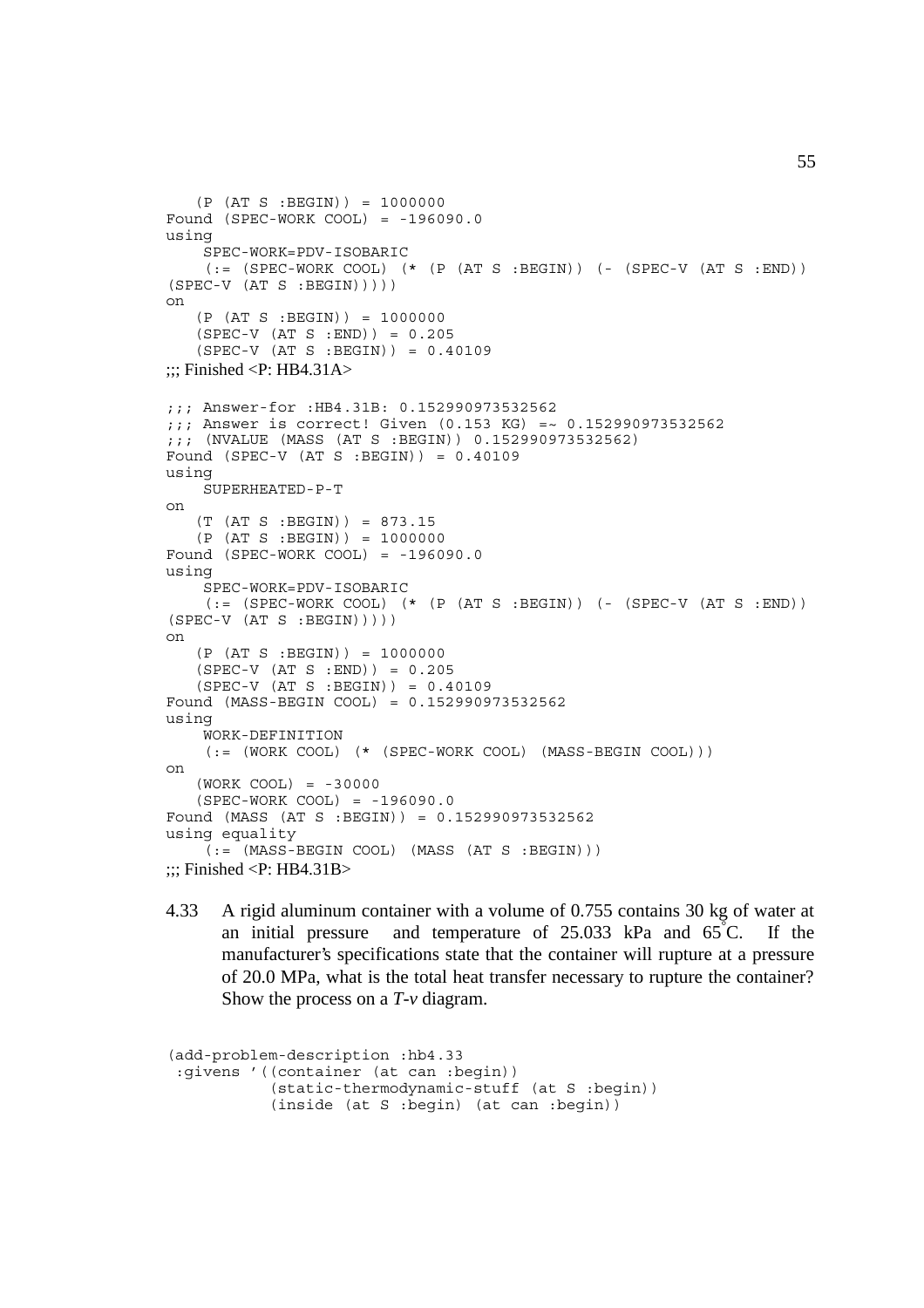```
   (P (AT S :BEGIN)) = 1000000
Found (SPEC-WORK COOL) = -196090.0
using
    SPEC-WORK=PDV-ISOBARIC
    (:= (SPEC-WORK COOL) (* (P (AT S :BEGIN)) (- (SPEC-V (AT S :END))
(SPEC-V (AT S :BEGIN)))))
on
   (P (AT S :BEGIN)) = 1000000
   (SPEC-V (AT S :END)) = 0.205
   (SPEC-V (AT S :BEGIN)) = 0.40109
;;; Finished <P: HB4.31A>

;;; Answer-for :HB4.31B: 0.152990973532562
;;; Answer is correct! Given (0.153 KG) =~ 0.152990973532562
;;; (NVALUE (MASS (AT S :BEGIN)) 0.152990973532562)
Found (SPEC-V (AT S :BEGIN)) = 0.40109
using
    SUPERHEATED-P-T
on
   (T (AT S :BEGIN)) = 873.15
   (P (AT S :BEGIN)) = 1000000
Found (SPEC-WORK COOL) = -196090.0
using
    SPEC-WORK=PDV-ISOBARIC
    (:= (SPEC-WORK COOL) (* (P (AT S :BEGIN)) (- (SPEC-V (AT S :END))
(SPEC-V (AT S :BEGIN)))))
on
   (P (AT S :BEGIN)) = 1000000
   (SPEC-V (AT S :END)) = 0.205
   (SPEC-V (AT S :BEGIN)) = 0.40109
Found (MASS-BEGIN COOL) = 0.152990973532562
using
    WORK-DEFINITION
    (:= (WORK COOL) (* (SPEC-WORK COOL) (MASS-BEGIN COOL)))
on
   (WORK COOL) = -30000
   (SPEC-WORK COOL) = -196090.0
Found (MASS (AT S :BEGIN)) = 0.152990973532562
using equality
    (:= (MASS-BEGIN COOL) (MASS (AT S :BEGIN)))
;;; Finished <P: HB4.31B>
```

4.33 A rigid aluminum container with a volume of 0.755 contains 30 kg of water at an initial pressure and temperature of 25.033 kPa and 65°C. If the manufacturer's specifications state that the container will rupture at a pressure of 20.0 MPa, what is the total heat transfer necessary to rupture the container? Show the process on a *T-v* diagram.

```
(add-problem-description :hb4.33
 :givens '((container (at can :begin))
           (static-thermodynamic-stuff (at S :begin))
           (inside (at S :begin) (at can :begin))
```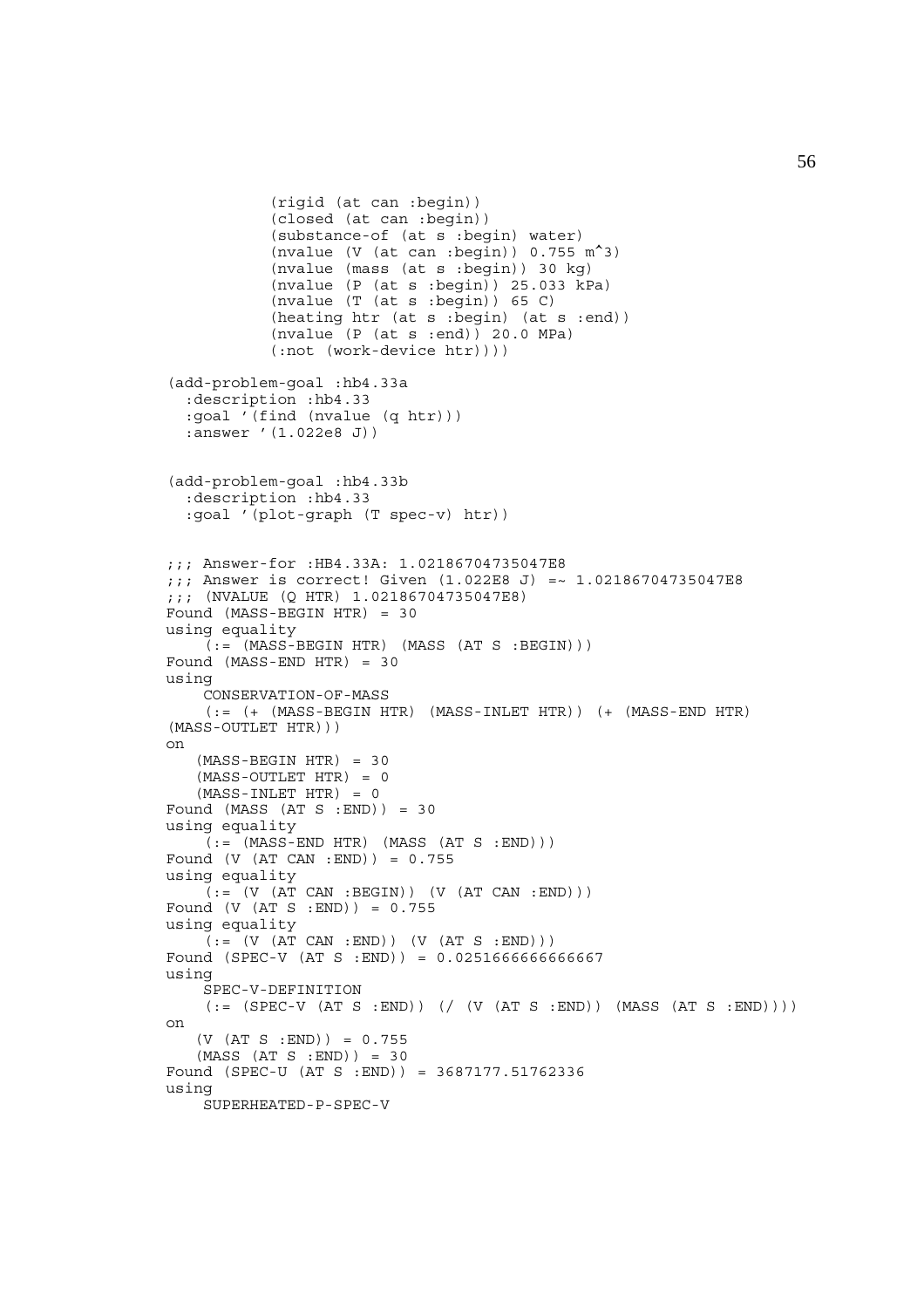```
            (rigid (at can :begin))
            (closed (at can :begin))
            (substance-of (at s :begin) water)
            (nvalue (V (at can :begin)) 0.755 m^3)
            (nvalue (mass (at s :begin)) 30 kg)
            (nvalue (P (at s :begin)) 25.033 kPa)
            (nvalue (T (at s :begin)) 65 C)
            (heating htr (at s :begin) (at s :end))
            (nvalue (P (at s :end)) 20.0 MPa)
            (:not (work-device htr))))

(add-problem-goal :hb4.33a
  :description :hb4.33
  :goal '(find (nvalue (q htr)))
  :answer '(1.022e8 J))


(add-problem-goal :hb4.33b
  :description :hb4.33
  :goal '(plot-graph (T spec-v) htr))


;;; Answer-for :HB4.33A: 1.02186704735047E8
;;; Answer is correct! Given (1.022E8 J) =~ 1.02186704735047E8
;;; (NVALUE (Q HTR) 1.02186704735047E8)
Found (MASS-BEGIN HTR) = 30
using equality
    (:= (MASS-BEGIN HTR) (MASS (AT S :BEGIN)))
Found (MASS-END HTR) = 30
using
    CONSERVATION-OF-MASS
    (:= (+ (MASS-BEGIN HTR) (MASS-INLET HTR)) (+ (MASS-END HTR)
(MASS-OUTLET HTR)))
on
   (MASS-BEGIN HTR) = 30
   (MASS-OUTLET HTR) = 0
   (MASS-INLET HTR) = 0
Found (MASS (AT S :END)) = 30
using equality
    (:= (MASS-END HTR) (MASS (AT S :END)))
Found (V (AT CAN :END)) = 0.755
using equality
    (:= (V (AT CAN :BEGIN)) (V (AT CAN :END)))
Found (V (AT S :END)) = 0.755
using equality
    (:= (V (AT CAN :END)) (V (AT S :END)))
Found (SPEC-V (AT S :END)) = 0.0251666666666667
using
    SPEC-V-DEFINITION
    (:= (SPEC-V (AT S :END)) (/ (V (AT S :END)) (MASS (AT S :END))))
on
   (V (AT S :END)) = 0.755
   (MASS (AT S :END)) = 30
Found (SPEC-U (AT S :END)) = 3687177.51762336
using
    SUPERHEATED-P-SPEC-V
```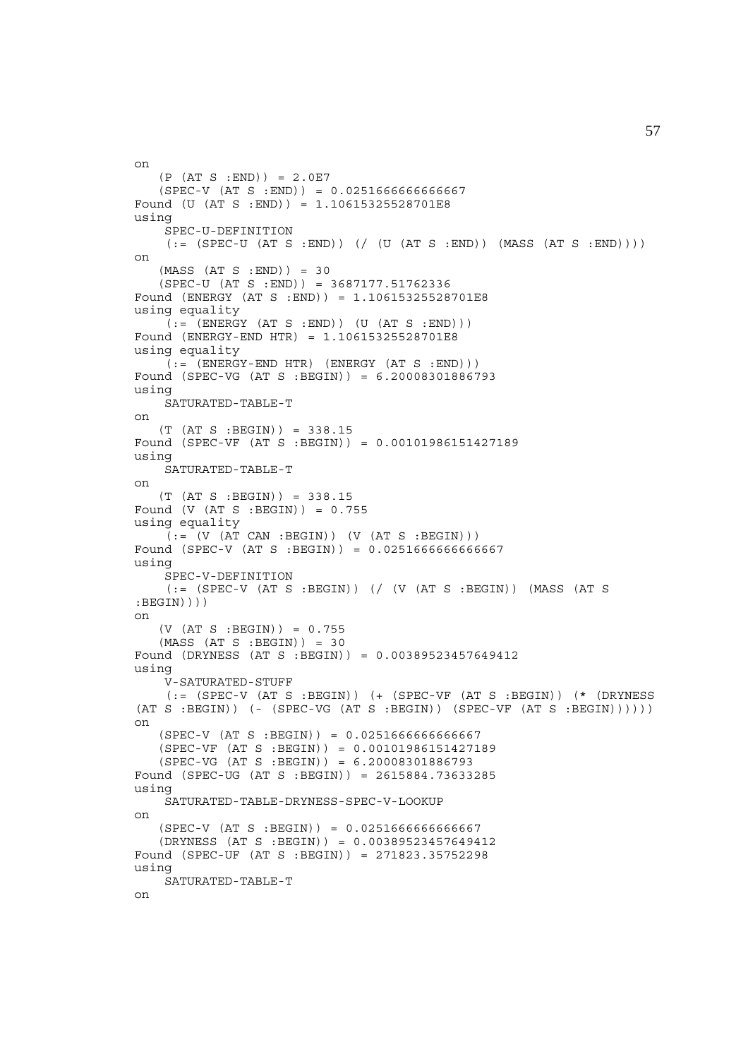```
on
   (P (AT S :END)) = 2.0E7
   (SPEC-V (AT S :END)) = 0.0251666666666667
Found (U (AT S :END)) = 1.10615325528701E8
using
    SPEC-U-DEFINITION
    (:= (SPEC-U (AT S :END)) (/ (U (AT S :END)) (MASS (AT S :END))))
on
   (MASS (AT S :END)) = 30
   (SPEC-U (AT S :END)) = 3687177.51762336
Found (ENERGY (AT S :END)) = 1.10615325528701E8
using equality
    (:= (ENERGY (AT S :END)) (U (AT S :END)))
Found (ENERGY-END HTR) = 1.10615325528701E8
using equality
    (:= (ENERGY-END HTR) (ENERGY (AT S :END)))
Found (SPEC-VG (AT S :BEGIN)) = 6.20008301886793
using
    SATURATED-TABLE-T
on
   (T (AT S :BEGIN)) = 338.15
Found (SPEC-VF (AT S :BEGIN)) = 0.00101986151427189
using
    SATURATED-TABLE-T
on
   (T (AT S :BEGIN)) = 338.15
Found (V (AT S :BEGIN)) = 0.755
using equality
    (:= (V (AT CAN :BEGIN)) (V (AT S :BEGIN)))
Found (SPEC-V (AT S :BEGIN)) = 0.0251666666666667
using
    SPEC-V-DEFINITION
    (:= (SPEC-V (AT S :BEGIN)) (/ (V (AT S :BEGIN)) (MASS (AT S
:BEGIN))))
on
   (V (AT S :BEGIN)) = 0.755
   (MASS (AT S :BEGIN)) = 30
Found (DRYNESS (AT S :BEGIN)) = 0.00389523457649412
using
    V-SATURATED-STUFF
    (:= (SPEC-V (AT S :BEGIN)) (+ (SPEC-VF (AT S :BEGIN)) (* (DRYNESS
(AT S :BEGIN)) (- (SPEC-VG (AT S :BEGIN)) (SPEC-VF (AT S :BEGIN))))))
on
   (SPEC-V (AT S :BEGIN)) = 0.0251666666666667
   (SPEC-VF (AT S :BEGIN)) = 0.00101986151427189
   (SPEC-VG (AT S :BEGIN)) = 6.20008301886793
Found (SPEC-UG (AT S :BEGIN)) = 2615884.73633285
using
    SATURATED-TABLE-DRYNESS-SPEC-V-LOOKUP
on
   (SPEC-V (AT S :BEGIN)) = 0.0251666666666667
   (DRYNESS (AT S :BEGIN)) = 0.00389523457649412
Found (SPEC-UF (AT S :BEGIN)) = 271823.35752298
using
    SATURATED-TABLE-T
on
```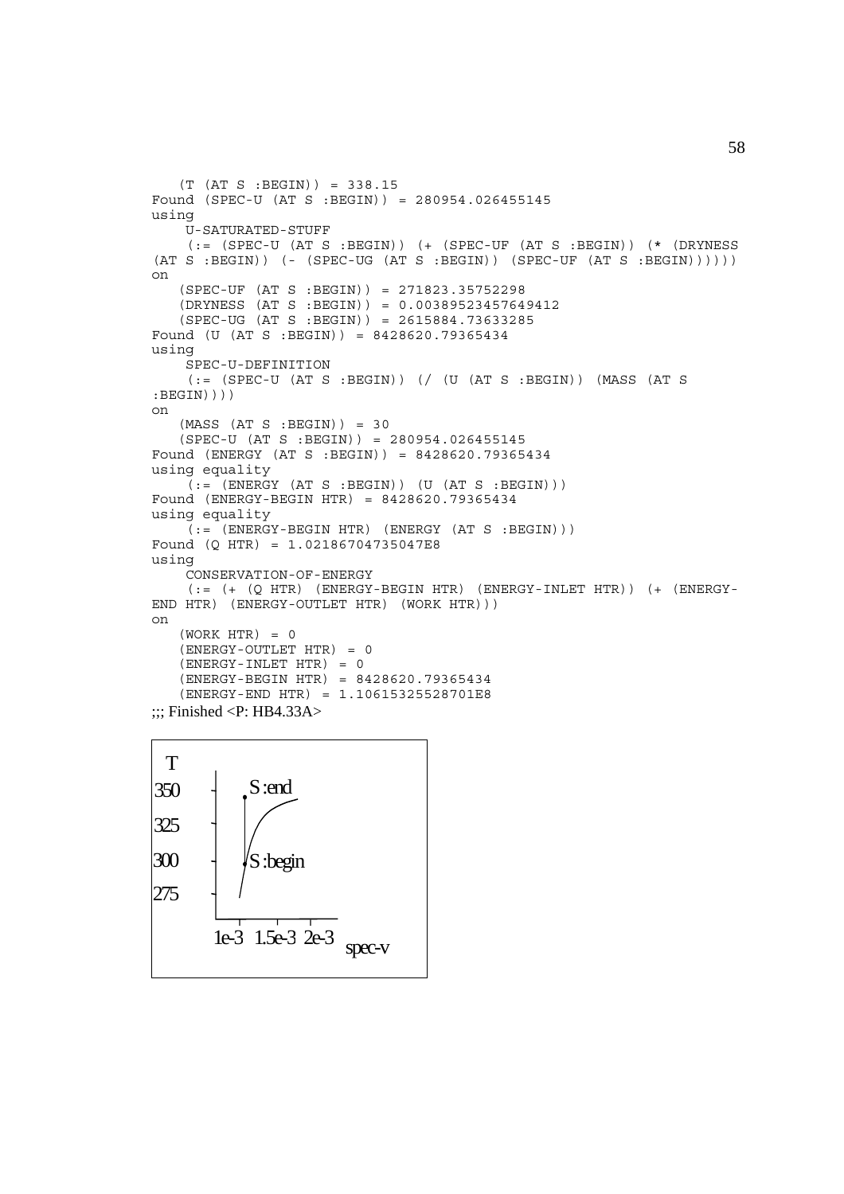```
   (T (AT S :BEGIN)) = 338.15
Found (SPEC-U (AT S :BEGIN)) = 280954.026455145
using
    U-SATURATED-STUFF
    (:= (SPEC-U (AT S :BEGIN)) (+ (SPEC-UF (AT S :BEGIN)) (* (DRYNESS
(AT S :BEGIN)) (- (SPEC-UG (AT S :BEGIN)) (SPEC-UF (AT S :BEGIN))))))
on
   (SPEC-UF (AT S :BEGIN)) = 271823.35752298
   (DRYNESS (AT S :BEGIN)) = 0.00389523457649412
   (SPEC-UG (AT S :BEGIN)) = 2615884.73633285
Found (U (AT S :BEGIN)) = 8428620.79365434
using
    SPEC-U-DEFINITION
    (:= (SPEC-U (AT S :BEGIN)) (/ (U (AT S :BEGIN)) (MASS (AT S
:BEGIN))))
on
   (MASS (AT S :BEGIN)) = 30
   (SPEC-U (AT S :BEGIN)) = 280954.026455145
Found (ENERGY (AT S :BEGIN)) = 8428620.79365434
using equality
    (:= (ENERGY (AT S :BEGIN)) (U (AT S :BEGIN)))
Found (ENERGY-BEGIN HTR) = 8428620.79365434
using equality
    (:= (ENERGY-BEGIN HTR) (ENERGY (AT S :BEGIN)))
Found (Q HTR) = 1.02186704735047E8
using
    CONSERVATION-OF-ENERGY
    (:= (+ (Q HTR) (ENERGY-BEGIN HTR) (ENERGY-INLET HTR)) (+ (ENERGY-
END HTR) (ENERGY-OUTLET HTR) (WORK HTR)))
on
   (WORK HTR) = 0
   (ENERGY-OUTLET HTR) = 0
   (ENERGY-INLET HTR) = 0
   (ENERGY-BEGIN HTR) = 8428620.79365434
   (ENERGY-END HTR) = 1.10615325528701E8
;;; Finished <P: HB4.33A>
```

T

350 — S :end

325

300 — S :begin

275

1e-3 1.5e-3 2e-3 spec-v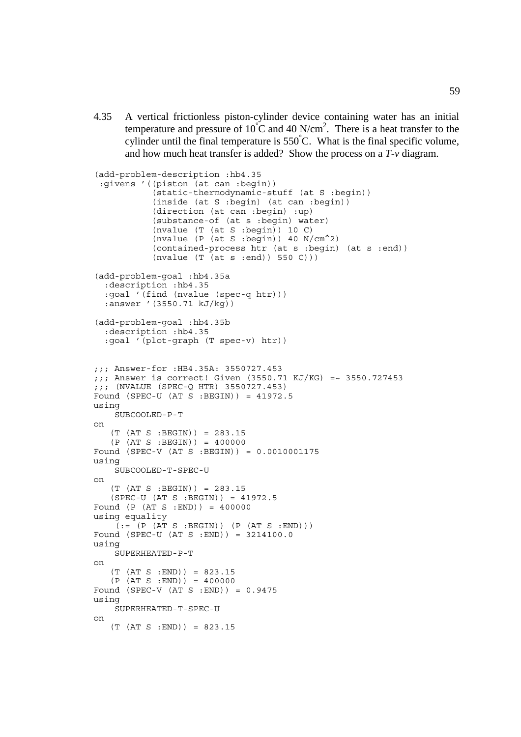4.35 A vertical frictionless piston-cylinder device containing water has an initial temperature and pressure of $10^{\circ}$C and 40 N/cm$^2$. There is a heat transfer to the cylinder until the final temperature is $550^{\circ}$C. What is the final specific volume, and how much heat transfer is added? Show the process on a *T-v* diagram.

```
(add-problem-description :hb4.35
 :givens '((piston (at can :begin))
           (static-thermodynamic-stuff (at S :begin))
           (inside (at S :begin) (at can :begin))
           (direction (at can :begin) :up)
           (substance-of (at s :begin) water)
           (nvalue (T (at S :begin)) 10 C)
           (nvalue (P (at S :begin)) 40 N/cm^2)
           (contained-process htr (at s :begin) (at s :end))
           (nvalue (T (at s :end)) 550 C)))

(add-problem-goal :hb4.35a
  :description :hb4.35
  :goal '(find (nvalue (spec-q htr)))
  :answer '(3550.71 kJ/kg))

(add-problem-goal :hb4.35b
  :description :hb4.35
  :goal '(plot-graph (T spec-v) htr))


;;; Answer-for :HB4.35A: 3550727.453
;;; Answer is correct! Given (3550.71 KJ/KG) =~ 3550.727453
;;; (NVALUE (SPEC-Q HTR) 3550727.453)
Found (SPEC-U (AT S :BEGIN)) = 41972.5
using
    SUBCOOLED-P-T
on
   (T (AT S :BEGIN)) = 283.15
   (P (AT S :BEGIN)) = 400000
Found (SPEC-V (AT S :BEGIN)) = 0.0010001175
using
    SUBCOOLED-T-SPEC-U
on
   (T (AT S :BEGIN)) = 283.15
   (SPEC-U (AT S :BEGIN)) = 41972.5
Found (P (AT S :END)) = 400000
using equality
    (:= (P (AT S :BEGIN)) (P (AT S :END)))
Found (SPEC-U (AT S :END)) = 3214100.0
using
    SUPERHEATED-P-T
on
   (T (AT S :END)) = 823.15
   (P (AT S :END)) = 400000
Found (SPEC-V (AT S :END)) = 0.9475
using
    SUPERHEATED-T-SPEC-U
on
   (T (AT S :END)) = 823.15
```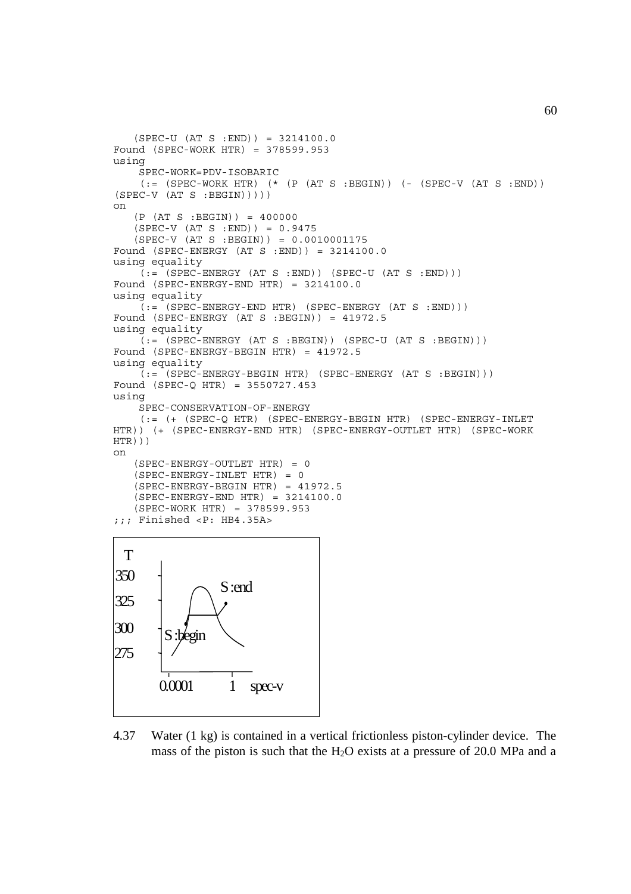```
   (SPEC-U (AT S :END)) = 3214100.0
Found (SPEC-WORK HTR) = 378599.953
using
    SPEC-WORK=PDV-ISOBARIC
    (:= (SPEC-WORK HTR) (* (P (AT S :BEGIN)) (- (SPEC-V (AT S :END))
(SPEC-V (AT S :BEGIN)))))
on
   (P (AT S :BEGIN)) = 400000
   (SPEC-V (AT S :END)) = 0.9475
   (SPEC-V (AT S :BEGIN)) = 0.0010001175
Found (SPEC-ENERGY (AT S :END)) = 3214100.0
using equality
    (:= (SPEC-ENERGY (AT S :END)) (SPEC-U (AT S :END)))
Found (SPEC-ENERGY-END HTR) = 3214100.0
using equality
    (:= (SPEC-ENERGY-END HTR) (SPEC-ENERGY (AT S :END)))
Found (SPEC-ENERGY (AT S :BEGIN)) = 41972.5
using equality
    (:= (SPEC-ENERGY (AT S :BEGIN)) (SPEC-U (AT S :BEGIN)))
Found (SPEC-ENERGY-BEGIN HTR) = 41972.5
using equality
    (:= (SPEC-ENERGY-BEGIN HTR) (SPEC-ENERGY (AT S :BEGIN)))
Found (SPEC-Q HTR) = 3550727.453
using
    SPEC-CONSERVATION-OF-ENERGY
    (:= (+ (SPEC-Q HTR) (SPEC-ENERGY-BEGIN HTR) (SPEC-ENERGY-INLET
HTR)) (+ (SPEC-ENERGY-END HTR) (SPEC-ENERGY-OUTLET HTR) (SPEC-WORK
HTR)))
on
   (SPEC-ENERGY-OUTLET HTR) = 0
   (SPEC-ENERGY-INLET HTR) = 0
   (SPEC-ENERGY-BEGIN HTR) = 41972.5
   (SPEC-ENERGY-END HTR) = 3214100.0
   (SPEC-WORK HTR) = 378599.953
;;; Finished <P: HB4.35A>
```

4.37 Water (1 kg) is contained in a vertical frictionless piston-cylinder device. The mass of the piston is such that the $H_2O$ exists at a pressure of 20.0 MPa and a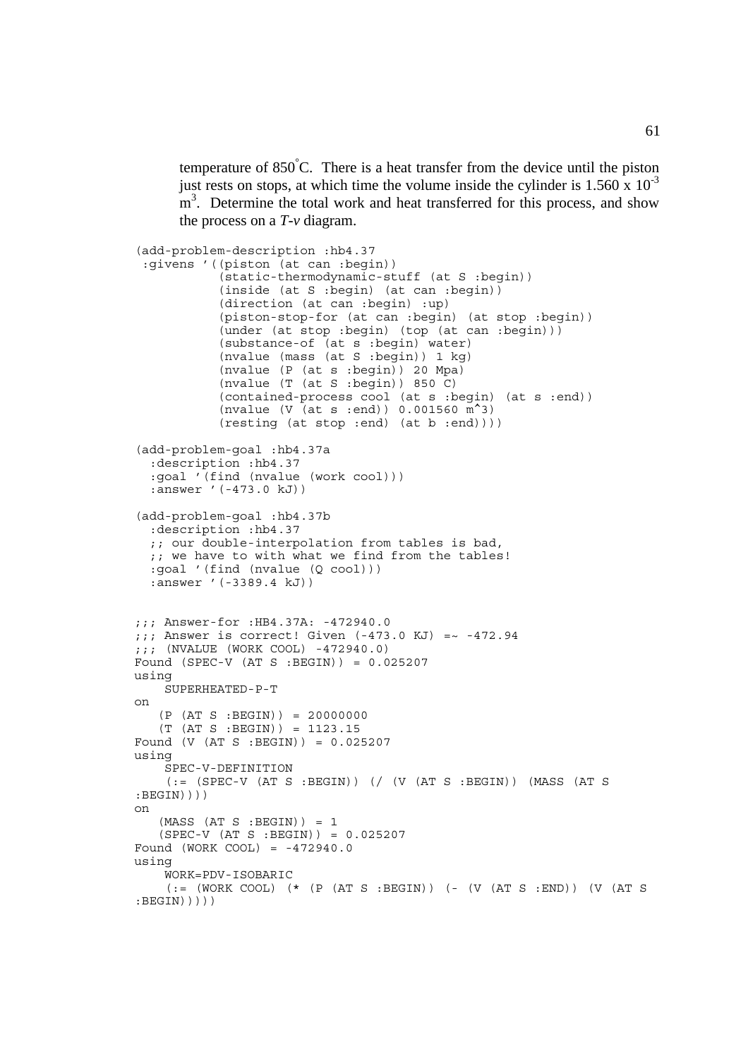temperature of 850°C. There is a heat transfer from the device until the piston just rests on stops, at which time the volume inside the cylinder is $1.560 \times 10^{-3}$ $m^3$. Determine the total work and heat transferred for this process, and show the process on a *T-v* diagram.

```
(add-problem-description :hb4.37
 :givens '((piston (at can :begin))
           (static-thermodynamic-stuff (at S :begin))
           (inside (at S :begin) (at can :begin))
           (direction (at can :begin) :up)
           (piston-stop-for (at can :begin) (at stop :begin))
           (under (at stop :begin) (top (at can :begin)))
           (substance-of (at s :begin) water)
           (nvalue (mass (at S :begin)) 1 kg)
           (nvalue (P (at s :begin)) 20 Mpa)
           (nvalue (T (at S :begin)) 850 C)
           (contained-process cool (at s :begin) (at s :end))
           (nvalue (V (at s :end)) 0.001560 m^3)
           (resting (at stop :end) (at b :end))))

(add-problem-goal :hb4.37a
  :description :hb4.37
  :goal '(find (nvalue (work cool)))
  :answer '(-473.0 kJ))

(add-problem-goal :hb4.37b
  :description :hb4.37
  ;; our double-interpolation from tables is bad,
  ;; we have to with what we find from the tables!
  :goal '(find (nvalue (Q cool)))
  :answer '(-3389.4 kJ))


;;; Answer-for :HB4.37A: -472940.0
;;; Answer is correct! Given (-473.0 KJ) =~ -472.94
;;; (NVALUE (WORK COOL) -472940.0)
Found (SPEC-V (AT S :BEGIN)) = 0.025207
using
    SUPERHEATED-P-T
on
   (P (AT S :BEGIN)) = 20000000
   (T (AT S :BEGIN)) = 1123.15
Found (V (AT S :BEGIN)) = 0.025207
using
    SPEC-V-DEFINITION
    (:= (SPEC-V (AT S :BEGIN)) (/ (V (AT S :BEGIN)) (MASS (AT S
:BEGIN))))
on
   (MASS (AT S :BEGIN)) = 1
   (SPEC-V (AT S :BEGIN)) = 0.025207
Found (WORK COOL) = -472940.0
using
    WORK=PDV-ISOBARIC
    (:= (WORK COOL) (* (P (AT S :BEGIN)) (- (V (AT S :END)) (V (AT S
:BEGIN)))))
```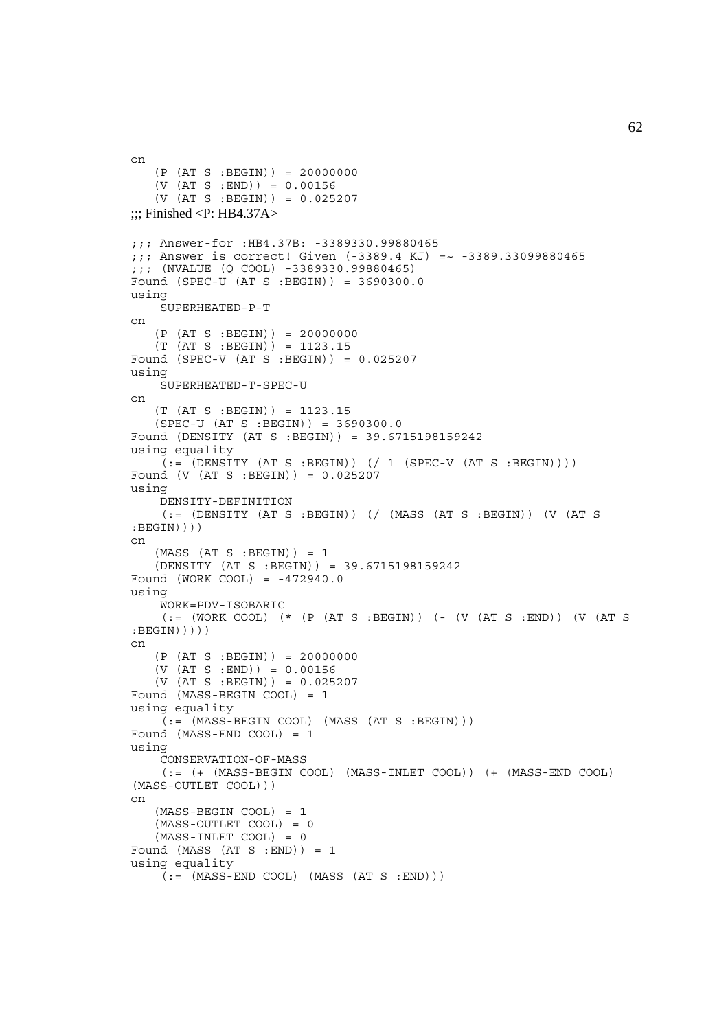```
on
   (P (AT S :BEGIN)) = 20000000
   (V (AT S :END)) = 0.00156
   (V (AT S :BEGIN)) = 0.025207
```

;;; Finished <P: HB4.37A>

```
;;; Answer-for :HB4.37B: -3389330.99880465
;;; Answer is correct! Given (-3389.4 KJ) =~ -3389.33099880465
;;; (NVALUE (Q COOL) -3389330.99880465)
Found (SPEC-U (AT S :BEGIN)) = 3690300.0
using
    SUPERHEATED-P-T
on
   (P (AT S :BEGIN)) = 20000000
   (T (AT S :BEGIN)) = 1123.15
Found (SPEC-V (AT S :BEGIN)) = 0.025207
using
    SUPERHEATED-T-SPEC-U
on
   (T (AT S :BEGIN)) = 1123.15
   (SPEC-U (AT S :BEGIN)) = 3690300.0
Found (DENSITY (AT S :BEGIN)) = 39.6715198159242
using equality
    (:= (DENSITY (AT S :BEGIN)) (/ 1 (SPEC-V (AT S :BEGIN))))
Found (V (AT S :BEGIN)) = 0.025207
using
    DENSITY-DEFINITION
    (:= (DENSITY (AT S :BEGIN)) (/ (MASS (AT S :BEGIN)) (V (AT S
:BEGIN))))
on
   (MASS (AT S :BEGIN)) = 1
   (DENSITY (AT S :BEGIN)) = 39.6715198159242
Found (WORK COOL) = -472940.0
using
    WORK=PDV-ISOBARIC
    (:= (WORK COOL) (* (P (AT S :BEGIN)) (- (V (AT S :END)) (V (AT S
:BEGIN)))))
on
   (P (AT S :BEGIN)) = 20000000
   (V (AT S :END)) = 0.00156
   (V (AT S :BEGIN)) = 0.025207
Found (MASS-BEGIN COOL) = 1
using equality
    (:= (MASS-BEGIN COOL) (MASS (AT S :BEGIN)))
Found (MASS-END COOL) = 1
using
    CONSERVATION-OF-MASS
    (:= (+ (MASS-BEGIN COOL) (MASS-INLET COOL)) (+ (MASS-END COOL)
(MASS-OUTLET COOL)))
on
   (MASS-BEGIN COOL) = 1
   (MASS-OUTLET COOL) = 0
   (MASS-INLET COOL) = 0
Found (MASS (AT S :END)) = 1
using equality
    (:= (MASS-END COOL) (MASS (AT S :END)))
```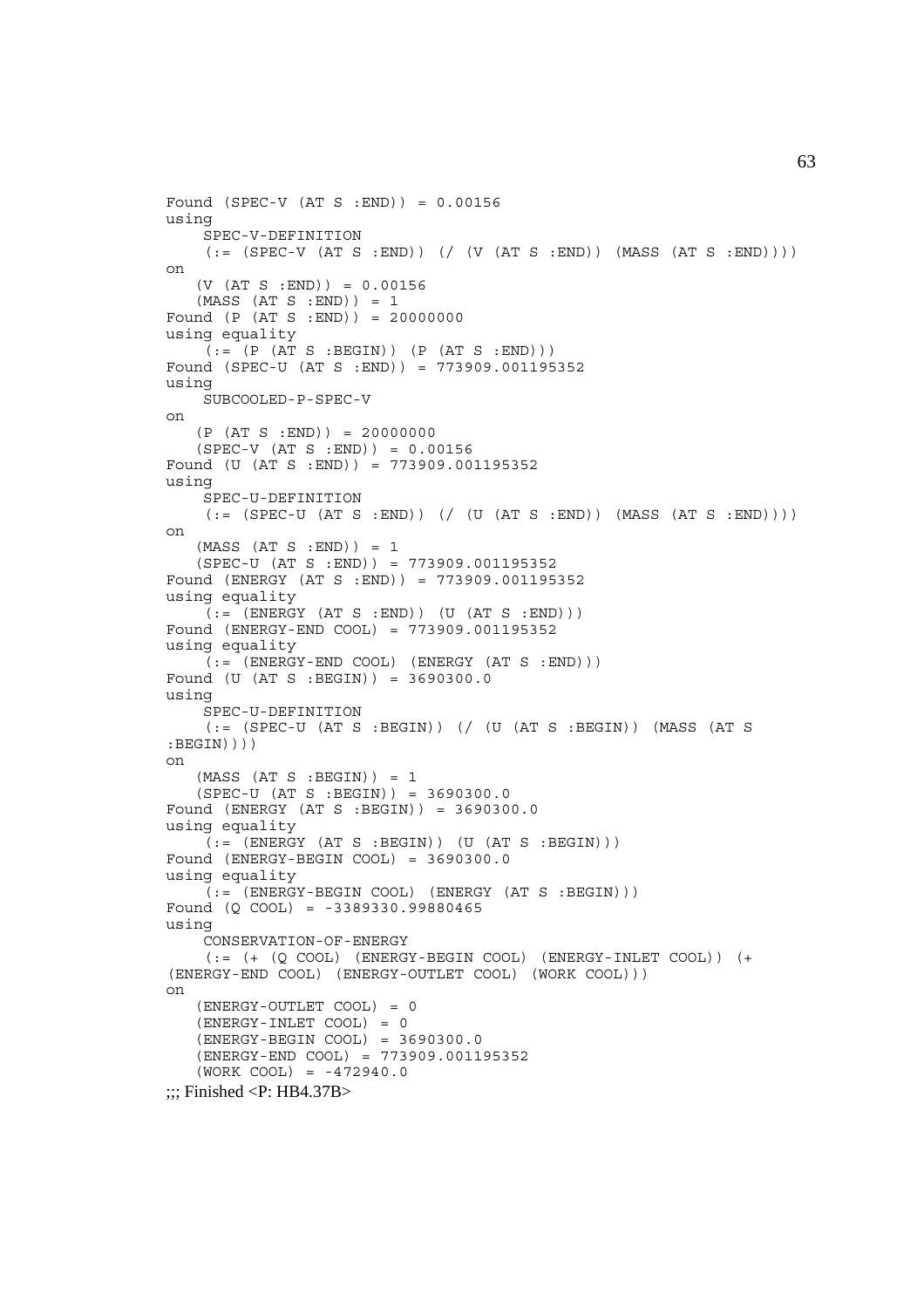```
Found (SPEC-V (AT S :END)) = 0.00156
using
    SPEC-V-DEFINITION
    (:= (SPEC-V (AT S :END)) (/ (V (AT S :END)) (MASS (AT S :END))))
on
   (V (AT S :END)) = 0.00156
   (MASS (AT S :END)) = 1
Found (P (AT S :END)) = 20000000
using equality
    (:= (P (AT S :BEGIN)) (P (AT S :END)))
Found (SPEC-U (AT S :END)) = 773909.001195352
using
    SUBCOOLED-P-SPEC-V
on
   (P (AT S :END)) = 20000000
   (SPEC-V (AT S :END)) = 0.00156
Found (U (AT S :END)) = 773909.001195352
using
    SPEC-U-DEFINITION
    (:= (SPEC-U (AT S :END)) (/ (U (AT S :END)) (MASS (AT S :END))))
on
   (MASS (AT S :END)) = 1
   (SPEC-U (AT S :END)) = 773909.001195352
Found (ENERGY (AT S :END)) = 773909.001195352
using equality
    (:= (ENERGY (AT S :END)) (U (AT S :END)))
Found (ENERGY-END COOL) = 773909.001195352
using equality
    (:= (ENERGY-END COOL) (ENERGY (AT S :END)))
Found (U (AT S :BEGIN)) = 3690300.0
using
    SPEC-U-DEFINITION
    (:= (SPEC-U (AT S :BEGIN)) (/ (U (AT S :BEGIN)) (MASS (AT S
:BEGIN))))
on
   (MASS (AT S :BEGIN)) = 1
   (SPEC-U (AT S :BEGIN)) = 3690300.0
Found (ENERGY (AT S :BEGIN)) = 3690300.0
using equality
    (:= (ENERGY (AT S :BEGIN)) (U (AT S :BEGIN)))
Found (ENERGY-BEGIN COOL) = 3690300.0
using equality
    (:= (ENERGY-BEGIN COOL) (ENERGY (AT S :BEGIN)))
Found (Q COOL) = -3389330.99880465
using
    CONSERVATION-OF-ENERGY
    (:= (+ (Q COOL) (ENERGY-BEGIN COOL) (ENERGY-INLET COOL)) (+
(ENERGY-END COOL) (ENERGY-OUTLET COOL) (WORK COOL)))
on
   (ENERGY-OUTLET COOL) = 0
   (ENERGY-INLET COOL) = 0
   (ENERGY-BEGIN COOL) = 3690300.0
   (ENERGY-END COOL) = 773909.001195352
   (WORK COOL) = -472940.0
```

;;; Finished <P: HB4.37B>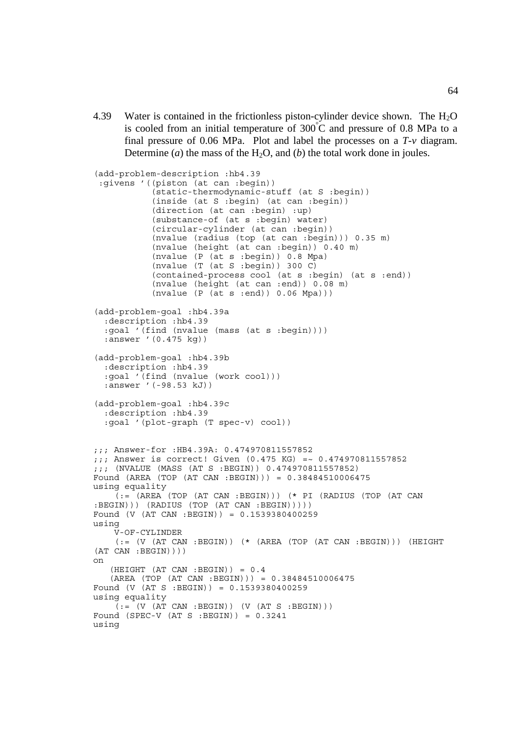4.39 Water is contained in the frictionless piston-cylinder device shown. The $H_2O$ is cooled from an initial temperature of 300°C and pressure of 0.8 MPa to a final pressure of 0.06 MPa. Plot and label the processes on a *T-v* diagram. Determine (*a*) the mass of the $H_2O$, and (*b*) the total work done in joules.

```
(add-problem-description :hb4.39
 :givens '((piston (at can :begin))
           (static-thermodynamic-stuff (at S :begin))
           (inside (at S :begin) (at can :begin))
           (direction (at can :begin) :up)
           (substance-of (at s :begin) water)
           (circular-cylinder (at can :begin))
           (nvalue (radius (top (at can :begin))) 0.35 m)
           (nvalue (height (at can :begin)) 0.40 m)
           (nvalue (P (at s :begin)) 0.8 Mpa)
           (nvalue (T (at S :begin)) 300 C)
           (contained-process cool (at s :begin) (at s :end))
           (nvalue (height (at can :end)) 0.08 m)
           (nvalue (P (at s :end)) 0.06 Mpa)))

(add-problem-goal :hb4.39a
  :description :hb4.39
  :goal '(find (nvalue (mass (at s :begin))))
  :answer '(0.475 kg))

(add-problem-goal :hb4.39b
  :description :hb4.39
  :goal '(find (nvalue (work cool)))
  :answer '(-98.53 kJ))

(add-problem-goal :hb4.39c
  :description :hb4.39
  :goal '(plot-graph (T spec-v) cool))


;;; Answer-for :HB4.39A: 0.474970811557852
;;; Answer is correct! Given (0.475 KG) =~ 0.474970811557852
;;; (NVALUE (MASS (AT S :BEGIN)) 0.474970811557852)
Found (AREA (TOP (AT CAN :BEGIN))) = 0.38484510006475
using equality
    (:= (AREA (TOP (AT CAN :BEGIN))) (* PI (RADIUS (TOP (AT CAN
:BEGIN))) (RADIUS (TOP (AT CAN :BEGIN)))))
Found (V (AT CAN :BEGIN)) = 0.1539380400259
using
    V-OF-CYLINDER
    (:= (V (AT CAN :BEGIN)) (* (AREA (TOP (AT CAN :BEGIN))) (HEIGHT
(AT CAN :BEGIN))))
on
   (HEIGHT (AT CAN :BEGIN)) = 0.4
   (AREA (TOP (AT CAN :BEGIN))) = 0.38484510006475
Found (V (AT S :BEGIN)) = 0.1539380400259
using equality
    (:= (V (AT CAN :BEGIN)) (V (AT S :BEGIN)))
Found (SPEC-V (AT S :BEGIN)) = 0.3241
using
```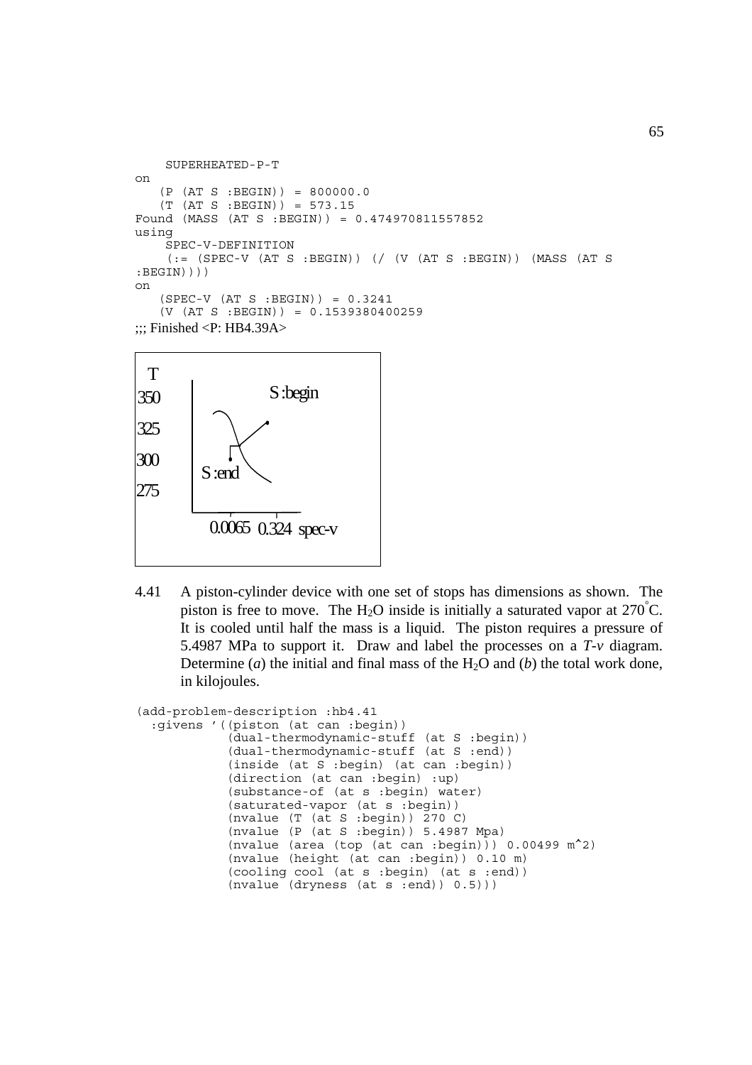```
    SUPERHEATED-P-T
on
   (P (AT S :BEGIN)) = 800000.0
   (T (AT S :BEGIN)) = 573.15
Found (MASS (AT S :BEGIN)) = 0.474970811557852
using
    SPEC-V-DEFINITION
    (:= (SPEC-V (AT S :BEGIN)) (/ (V (AT S :BEGIN)) (MASS (AT S
:BEGIN))))
on
   (SPEC-V (AT S :BEGIN)) = 0.3241
   (V (AT S :BEGIN)) = 0.1539380400259
```

;;; Finished <P: HB4.39A>

T
350 S:begin
325
300
275 S:end

0.0065 0.324 spec-v

4.41 A piston-cylinder device with one set of stops has dimensions as shown. The piston is free to move. The $H_2O$ inside is initially a saturated vapor at 270°C. It is cooled until half the mass is a liquid. The piston requires a pressure of 5.4987 MPa to support it. Draw and label the processes on a *T-v* diagram. Determine (*a*) the initial and final mass of the $H_2O$ and (*b*) the total work done, in kilojoules.

```
(add-problem-description :hb4.41
  :givens '((piston (at can :begin))
            (dual-thermodynamic-stuff (at S :begin))
            (dual-thermodynamic-stuff (at S :end))
            (inside (at S :begin) (at can :begin))
            (direction (at can :begin) :up)
            (substance-of (at s :begin) water)
            (saturated-vapor (at s :begin))
            (nvalue (T (at S :begin)) 270 C)
            (nvalue (P (at S :begin)) 5.4987 Mpa)
            (nvalue (area (top (at can :begin))) 0.00499 m^2)
            (nvalue (height (at can :begin)) 0.10 m)
            (cooling cool (at s :begin) (at s :end))
            (nvalue (dryness (at s :end)) 0.5)))
```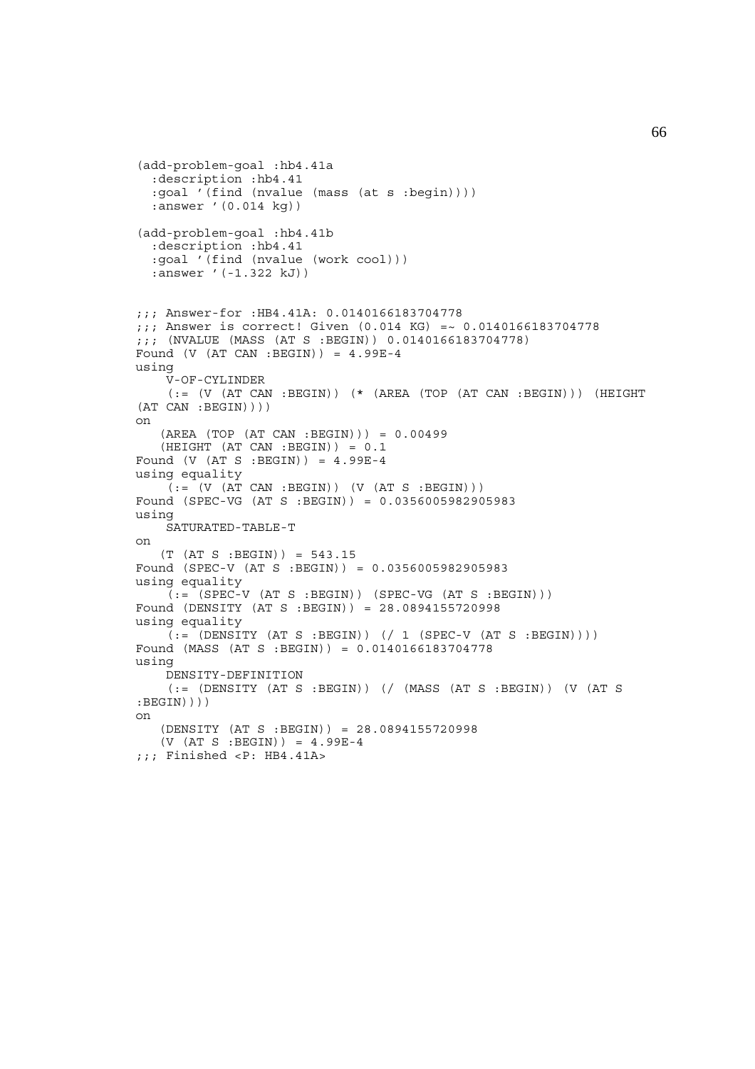```
(add-problem-goal :hb4.41a
  :description :hb4.41
  :goal '(find (nvalue (mass (at s :begin))))
  :answer '(0.014 kg))

(add-problem-goal :hb4.41b
  :description :hb4.41
  :goal '(find (nvalue (work cool)))
  :answer '(-1.322 kJ))


;;; Answer-for :HB4.41A: 0.0140166183704778
;;; Answer is correct! Given (0.014 KG) =~ 0.0140166183704778
;;; (NVALUE (MASS (AT S :BEGIN)) 0.0140166183704778)
Found (V (AT CAN :BEGIN)) = 4.99E-4
using
    V-OF-CYLINDER
    (:= (V (AT CAN :BEGIN)) (* (AREA (TOP (AT CAN :BEGIN))) (HEIGHT
(AT CAN :BEGIN))))
on
   (AREA (TOP (AT CAN :BEGIN))) = 0.00499
   (HEIGHT (AT CAN :BEGIN)) = 0.1
Found (V (AT S :BEGIN)) = 4.99E-4
using equality
    (:= (V (AT CAN :BEGIN)) (V (AT S :BEGIN)))
Found (SPEC-VG (AT S :BEGIN)) = 0.0356005982905983
using
    SATURATED-TABLE-T
on
   (T (AT S :BEGIN)) = 543.15
Found (SPEC-V (AT S :BEGIN)) = 0.0356005982905983
using equality
    (:= (SPEC-V (AT S :BEGIN)) (SPEC-VG (AT S :BEGIN)))
Found (DENSITY (AT S :BEGIN)) = 28.0894155720998
using equality
    (:= (DENSITY (AT S :BEGIN)) (/ 1 (SPEC-V (AT S :BEGIN))))
Found (MASS (AT S :BEGIN)) = 0.0140166183704778
using
    DENSITY-DEFINITION
    (:= (DENSITY (AT S :BEGIN)) (/ (MASS (AT S :BEGIN)) (V (AT S
:BEGIN))))
on
   (DENSITY (AT S :BEGIN)) = 28.0894155720998
   (V (AT S :BEGIN)) = 4.99E-4
;;; Finished <P: HB4.41A>
```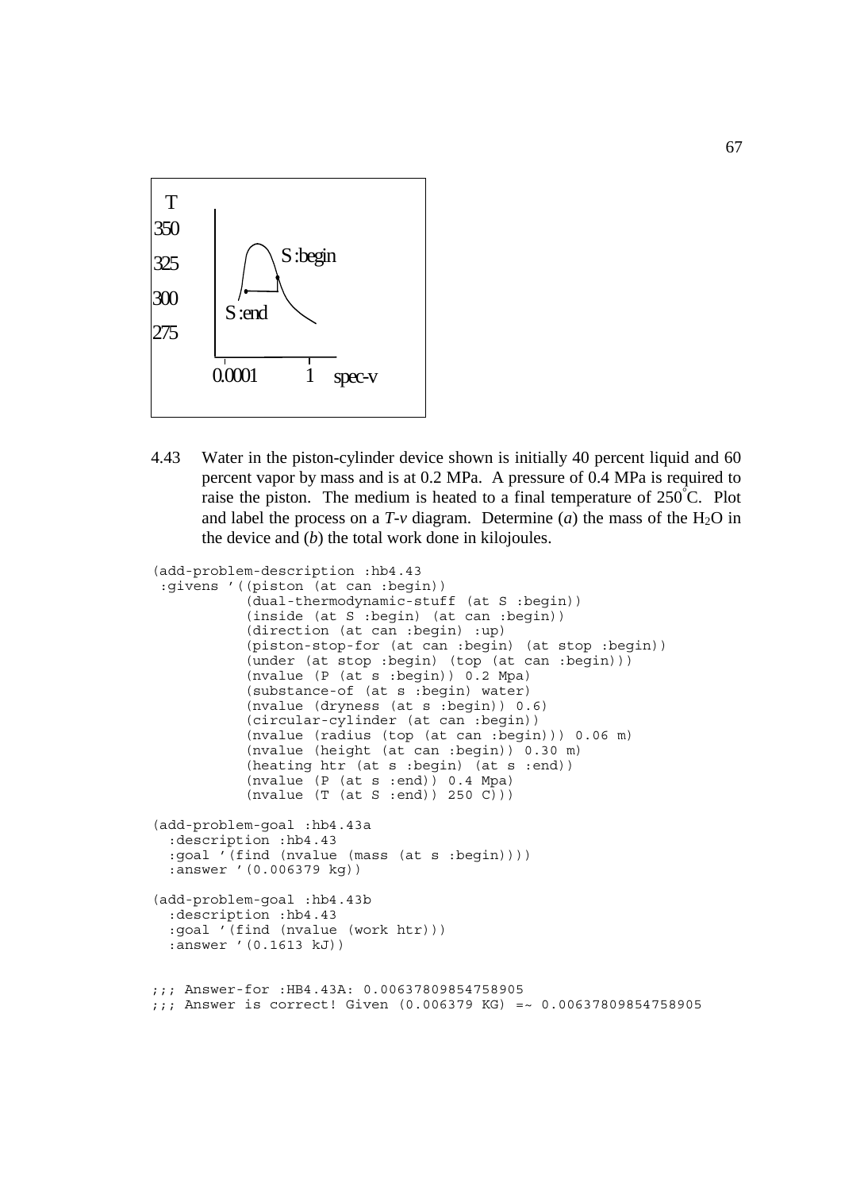4.43 Water in the piston-cylinder device shown is initially 40 percent liquid and 60 percent vapor by mass and is at 0.2 MPa. A pressure of 0.4 MPa is required to raise the piston. The medium is heated to a final temperature of 250°C. Plot and label the process on a *T-v* diagram. Determine (*a*) the mass of the $H_2O$ in the device and (*b*) the total work done in kilojoules.

```
(add-problem-description :hb4.43
 :givens '((piston (at can :begin))
           (dual-thermodynamic-stuff (at S :begin))
           (inside (at S :begin) (at can :begin))
           (direction (at can :begin) :up)
           (piston-stop-for (at can :begin) (at stop :begin))
           (under (at stop :begin) (top (at can :begin)))
           (nvalue (P (at s :begin)) 0.2 Mpa)
           (substance-of (at s :begin) water)
           (nvalue (dryness (at s :begin)) 0.6)
           (circular-cylinder (at can :begin))
           (nvalue (radius (top (at can :begin))) 0.06 m)
           (nvalue (height (at can :begin)) 0.30 m)
           (heating htr (at s :begin) (at s :end))
           (nvalue (P (at s :end)) 0.4 Mpa)
           (nvalue (T (at S :end)) 250 C)))

(add-problem-goal :hb4.43a
  :description :hb4.43
  :goal '(find (nvalue (mass (at s :begin))))
  :answer '(0.006379 kg))

(add-problem-goal :hb4.43b
  :description :hb4.43
  :goal '(find (nvalue (work htr)))
  :answer '(0.1613 kJ))


;;; Answer-for :HB4.43A: 0.00637809854758905
;;; Answer is correct! Given (0.006379 KG) =~ 0.00637809854758905
```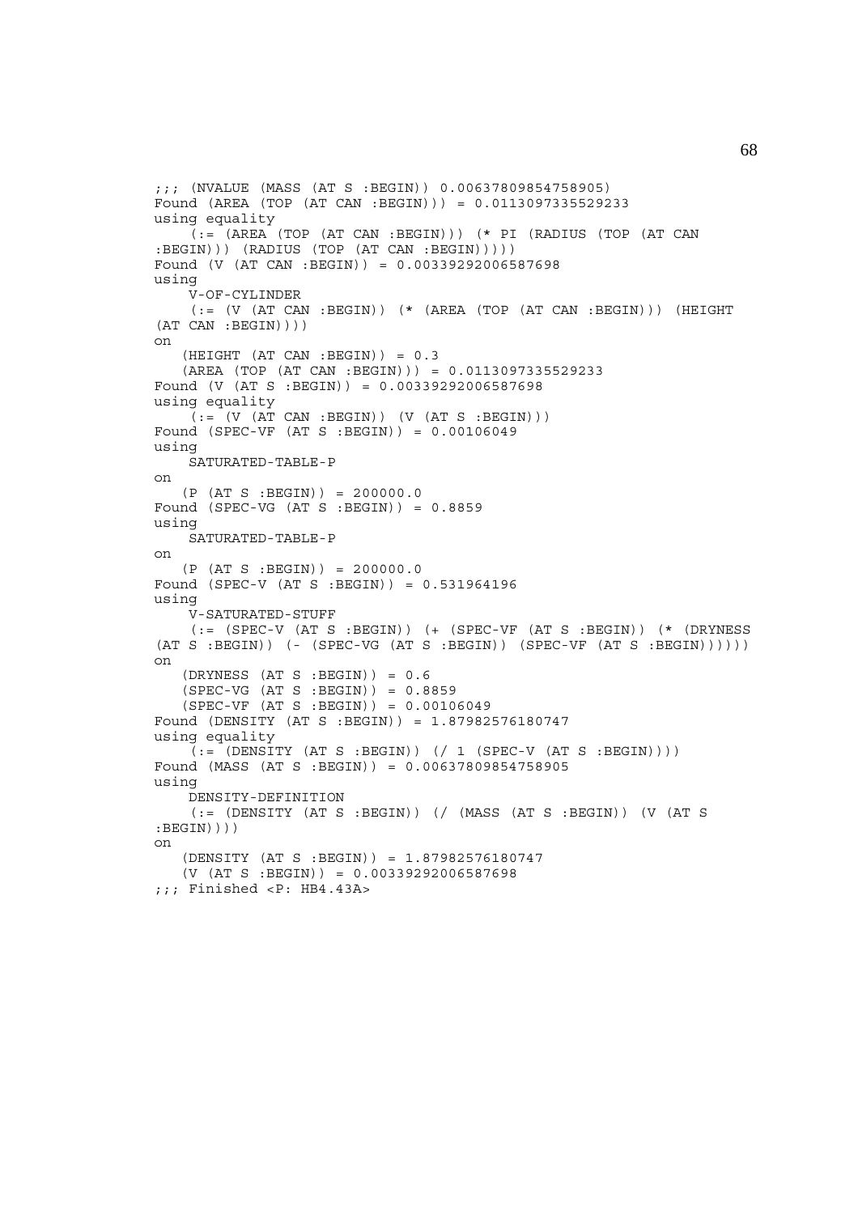```
;;; (NVALUE (MASS (AT S :BEGIN)) 0.00637809854758905)
Found (AREA (TOP (AT CAN :BEGIN))) = 0.0113097335529233
using equality
    (:= (AREA (TOP (AT CAN :BEGIN))) (* PI (RADIUS (TOP (AT CAN
:BEGIN))) (RADIUS (TOP (AT CAN :BEGIN)))))
Found (V (AT CAN :BEGIN)) = 0.00339292006587698
using
    V-OF-CYLINDER
    (:= (V (AT CAN :BEGIN)) (* (AREA (TOP (AT CAN :BEGIN))) (HEIGHT
(AT CAN :BEGIN))))
on
   (HEIGHT (AT CAN :BEGIN)) = 0.3
   (AREA (TOP (AT CAN :BEGIN))) = 0.0113097335529233
Found (V (AT S :BEGIN)) = 0.00339292006587698
using equality
    (:= (V (AT CAN :BEGIN)) (V (AT S :BEGIN)))
Found (SPEC-VF (AT S :BEGIN)) = 0.00106049
using
    SATURATED-TABLE-P
on
   (P (AT S :BEGIN)) = 200000.0
Found (SPEC-VG (AT S :BEGIN)) = 0.8859
using
    SATURATED-TABLE-P
on
   (P (AT S :BEGIN)) = 200000.0
Found (SPEC-V (AT S :BEGIN)) = 0.531964196
using
    V-SATURATED-STUFF
    (:= (SPEC-V (AT S :BEGIN)) (+ (SPEC-VF (AT S :BEGIN)) (* (DRYNESS
(AT S :BEGIN)) (- (SPEC-VG (AT S :BEGIN)) (SPEC-VF (AT S :BEGIN))))))
on
   (DRYNESS (AT S :BEGIN)) = 0.6
   (SPEC-VG (AT S :BEGIN)) = 0.8859
   (SPEC-VF (AT S :BEGIN)) = 0.00106049
Found (DENSITY (AT S :BEGIN)) = 1.87982576180747
using equality
    (:= (DENSITY (AT S :BEGIN)) (/ 1 (SPEC-V (AT S :BEGIN))))
Found (MASS (AT S :BEGIN)) = 0.00637809854758905
using
    DENSITY-DEFINITION
    (:= (DENSITY (AT S :BEGIN)) (/ (MASS (AT S :BEGIN)) (V (AT S
:BEGIN))))
on
   (DENSITY (AT S :BEGIN)) = 1.87982576180747
   (V (AT S :BEGIN)) = 0.00339292006587698
;;; Finished <P: HB4.43A>
```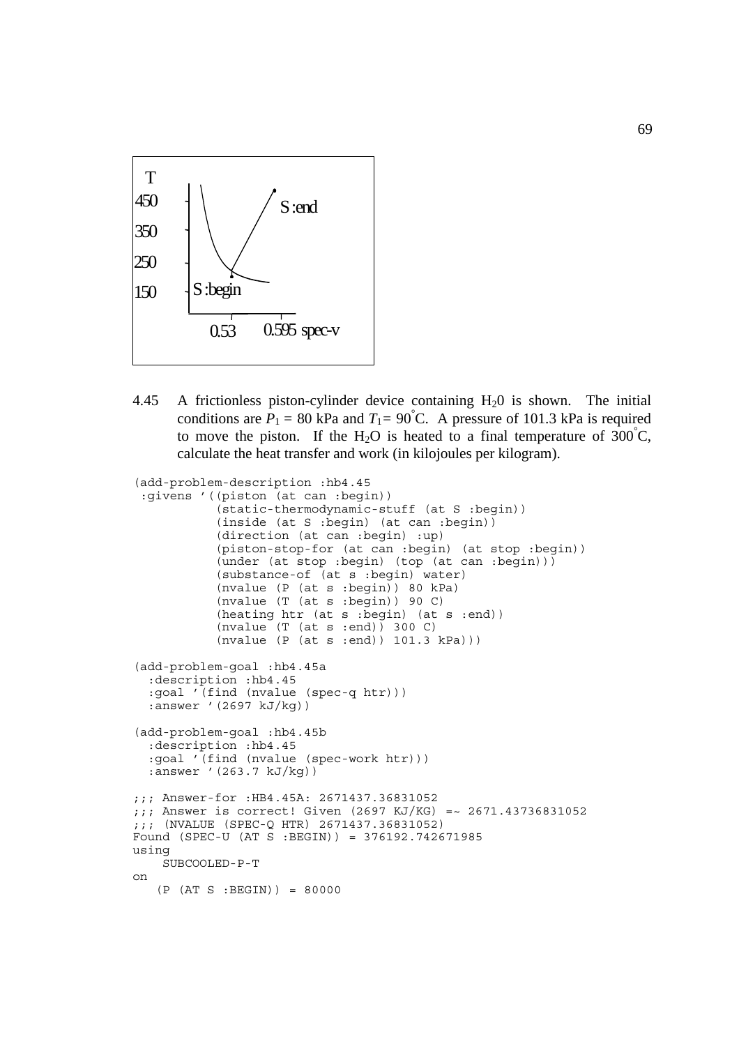T
450
350
250
150

S :end

S :begin

0.53  0.595 spec-v

4.45 A frictionless piston-cylinder device containing $H_2O$ is shown. The initial conditions are $P_1 = 80$ kPa and $T_1 = 90^\circ$C. A pressure of 101.3 kPa is required to move the piston. If the $H_2O$ is heated to a final temperature of $300^\circ$C, calculate the heat transfer and work (in kilojoules per kilogram).

```
(add-problem-description :hb4.45
 :givens '((piston (at can :begin))
           (static-thermodynamic-stuff (at S :begin))
           (inside (at S :begin) (at can :begin))
           (direction (at can :begin) :up)
           (piston-stop-for (at can :begin) (at stop :begin))
           (under (at stop :begin) (top (at can :begin)))
           (substance-of (at s :begin) water)
           (nvalue (P (at s :begin)) 80 kPa)
           (nvalue (T (at s :begin)) 90 C)
           (heating htr (at s :begin) (at s :end))
           (nvalue (T (at s :end)) 300 C)
           (nvalue (P (at s :end)) 101.3 kPa)))

(add-problem-goal :hb4.45a
  :description :hb4.45
  :goal '(find (nvalue (spec-q htr)))
  :answer '(2697 kJ/kg))

(add-problem-goal :hb4.45b
  :description :hb4.45
  :goal '(find (nvalue (spec-work htr)))
  :answer '(263.7 kJ/kg))

;;; Answer-for :HB4.45A: 2671437.36831052
;;; Answer is correct! Given (2697 KJ/KG) =~ 2671.43736831052
;;; (NVALUE (SPEC-Q HTR) 2671437.36831052)
Found (SPEC-U (AT S :BEGIN)) = 376192.742671985
using
    SUBCOOLED-P-T
on
   (P (AT S :BEGIN)) = 80000
```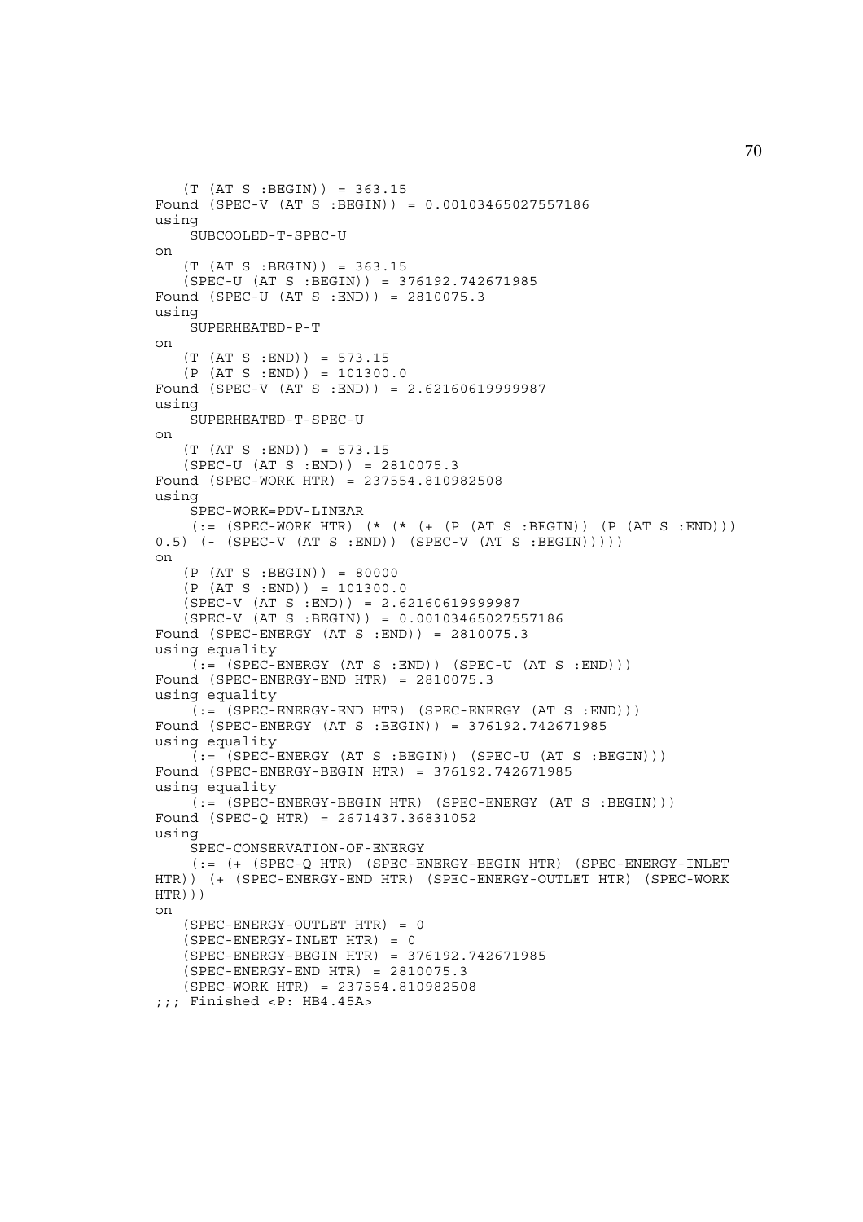```
   (T (AT S :BEGIN)) = 363.15
Found (SPEC-V (AT S :BEGIN)) = 0.00103465027557186
using
    SUBCOOLED-T-SPEC-U
on
   (T (AT S :BEGIN)) = 363.15
   (SPEC-U (AT S :BEGIN)) = 376192.742671985
Found (SPEC-U (AT S :END)) = 2810075.3
using
    SUPERHEATED-P-T
on
   (T (AT S :END)) = 573.15
   (P (AT S :END)) = 101300.0
Found (SPEC-V (AT S :END)) = 2.62160619999987
using
    SUPERHEATED-T-SPEC-U
on
   (T (AT S :END)) = 573.15
   (SPEC-U (AT S :END)) = 2810075.3
Found (SPEC-WORK HTR) = 237554.810982508
using
    SPEC-WORK=PDV-LINEAR
    (:= (SPEC-WORK HTR) (* (* (+ (P (AT S :BEGIN)) (P (AT S :END)))
0.5) (- (SPEC-V (AT S :END)) (SPEC-V (AT S :BEGIN)))))
on
   (P (AT S :BEGIN)) = 80000
   (P (AT S :END)) = 101300.0
   (SPEC-V (AT S :END)) = 2.62160619999987
   (SPEC-V (AT S :BEGIN)) = 0.00103465027557186
Found (SPEC-ENERGY (AT S :END)) = 2810075.3
using equality
    (:= (SPEC-ENERGY (AT S :END)) (SPEC-U (AT S :END)))
Found (SPEC-ENERGY-END HTR) = 2810075.3
using equality
    (:= (SPEC-ENERGY-END HTR) (SPEC-ENERGY (AT S :END)))
Found (SPEC-ENERGY (AT S :BEGIN)) = 376192.742671985
using equality
    (:= (SPEC-ENERGY (AT S :BEGIN)) (SPEC-U (AT S :BEGIN)))
Found (SPEC-ENERGY-BEGIN HTR) = 376192.742671985
using equality
    (:= (SPEC-ENERGY-BEGIN HTR) (SPEC-ENERGY (AT S :BEGIN)))
Found (SPEC-Q HTR) = 2671437.36831052
using
    SPEC-CONSERVATION-OF-ENERGY
    (:= (+ (SPEC-Q HTR) (SPEC-ENERGY-BEGIN HTR) (SPEC-ENERGY-INLET
HTR)) (+ (SPEC-ENERGY-END HTR) (SPEC-ENERGY-OUTLET HTR) (SPEC-WORK
HTR)))
on
   (SPEC-ENERGY-OUTLET HTR) = 0
   (SPEC-ENERGY-INLET HTR) = 0
   (SPEC-ENERGY-BEGIN HTR) = 376192.742671985
   (SPEC-ENERGY-END HTR) = 2810075.3
   (SPEC-WORK HTR) = 237554.810982508
;;; Finished <P: HB4.45A>
```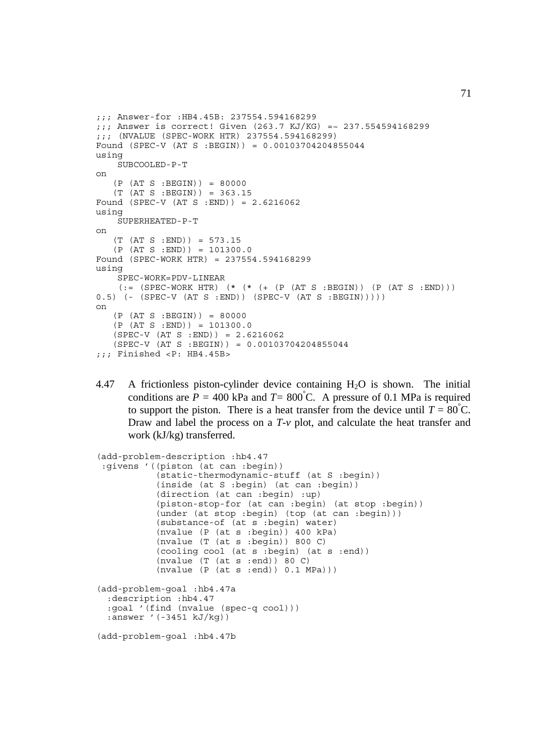```
;;; Answer-for :HB4.45B: 237554.594168299
;;; Answer is correct! Given (263.7 KJ/KG) =~ 237.554594168299
;;; (NVALUE (SPEC-WORK HTR) 237554.594168299)
Found (SPEC-V (AT S :BEGIN)) = 0.00103704204855044
using
    SUBCOOLED-P-T
on
   (P (AT S :BEGIN)) = 80000
   (T (AT S :BEGIN)) = 363.15
Found (SPEC-V (AT S :END)) = 2.6216062
using
    SUPERHEATED-P-T
on
   (T (AT S :END)) = 573.15
   (P (AT S :END)) = 101300.0
Found (SPEC-WORK HTR) = 237554.594168299
using
    SPEC-WORK=PDV-LINEAR
    (:= (SPEC-WORK HTR) (* (* (+ (P (AT S :BEGIN)) (P (AT S :END)))
0.5) (- (SPEC-V (AT S :END)) (SPEC-V (AT S :BEGIN)))))
on
   (P (AT S :BEGIN)) = 80000
   (P (AT S :END)) = 101300.0
   (SPEC-V (AT S :END)) = 2.6216062
   (SPEC-V (AT S :BEGIN)) = 0.00103704204855044
;;; Finished <P: HB4.45B>
```

4.47 A frictionless piston-cylinder device containing $H_2O$ is shown. The initial conditions are $P$ = 400 kPa and $T$= 800°C. A pressure of 0.1 MPa is required to support the piston. There is a heat transfer from the device until $T$ = 80°C. Draw and label the process on a *T-v* plot, and calculate the heat transfer and work (kJ/kg) transferred.

```
(add-problem-description :hb4.47
 :givens '((piston (at can :begin))
           (static-thermodynamic-stuff (at S :begin))
           (inside (at S :begin) (at can :begin))
           (direction (at can :begin) :up)
           (piston-stop-for (at can :begin) (at stop :begin))
           (under (at stop :begin) (top (at can :begin)))
           (substance-of (at s :begin) water)
           (nvalue (P (at s :begin)) 400 kPa)
           (nvalue (T (at s :begin)) 800 C)
           (cooling cool (at s :begin) (at s :end))
           (nvalue (T (at s :end)) 80 C)
           (nvalue (P (at s :end)) 0.1 MPa)))

(add-problem-goal :hb4.47a
  :description :hb4.47
  :goal '(find (nvalue (spec-q cool)))
  :answer '(-3451 kJ/kg))

(add-problem-goal :hb4.47b
```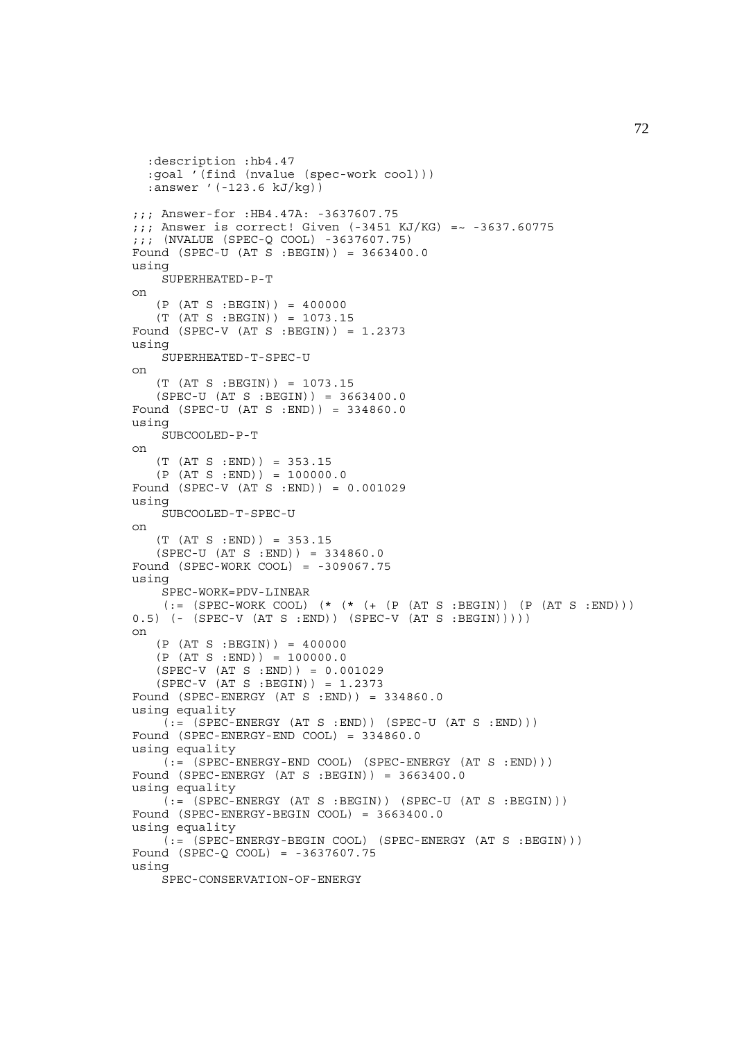```
  :description :hb4.47
  :goal '(find (nvalue (spec-work cool)))
  :answer '(-123.6 kJ/kg))

;;; Answer-for :HB4.47A: -3637607.75
;;; Answer is correct! Given (-3451 KJ/KG) =~ -3637.60775
;;; (NVALUE (SPEC-Q COOL) -3637607.75)
Found (SPEC-U (AT S :BEGIN)) = 3663400.0
using
    SUPERHEATED-P-T
on
   (P (AT S :BEGIN)) = 400000
   (T (AT S :BEGIN)) = 1073.15
Found (SPEC-V (AT S :BEGIN)) = 1.2373
using
    SUPERHEATED-T-SPEC-U
on
   (T (AT S :BEGIN)) = 1073.15
   (SPEC-U (AT S :BEGIN)) = 3663400.0
Found (SPEC-U (AT S :END)) = 334860.0
using
    SUBCOOLED-P-T
on
   (T (AT S :END)) = 353.15
   (P (AT S :END)) = 100000.0
Found (SPEC-V (AT S :END)) = 0.001029
using
    SUBCOOLED-T-SPEC-U
on
   (T (AT S :END)) = 353.15
   (SPEC-U (AT S :END)) = 334860.0
Found (SPEC-WORK COOL) = -309067.75
using
    SPEC-WORK=PDV-LINEAR
    (:= (SPEC-WORK COOL) (* (* (+ (P (AT S :BEGIN)) (P (AT S :END)))
0.5) (- (SPEC-V (AT S :END)) (SPEC-V (AT S :BEGIN)))))
on
   (P (AT S :BEGIN)) = 400000
   (P (AT S :END)) = 100000.0
   (SPEC-V (AT S :END)) = 0.001029
   (SPEC-V (AT S :BEGIN)) = 1.2373
Found (SPEC-ENERGY (AT S :END)) = 334860.0
using equality
    (:= (SPEC-ENERGY (AT S :END)) (SPEC-U (AT S :END)))
Found (SPEC-ENERGY-END COOL) = 334860.0
using equality
    (:= (SPEC-ENERGY-END COOL) (SPEC-ENERGY (AT S :END)))
Found (SPEC-ENERGY (AT S :BEGIN)) = 3663400.0
using equality
    (:= (SPEC-ENERGY (AT S :BEGIN)) (SPEC-U (AT S :BEGIN)))
Found (SPEC-ENERGY-BEGIN COOL) = 3663400.0
using equality
    (:= (SPEC-ENERGY-BEGIN COOL) (SPEC-ENERGY (AT S :BEGIN)))
Found (SPEC-Q COOL) = -3637607.75
using
    SPEC-CONSERVATION-OF-ENERGY
```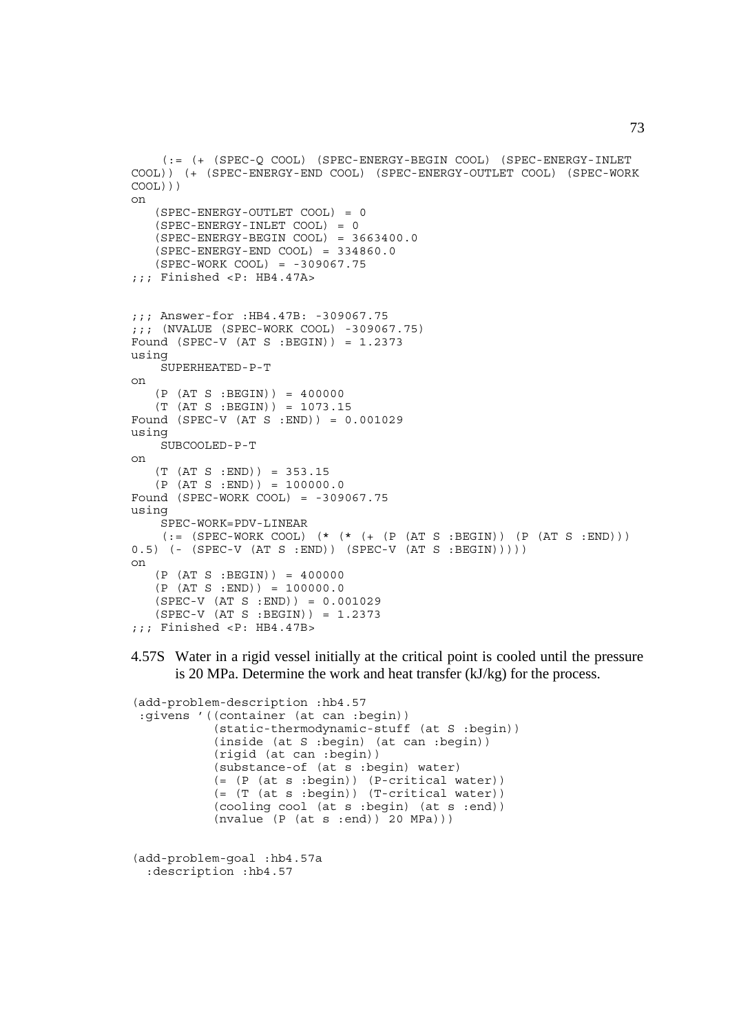```
    (:= (+ (SPEC-Q COOL) (SPEC-ENERGY-BEGIN COOL) (SPEC-ENERGY-INLET
COOL)) (+ (SPEC-ENERGY-END COOL) (SPEC-ENERGY-OUTLET COOL) (SPEC-WORK
COOL)))
on
   (SPEC-ENERGY-OUTLET COOL) = 0
   (SPEC-ENERGY-INLET COOL) = 0
   (SPEC-ENERGY-BEGIN COOL) = 3663400.0
   (SPEC-ENERGY-END COOL) = 334860.0
   (SPEC-WORK COOL) = -309067.75
;;; Finished <P: HB4.47A>


;;; Answer-for :HB4.47B: -309067.75
;;; (NVALUE (SPEC-WORK COOL) -309067.75)
Found (SPEC-V (AT S :BEGIN)) = 1.2373
using
    SUPERHEATED-P-T
on
   (P (AT S :BEGIN)) = 400000
   (T (AT S :BEGIN)) = 1073.15
Found (SPEC-V (AT S :END)) = 0.001029
using
    SUBCOOLED-P-T
on
   (T (AT S :END)) = 353.15
   (P (AT S :END)) = 100000.0
Found (SPEC-WORK COOL) = -309067.75
using
    SPEC-WORK=PDV-LINEAR
    (:= (SPEC-WORK COOL) (* (* (+ (P (AT S :BEGIN)) (P (AT S :END)))
0.5) (- (SPEC-V (AT S :END)) (SPEC-V (AT S :BEGIN)))))
on
   (P (AT S :BEGIN)) = 400000
   (P (AT S :END)) = 100000.0
   (SPEC-V (AT S :END)) = 0.001029
   (SPEC-V (AT S :BEGIN)) = 1.2373
;;; Finished <P: HB4.47B>
```

4.57S Water in a rigid vessel initially at the critical point is cooled until the pressure is 20 MPa. Determine the work and heat transfer (kJ/kg) for the process.

```
(add-problem-description :hb4.57
 :givens '((container (at can :begin))
           (static-thermodynamic-stuff (at S :begin))
           (inside (at S :begin) (at can :begin))
           (rigid (at can :begin))
           (substance-of (at s :begin) water)
           (= (P (at s :begin)) (P-critical water))
           (= (T (at s :begin)) (T-critical water))
           (cooling cool (at s :begin) (at s :end))
           (nvalue (P (at s :end)) 20 MPa)))


(add-problem-goal :hb4.57a
  :description :hb4.57
```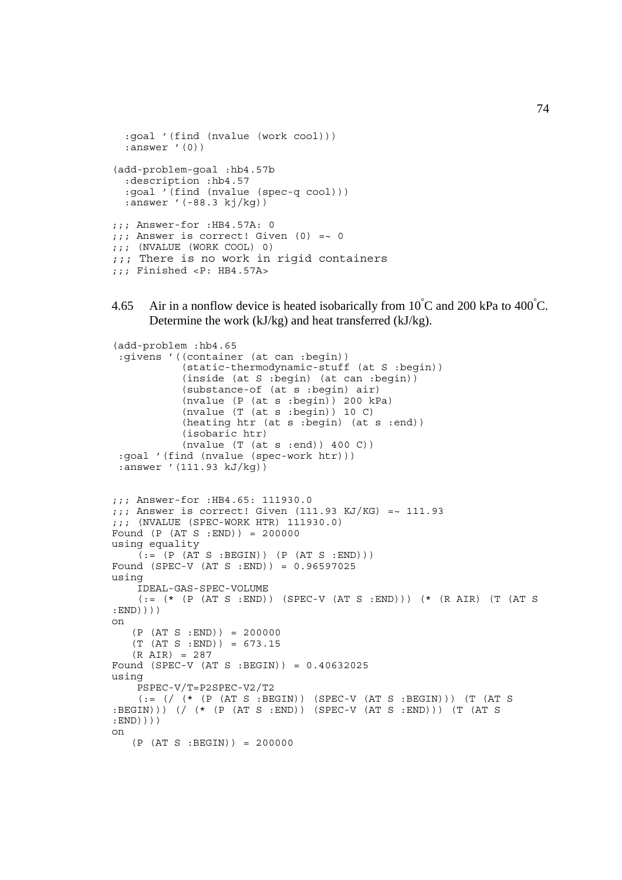```
  :goal '(find (nvalue (work cool)))
  :answer '(0))

(add-problem-goal :hb4.57b
  :description :hb4.57
  :goal '(find (nvalue (spec-q cool)))
  :answer '(-88.3 kj/kg))

;;; Answer-for :HB4.57A: 0
;;; Answer is correct! Given (0) =~ 0
;;; (NVALUE (WORK COOL) 0)
;;; There is no work in rigid containers
;;; Finished <P: HB4.57A>
```

4.65 Air in a nonflow device is heated isobarically from 10°C and 200 kPa to 400°C. Determine the work (kJ/kg) and heat transferred (kJ/kg).

```
(add-problem :hb4.65
 :givens '((container (at can :begin))
           (static-thermodynamic-stuff (at S :begin))
           (inside (at S :begin) (at can :begin))
           (substance-of (at s :begin) air)
           (nvalue (P (at s :begin)) 200 kPa)
           (nvalue (T (at s :begin)) 10 C)
           (heating htr (at s :begin) (at s :end))
           (isobaric htr)
           (nvalue (T (at s :end)) 400 C))
 :goal '(find (nvalue (spec-work htr)))
 :answer '(111.93 kJ/kg))


;;; Answer-for :HB4.65: 111930.0
;;; Answer is correct! Given (111.93 KJ/KG) =~ 111.93
;;; (NVALUE (SPEC-WORK HTR) 111930.0)
Found (P (AT S :END)) = 200000
using equality
    (:= (P (AT S :BEGIN)) (P (AT S :END)))
Found (SPEC-V (AT S :END)) = 0.96597025
using
    IDEAL-GAS-SPEC-VOLUME
    (:= (* (P (AT S :END)) (SPEC-V (AT S :END))) (* (R AIR) (T (AT S
:END))))
on
   (P (AT S :END)) = 200000
   (T (AT S :END)) = 673.15
   (R AIR) = 287
Found (SPEC-V (AT S :BEGIN)) = 0.40632025
using
    PSPEC-V/T=P2SPEC-V2/T2
    (:= (/ (* (P (AT S :BEGIN)) (SPEC-V (AT S :BEGIN))) (T (AT S
:BEGIN))) (/ (* (P (AT S :END)) (SPEC-V (AT S :END))) (T (AT S
:END))))
on
   (P (AT S :BEGIN)) = 200000
```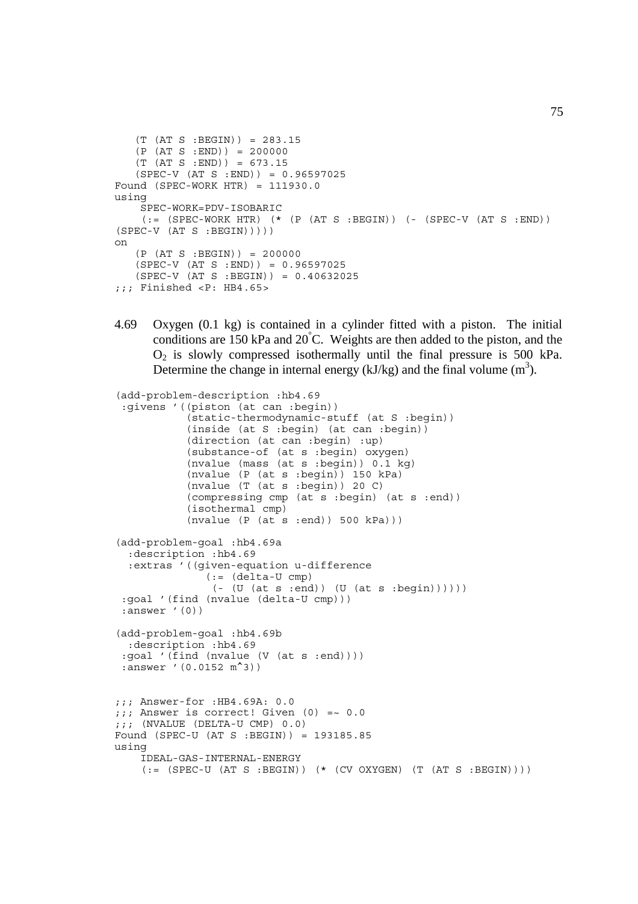```
   (T (AT S :BEGIN)) = 283.15
   (P (AT S :END)) = 200000
   (T (AT S :END)) = 673.15
   (SPEC-V (AT S :END)) = 0.96597025
Found (SPEC-WORK HTR) = 111930.0
using
    SPEC-WORK=PDV-ISOBARIC
    (:= (SPEC-WORK HTR) (* (P (AT S :BEGIN)) (- (SPEC-V (AT S :END))
(SPEC-V (AT S :BEGIN)))))
on
   (P (AT S :BEGIN)) = 200000
   (SPEC-V (AT S :END)) = 0.96597025
   (SPEC-V (AT S :BEGIN)) = 0.40632025
;;; Finished <P: HB4.65>
```

4.69 Oxygen (0.1 kg) is contained in a cylinder fitted with a piston. The initial conditions are 150 kPa and 20°C. Weights are then added to the piston, and the $O_2$ is slowly compressed isothermally until the final pressure is 500 kPa. Determine the change in internal energy (kJ/kg) and the final volume ($m^3$).

```
(add-problem-description :hb4.69
 :givens '((piston (at can :begin))
           (static-thermodynamic-stuff (at S :begin))
           (inside (at S :begin) (at can :begin))
           (direction (at can :begin) :up)
           (substance-of (at s :begin) oxygen)
           (nvalue (mass (at s :begin)) 0.1 kg)
           (nvalue (P (at s :begin)) 150 kPa)
           (nvalue (T (at s :begin)) 20 C)
           (compressing cmp (at s :begin) (at s :end))
           (isothermal cmp)
           (nvalue (P (at s :end)) 500 kPa)))

(add-problem-goal :hb4.69a
  :description :hb4.69
  :extras '((given-equation u-difference
              (:= (delta-U cmp)
               (- (U (at s :end)) (U (at s :begin))))))
 :goal '(find (nvalue (delta-U cmp)))
 :answer '(0))

(add-problem-goal :hb4.69b
  :description :hb4.69
 :goal '(find (nvalue (V (at s :end))))
 :answer '(0.0152 m^3))


;;; Answer-for :HB4.69A: 0.0
;;; Answer is correct! Given (0) =~ 0.0
;;; (NVALUE (DELTA-U CMP) 0.0)
Found (SPEC-U (AT S :BEGIN)) = 193185.85
using
    IDEAL-GAS-INTERNAL-ENERGY
    (:= (SPEC-U (AT S :BEGIN)) (* (CV OXYGEN) (T (AT S :BEGIN))))
```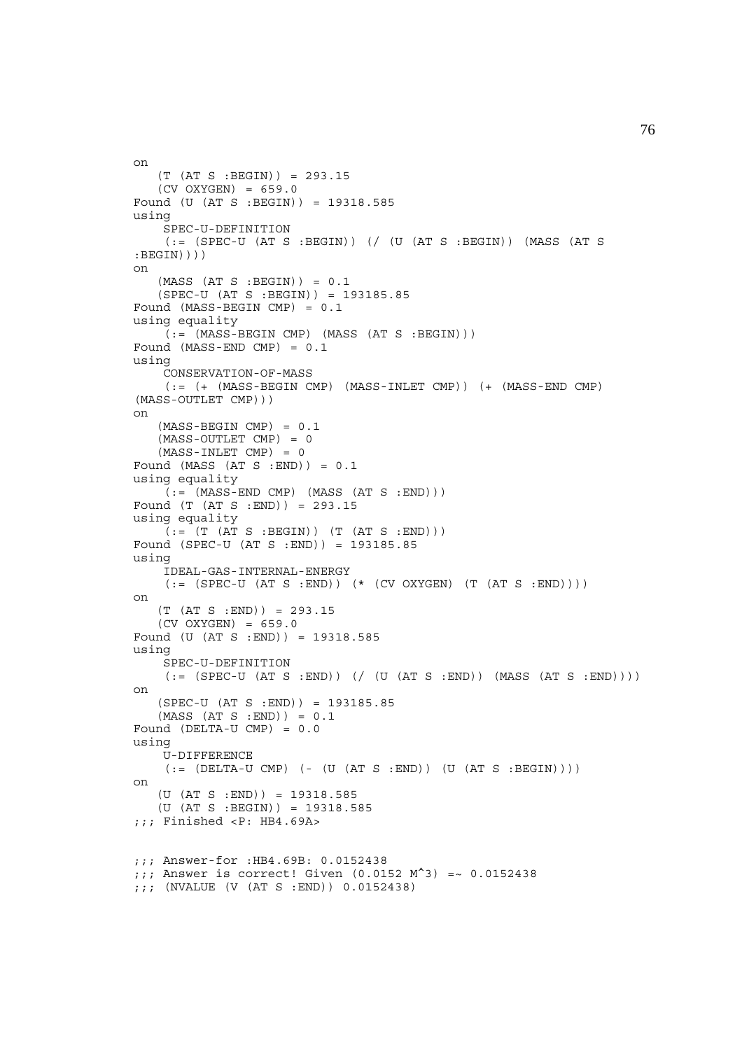```
on
   (T (AT S :BEGIN)) = 293.15
   (CV OXYGEN) = 659.0
Found (U (AT S :BEGIN)) = 19318.585
using
    SPEC-U-DEFINITION
    (:= (SPEC-U (AT S :BEGIN)) (/ (U (AT S :BEGIN)) (MASS (AT S
:BEGIN))))
on
   (MASS (AT S :BEGIN)) = 0.1
   (SPEC-U (AT S :BEGIN)) = 193185.85
Found (MASS-BEGIN CMP) = 0.1
using equality
    (:= (MASS-BEGIN CMP) (MASS (AT S :BEGIN)))
Found (MASS-END CMP) = 0.1
using
    CONSERVATION-OF-MASS
    (:= (+ (MASS-BEGIN CMP) (MASS-INLET CMP)) (+ (MASS-END CMP)
(MASS-OUTLET CMP)))
on
   (MASS-BEGIN CMP) = 0.1
   (MASS-OUTLET CMP) = 0
   (MASS-INLET CMP) = 0
Found (MASS (AT S :END)) = 0.1
using equality
    (:= (MASS-END CMP) (MASS (AT S :END)))
Found (T (AT S :END)) = 293.15
using equality
    (:= (T (AT S :BEGIN)) (T (AT S :END)))
Found (SPEC-U (AT S :END)) = 193185.85
using
    IDEAL-GAS-INTERNAL-ENERGY
    (:= (SPEC-U (AT S :END)) (* (CV OXYGEN) (T (AT S :END))))
on
   (T (AT S :END)) = 293.15
   (CV OXYGEN) = 659.0
Found (U (AT S :END)) = 19318.585
using
    SPEC-U-DEFINITION
    (:= (SPEC-U (AT S :END)) (/ (U (AT S :END)) (MASS (AT S :END))))
on
   (SPEC-U (AT S :END)) = 193185.85
   (MASS (AT S :END)) = 0.1
Found (DELTA-U CMP) = 0.0
using
    U-DIFFERENCE
    (:= (DELTA-U CMP) (- (U (AT S :END)) (U (AT S :BEGIN))))
on
   (U (AT S :END)) = 19318.585
   (U (AT S :BEGIN)) = 19318.585
;;; Finished <P: HB4.69A>


;;; Answer-for :HB4.69B: 0.0152438
;;; Answer is correct! Given (0.0152 M^3) =~ 0.0152438
;;; (NVALUE (V (AT S :END)) 0.0152438)
```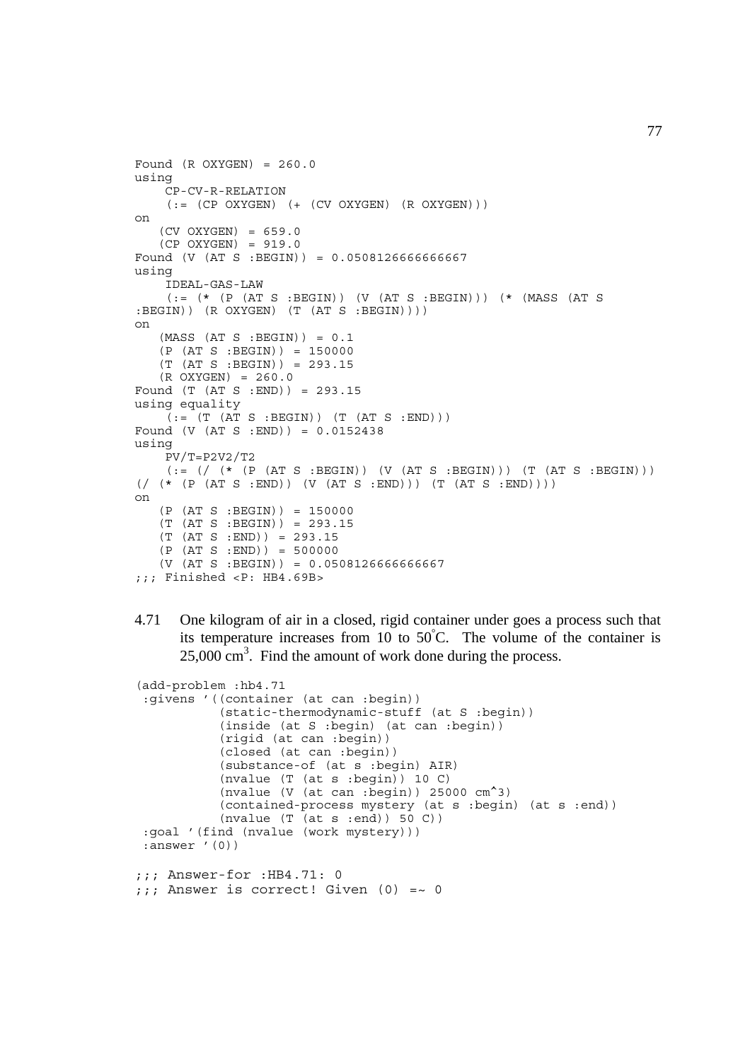```
Found (R OXYGEN) = 260.0
using
    CP-CV-R-RELATION
    (:= (CP OXYGEN) (+ (CV OXYGEN) (R OXYGEN)))
on
   (CV OXYGEN) = 659.0
   (CP OXYGEN) = 919.0
Found (V (AT S :BEGIN)) = 0.0508126666666667
using
    IDEAL-GAS-LAW
    (:= (* (P (AT S :BEGIN)) (V (AT S :BEGIN))) (* (MASS (AT S
:BEGIN)) (R OXYGEN) (T (AT S :BEGIN))))
on
   (MASS (AT S :BEGIN)) = 0.1
   (P (AT S :BEGIN)) = 150000
   (T (AT S :BEGIN)) = 293.15
   (R OXYGEN) = 260.0
Found (T (AT S :END)) = 293.15
using equality
    (:= (T (AT S :BEGIN)) (T (AT S :END)))
Found (V (AT S :END)) = 0.0152438
using
    PV/T=P2V2/T2
    (:= (/ (* (P (AT S :BEGIN)) (V (AT S :BEGIN))) (T (AT S :BEGIN)))
(/ (* (P (AT S :END)) (V (AT S :END))) (T (AT S :END))))
on
   (P (AT S :BEGIN)) = 150000
   (T (AT S :BEGIN)) = 293.15
   (T (AT S :END)) = 293.15
   (P (AT S :END)) = 500000
   (V (AT S :BEGIN)) = 0.0508126666666667
;;; Finished <P: HB4.69B>
```

4.71 One kilogram of air in a closed, rigid container under goes a process such that its temperature increases from 10 to 50°C. The volume of the container is 25,000 cm$^3$. Find the amount of work done during the process.

```
(add-problem :hb4.71
 :givens '((container (at can :begin))
           (static-thermodynamic-stuff (at S :begin))
           (inside (at S :begin) (at can :begin))
           (rigid (at can :begin))
           (closed (at can :begin))
           (substance-of (at s :begin) AIR)
           (nvalue (T (at s :begin)) 10 C)
           (nvalue (V (at can :begin)) 25000 cm^3)
           (contained-process mystery (at s :begin) (at s :end))
           (nvalue (T (at s :end)) 50 C))
 :goal '(find (nvalue (work mystery)))
 :answer '(0))

;;; Answer-for :HB4.71: 0
;;; Answer is correct! Given (0) =~ 0
```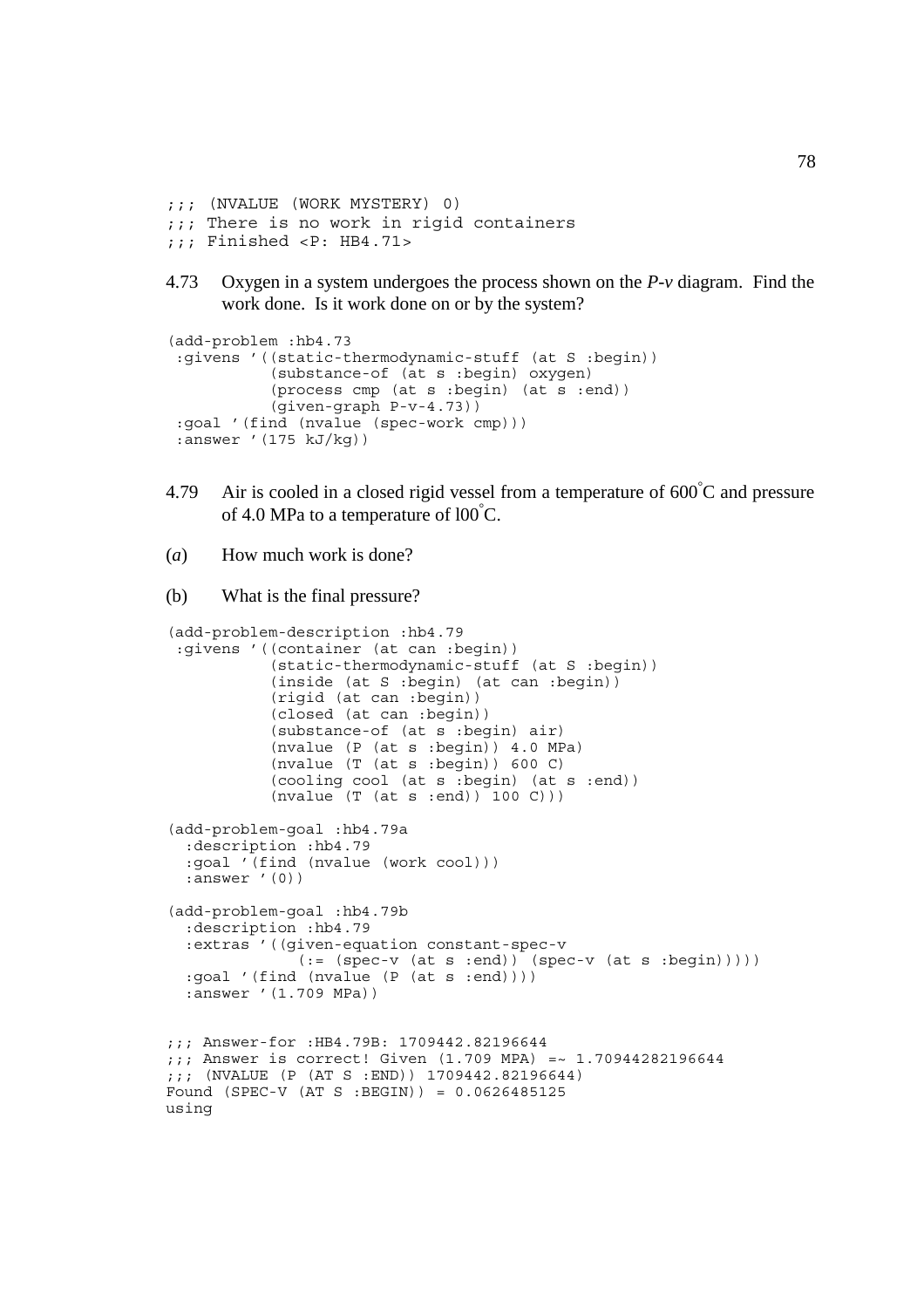```
;;; (NVALUE (WORK MYSTERY) 0)
;;; There is no work in rigid containers
;;; Finished <P: HB4.71>
```

4.73 Oxygen in a system undergoes the process shown on the *P-v* diagram. Find the work done. Is it work done on or by the system?

```
(add-problem :hb4.73
 :givens '((static-thermodynamic-stuff (at S :begin))
           (substance-of (at s :begin) oxygen)
           (process cmp (at s :begin) (at s :end))
           (given-graph P-v-4.73))
 :goal '(find (nvalue (spec-work cmp)))
 :answer '(175 kJ/kg))
```

4.79 Air is cooled in a closed rigid vessel from a temperature of 600°C and pressure of 4.0 MPa to a temperature of l00°C.

(*a*) How much work is done?

(b) What is the final pressure?

```
(add-problem-description :hb4.79
 :givens '((container (at can :begin))
           (static-thermodynamic-stuff (at S :begin))
           (inside (at S :begin) (at can :begin))
           (rigid (at can :begin))
           (closed (at can :begin))
           (substance-of (at s :begin) air)
           (nvalue (P (at s :begin)) 4.0 MPa)
           (nvalue (T (at s :begin)) 600 C)
           (cooling cool (at s :begin) (at s :end))
           (nvalue (T (at s :end)) 100 C)))

(add-problem-goal :hb4.79a
  :description :hb4.79
  :goal '(find (nvalue (work cool)))
  :answer '(0))

(add-problem-goal :hb4.79b
  :description :hb4.79
  :extras '((given-equation constant-spec-v
              (:= (spec-v (at s :end)) (spec-v (at s :begin)))))
  :goal '(find (nvalue (P (at s :end))))
  :answer '(1.709 MPa))


;;; Answer-for :HB4.79B: 1709442.82196644
;;; Answer is correct! Given (1.709 MPA) =~ 1.70944282196644
;;; (NVALUE (P (AT S :END)) 1709442.82196644)
Found (SPEC-V (AT S :BEGIN)) = 0.0626485125
using
```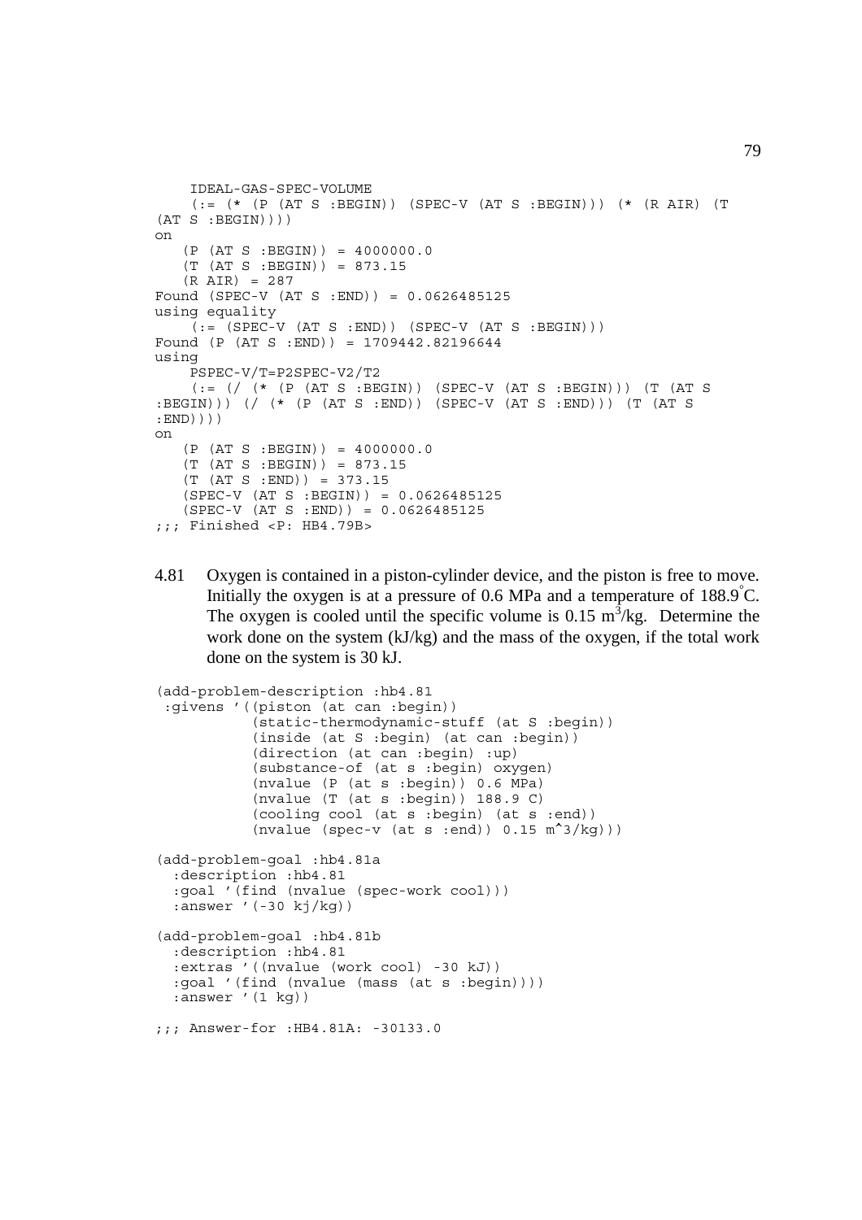```
    IDEAL-GAS-SPEC-VOLUME
    (:= (* (P (AT S :BEGIN)) (SPEC-V (AT S :BEGIN))) (* (R AIR) (T
(AT S :BEGIN))))
on
   (P (AT S :BEGIN)) = 4000000.0
   (T (AT S :BEGIN)) = 873.15
   (R AIR) = 287
Found (SPEC-V (AT S :END)) = 0.0626485125
using equality
    (:= (SPEC-V (AT S :END)) (SPEC-V (AT S :BEGIN)))
Found (P (AT S :END)) = 1709442.82196644
using
    PSPEC-V/T=P2SPEC-V2/T2
    (:= (/ (* (P (AT S :BEGIN)) (SPEC-V (AT S :BEGIN))) (T (AT S
:BEGIN))) (/ (* (P (AT S :END)) (SPEC-V (AT S :END))) (T (AT S
:END))))
on
   (P (AT S :BEGIN)) = 4000000.0
   (T (AT S :BEGIN)) = 873.15
   (T (AT S :END)) = 373.15
   (SPEC-V (AT S :BEGIN)) = 0.0626485125
   (SPEC-V (AT S :END)) = 0.0626485125
;;; Finished <P: HB4.79B>
```

4.81 Oxygen is contained in a piston-cylinder device, and the piston is free to move. Initially the oxygen is at a pressure of 0.6 MPa and a temperature of 188.9°C. The oxygen is cooled until the specific volume is 0.15 $m^3$/kg. Determine the work done on the system (kJ/kg) and the mass of the oxygen, if the total work done on the system is 30 kJ.

```
(add-problem-description :hb4.81
 :givens '((piston (at can :begin))
           (static-thermodynamic-stuff (at S :begin))
           (inside (at S :begin) (at can :begin))
           (direction (at can :begin) :up)
           (substance-of (at s :begin) oxygen)
           (nvalue (P (at s :begin)) 0.6 MPa)
           (nvalue (T (at s :begin)) 188.9 C)
           (cooling cool (at s :begin) (at s :end))
           (nvalue (spec-v (at s :end)) 0.15 m^3/kg)))

(add-problem-goal :hb4.81a
  :description :hb4.81
  :goal '(find (nvalue (spec-work cool)))
  :answer '(-30 kj/kg))

(add-problem-goal :hb4.81b
  :description :hb4.81
  :extras '((nvalue (work cool) -30 kJ))
  :goal '(find (nvalue (mass (at s :begin))))
  :answer '(1 kg))

;;; Answer-for :HB4.81A: -30133.0
```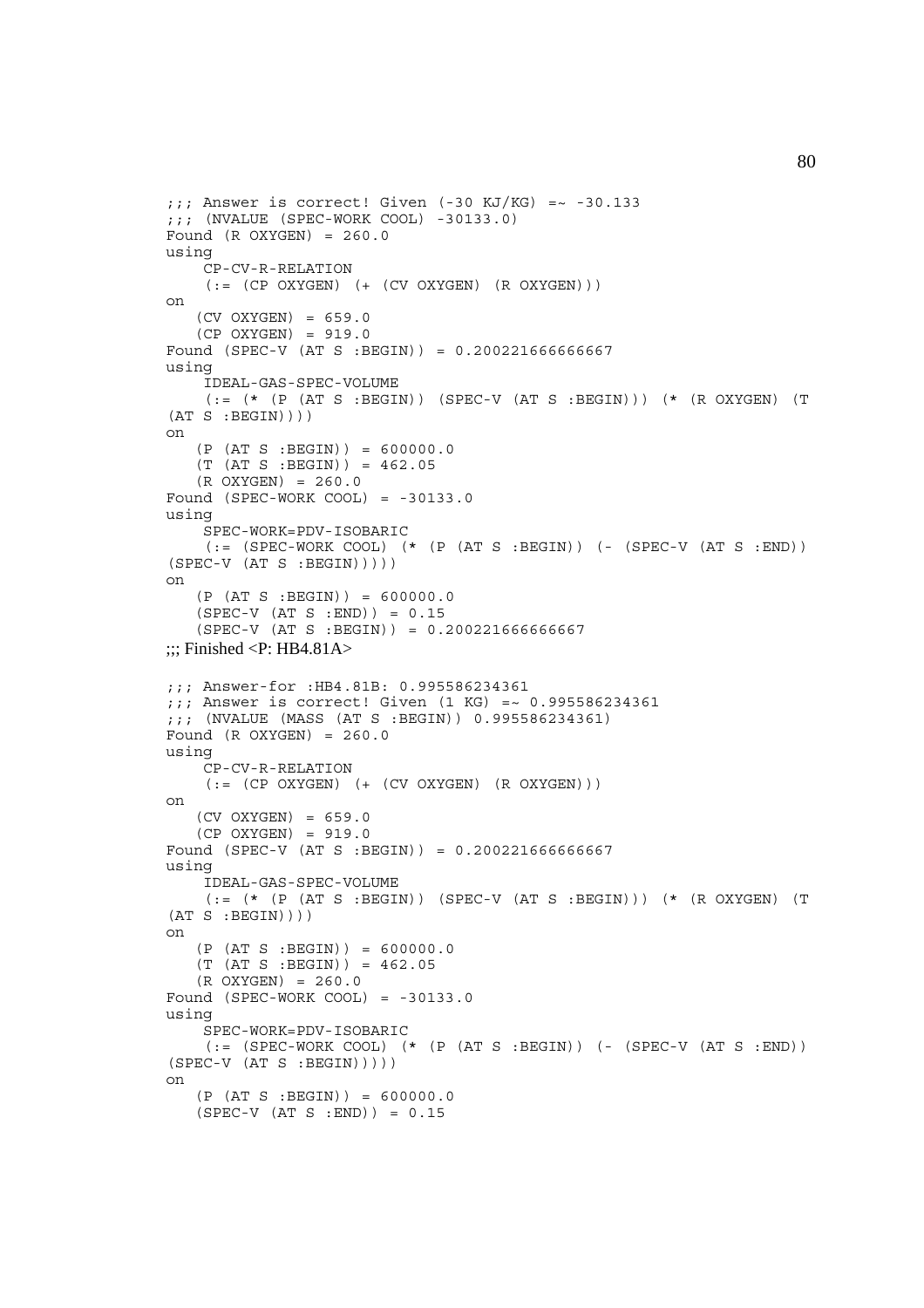```
;;; Answer is correct! Given (-30 KJ/KG) =~ -30.133
;;; (NVALUE (SPEC-WORK COOL) -30133.0)
Found (R OXYGEN) = 260.0
using
    CP-CV-R-RELATION
    (:= (CP OXYGEN) (+ (CV OXYGEN) (R OXYGEN)))
on
   (CV OXYGEN) = 659.0
   (CP OXYGEN) = 919.0
Found (SPEC-V (AT S :BEGIN)) = 0.200221666666667
using
    IDEAL-GAS-SPEC-VOLUME
    (:= (* (P (AT S :BEGIN)) (SPEC-V (AT S :BEGIN))) (* (R OXYGEN) (T
(AT S :BEGIN))))
on
   (P (AT S :BEGIN)) = 600000.0
   (T (AT S :BEGIN)) = 462.05
   (R OXYGEN) = 260.0
Found (SPEC-WORK COOL) = -30133.0
using
    SPEC-WORK=PDV-ISOBARIC
    (:= (SPEC-WORK COOL) (* (P (AT S :BEGIN)) (- (SPEC-V (AT S :END))
(SPEC-V (AT S :BEGIN)))))
on
   (P (AT S :BEGIN)) = 600000.0
   (SPEC-V (AT S :END)) = 0.15
   (SPEC-V (AT S :BEGIN)) = 0.200221666666667
;;; Finished <P: HB4.81A>

;;; Answer-for :HB4.81B: 0.995586234361
;;; Answer is correct! Given (1 KG) =~ 0.995586234361
;;; (NVALUE (MASS (AT S :BEGIN)) 0.995586234361)
Found (R OXYGEN) = 260.0
using
    CP-CV-R-RELATION
    (:= (CP OXYGEN) (+ (CV OXYGEN) (R OXYGEN)))
on
   (CV OXYGEN) = 659.0
   (CP OXYGEN) = 919.0
Found (SPEC-V (AT S :BEGIN)) = 0.200221666666667
using
    IDEAL-GAS-SPEC-VOLUME
    (:= (* (P (AT S :BEGIN)) (SPEC-V (AT S :BEGIN))) (* (R OXYGEN) (T
(AT S :BEGIN))))
on
   (P (AT S :BEGIN)) = 600000.0
   (T (AT S :BEGIN)) = 462.05
   (R OXYGEN) = 260.0
Found (SPEC-WORK COOL) = -30133.0
using
    SPEC-WORK=PDV-ISOBARIC
    (:= (SPEC-WORK COOL) (* (P (AT S :BEGIN)) (- (SPEC-V (AT S :END))
(SPEC-V (AT S :BEGIN)))))
on
   (P (AT S :BEGIN)) = 600000.0
   (SPEC-V (AT S :END)) = 0.15
```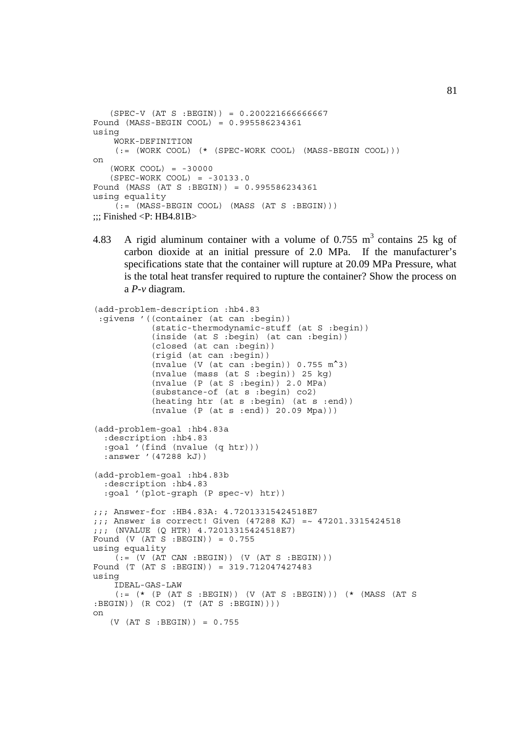```
   (SPEC-V (AT S :BEGIN)) = 0.200221666666667
Found (MASS-BEGIN COOL) = 0.995586234361
using
    WORK-DEFINITION
    (:= (WORK COOL) (* (SPEC-WORK COOL) (MASS-BEGIN COOL)))
on
   (WORK COOL) = -30000
   (SPEC-WORK COOL) = -30133.0
Found (MASS (AT S :BEGIN)) = 0.995586234361
using equality
    (:= (MASS-BEGIN COOL) (MASS (AT S :BEGIN)))
;;; Finished <P: HB4.81B>
```

4.83 A rigid aluminum container with a volume of 0.755 $m^3$ contains 25 kg of carbon dioxide at an initial pressure of 2.0 MPa. If the manufacturer's specifications state that the container will rupture at 20.09 MPa Pressure, what is the total heat transfer required to rupture the container? Show the process on a *P-v* diagram.

```
(add-problem-description :hb4.83
 :givens '((container (at can :begin))
           (static-thermodynamic-stuff (at S :begin))
           (inside (at S :begin) (at can :begin))
           (closed (at can :begin))
           (rigid (at can :begin))
           (nvalue (V (at can :begin)) 0.755 m^3)
           (nvalue (mass (at S :begin)) 25 kg)
           (nvalue (P (at S :begin)) 2.0 MPa)
           (substance-of (at s :begin) co2)
           (heating htr (at s :begin) (at s :end))
           (nvalue (P (at s :end)) 20.09 Mpa)))

(add-problem-goal :hb4.83a
  :description :hb4.83
  :goal '(find (nvalue (q htr)))
  :answer '(47288 kJ))

(add-problem-goal :hb4.83b
  :description :hb4.83
  :goal '(plot-graph (P spec-v) htr))

;;; Answer-for :HB4.83A: 4.72013315424518E7
;;; Answer is correct! Given (47288 KJ) =~ 47201.3315424518
;;; (NVALUE (Q HTR) 4.72013315424518E7)
Found (V (AT S :BEGIN)) = 0.755
using equality
    (:= (V (AT CAN :BEGIN)) (V (AT S :BEGIN)))
Found (T (AT S :BEGIN)) = 319.712047427483
using
    IDEAL-GAS-LAW
    (:= (* (P (AT S :BEGIN)) (V (AT S :BEGIN))) (* (MASS (AT S
:BEGIN)) (R CO2) (T (AT S :BEGIN))))
on
   (V (AT S :BEGIN)) = 0.755
```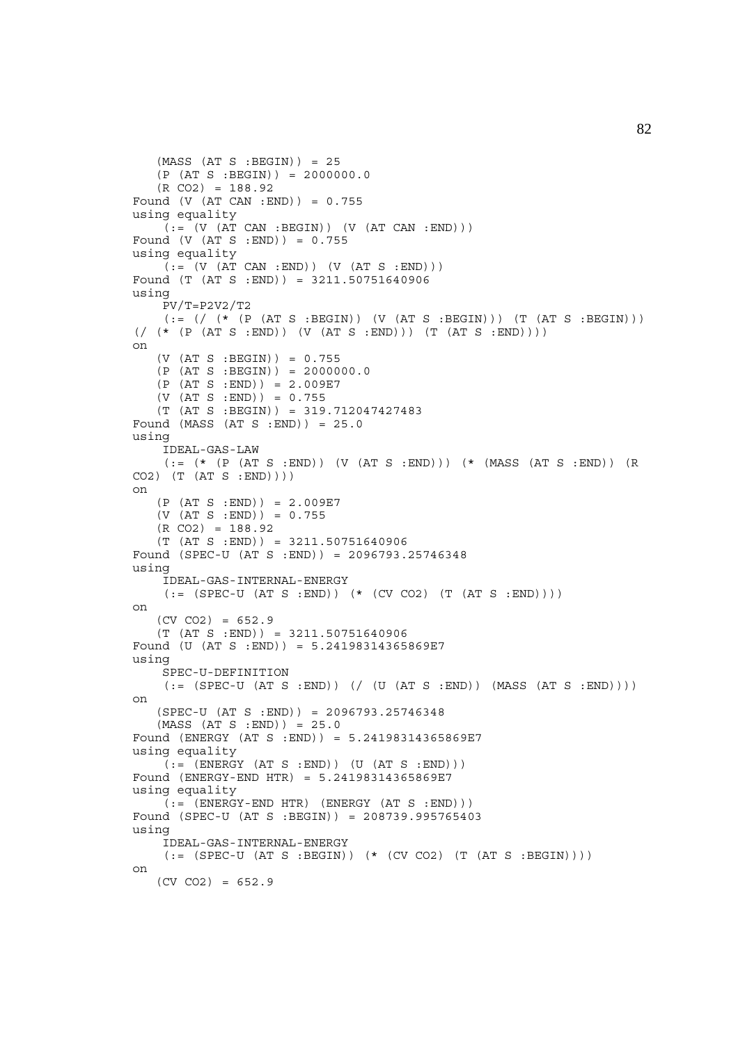```
   (MASS (AT S :BEGIN)) = 25
   (P (AT S :BEGIN)) = 2000000.0
   (R CO2) = 188.92
Found (V (AT CAN :END)) = 0.755
using equality
    (:= (V (AT CAN :BEGIN)) (V (AT CAN :END)))
Found (V (AT S :END)) = 0.755
using equality
    (:= (V (AT CAN :END)) (V (AT S :END)))
Found (T (AT S :END)) = 3211.50751640906
using
    PV/T=P2V2/T2
    (:= (/ (* (P (AT S :BEGIN)) (V (AT S :BEGIN))) (T (AT S :BEGIN)))
(/ (* (P (AT S :END)) (V (AT S :END))) (T (AT S :END))))
on
   (V (AT S :BEGIN)) = 0.755
   (P (AT S :BEGIN)) = 2000000.0
   (P (AT S :END)) = 2.009E7
   (V (AT S :END)) = 0.755
   (T (AT S :BEGIN)) = 319.712047427483
Found (MASS (AT S :END)) = 25.0
using
    IDEAL-GAS-LAW
    (:= (* (P (AT S :END)) (V (AT S :END))) (* (MASS (AT S :END)) (R
CO2) (T (AT S :END))))
on
   (P (AT S :END)) = 2.009E7
   (V (AT S :END)) = 0.755
   (R CO2) = 188.92
   (T (AT S :END)) = 3211.50751640906
Found (SPEC-U (AT S :END)) = 2096793.25746348
using
    IDEAL-GAS-INTERNAL-ENERGY
    (:= (SPEC-U (AT S :END)) (* (CV CO2) (T (AT S :END))))
on
   (CV CO2) = 652.9
   (T (AT S :END)) = 3211.50751640906
Found (U (AT S :END)) = 5.24198314365869E7
using
    SPEC-U-DEFINITION
    (:= (SPEC-U (AT S :END)) (/ (U (AT S :END)) (MASS (AT S :END))))
on
   (SPEC-U (AT S :END)) = 2096793.25746348
   (MASS (AT S :END)) = 25.0
Found (ENERGY (AT S :END)) = 5.24198314365869E7
using equality
    (:= (ENERGY (AT S :END)) (U (AT S :END)))
Found (ENERGY-END HTR) = 5.24198314365869E7
using equality
    (:= (ENERGY-END HTR) (ENERGY (AT S :END)))
Found (SPEC-U (AT S :BEGIN)) = 208739.995765403
using
    IDEAL-GAS-INTERNAL-ENERGY
    (:= (SPEC-U (AT S :BEGIN)) (* (CV CO2) (T (AT S :BEGIN))))
on
   (CV CO2) = 652.9
```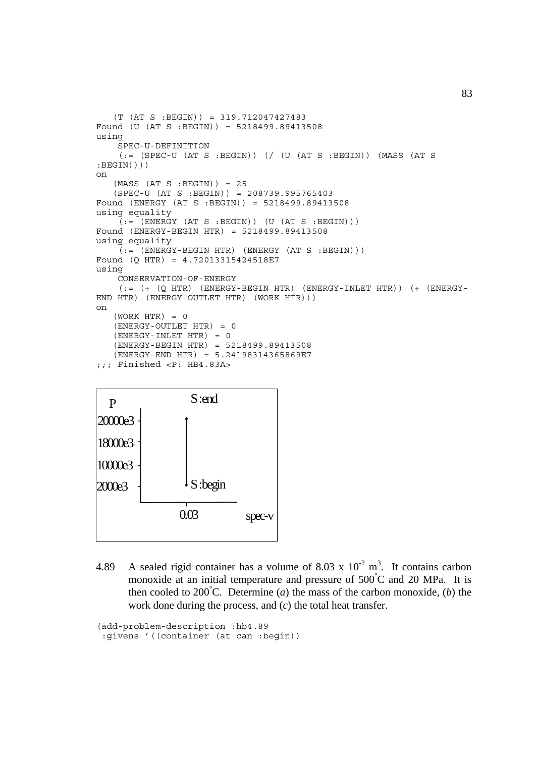```
   (T (AT S :BEGIN)) = 319.712047427483
Found (U (AT S :BEGIN)) = 5218499.89413508
using
    SPEC-U-DEFINITION
    (:= (SPEC-U (AT S :BEGIN)) (/ (U (AT S :BEGIN)) (MASS (AT S
:BEGIN))))
on
   (MASS (AT S :BEGIN)) = 25
   (SPEC-U (AT S :BEGIN)) = 208739.995765403
Found (ENERGY (AT S :BEGIN)) = 5218499.89413508
using equality
    (:= (ENERGY (AT S :BEGIN)) (U (AT S :BEGIN)))
Found (ENERGY-BEGIN HTR) = 5218499.89413508
using equality
    (:= (ENERGY-BEGIN HTR) (ENERGY (AT S :BEGIN)))
Found (Q HTR) = 4.72013315424518E7
using
    CONSERVATION-OF-ENERGY
    (:= (+ (Q HTR) (ENERGY-BEGIN HTR) (ENERGY-INLET HTR)) (+ (ENERGY-
END HTR) (ENERGY-OUTLET HTR) (WORK HTR)))
on
   (WORK HTR) = 0
   (ENERGY-OUTLET HTR) = 0
   (ENERGY-INLET HTR) = 0
   (ENERGY-BEGIN HTR) = 5218499.89413508
   (ENERGY-END HTR) = 5.24198314365869E7
;;; Finished <P: HB4.83A>
```

4.89 A sealed rigid container has a volume of $8.03 \times 10^{-2}$ m$^3$. It contains carbon monoxide at an initial temperature and pressure of 500°C and 20 MPa. It is then cooled to 200°C. Determine (*a*) the mass of the carbon monoxide, (*b*) the work done during the process, and (*c*) the total heat transfer.

```
(add-problem-description :hb4.89
 :givens '((container (at can :begin))
```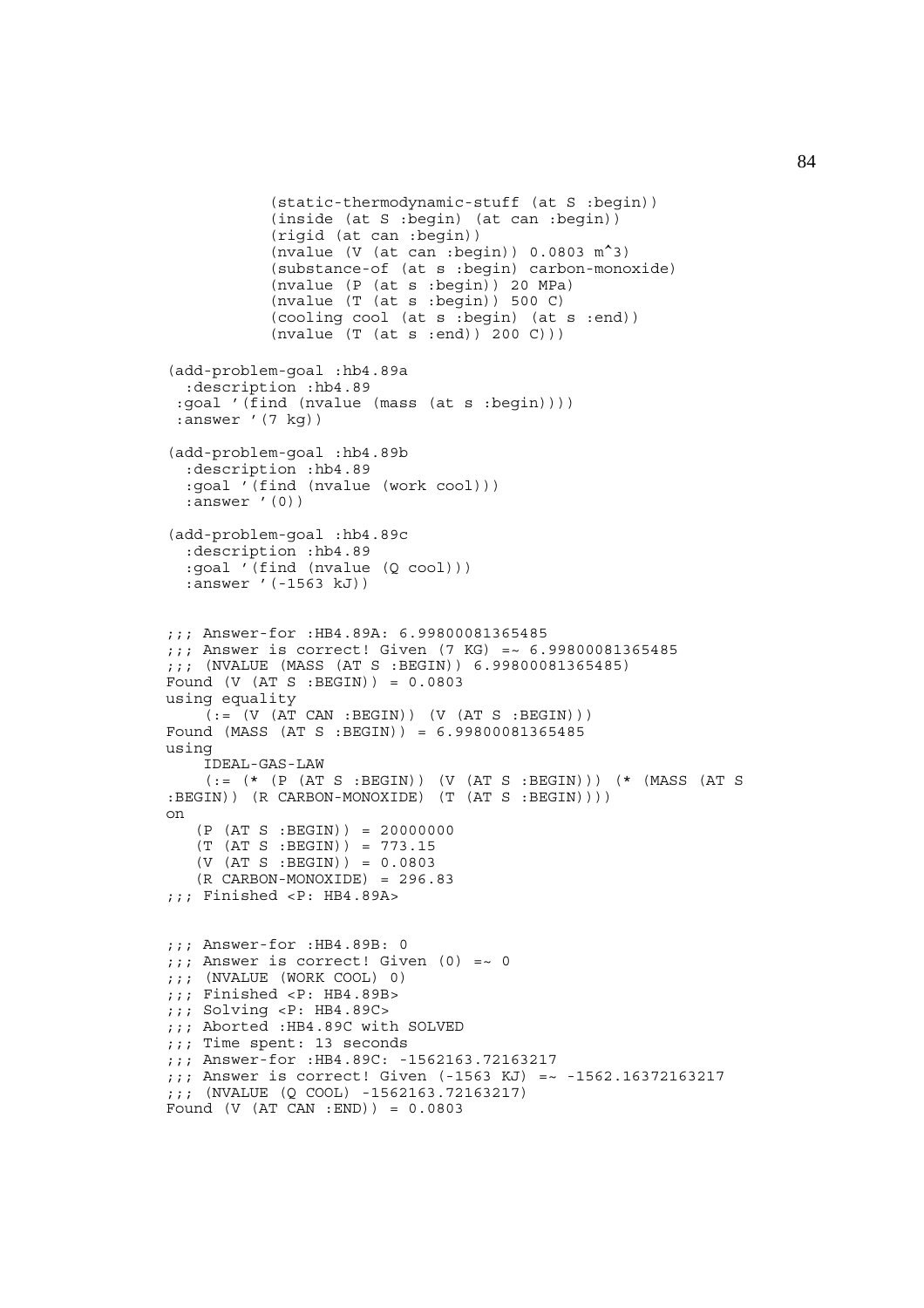```
          (static-thermodynamic-stuff (at S :begin))
          (inside (at S :begin) (at can :begin))
          (rigid (at can :begin))
          (nvalue (V (at can :begin)) 0.0803 m^3)
          (substance-of (at s :begin) carbon-monoxide)
          (nvalue (P (at s :begin)) 20 MPa)
          (nvalue (T (at s :begin)) 500 C)
          (cooling cool (at s :begin) (at s :end))
          (nvalue (T (at s :end)) 200 C)))

(add-problem-goal :hb4.89a
  :description :hb4.89
 :goal '(find (nvalue (mass (at s :begin))))
 :answer '(7 kg))

(add-problem-goal :hb4.89b
  :description :hb4.89
  :goal '(find (nvalue (work cool)))
  :answer '(0))

(add-problem-goal :hb4.89c
  :description :hb4.89
  :goal '(find (nvalue (Q cool)))
  :answer '(-1563 kJ))


;;; Answer-for :HB4.89A: 6.99800081365485
;;; Answer is correct! Given (7 KG) =~ 6.99800081365485
;;; (NVALUE (MASS (AT S :BEGIN)) 6.99800081365485)
Found (V (AT S :BEGIN)) = 0.0803
using equality
    (:= (V (AT CAN :BEGIN)) (V (AT S :BEGIN)))
Found (MASS (AT S :BEGIN)) = 6.99800081365485
using
    IDEAL-GAS-LAW
    (:= (* (P (AT S :BEGIN)) (V (AT S :BEGIN))) (* (MASS (AT S
:BEGIN)) (R CARBON-MONOXIDE) (T (AT S :BEGIN))))
on
   (P (AT S :BEGIN)) = 20000000
   (T (AT S :BEGIN)) = 773.15
   (V (AT S :BEGIN)) = 0.0803
   (R CARBON-MONOXIDE) = 296.83
;;; Finished <P: HB4.89A>


;;; Answer-for :HB4.89B: 0
;;; Answer is correct! Given (0) =~ 0
;;; (NVALUE (WORK COOL) 0)
;;; Finished <P: HB4.89B>
;;; Solving <P: HB4.89C>
;;; Aborted :HB4.89C with SOLVED
;;; Time spent: 13 seconds
;;; Answer-for :HB4.89C: -1562163.72163217
;;; Answer is correct! Given (-1563 KJ) =~ -1562.16372163217
;;; (NVALUE (Q COOL) -1562163.72163217)
Found (V (AT CAN :END)) = 0.0803
```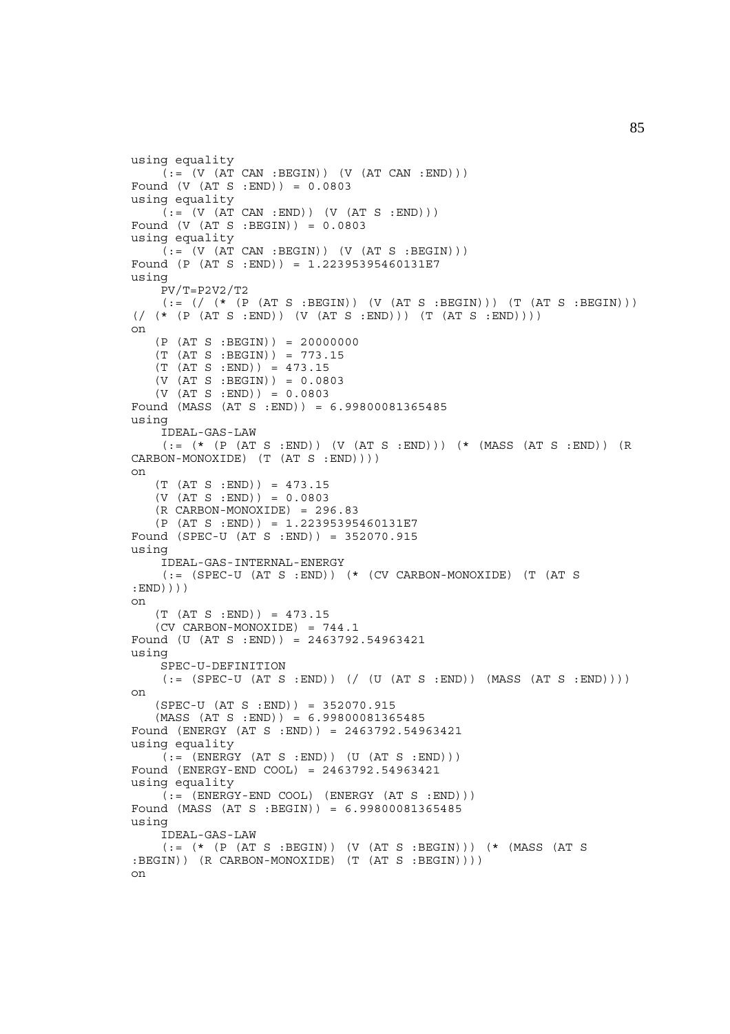```
using equality
    (:= (V (AT CAN :BEGIN)) (V (AT CAN :END)))
Found (V (AT S :END)) = 0.0803
using equality
    (:= (V (AT CAN :END)) (V (AT S :END)))
Found (V (AT S :BEGIN)) = 0.0803
using equality
    (:= (V (AT CAN :BEGIN)) (V (AT S :BEGIN)))
Found (P (AT S :END)) = 1.22395395460131E7
using
    PV/T=P2V2/T2
    (:= (/ (* (P (AT S :BEGIN)) (V (AT S :BEGIN))) (T (AT S :BEGIN)))
(/ (* (P (AT S :END)) (V (AT S :END))) (T (AT S :END))))
on
   (P (AT S :BEGIN)) = 20000000
   (T (AT S :BEGIN)) = 773.15
   (T (AT S :END)) = 473.15
   (V (AT S :BEGIN)) = 0.0803
   (V (AT S :END)) = 0.0803
Found (MASS (AT S :END)) = 6.99800081365485
using
    IDEAL-GAS-LAW
    (:= (* (P (AT S :END)) (V (AT S :END))) (* (MASS (AT S :END)) (R
CARBON-MONOXIDE) (T (AT S :END))))
on
   (T (AT S :END)) = 473.15
   (V (AT S :END)) = 0.0803
   (R CARBON-MONOXIDE) = 296.83
   (P (AT S :END)) = 1.22395395460131E7
Found (SPEC-U (AT S :END)) = 352070.915
using
    IDEAL-GAS-INTERNAL-ENERGY
    (:= (SPEC-U (AT S :END)) (* (CV CARBON-MONOXIDE) (T (AT S
:END))))
on
   (T (AT S :END)) = 473.15
   (CV CARBON-MONOXIDE) = 744.1
Found (U (AT S :END)) = 2463792.54963421
using
    SPEC-U-DEFINITION
    (:= (SPEC-U (AT S :END)) (/ (U (AT S :END)) (MASS (AT S :END))))
on
   (SPEC-U (AT S :END)) = 352070.915
   (MASS (AT S :END)) = 6.99800081365485
Found (ENERGY (AT S :END)) = 2463792.54963421
using equality
    (:= (ENERGY (AT S :END)) (U (AT S :END)))
Found (ENERGY-END COOL) = 2463792.54963421
using equality
    (:= (ENERGY-END COOL) (ENERGY (AT S :END)))
Found (MASS (AT S :BEGIN)) = 6.99800081365485
using
    IDEAL-GAS-LAW
    (:= (* (P (AT S :BEGIN)) (V (AT S :BEGIN))) (* (MASS (AT S
:BEGIN)) (R CARBON-MONOXIDE) (T (AT S :BEGIN))))
on
```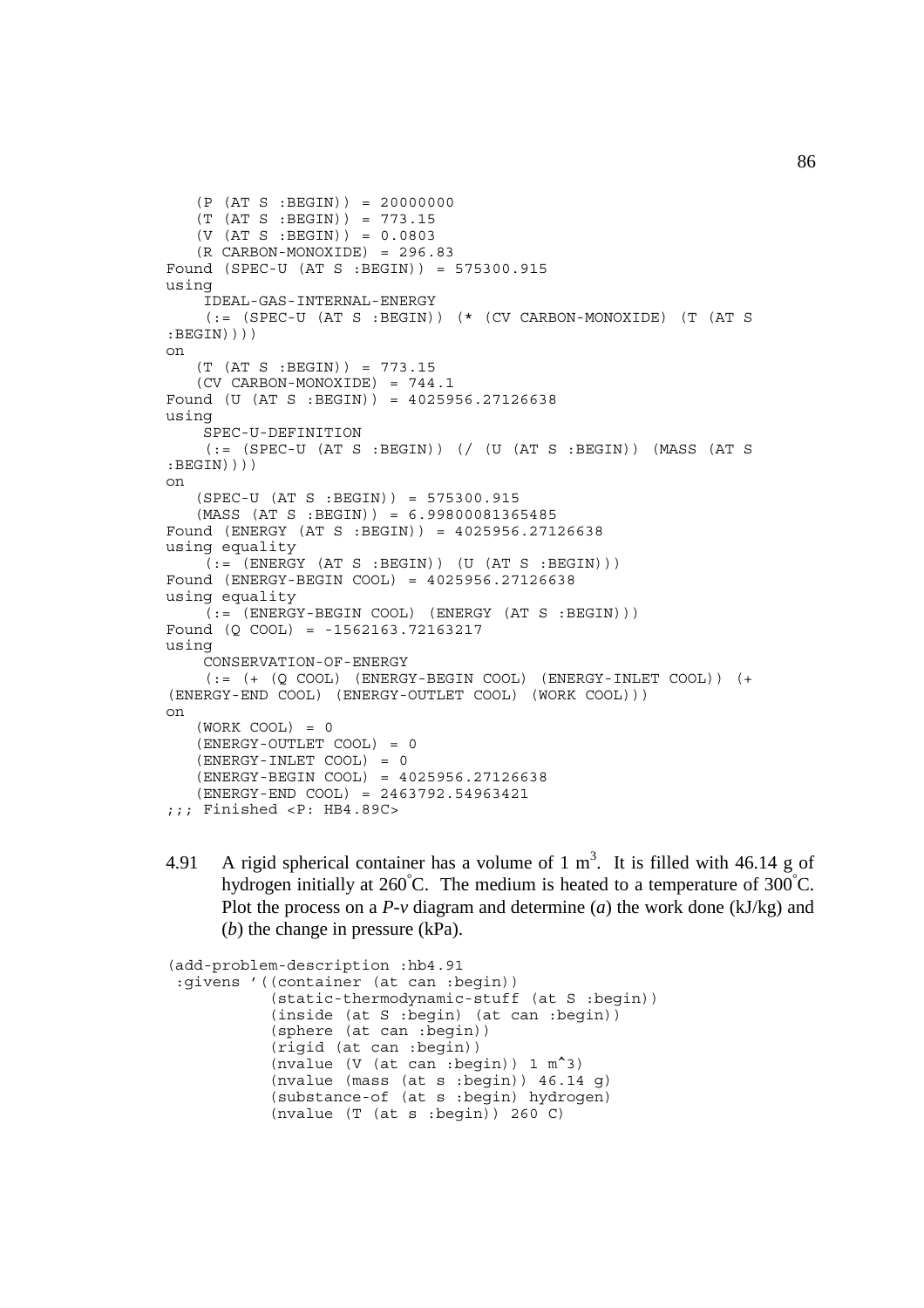```
   (P (AT S :BEGIN)) = 20000000
   (T (AT S :BEGIN)) = 773.15
   (V (AT S :BEGIN)) = 0.0803
   (R CARBON-MONOXIDE) = 296.83
Found (SPEC-U (AT S :BEGIN)) = 575300.915
using
    IDEAL-GAS-INTERNAL-ENERGY
    (:= (SPEC-U (AT S :BEGIN)) (* (CV CARBON-MONOXIDE) (T (AT S
:BEGIN))))
on
   (T (AT S :BEGIN)) = 773.15
   (CV CARBON-MONOXIDE) = 744.1
Found (U (AT S :BEGIN)) = 4025956.27126638
using
    SPEC-U-DEFINITION
    (:= (SPEC-U (AT S :BEGIN)) (/ (U (AT S :BEGIN)) (MASS (AT S
:BEGIN))))
on
   (SPEC-U (AT S :BEGIN)) = 575300.915
   (MASS (AT S :BEGIN)) = 6.99800081365485
Found (ENERGY (AT S :BEGIN)) = 4025956.27126638
using equality
    (:= (ENERGY (AT S :BEGIN)) (U (AT S :BEGIN)))
Found (ENERGY-BEGIN COOL) = 4025956.27126638
using equality
    (:= (ENERGY-BEGIN COOL) (ENERGY (AT S :BEGIN)))
Found (Q COOL) = -1562163.72163217
using
    CONSERVATION-OF-ENERGY
    (:= (+ (Q COOL) (ENERGY-BEGIN COOL) (ENERGY-INLET COOL)) (+
(ENERGY-END COOL) (ENERGY-OUTLET COOL) (WORK COOL)))
on
   (WORK COOL) = 0
   (ENERGY-OUTLET COOL) = 0
   (ENERGY-INLET COOL) = 0
   (ENERGY-BEGIN COOL) = 4025956.27126638
   (ENERGY-END COOL) = 2463792.54963421
;;; Finished <P: HB4.89C>
```

4.91 A rigid spherical container has a volume of 1 $m^3$. It is filled with 46.14 g of hydrogen initially at 260°C. The medium is heated to a temperature of 300°C. Plot the process on a *P-v* diagram and determine (*a*) the work done (kJ/kg) and (*b*) the change in pressure (kPa).

```
(add-problem-description :hb4.91
 :givens '((container (at can :begin))
           (static-thermodynamic-stuff (at S :begin))
           (inside (at S :begin) (at can :begin))
           (sphere (at can :begin))
           (rigid (at can :begin))
           (nvalue (V (at can :begin)) 1 m^3)
           (nvalue (mass (at s :begin)) 46.14 g)
           (substance-of (at s :begin) hydrogen)
           (nvalue (T (at s :begin)) 260 C)
```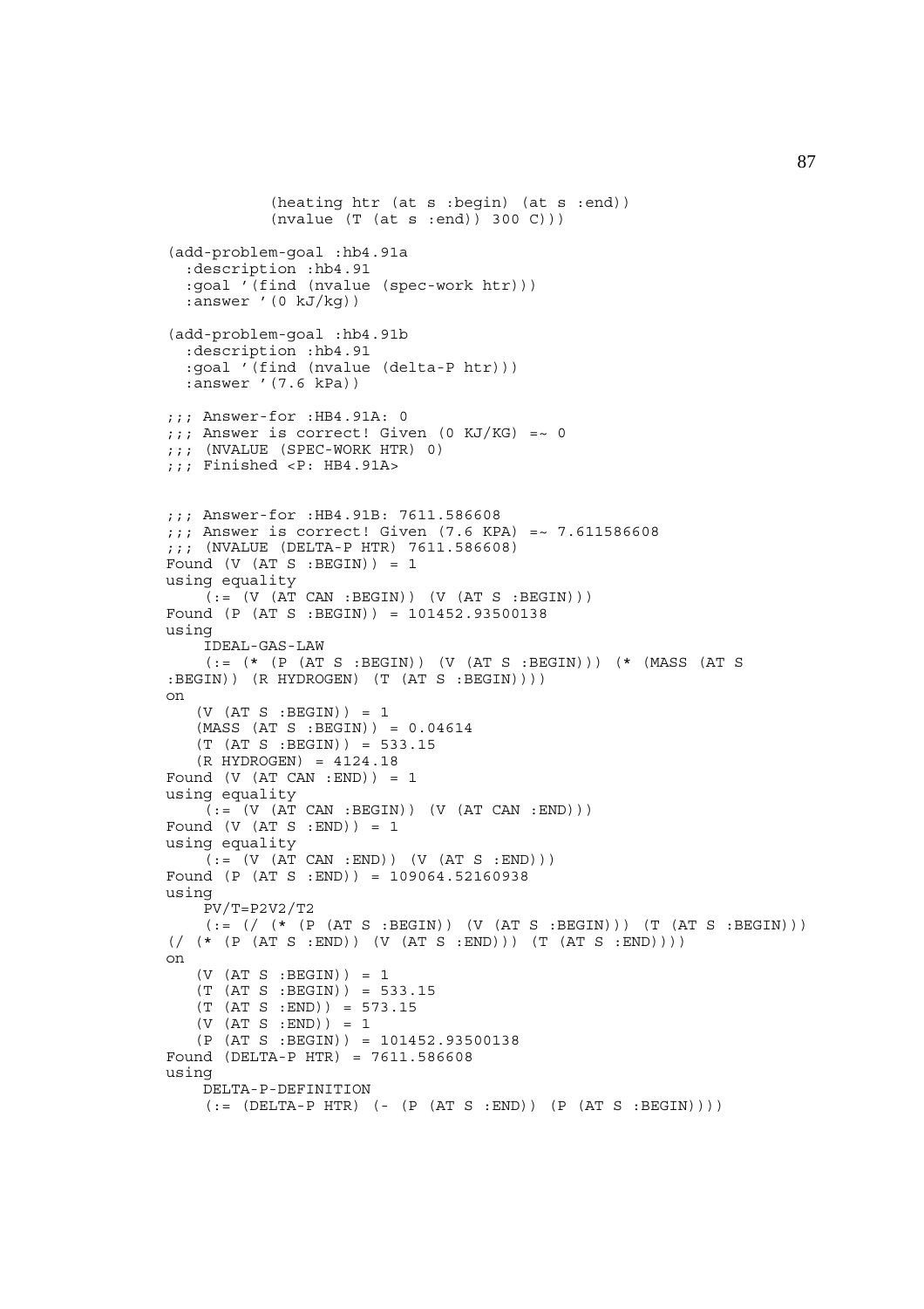```
          (heating htr (at s :begin) (at s :end))
          (nvalue (T (at s :end)) 300 C)))

(add-problem-goal :hb4.91a
  :description :hb4.91
  :goal '(find (nvalue (spec-work htr)))
  :answer '(0 kJ/kg))

(add-problem-goal :hb4.91b
  :description :hb4.91
  :goal '(find (nvalue (delta-P htr)))
  :answer '(7.6 kPa))

;;; Answer-for :HB4.91A: 0
;;; Answer is correct! Given (0 KJ/KG) =~ 0
;;; (NVALUE (SPEC-WORK HTR) 0)
;;; Finished <P: HB4.91A>


;;; Answer-for :HB4.91B: 7611.586608
;;; Answer is correct! Given (7.6 KPA) =~ 7.611586608
;;; (NVALUE (DELTA-P HTR) 7611.586608)
Found (V (AT S :BEGIN)) = 1
using equality
    (:= (V (AT CAN :BEGIN)) (V (AT S :BEGIN)))
Found (P (AT S :BEGIN)) = 101452.93500138
using
    IDEAL-GAS-LAW
    (:= (* (P (AT S :BEGIN)) (V (AT S :BEGIN))) (* (MASS (AT S
:BEGIN)) (R HYDROGEN) (T (AT S :BEGIN))))
on
   (V (AT S :BEGIN)) = 1
   (MASS (AT S :BEGIN)) = 0.04614
   (T (AT S :BEGIN)) = 533.15
   (R HYDROGEN) = 4124.18
Found (V (AT CAN :END)) = 1
using equality
    (:= (V (AT CAN :BEGIN)) (V (AT CAN :END)))
Found (V (AT S :END)) = 1
using equality
    (:= (V (AT CAN :END)) (V (AT S :END)))
Found (P (AT S :END)) = 109064.52160938
using
    PV/T=P2V2/T2
    (:= (/ (* (P (AT S :BEGIN)) (V (AT S :BEGIN))) (T (AT S :BEGIN)))
(/ (* (P (AT S :END)) (V (AT S :END))) (T (AT S :END))))
on
   (V (AT S :BEGIN)) = 1
   (T (AT S :BEGIN)) = 533.15
   (T (AT S :END)) = 573.15
   (V (AT S :END)) = 1
   (P (AT S :BEGIN)) = 101452.93500138
Found (DELTA-P HTR) = 7611.586608
using
    DELTA-P-DEFINITION
    (:= (DELTA-P HTR) (- (P (AT S :END)) (P (AT S :BEGIN))))
```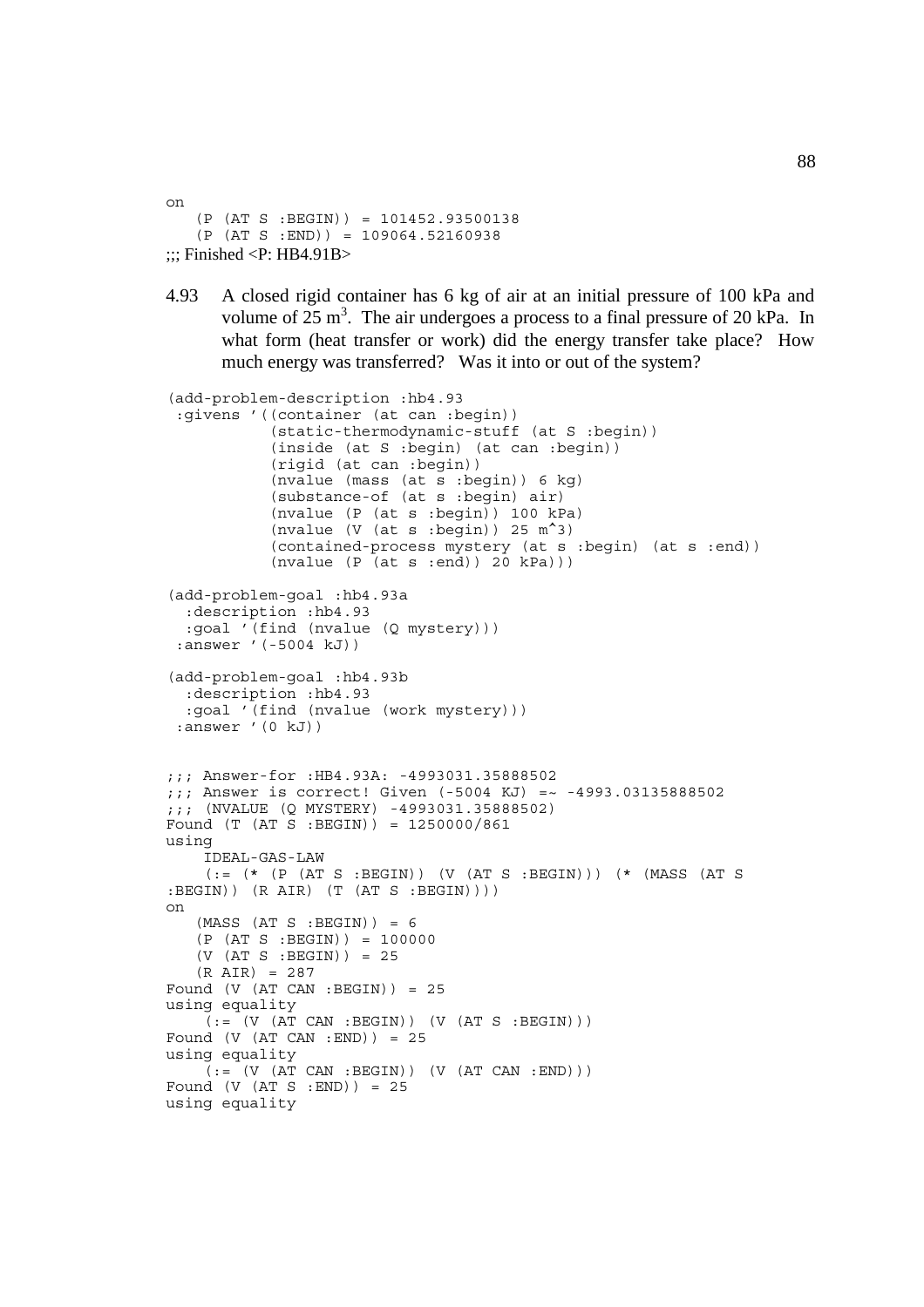```
on
   (P (AT S :BEGIN)) = 101452.93500138
   (P (AT S :END)) = 109064.52160938
;;; Finished <P: HB4.91B>
```

4.93 A closed rigid container has 6 kg of air at an initial pressure of 100 kPa and volume of 25 $m^3$. The air undergoes a process to a final pressure of 20 kPa. In what form (heat transfer or work) did the energy transfer take place? How much energy was transferred? Was it into or out of the system?

```
(add-problem-description :hb4.93
 :givens '((container (at can :begin))
           (static-thermodynamic-stuff (at S :begin))
           (inside (at S :begin) (at can :begin))
           (rigid (at can :begin))
           (nvalue (mass (at s :begin)) 6 kg)
           (substance-of (at s :begin) air)
           (nvalue (P (at s :begin)) 100 kPa)
           (nvalue (V (at s :begin)) 25 m^3)
           (contained-process mystery (at s :begin) (at s :end))
           (nvalue (P (at s :end)) 20 kPa)))

(add-problem-goal :hb4.93a
  :description :hb4.93
  :goal '(find (nvalue (Q mystery)))
 :answer '(-5004 kJ))

(add-problem-goal :hb4.93b
  :description :hb4.93
  :goal '(find (nvalue (work mystery)))
 :answer '(0 kJ))


;;; Answer-for :HB4.93A: -4993031.35888502
;;; Answer is correct! Given (-5004 KJ) =~ -4993.03135888502
;;; (NVALUE (Q MYSTERY) -4993031.35888502)
Found (T (AT S :BEGIN)) = 1250000/861
using
    IDEAL-GAS-LAW
    (:= (* (P (AT S :BEGIN)) (V (AT S :BEGIN))) (* (MASS (AT S
:BEGIN)) (R AIR) (T (AT S :BEGIN))))
on
   (MASS (AT S :BEGIN)) = 6
   (P (AT S :BEGIN)) = 100000
   (V (AT S :BEGIN)) = 25
   (R AIR) = 287
Found (V (AT CAN :BEGIN)) = 25
using equality
    (:= (V (AT CAN :BEGIN)) (V (AT S :BEGIN)))
Found (V (AT CAN :END)) = 25
using equality
    (:= (V (AT CAN :BEGIN)) (V (AT CAN :END)))
Found (V (AT S :END)) = 25
using equality
```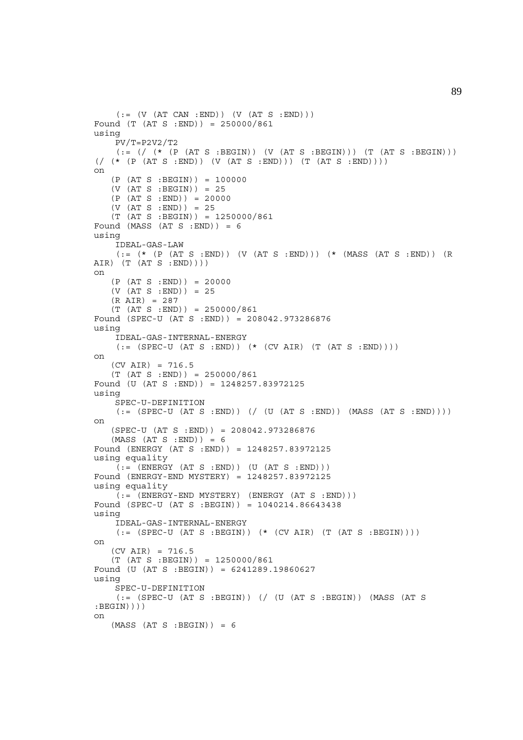```
    (:= (V (AT CAN :END)) (V (AT S :END)))
Found (T (AT S :END)) = 250000/861
using
    PV/T=P2V2/T2
    (:= (/ (* (P (AT S :BEGIN)) (V (AT S :BEGIN))) (T (AT S :BEGIN)))
(/ (* (P (AT S :END)) (V (AT S :END))) (T (AT S :END))))
on
   (P (AT S :BEGIN)) = 100000
   (V (AT S :BEGIN)) = 25
   (P (AT S :END)) = 20000
   (V (AT S :END)) = 25
   (T (AT S :BEGIN)) = 1250000/861
Found (MASS (AT S :END)) = 6
using
    IDEAL-GAS-LAW
    (:= (* (P (AT S :END)) (V (AT S :END))) (* (MASS (AT S :END)) (R
AIR) (T (AT S :END))))
on
   (P (AT S :END)) = 20000
   (V (AT S :END)) = 25
   (R AIR) = 287
   (T (AT S :END)) = 250000/861
Found (SPEC-U (AT S :END)) = 208042.973286876
using
    IDEAL-GAS-INTERNAL-ENERGY
    (:= (SPEC-U (AT S :END)) (* (CV AIR) (T (AT S :END))))
on
   (CV AIR) = 716.5
   (T (AT S :END)) = 250000/861
Found (U (AT S :END)) = 1248257.83972125
using
    SPEC-U-DEFINITION
    (:= (SPEC-U (AT S :END)) (/ (U (AT S :END)) (MASS (AT S :END))))
on
   (SPEC-U (AT S :END)) = 208042.973286876
   (MASS (AT S :END)) = 6
Found (ENERGY (AT S :END)) = 1248257.83972125
using equality
    (:= (ENERGY (AT S :END)) (U (AT S :END)))
Found (ENERGY-END MYSTERY) = 1248257.83972125
using equality
    (:= (ENERGY-END MYSTERY) (ENERGY (AT S :END)))
Found (SPEC-U (AT S :BEGIN)) = 1040214.86643438
using
    IDEAL-GAS-INTERNAL-ENERGY
    (:= (SPEC-U (AT S :BEGIN)) (* (CV AIR) (T (AT S :BEGIN))))
on
   (CV AIR) = 716.5
   (T (AT S :BEGIN)) = 1250000/861
Found (U (AT S :BEGIN)) = 6241289.19860627
using
    SPEC-U-DEFINITION
    (:= (SPEC-U (AT S :BEGIN)) (/ (U (AT S :BEGIN)) (MASS (AT S
:BEGIN))))
on
   (MASS (AT S :BEGIN)) = 6
```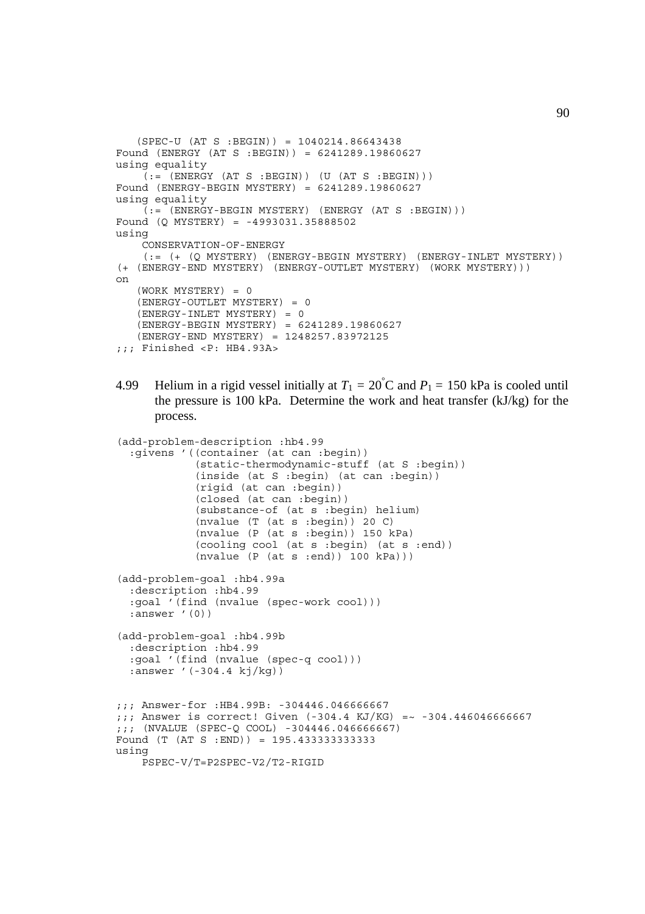```
   (SPEC-U (AT S :BEGIN)) = 1040214.86643438
Found (ENERGY (AT S :BEGIN)) = 6241289.19860627
using equality
    (:= (ENERGY (AT S :BEGIN)) (U (AT S :BEGIN)))
Found (ENERGY-BEGIN MYSTERY) = 6241289.19860627
using equality
    (:= (ENERGY-BEGIN MYSTERY) (ENERGY (AT S :BEGIN)))
Found (Q MYSTERY) = -4993031.35888502
using
    CONSERVATION-OF-ENERGY
    (:= (+ (Q MYSTERY) (ENERGY-BEGIN MYSTERY) (ENERGY-INLET MYSTERY))
(+ (ENERGY-END MYSTERY) (ENERGY-OUTLET MYSTERY) (WORK MYSTERY)))
on
   (WORK MYSTERY) = 0
   (ENERGY-OUTLET MYSTERY) = 0
   (ENERGY-INLET MYSTERY) = 0
   (ENERGY-BEGIN MYSTERY) = 6241289.19860627
   (ENERGY-END MYSTERY) = 1248257.83972125
;;; Finished <P: HB4.93A>
```

4.99 Helium in a rigid vessel initially at $T_1 = 20^{\circ}$C and $P_1 = 150$ kPa is cooled until the pressure is 100 kPa. Determine the work and heat transfer (kJ/kg) for the process.

```
(add-problem-description :hb4.99
  :givens '((container (at can :begin))
            (static-thermodynamic-stuff (at S :begin))
            (inside (at S :begin) (at can :begin))
            (rigid (at can :begin))
            (closed (at can :begin))
            (substance-of (at s :begin) helium)
            (nvalue (T (at s :begin)) 20 C)
            (nvalue (P (at s :begin)) 150 kPa)
            (cooling cool (at s :begin) (at s :end))
            (nvalue (P (at s :end)) 100 kPa)))

(add-problem-goal :hb4.99a
  :description :hb4.99
  :goal '(find (nvalue (spec-work cool)))
  :answer '(0))

(add-problem-goal :hb4.99b
  :description :hb4.99
  :goal '(find (nvalue (spec-q cool)))
  :answer '(-304.4 kj/kg))


;;; Answer-for :HB4.99B: -304446.046666667
;;; Answer is correct! Given (-304.4 KJ/KG) =~ -304.446046666667
;;; (NVALUE (SPEC-Q COOL) -304446.046666667)
Found (T (AT S :END)) = 195.433333333333
using
    PSPEC-V/T=P2SPEC-V2/T2-RIGID
```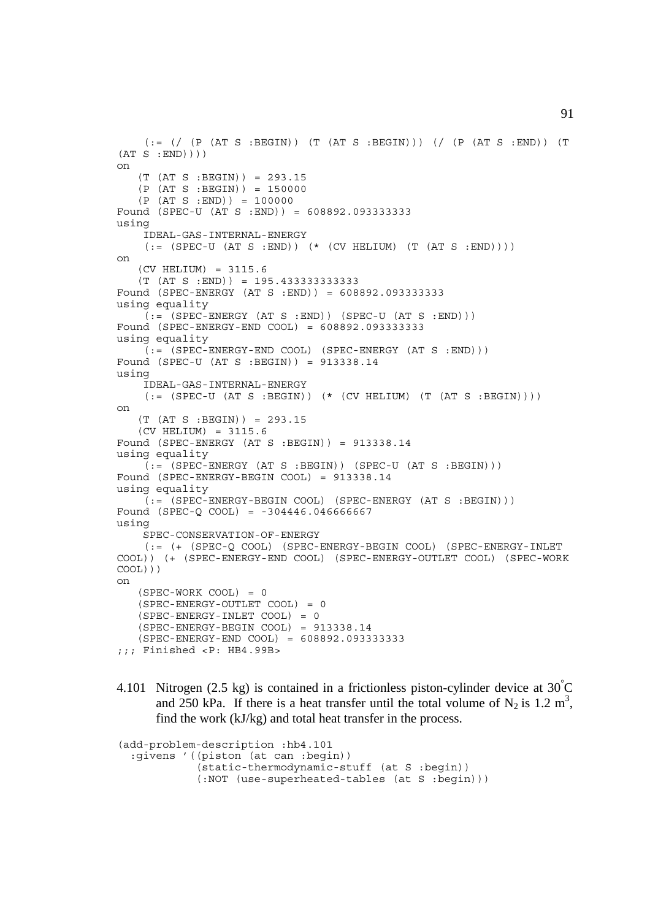```
    (:= (/ (P (AT S :BEGIN)) (T (AT S :BEGIN))) (/ (P (AT S :END)) (T
(AT S :END))))
on
   (T (AT S :BEGIN)) = 293.15
   (P (AT S :BEGIN)) = 150000
   (P (AT S :END)) = 100000
Found (SPEC-U (AT S :END)) = 608892.093333333
using
    IDEAL-GAS-INTERNAL-ENERGY
    (:= (SPEC-U (AT S :END)) (* (CV HELIUM) (T (AT S :END))))
on
   (CV HELIUM) = 3115.6
   (T (AT S :END)) = 195.433333333333
Found (SPEC-ENERGY (AT S :END)) = 608892.093333333
using equality
    (:= (SPEC-ENERGY (AT S :END)) (SPEC-U (AT S :END)))
Found (SPEC-ENERGY-END COOL) = 608892.093333333
using equality
    (:= (SPEC-ENERGY-END COOL) (SPEC-ENERGY (AT S :END)))
Found (SPEC-U (AT S :BEGIN)) = 913338.14
using
    IDEAL-GAS-INTERNAL-ENERGY
    (:= (SPEC-U (AT S :BEGIN)) (* (CV HELIUM) (T (AT S :BEGIN))))
on
   (T (AT S :BEGIN)) = 293.15
   (CV HELIUM) = 3115.6
Found (SPEC-ENERGY (AT S :BEGIN)) = 913338.14
using equality
    (:= (SPEC-ENERGY (AT S :BEGIN)) (SPEC-U (AT S :BEGIN)))
Found (SPEC-ENERGY-BEGIN COOL) = 913338.14
using equality
    (:= (SPEC-ENERGY-BEGIN COOL) (SPEC-ENERGY (AT S :BEGIN)))
Found (SPEC-Q COOL) = -304446.046666667
using
    SPEC-CONSERVATION-OF-ENERGY
    (:= (+ (SPEC-Q COOL) (SPEC-ENERGY-BEGIN COOL) (SPEC-ENERGY-INLET
COOL)) (+ (SPEC-ENERGY-END COOL) (SPEC-ENERGY-OUTLET COOL) (SPEC-WORK
COOL)))
on
   (SPEC-WORK COOL) = 0
   (SPEC-ENERGY-OUTLET COOL) = 0
   (SPEC-ENERGY-INLET COOL) = 0
   (SPEC-ENERGY-BEGIN COOL) = 913338.14
   (SPEC-ENERGY-END COOL) = 608892.093333333
;;; Finished <P: HB4.99B>
```

4.101 Nitrogen (2.5 kg) is contained in a frictionless piston-cylinder device at 30°C and 250 kPa. If there is a heat transfer until the total volume of $N_2$ is 1.2 $m^3$, find the work (kJ/kg) and total heat transfer in the process.

```
(add-problem-description :hb4.101
  :givens '((piston (at can :begin))
            (static-thermodynamic-stuff (at S :begin))
            (:NOT (use-superheated-tables (at S :begin)))
```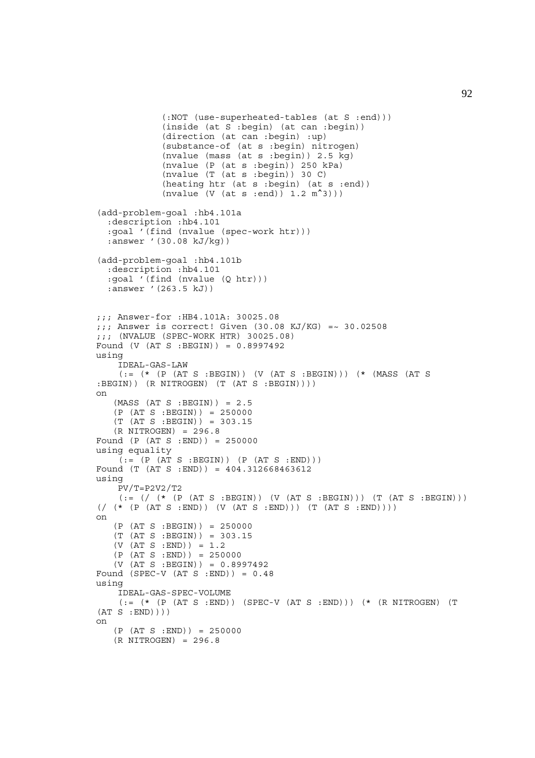```
            (:NOT (use-superheated-tables (at S :end)))
            (inside (at S :begin) (at can :begin))
            (direction (at can :begin) :up)
            (substance-of (at s :begin) nitrogen)
            (nvalue (mass (at s :begin)) 2.5 kg)
            (nvalue (P (at s :begin)) 250 kPa)
            (nvalue (T (at s :begin)) 30 C)
            (heating htr (at s :begin) (at s :end))
            (nvalue (V (at s :end)) 1.2 m^3)))

(add-problem-goal :hb4.101a
  :description :hb4.101
  :goal '(find (nvalue (spec-work htr)))
  :answer '(30.08 kJ/kg))

(add-problem-goal :hb4.101b
  :description :hb4.101
  :goal '(find (nvalue (Q htr)))
  :answer '(263.5 kJ))


;;; Answer-for :HB4.101A: 30025.08
;;; Answer is correct! Given (30.08 KJ/KG) =~ 30.02508
;;; (NVALUE (SPEC-WORK HTR) 30025.08)
Found (V (AT S :BEGIN)) = 0.8997492
using
    IDEAL-GAS-LAW
    (:= (* (P (AT S :BEGIN)) (V (AT S :BEGIN))) (* (MASS (AT S
:BEGIN)) (R NITROGEN) (T (AT S :BEGIN))))
on
   (MASS (AT S :BEGIN)) = 2.5
   (P (AT S :BEGIN)) = 250000
   (T (AT S :BEGIN)) = 303.15
   (R NITROGEN) = 296.8
Found (P (AT S :END)) = 250000
using equality
    (:= (P (AT S :BEGIN)) (P (AT S :END)))
Found (T (AT S :END)) = 404.312668463612
using
    PV/T=P2V2/T2
    (:= (/ (* (P (AT S :BEGIN)) (V (AT S :BEGIN))) (T (AT S :BEGIN)))
(/ (* (P (AT S :END)) (V (AT S :END))) (T (AT S :END))))
on
   (P (AT S :BEGIN)) = 250000
   (T (AT S :BEGIN)) = 303.15
   (V (AT S :END)) = 1.2
   (P (AT S :END)) = 250000
   (V (AT S :BEGIN)) = 0.8997492
Found (SPEC-V (AT S :END)) = 0.48
using
    IDEAL-GAS-SPEC-VOLUME
    (:= (* (P (AT S :END)) (SPEC-V (AT S :END))) (* (R NITROGEN) (T
(AT S :END))))
on
   (P (AT S :END)) = 250000
   (R NITROGEN) = 296.8
```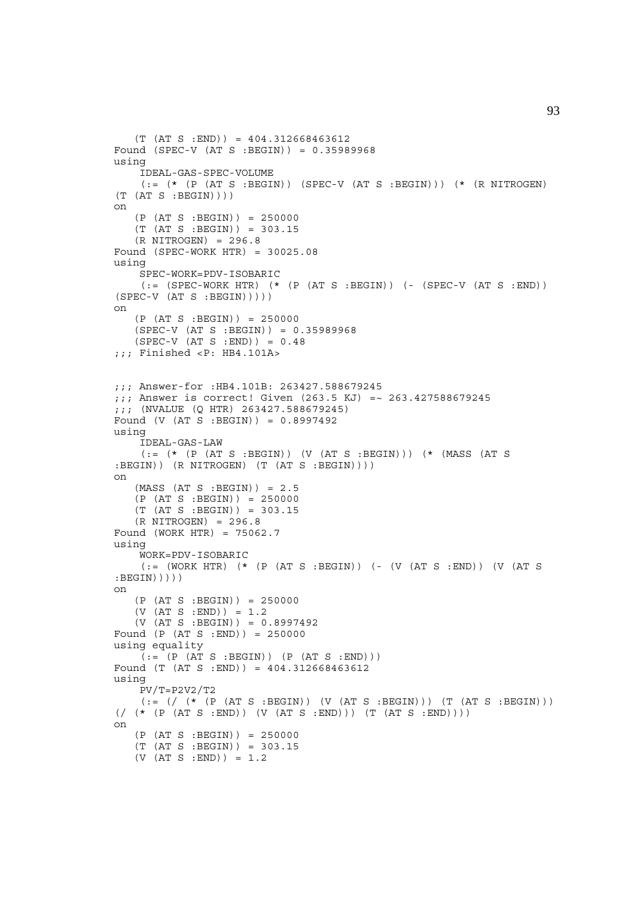```
   (T (AT S :END)) = 404.312668463612
Found (SPEC-V (AT S :BEGIN)) = 0.35989968
using
    IDEAL-GAS-SPEC-VOLUME
    (:= (* (P (AT S :BEGIN)) (SPEC-V (AT S :BEGIN))) (* (R NITROGEN)
(T (AT S :BEGIN))))
on
   (P (AT S :BEGIN)) = 250000
   (T (AT S :BEGIN)) = 303.15
   (R NITROGEN) = 296.8
Found (SPEC-WORK HTR) = 30025.08
using
    SPEC-WORK=PDV-ISOBARIC
    (:= (SPEC-WORK HTR) (* (P (AT S :BEGIN)) (- (SPEC-V (AT S :END))
(SPEC-V (AT S :BEGIN)))))
on
   (P (AT S :BEGIN)) = 250000
   (SPEC-V (AT S :BEGIN)) = 0.35989968
   (SPEC-V (AT S :END)) = 0.48
;;; Finished <P: HB4.101A>


;;; Answer-for :HB4.101B: 263427.588679245
;;; Answer is correct! Given (263.5 KJ) =~ 263.427588679245
;;; (NVALUE (Q HTR) 263427.588679245)
Found (V (AT S :BEGIN)) = 0.8997492
using
    IDEAL-GAS-LAW
    (:= (* (P (AT S :BEGIN)) (V (AT S :BEGIN))) (* (MASS (AT S
:BEGIN)) (R NITROGEN) (T (AT S :BEGIN))))
on
   (MASS (AT S :BEGIN)) = 2.5
   (P (AT S :BEGIN)) = 250000
   (T (AT S :BEGIN)) = 303.15
   (R NITROGEN) = 296.8
Found (WORK HTR) = 75062.7
using
    WORK=PDV-ISOBARIC
    (:= (WORK HTR) (* (P (AT S :BEGIN)) (- (V (AT S :END)) (V (AT S
:BEGIN)))))
on
   (P (AT S :BEGIN)) = 250000
   (V (AT S :END)) = 1.2
   (V (AT S :BEGIN)) = 0.8997492
Found (P (AT S :END)) = 250000
using equality
    (:= (P (AT S :BEGIN)) (P (AT S :END)))
Found (T (AT S :END)) = 404.312668463612
using
    PV/T=P2V2/T2
    (:= (/ (* (P (AT S :BEGIN)) (V (AT S :BEGIN))) (T (AT S :BEGIN)))
(/ (* (P (AT S :END)) (V (AT S :END))) (T (AT S :END))))
on
   (P (AT S :BEGIN)) = 250000
   (T (AT S :BEGIN)) = 303.15
   (V (AT S :END)) = 1.2
```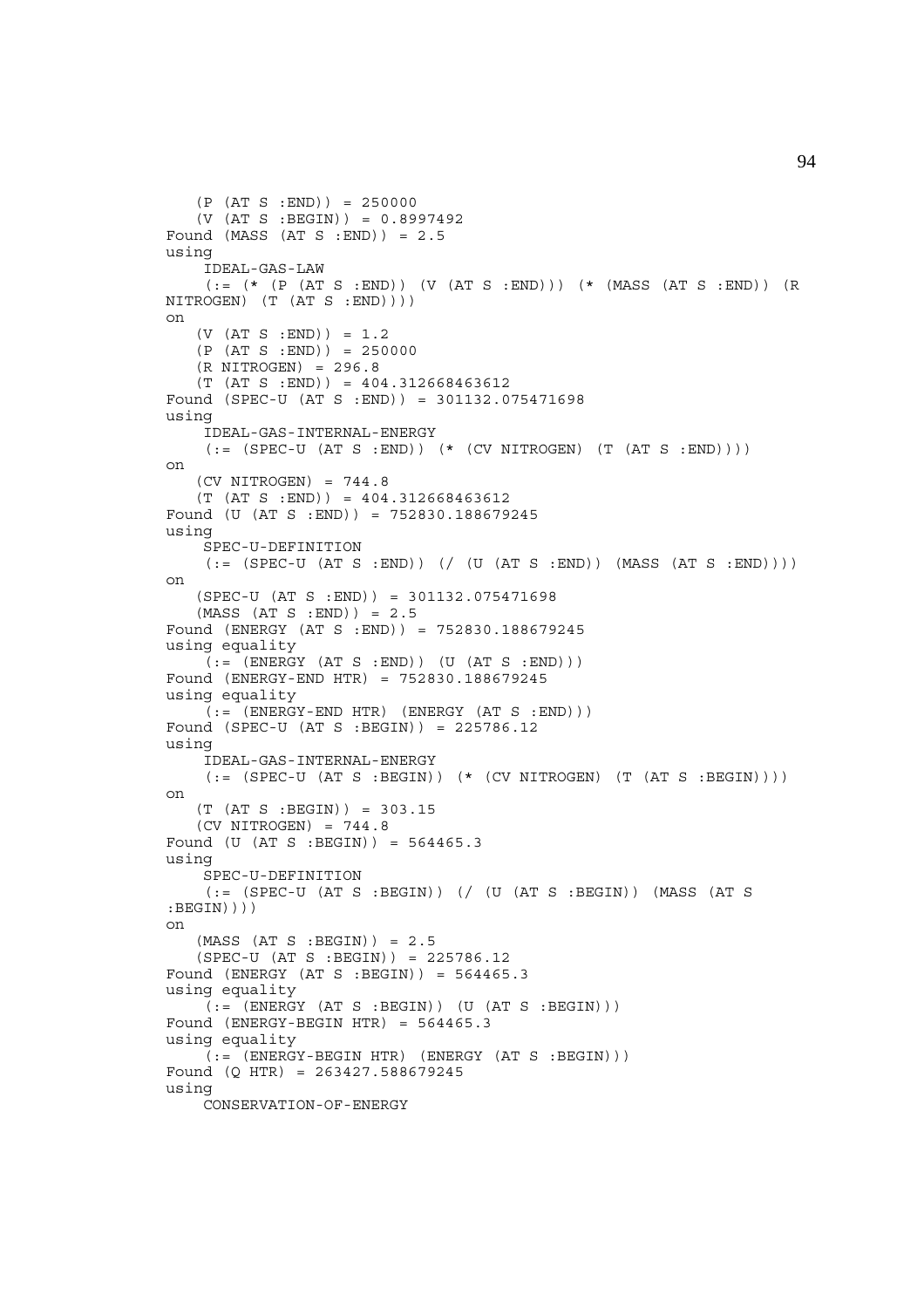```
   (P (AT S :END)) = 250000
   (V (AT S :BEGIN)) = 0.8997492
Found (MASS (AT S :END)) = 2.5
using
    IDEAL-GAS-LAW
    (:= (* (P (AT S :END)) (V (AT S :END))) (* (MASS (AT S :END)) (R
NITROGEN) (T (AT S :END))))
on
   (V (AT S :END)) = 1.2
   (P (AT S :END)) = 250000
   (R NITROGEN) = 296.8
   (T (AT S :END)) = 404.312668463612
Found (SPEC-U (AT S :END)) = 301132.075471698
using
    IDEAL-GAS-INTERNAL-ENERGY
    (:= (SPEC-U (AT S :END)) (* (CV NITROGEN) (T (AT S :END))))
on
   (CV NITROGEN) = 744.8
   (T (AT S :END)) = 404.312668463612
Found (U (AT S :END)) = 752830.188679245
using
    SPEC-U-DEFINITION
    (:= (SPEC-U (AT S :END)) (/ (U (AT S :END)) (MASS (AT S :END))))
on
   (SPEC-U (AT S :END)) = 301132.075471698
   (MASS (AT S :END)) = 2.5
Found (ENERGY (AT S :END)) = 752830.188679245
using equality
    (:= (ENERGY (AT S :END)) (U (AT S :END)))
Found (ENERGY-END HTR) = 752830.188679245
using equality
    (:= (ENERGY-END HTR) (ENERGY (AT S :END)))
Found (SPEC-U (AT S :BEGIN)) = 225786.12
using
    IDEAL-GAS-INTERNAL-ENERGY
    (:= (SPEC-U (AT S :BEGIN)) (* (CV NITROGEN) (T (AT S :BEGIN))))
on
   (T (AT S :BEGIN)) = 303.15
   (CV NITROGEN) = 744.8
Found (U (AT S :BEGIN)) = 564465.3
using
    SPEC-U-DEFINITION
    (:= (SPEC-U (AT S :BEGIN)) (/ (U (AT S :BEGIN)) (MASS (AT S
:BEGIN))))
on
   (MASS (AT S :BEGIN)) = 2.5
   (SPEC-U (AT S :BEGIN)) = 225786.12
Found (ENERGY (AT S :BEGIN)) = 564465.3
using equality
    (:= (ENERGY (AT S :BEGIN)) (U (AT S :BEGIN)))
Found (ENERGY-BEGIN HTR) = 564465.3
using equality
    (:= (ENERGY-BEGIN HTR) (ENERGY (AT S :BEGIN)))
Found (Q HTR) = 263427.588679245
using
    CONSERVATION-OF-ENERGY
```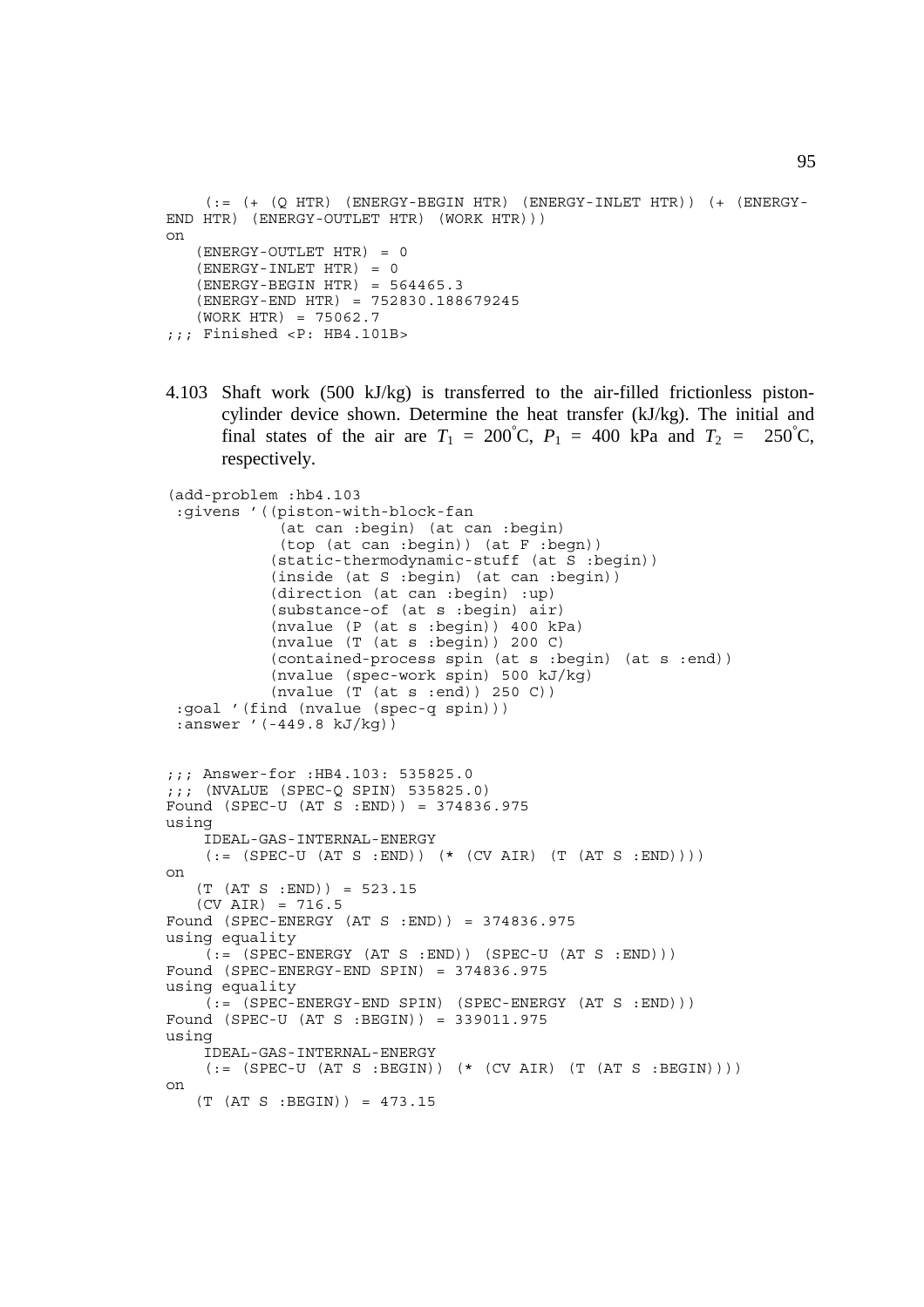```
    (:= (+ (Q HTR) (ENERGY-BEGIN HTR) (ENERGY-INLET HTR)) (+ (ENERGY-
END HTR) (ENERGY-OUTLET HTR) (WORK HTR)))
on
   (ENERGY-OUTLET HTR) = 0
   (ENERGY-INLET HTR) = 0
   (ENERGY-BEGIN HTR) = 564465.3
   (ENERGY-END HTR) = 752830.188679245
   (WORK HTR) = 75062.7
;;; Finished <P: HB4.101B>
```

4.103 Shaft work (500 kJ/kg) is transferred to the air-filled frictionless piston-cylinder device shown. Determine the heat transfer (kJ/kg). The initial and final states of the air are $T_1 = 200^\circ\text{C}$, $P_1 = 400$ kPa and $T_2 = 250^\circ\text{C}$, respectively.

```
(add-problem :hb4.103
 :givens '((piston-with-block-fan
             (at can :begin) (at can :begin)
             (top (at can :begin)) (at F :begn))
            (static-thermodynamic-stuff (at S :begin))
            (inside (at S :begin) (at can :begin))
            (direction (at can :begin) :up)
            (substance-of (at s :begin) air)
            (nvalue (P (at s :begin)) 400 kPa)
            (nvalue (T (at s :begin)) 200 C)
            (contained-process spin (at s :begin) (at s :end))
            (nvalue (spec-work spin) 500 kJ/kg)
            (nvalue (T (at s :end)) 250 C))
 :goal '(find (nvalue (spec-q spin)))
 :answer '(-449.8 kJ/kg))


;;; Answer-for :HB4.103: 535825.0
;;; (NVALUE (SPEC-Q SPIN) 535825.0)
Found (SPEC-U (AT S :END)) = 374836.975
using
    IDEAL-GAS-INTERNAL-ENERGY
    (:= (SPEC-U (AT S :END)) (* (CV AIR) (T (AT S :END))))
on
   (T (AT S :END)) = 523.15
   (CV AIR) = 716.5
Found (SPEC-ENERGY (AT S :END)) = 374836.975
using equality
    (:= (SPEC-ENERGY (AT S :END)) (SPEC-U (AT S :END)))
Found (SPEC-ENERGY-END SPIN) = 374836.975
using equality
    (:= (SPEC-ENERGY-END SPIN) (SPEC-ENERGY (AT S :END)))
Found (SPEC-U (AT S :BEGIN)) = 339011.975
using
    IDEAL-GAS-INTERNAL-ENERGY
    (:= (SPEC-U (AT S :BEGIN)) (* (CV AIR) (T (AT S :BEGIN))))
on
   (T (AT S :BEGIN)) = 473.15
```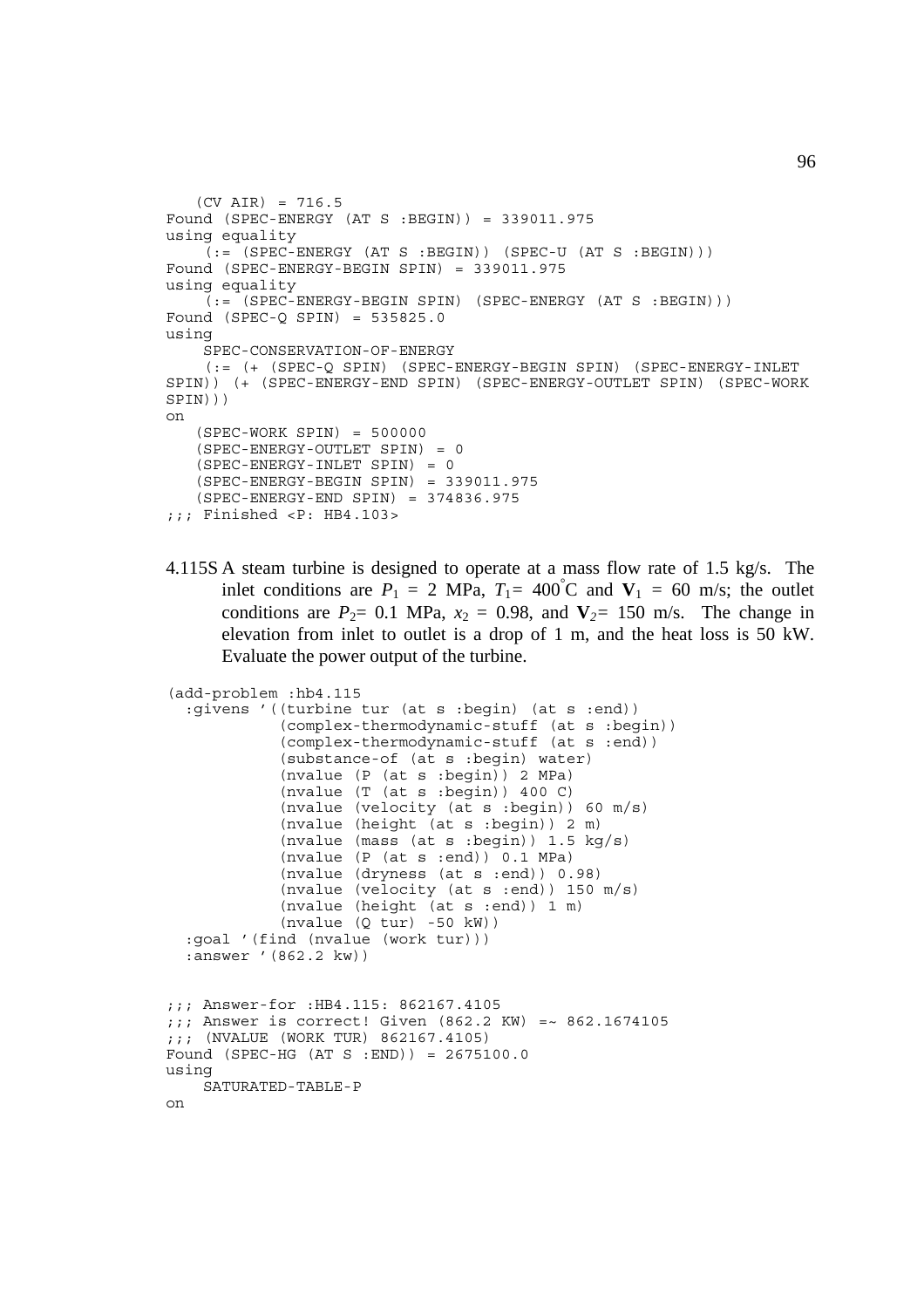```
   (CV AIR) = 716.5
Found (SPEC-ENERGY (AT S :BEGIN)) = 339011.975
using equality
    (:= (SPEC-ENERGY (AT S :BEGIN)) (SPEC-U (AT S :BEGIN)))
Found (SPEC-ENERGY-BEGIN SPIN) = 339011.975
using equality
    (:= (SPEC-ENERGY-BEGIN SPIN) (SPEC-ENERGY (AT S :BEGIN)))
Found (SPEC-Q SPIN) = 535825.0
using
    SPEC-CONSERVATION-OF-ENERGY
    (:= (+ (SPEC-Q SPIN) (SPEC-ENERGY-BEGIN SPIN) (SPEC-ENERGY-INLET
SPIN)) (+ (SPEC-ENERGY-END SPIN) (SPEC-ENERGY-OUTLET SPIN) (SPEC-WORK
SPIN)))
on
   (SPEC-WORK SPIN) = 500000
   (SPEC-ENERGY-OUTLET SPIN) = 0
   (SPEC-ENERGY-INLET SPIN) = 0
   (SPEC-ENERGY-BEGIN SPIN) = 339011.975
   (SPEC-ENERGY-END SPIN) = 374836.975
;;; Finished <P: HB4.103>
```

4.115S A steam turbine is designed to operate at a mass flow rate of 1.5 kg/s. The inlet conditions are $P_1$ = 2 MPa, $T_1$= 400°C and $\mathbf{V}_1$ = 60 m/s; the outlet conditions are $P_2$= 0.1 MPa, $x_2$ = 0.98, and $\mathbf{V}_2$= 150 m/s. The change in elevation from inlet to outlet is a drop of 1 m, and the heat loss is 50 kW. Evaluate the power output of the turbine.

```
(add-problem :hb4.115
  :givens '((turbine tur (at s :begin) (at s :end))
            (complex-thermodynamic-stuff (at s :begin))
            (complex-thermodynamic-stuff (at s :end))
            (substance-of (at s :begin) water)
            (nvalue (P (at s :begin)) 2 MPa)
            (nvalue (T (at s :begin)) 400 C)
            (nvalue (velocity (at s :begin)) 60 m/s)
            (nvalue (height (at s :begin)) 2 m)
            (nvalue (mass (at s :begin)) 1.5 kg/s)
            (nvalue (P (at s :end)) 0.1 MPa)
            (nvalue (dryness (at s :end)) 0.98)
            (nvalue (velocity (at s :end)) 150 m/s)
            (nvalue (height (at s :end)) 1 m)
            (nvalue (Q tur) -50 kW))
  :goal '(find (nvalue (work tur)))
  :answer '(862.2 kw))


;;; Answer-for :HB4.115: 862167.4105
;;; Answer is correct! Given (862.2 KW) =~ 862.1674105
;;; (NVALUE (WORK TUR) 862167.4105)
Found (SPEC-HG (AT S :END)) = 2675100.0
using
    SATURATED-TABLE-P
on
```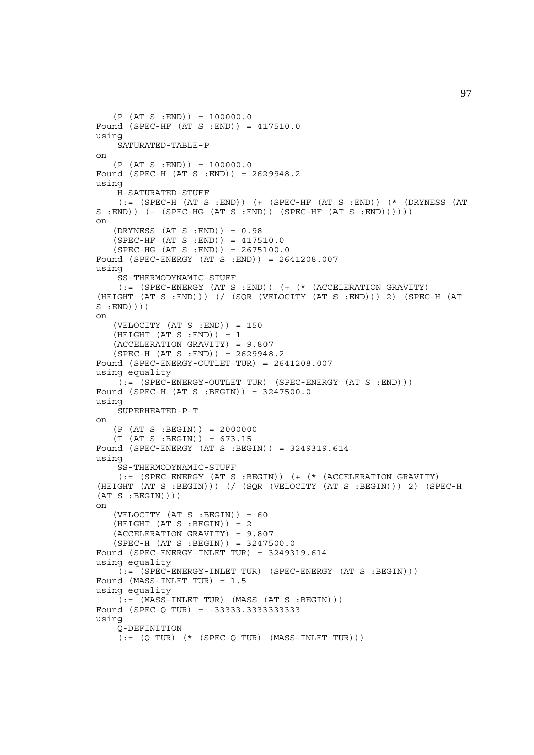```
   (P (AT S :END)) = 100000.0
Found (SPEC-HF (AT S :END)) = 417510.0
using
    SATURATED-TABLE-P
on
   (P (AT S :END)) = 100000.0
Found (SPEC-H (AT S :END)) = 2629948.2
using
    H-SATURATED-STUFF
    (:= (SPEC-H (AT S :END)) (+ (SPEC-HF (AT S :END)) (* (DRYNESS (AT
S :END)) (- (SPEC-HG (AT S :END)) (SPEC-HF (AT S :END))))))
on
   (DRYNESS (AT S :END)) = 0.98
   (SPEC-HF (AT S :END)) = 417510.0
   (SPEC-HG (AT S :END)) = 2675100.0
Found (SPEC-ENERGY (AT S :END)) = 2641208.007
using
    SS-THERMODYNAMIC-STUFF
    (:= (SPEC-ENERGY (AT S :END)) (+ (* (ACCELERATION GRAVITY)
(HEIGHT (AT S :END))) (/ (SQR (VELOCITY (AT S :END))) 2) (SPEC-H (AT
S :END))))
on
   (VELOCITY (AT S :END)) = 150
   (HEIGHT (AT S :END)) = 1
   (ACCELERATION GRAVITY) = 9.807
   (SPEC-H (AT S :END)) = 2629948.2
Found (SPEC-ENERGY-OUTLET TUR) = 2641208.007
using equality
    (:= (SPEC-ENERGY-OUTLET TUR) (SPEC-ENERGY (AT S :END)))
Found (SPEC-H (AT S :BEGIN)) = 3247500.0
using
    SUPERHEATED-P-T
on
   (P (AT S :BEGIN)) = 2000000
   (T (AT S :BEGIN)) = 673.15
Found (SPEC-ENERGY (AT S :BEGIN)) = 3249319.614
using
    SS-THERMODYNAMIC-STUFF
    (:= (SPEC-ENERGY (AT S :BEGIN)) (+ (* (ACCELERATION GRAVITY)
(HEIGHT (AT S :BEGIN))) (/ (SQR (VELOCITY (AT S :BEGIN))) 2) (SPEC-H
(AT S :BEGIN))))
on
   (VELOCITY (AT S :BEGIN)) = 60
   (HEIGHT (AT S :BEGIN)) = 2
   (ACCELERATION GRAVITY) = 9.807
   (SPEC-H (AT S :BEGIN)) = 3247500.0
Found (SPEC-ENERGY-INLET TUR) = 3249319.614
using equality
    (:= (SPEC-ENERGY-INLET TUR) (SPEC-ENERGY (AT S :BEGIN)))
Found (MASS-INLET TUR) = 1.5
using equality
    (:= (MASS-INLET TUR) (MASS (AT S :BEGIN)))
Found (SPEC-Q TUR) = -33333.3333333333
using
    Q-DEFINITION
    (:= (Q TUR) (* (SPEC-Q TUR) (MASS-INLET TUR)))
```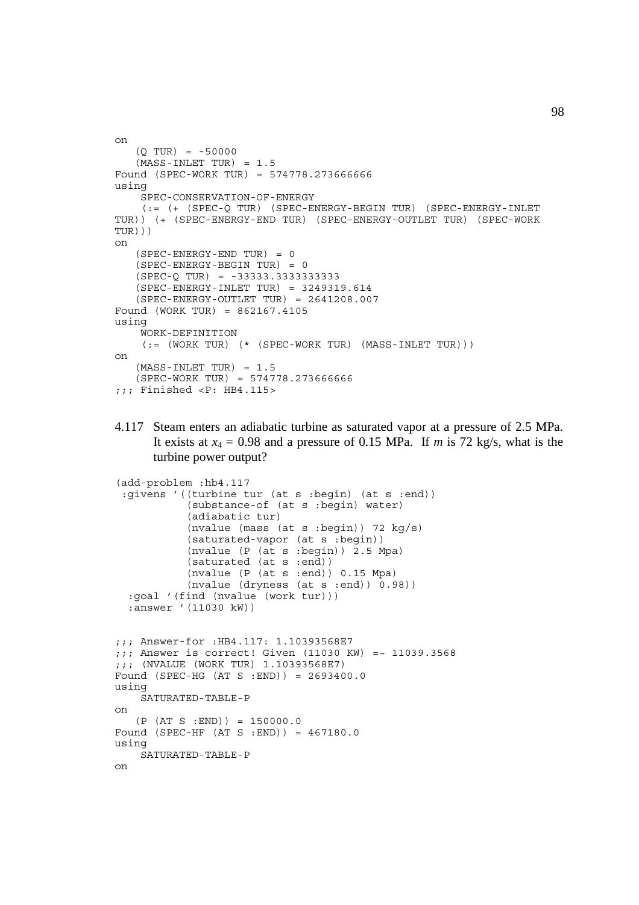```
on
   (Q TUR) = -50000
   (MASS-INLET TUR) = 1.5
Found (SPEC-WORK TUR) = 574778.273666666
using
    SPEC-CONSERVATION-OF-ENERGY
    (:= (+ (SPEC-Q TUR) (SPEC-ENERGY-BEGIN TUR) (SPEC-ENERGY-INLET
TUR)) (+ (SPEC-ENERGY-END TUR) (SPEC-ENERGY-OUTLET TUR) (SPEC-WORK
TUR)))
on
   (SPEC-ENERGY-END TUR) = 0
   (SPEC-ENERGY-BEGIN TUR) = 0
   (SPEC-Q TUR) = -33333.3333333333
   (SPEC-ENERGY-INLET TUR) = 3249319.614
   (SPEC-ENERGY-OUTLET TUR) = 2641208.007
Found (WORK TUR) = 862167.4105
using
    WORK-DEFINITION
    (:= (WORK TUR) (* (SPEC-WORK TUR) (MASS-INLET TUR)))
on
   (MASS-INLET TUR) = 1.5
   (SPEC-WORK TUR) = 574778.273666666
;;; Finished <P: HB4.115>
```

4.117 Steam enters an adiabatic turbine as saturated vapor at a pressure of 2.5 MPa. It exists at $x_4 = 0.98$ and a pressure of 0.15 MPa. If *m* is 72 kg/s, what is the turbine power output?

```
(add-problem :hb4.117
 :givens '((turbine tur (at s :begin) (at s :end))
           (substance-of (at s :begin) water)
           (adiabatic tur)
           (nvalue (mass (at s :begin)) 72 kg/s)
           (saturated-vapor (at s :begin))
           (nvalue (P (at s :begin)) 2.5 Mpa)
           (saturated (at s :end))
           (nvalue (P (at s :end)) 0.15 Mpa)
           (nvalue (dryness (at s :end)) 0.98))
  :goal '(find (nvalue (work tur)))
  :answer '(11030 kW))


;;; Answer-for :HB4.117: 1.10393568E7
;;; Answer is correct! Given (11030 KW) =~ 11039.3568
;;; (NVALUE (WORK TUR) 1.10393568E7)
Found (SPEC-HG (AT S :END)) = 2693400.0
using
    SATURATED-TABLE-P
on
   (P (AT S :END)) = 150000.0
Found (SPEC-HF (AT S :END)) = 467180.0
using
    SATURATED-TABLE-P
on
```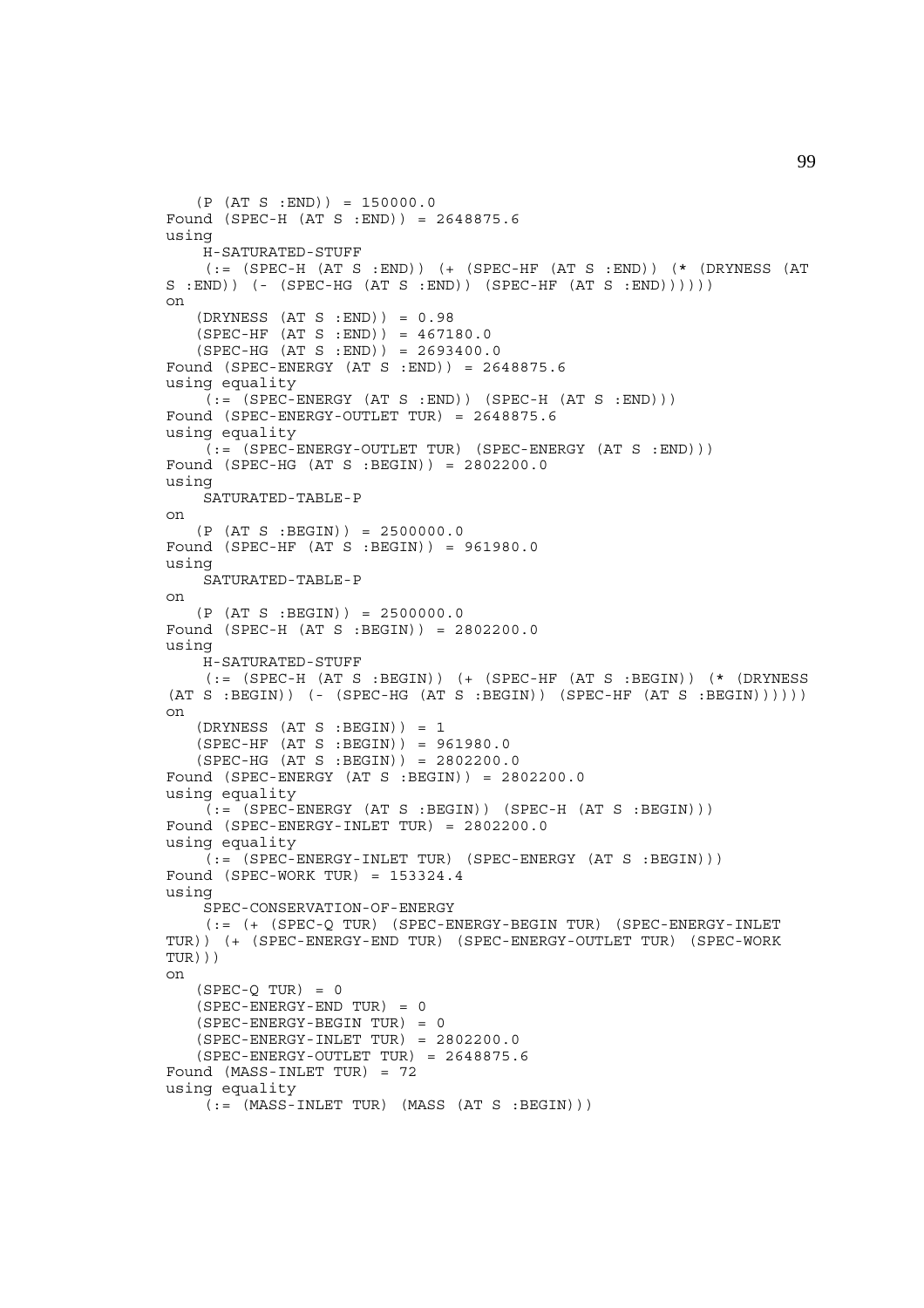```
   (P (AT S :END)) = 150000.0
Found (SPEC-H (AT S :END)) = 2648875.6
using
    H-SATURATED-STUFF
    (:= (SPEC-H (AT S :END)) (+ (SPEC-HF (AT S :END)) (* (DRYNESS (AT
S :END)) (- (SPEC-HG (AT S :END)) (SPEC-HF (AT S :END))))))
on
   (DRYNESS (AT S :END)) = 0.98
   (SPEC-HF (AT S :END)) = 467180.0
   (SPEC-HG (AT S :END)) = 2693400.0
Found (SPEC-ENERGY (AT S :END)) = 2648875.6
using equality
    (:= (SPEC-ENERGY (AT S :END)) (SPEC-H (AT S :END)))
Found (SPEC-ENERGY-OUTLET TUR) = 2648875.6
using equality
    (:= (SPEC-ENERGY-OUTLET TUR) (SPEC-ENERGY (AT S :END)))
Found (SPEC-HG (AT S :BEGIN)) = 2802200.0
using
    SATURATED-TABLE-P
on
   (P (AT S :BEGIN)) = 2500000.0
Found (SPEC-HF (AT S :BEGIN)) = 961980.0
using
    SATURATED-TABLE-P
on
   (P (AT S :BEGIN)) = 2500000.0
Found (SPEC-H (AT S :BEGIN)) = 2802200.0
using
    H-SATURATED-STUFF
    (:= (SPEC-H (AT S :BEGIN)) (+ (SPEC-HF (AT S :BEGIN)) (* (DRYNESS
(AT S :BEGIN)) (- (SPEC-HG (AT S :BEGIN)) (SPEC-HF (AT S :BEGIN))))))
on
   (DRYNESS (AT S :BEGIN)) = 1
   (SPEC-HF (AT S :BEGIN)) = 961980.0
   (SPEC-HG (AT S :BEGIN)) = 2802200.0
Found (SPEC-ENERGY (AT S :BEGIN)) = 2802200.0
using equality
    (:= (SPEC-ENERGY (AT S :BEGIN)) (SPEC-H (AT S :BEGIN)))
Found (SPEC-ENERGY-INLET TUR) = 2802200.0
using equality
    (:= (SPEC-ENERGY-INLET TUR) (SPEC-ENERGY (AT S :BEGIN)))
Found (SPEC-WORK TUR) = 153324.4
using
    SPEC-CONSERVATION-OF-ENERGY
    (:= (+ (SPEC-Q TUR) (SPEC-ENERGY-BEGIN TUR) (SPEC-ENERGY-INLET
TUR)) (+ (SPEC-ENERGY-END TUR) (SPEC-ENERGY-OUTLET TUR) (SPEC-WORK
TUR)))
on
   (SPEC-Q TUR) = 0
   (SPEC-ENERGY-END TUR) = 0
   (SPEC-ENERGY-BEGIN TUR) = 0
   (SPEC-ENERGY-INLET TUR) = 2802200.0
   (SPEC-ENERGY-OUTLET TUR) = 2648875.6
Found (MASS-INLET TUR) = 72
using equality
    (:= (MASS-INLET TUR) (MASS (AT S :BEGIN)))
```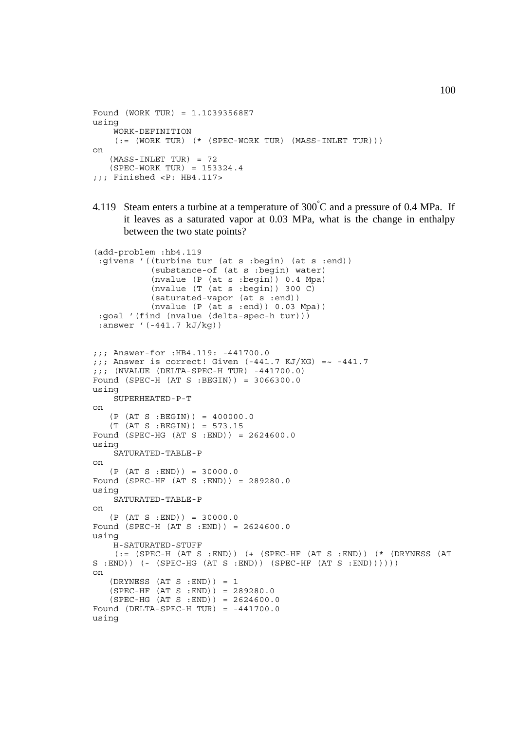```
Found (WORK TUR) = 1.10393568E7
using
    WORK-DEFINITION
    (:= (WORK TUR) (* (SPEC-WORK TUR) (MASS-INLET TUR)))
on
   (MASS-INLET TUR) = 72
   (SPEC-WORK TUR) = 153324.4
;;; Finished <P: HB4.117>
```

4.119 Steam enters a turbine at a temperature of 300°C and a pressure of 0.4 MPa. If it leaves as a saturated vapor at 0.03 MPa, what is the change in enthalpy between the two state points?

```
(add-problem :hb4.119
 :givens '((turbine tur (at s :begin) (at s :end))
           (substance-of (at s :begin) water)
           (nvalue (P (at s :begin)) 0.4 Mpa)
           (nvalue (T (at s :begin)) 300 C)
           (saturated-vapor (at s :end))
           (nvalue (P (at s :end)) 0.03 Mpa))
 :goal '(find (nvalue (delta-spec-h tur)))
 :answer '(-441.7 kJ/kg))


;;; Answer-for :HB4.119: -441700.0
;;; Answer is correct! Given (-441.7 KJ/KG) =~ -441.7
;;; (NVALUE (DELTA-SPEC-H TUR) -441700.0)
Found (SPEC-H (AT S :BEGIN)) = 3066300.0
using
    SUPERHEATED-P-T
on
   (P (AT S :BEGIN)) = 400000.0
   (T (AT S :BEGIN)) = 573.15
Found (SPEC-HG (AT S :END)) = 2624600.0
using
    SATURATED-TABLE-P
on
   (P (AT S :END)) = 30000.0
Found (SPEC-HF (AT S :END)) = 289280.0
using
    SATURATED-TABLE-P
on
   (P (AT S :END)) = 30000.0
Found (SPEC-H (AT S :END)) = 2624600.0
using
    H-SATURATED-STUFF
    (:= (SPEC-H (AT S :END)) (+ (SPEC-HF (AT S :END)) (* (DRYNESS (AT
S :END)) (- (SPEC-HG (AT S :END)) (SPEC-HF (AT S :END))))))
on
   (DRYNESS (AT S :END)) = 1
   (SPEC-HF (AT S :END)) = 289280.0
   (SPEC-HG (AT S :END)) = 2624600.0
Found (DELTA-SPEC-H TUR) = -441700.0
using
```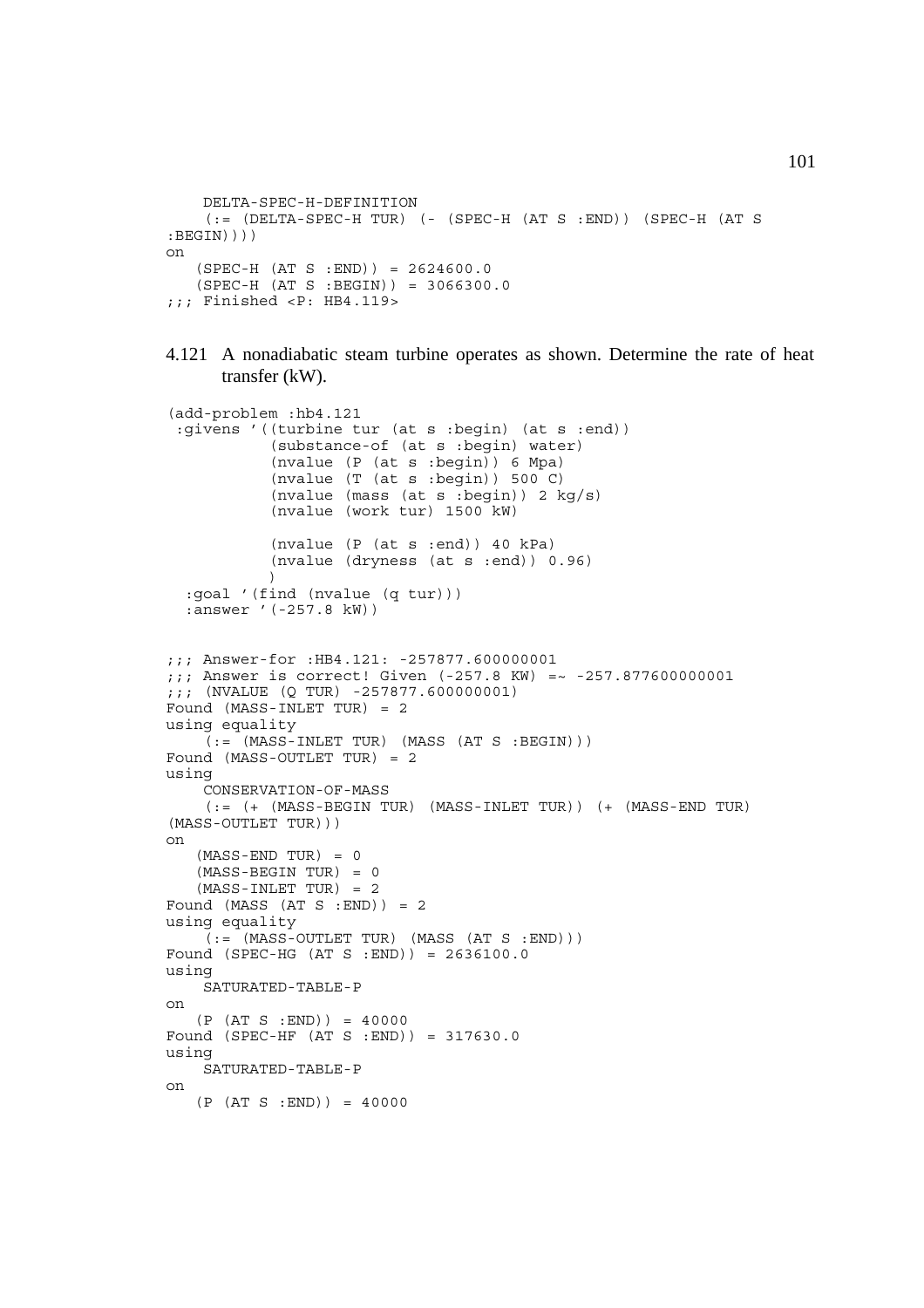```
    DELTA-SPEC-H-DEFINITION
    (:= (DELTA-SPEC-H TUR) (- (SPEC-H (AT S :END)) (SPEC-H (AT S
:BEGIN))))
on
   (SPEC-H (AT S :END)) = 2624600.0
   (SPEC-H (AT S :BEGIN)) = 3066300.0
;;; Finished <P: HB4.119>
```

4.121 A nonadiabatic steam turbine operates as shown. Determine the rate of heat transfer (kW).

```
(add-problem :hb4.121
 :givens '((turbine tur (at s :begin) (at s :end))
           (substance-of (at s :begin) water)
           (nvalue (P (at s :begin)) 6 Mpa)
           (nvalue (T (at s :begin)) 500 C)
           (nvalue (mass (at s :begin)) 2 kg/s)
           (nvalue (work tur) 1500 kW)

           (nvalue (P (at s :end)) 40 kPa)
           (nvalue (dryness (at s :end)) 0.96)
          )
  :goal '(find (nvalue (q tur)))
  :answer '(-257.8 kW))


;;; Answer-for :HB4.121: -257877.600000001
;;; Answer is correct! Given (-257.8 KW) =~ -257.877600000001
;;; (NVALUE (Q TUR) -257877.600000001)
Found (MASS-INLET TUR) = 2
using equality
    (:= (MASS-INLET TUR) (MASS (AT S :BEGIN)))
Found (MASS-OUTLET TUR) = 2
using
    CONSERVATION-OF-MASS
    (:= (+ (MASS-BEGIN TUR) (MASS-INLET TUR)) (+ (MASS-END TUR)
(MASS-OUTLET TUR)))
on
   (MASS-END TUR) = 0
   (MASS-BEGIN TUR) = 0
   (MASS-INLET TUR) = 2
Found (MASS (AT S :END)) = 2
using equality
    (:= (MASS-OUTLET TUR) (MASS (AT S :END)))
Found (SPEC-HG (AT S :END)) = 2636100.0
using
    SATURATED-TABLE-P
on
   (P (AT S :END)) = 40000
Found (SPEC-HF (AT S :END)) = 317630.0
using
    SATURATED-TABLE-P
on
   (P (AT S :END)) = 40000
```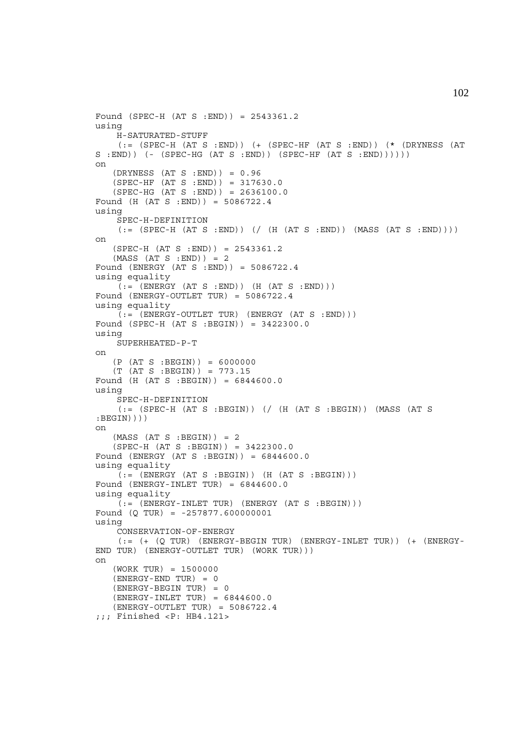```
Found (SPEC-H (AT S :END)) = 2543361.2
using
    H-SATURATED-STUFF
    (:= (SPEC-H (AT S :END)) (+ (SPEC-HF (AT S :END)) (* (DRYNESS (AT
S :END)) (- (SPEC-HG (AT S :END)) (SPEC-HF (AT S :END))))))
on
   (DRYNESS (AT S :END)) = 0.96
   (SPEC-HF (AT S :END)) = 317630.0
   (SPEC-HG (AT S :END)) = 2636100.0
Found (H (AT S :END)) = 5086722.4
using
    SPEC-H-DEFINITION
    (:= (SPEC-H (AT S :END)) (/ (H (AT S :END)) (MASS (AT S :END))))
on
   (SPEC-H (AT S :END)) = 2543361.2
   (MASS (AT S :END)) = 2
Found (ENERGY (AT S :END)) = 5086722.4
using equality
    (:= (ENERGY (AT S :END)) (H (AT S :END)))
Found (ENERGY-OUTLET TUR) = 5086722.4
using equality
    (:= (ENERGY-OUTLET TUR) (ENERGY (AT S :END)))
Found (SPEC-H (AT S :BEGIN)) = 3422300.0
using
    SUPERHEATED-P-T
on
   (P (AT S :BEGIN)) = 6000000
   (T (AT S :BEGIN)) = 773.15
Found (H (AT S :BEGIN)) = 6844600.0
using
    SPEC-H-DEFINITION
    (:= (SPEC-H (AT S :BEGIN)) (/ (H (AT S :BEGIN)) (MASS (AT S
:BEGIN))))
on
   (MASS (AT S :BEGIN)) = 2
   (SPEC-H (AT S :BEGIN)) = 3422300.0
Found (ENERGY (AT S :BEGIN)) = 6844600.0
using equality
    (:= (ENERGY (AT S :BEGIN)) (H (AT S :BEGIN)))
Found (ENERGY-INLET TUR) = 6844600.0
using equality
    (:= (ENERGY-INLET TUR) (ENERGY (AT S :BEGIN)))
Found (Q TUR) = -257877.600000001
using
    CONSERVATION-OF-ENERGY
    (:= (+ (Q TUR) (ENERGY-BEGIN TUR) (ENERGY-INLET TUR)) (+ (ENERGY-
END TUR) (ENERGY-OUTLET TUR) (WORK TUR)))
on
   (WORK TUR) = 1500000
   (ENERGY-END TUR) = 0
   (ENERGY-BEGIN TUR) = 0
   (ENERGY-INLET TUR) = 6844600.0
   (ENERGY-OUTLET TUR) = 5086722.4
;;; Finished <P: HB4.121>
```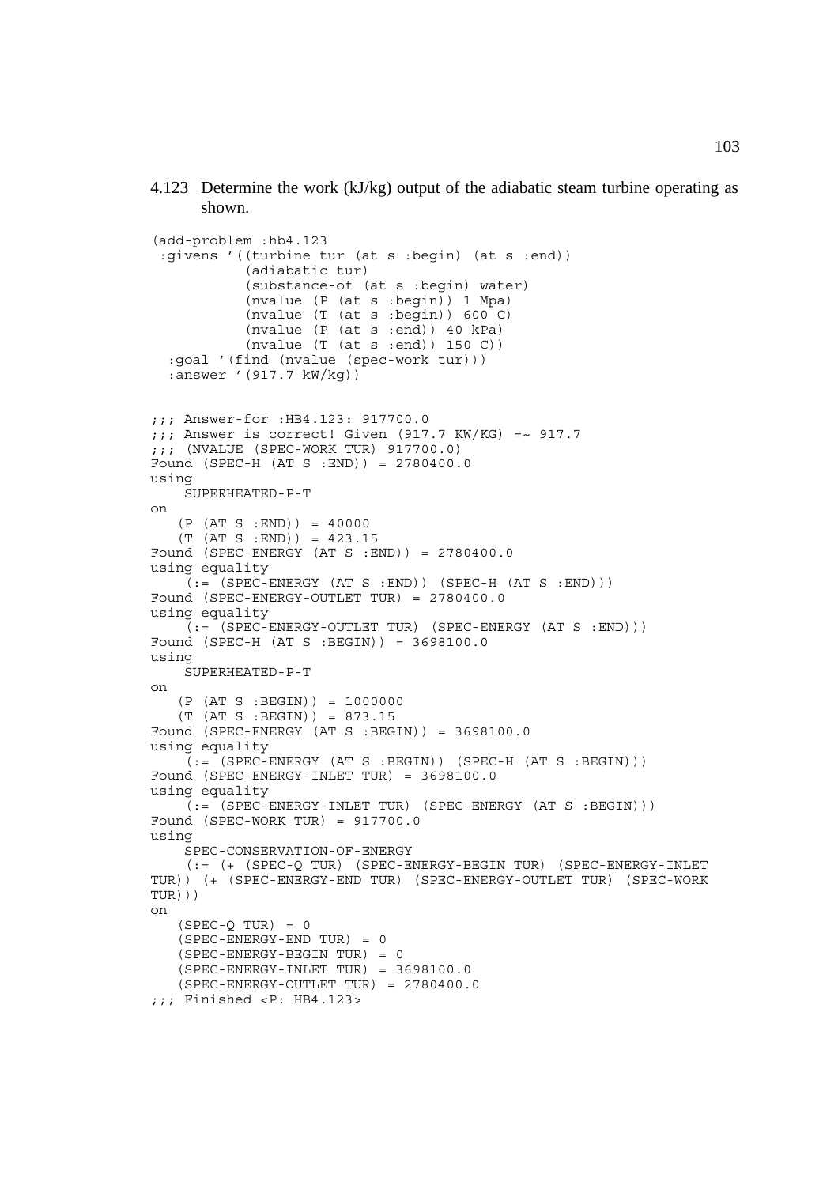4.123 Determine the work (kJ/kg) output of the adiabatic steam turbine operating as shown.

```
(add-problem :hb4.123
 :givens '((turbine tur (at s :begin) (at s :end))
           (adiabatic tur)
           (substance-of (at s :begin) water)
           (nvalue (P (at s :begin)) 1 Mpa)
           (nvalue (T (at s :begin)) 600 C)
           (nvalue (P (at s :end)) 40 kPa)
           (nvalue (T (at s :end)) 150 C))
  :goal '(find (nvalue (spec-work tur)))
  :answer '(917.7 kW/kg))


;;; Answer-for :HB4.123: 917700.0
;;; Answer is correct! Given (917.7 KW/KG) =~ 917.7
;;; (NVALUE (SPEC-WORK TUR) 917700.0)
Found (SPEC-H (AT S :END)) = 2780400.0
using
    SUPERHEATED-P-T
on
   (P (AT S :END)) = 40000
   (T (AT S :END)) = 423.15
Found (SPEC-ENERGY (AT S :END)) = 2780400.0
using equality
    (:= (SPEC-ENERGY (AT S :END)) (SPEC-H (AT S :END)))
Found (SPEC-ENERGY-OUTLET TUR) = 2780400.0
using equality
    (:= (SPEC-ENERGY-OUTLET TUR) (SPEC-ENERGY (AT S :END)))
Found (SPEC-H (AT S :BEGIN)) = 3698100.0
using
    SUPERHEATED-P-T
on
   (P (AT S :BEGIN)) = 1000000
   (T (AT S :BEGIN)) = 873.15
Found (SPEC-ENERGY (AT S :BEGIN)) = 3698100.0
using equality
    (:= (SPEC-ENERGY (AT S :BEGIN)) (SPEC-H (AT S :BEGIN)))
Found (SPEC-ENERGY-INLET TUR) = 3698100.0
using equality
    (:= (SPEC-ENERGY-INLET TUR) (SPEC-ENERGY (AT S :BEGIN)))
Found (SPEC-WORK TUR) = 917700.0
using
    SPEC-CONSERVATION-OF-ENERGY
    (:= (+ (SPEC-Q TUR) (SPEC-ENERGY-BEGIN TUR) (SPEC-ENERGY-INLET
TUR)) (+ (SPEC-ENERGY-END TUR) (SPEC-ENERGY-OUTLET TUR) (SPEC-WORK
TUR)))
on
   (SPEC-Q TUR) = 0
   (SPEC-ENERGY-END TUR) = 0
   (SPEC-ENERGY-BEGIN TUR) = 0
   (SPEC-ENERGY-INLET TUR) = 3698100.0
   (SPEC-ENERGY-OUTLET TUR) = 2780400.0
;;; Finished <P: HB4.123>
```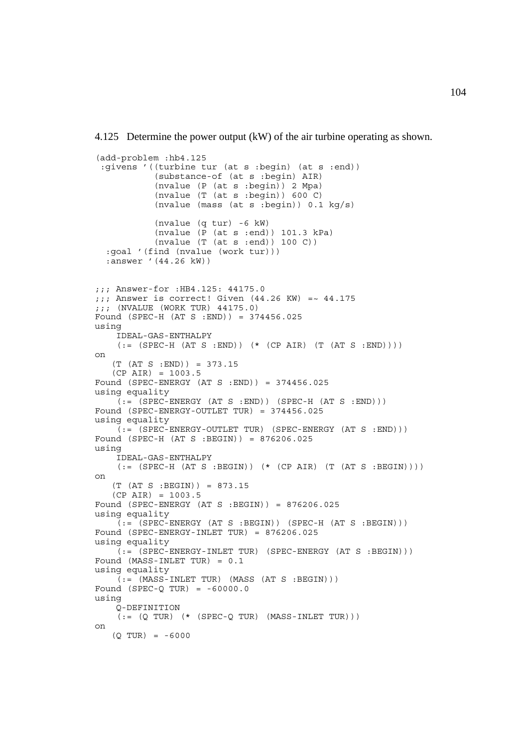4.125 Determine the power output (kW) of the air turbine operating as shown.

```
(add-problem :hb4.125
 :givens '((turbine tur (at s :begin) (at s :end))
           (substance-of (at s :begin) AIR)
           (nvalue (P (at s :begin)) 2 Mpa)
           (nvalue (T (at s :begin)) 600 C)
           (nvalue (mass (at s :begin)) 0.1 kg/s)

           (nvalue (q tur) -6 kW)
           (nvalue (P (at s :end)) 101.3 kPa)
           (nvalue (T (at s :end)) 100 C))
  :goal '(find (nvalue (work tur)))
  :answer '(44.26 kW))


;;; Answer-for :HB4.125: 44175.0
;;; Answer is correct! Given (44.26 KW) =~ 44.175
;;; (NVALUE (WORK TUR) 44175.0)
Found (SPEC-H (AT S :END)) = 374456.025
using
    IDEAL-GAS-ENTHALPY
    (:= (SPEC-H (AT S :END)) (* (CP AIR) (T (AT S :END))))
on
   (T (AT S :END)) = 373.15
   (CP AIR) = 1003.5
Found (SPEC-ENERGY (AT S :END)) = 374456.025
using equality
    (:= (SPEC-ENERGY (AT S :END)) (SPEC-H (AT S :END)))
Found (SPEC-ENERGY-OUTLET TUR) = 374456.025
using equality
    (:= (SPEC-ENERGY-OUTLET TUR) (SPEC-ENERGY (AT S :END)))
Found (SPEC-H (AT S :BEGIN)) = 876206.025
using
    IDEAL-GAS-ENTHALPY
    (:= (SPEC-H (AT S :BEGIN)) (* (CP AIR) (T (AT S :BEGIN))))
on
   (T (AT S :BEGIN)) = 873.15
   (CP AIR) = 1003.5
Found (SPEC-ENERGY (AT S :BEGIN)) = 876206.025
using equality
    (:= (SPEC-ENERGY (AT S :BEGIN)) (SPEC-H (AT S :BEGIN)))
Found (SPEC-ENERGY-INLET TUR) = 876206.025
using equality
    (:= (SPEC-ENERGY-INLET TUR) (SPEC-ENERGY (AT S :BEGIN)))
Found (MASS-INLET TUR) = 0.1
using equality
    (:= (MASS-INLET TUR) (MASS (AT S :BEGIN)))
Found (SPEC-Q TUR) = -60000.0
using
    Q-DEFINITION
    (:= (Q TUR) (* (SPEC-Q TUR) (MASS-INLET TUR)))
on
   (Q TUR) = -6000
```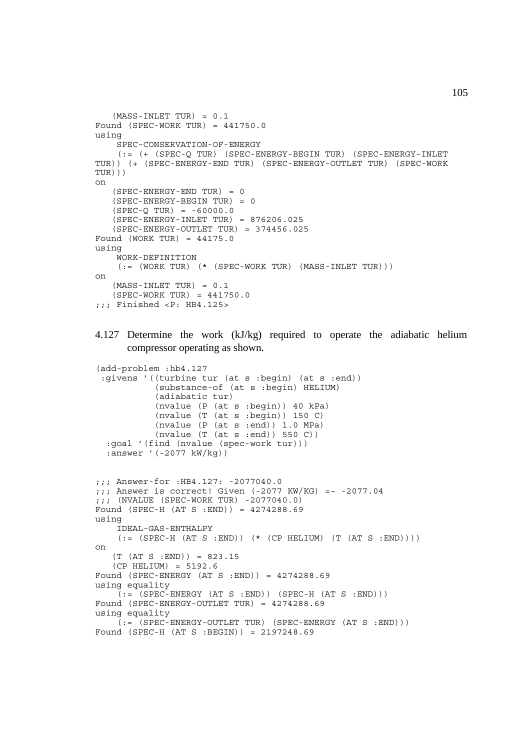```
   (MASS-INLET TUR) = 0.1
Found (SPEC-WORK TUR) = 441750.0
using
    SPEC-CONSERVATION-OF-ENERGY
    (:= (+ (SPEC-Q TUR) (SPEC-ENERGY-BEGIN TUR) (SPEC-ENERGY-INLET
TUR)) (+ (SPEC-ENERGY-END TUR) (SPEC-ENERGY-OUTLET TUR) (SPEC-WORK
TUR)))
on
   (SPEC-ENERGY-END TUR) = 0
   (SPEC-ENERGY-BEGIN TUR) = 0
   (SPEC-Q TUR) = -60000.0
   (SPEC-ENERGY-INLET TUR) = 876206.025
   (SPEC-ENERGY-OUTLET TUR) = 374456.025
Found (WORK TUR) = 44175.0
using
    WORK-DEFINITION
    (:= (WORK TUR) (* (SPEC-WORK TUR) (MASS-INLET TUR)))
on
   (MASS-INLET TUR) = 0.1
   (SPEC-WORK TUR) = 441750.0
;;; Finished <P: HB4.125>
```

4.127 Determine the work (kJ/kg) required to operate the adiabatic helium compressor operating as shown.

```
(add-problem :hb4.127
 :givens '((turbine tur (at s :begin) (at s :end))
           (substance-of (at s :begin) HELIUM)
           (adiabatic tur)
           (nvalue (P (at s :begin)) 40 kPa)
           (nvalue (T (at s :begin)) 150 C)
           (nvalue (P (at s :end)) 1.0 MPa)
           (nvalue (T (at s :end)) 550 C))
  :goal '(find (nvalue (spec-work tur)))
  :answer '(-2077 kW/kg))


;;; Answer-for :HB4.127: -2077040.0
;;; Answer is correct! Given (-2077 KW/KG) =~ -2077.04
;;; (NVALUE (SPEC-WORK TUR) -2077040.0)
Found (SPEC-H (AT S :END)) = 4274288.69
using
    IDEAL-GAS-ENTHALPY
    (:= (SPEC-H (AT S :END)) (* (CP HELIUM) (T (AT S :END))))
on
   (T (AT S :END)) = 823.15
   (CP HELIUM) = 5192.6
Found (SPEC-ENERGY (AT S :END)) = 4274288.69
using equality
    (:= (SPEC-ENERGY (AT S :END)) (SPEC-H (AT S :END)))
Found (SPEC-ENERGY-OUTLET TUR) = 4274288.69
using equality
    (:= (SPEC-ENERGY-OUTLET TUR) (SPEC-ENERGY (AT S :END)))
Found (SPEC-H (AT S :BEGIN)) = 2197248.69
```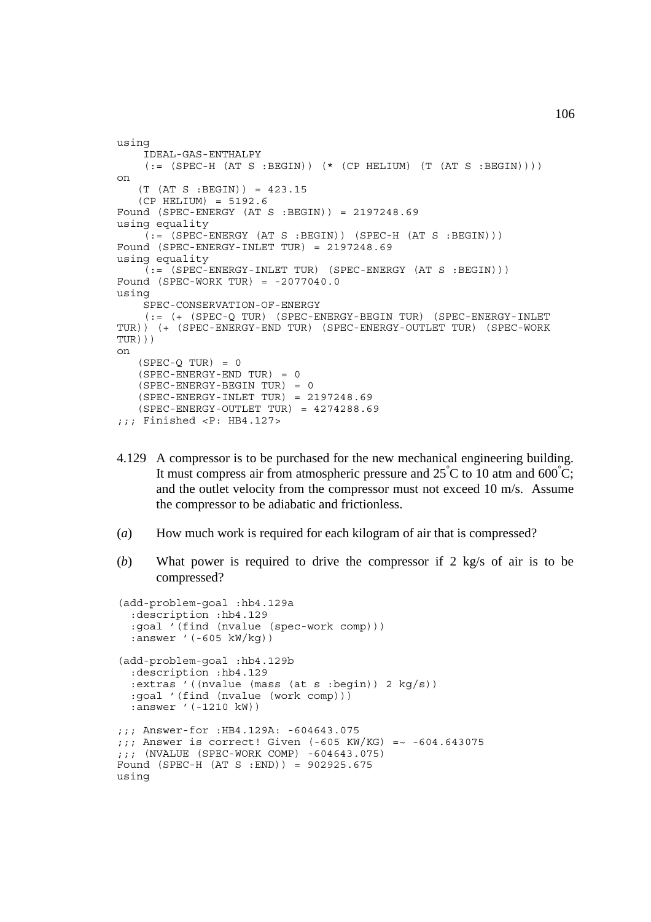```
using
    IDEAL-GAS-ENTHALPY
    (:= (SPEC-H (AT S :BEGIN)) (* (CP HELIUM) (T (AT S :BEGIN))))
on
   (T (AT S :BEGIN)) = 423.15
   (CP HELIUM) = 5192.6
Found (SPEC-ENERGY (AT S :BEGIN)) = 2197248.69
using equality
    (:= (SPEC-ENERGY (AT S :BEGIN)) (SPEC-H (AT S :BEGIN)))
Found (SPEC-ENERGY-INLET TUR) = 2197248.69
using equality
    (:= (SPEC-ENERGY-INLET TUR) (SPEC-ENERGY (AT S :BEGIN)))
Found (SPEC-WORK TUR) = -2077040.0
using
    SPEC-CONSERVATION-OF-ENERGY
    (:= (+ (SPEC-Q TUR) (SPEC-ENERGY-BEGIN TUR) (SPEC-ENERGY-INLET
TUR)) (+ (SPEC-ENERGY-END TUR) (SPEC-ENERGY-OUTLET TUR) (SPEC-WORK
TUR)))
on
   (SPEC-Q TUR) = 0
   (SPEC-ENERGY-END TUR) = 0
   (SPEC-ENERGY-BEGIN TUR) = 0
   (SPEC-ENERGY-INLET TUR) = 2197248.69
   (SPEC-ENERGY-OUTLET TUR) = 4274288.69
;;; Finished <P: HB4.127>
```

4.129 A compressor is to be purchased for the new mechanical engineering building. It must compress air from atmospheric pressure and 25°C to 10 atm and 600°C; and the outlet velocity from the compressor must not exceed 10 m/s. Assume the compressor to be adiabatic and frictionless.

(*a*) How much work is required for each kilogram of air that is compressed?

(*b*) What power is required to drive the compressor if 2 kg/s of air is to be compressed?

```
(add-problem-goal :hb4.129a
  :description :hb4.129
  :goal '(find (nvalue (spec-work comp)))
  :answer '(-605 kW/kg))

(add-problem-goal :hb4.129b
  :description :hb4.129
  :extras '((nvalue (mass (at s :begin)) 2 kg/s))
  :goal '(find (nvalue (work comp)))
  :answer '(-1210 kW))

;;; Answer-for :HB4.129A: -604643.075
;;; Answer is correct! Given (-605 KW/KG) =~ -604.643075
;;; (NVALUE (SPEC-WORK COMP) -604643.075)
Found (SPEC-H (AT S :END)) = 902925.675
using
```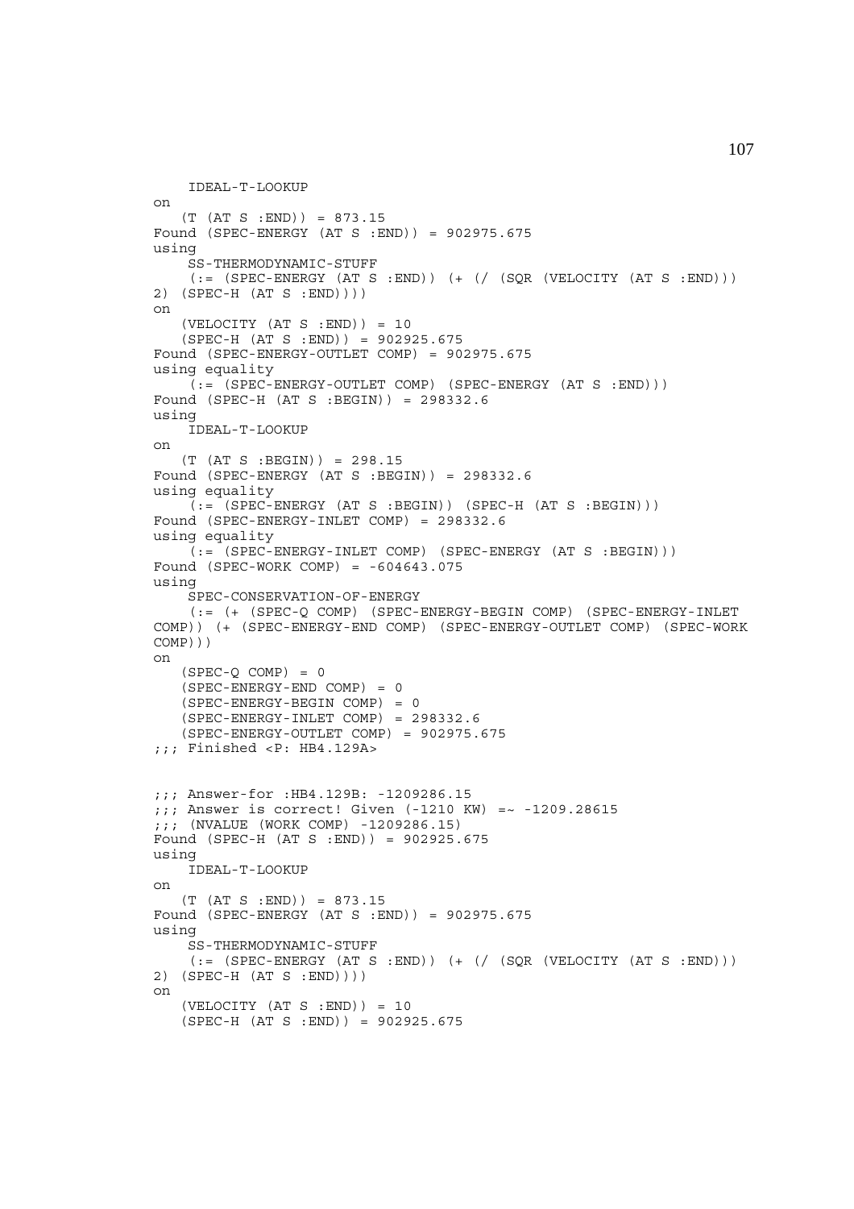```
    IDEAL-T-LOOKUP
on
   (T (AT S :END)) = 873.15
Found (SPEC-ENERGY (AT S :END)) = 902975.675
using
    SS-THERMODYNAMIC-STUFF
    (:= (SPEC-ENERGY (AT S :END)) (+ (/ (SQR (VELOCITY (AT S :END)))
2) (SPEC-H (AT S :END))))
on
   (VELOCITY (AT S :END)) = 10
   (SPEC-H (AT S :END)) = 902925.675
Found (SPEC-ENERGY-OUTLET COMP) = 902975.675
using equality
    (:= (SPEC-ENERGY-OUTLET COMP) (SPEC-ENERGY (AT S :END)))
Found (SPEC-H (AT S :BEGIN)) = 298332.6
using
    IDEAL-T-LOOKUP
on
   (T (AT S :BEGIN)) = 298.15
Found (SPEC-ENERGY (AT S :BEGIN)) = 298332.6
using equality
    (:= (SPEC-ENERGY (AT S :BEGIN)) (SPEC-H (AT S :BEGIN)))
Found (SPEC-ENERGY-INLET COMP) = 298332.6
using equality
    (:= (SPEC-ENERGY-INLET COMP) (SPEC-ENERGY (AT S :BEGIN)))
Found (SPEC-WORK COMP) = -604643.075
using
    SPEC-CONSERVATION-OF-ENERGY
    (:= (+ (SPEC-Q COMP) (SPEC-ENERGY-BEGIN COMP) (SPEC-ENERGY-INLET
COMP)) (+ (SPEC-ENERGY-END COMP) (SPEC-ENERGY-OUTLET COMP) (SPEC-WORK
COMP)))
on
   (SPEC-Q COMP) = 0
   (SPEC-ENERGY-END COMP) = 0
   (SPEC-ENERGY-BEGIN COMP) = 0
   (SPEC-ENERGY-INLET COMP) = 298332.6
   (SPEC-ENERGY-OUTLET COMP) = 902975.675
;;; Finished <P: HB4.129A>


;;; Answer-for :HB4.129B: -1209286.15
;;; Answer is correct! Given (-1210 KW) =~ -1209.28615
;;; (NVALUE (WORK COMP) -1209286.15)
Found (SPEC-H (AT S :END)) = 902925.675
using
    IDEAL-T-LOOKUP
on
   (T (AT S :END)) = 873.15
Found (SPEC-ENERGY (AT S :END)) = 902975.675
using
    SS-THERMODYNAMIC-STUFF
    (:= (SPEC-ENERGY (AT S :END)) (+ (/ (SQR (VELOCITY (AT S :END)))
2) (SPEC-H (AT S :END))))
on
   (VELOCITY (AT S :END)) = 10
   (SPEC-H (AT S :END)) = 902925.675
```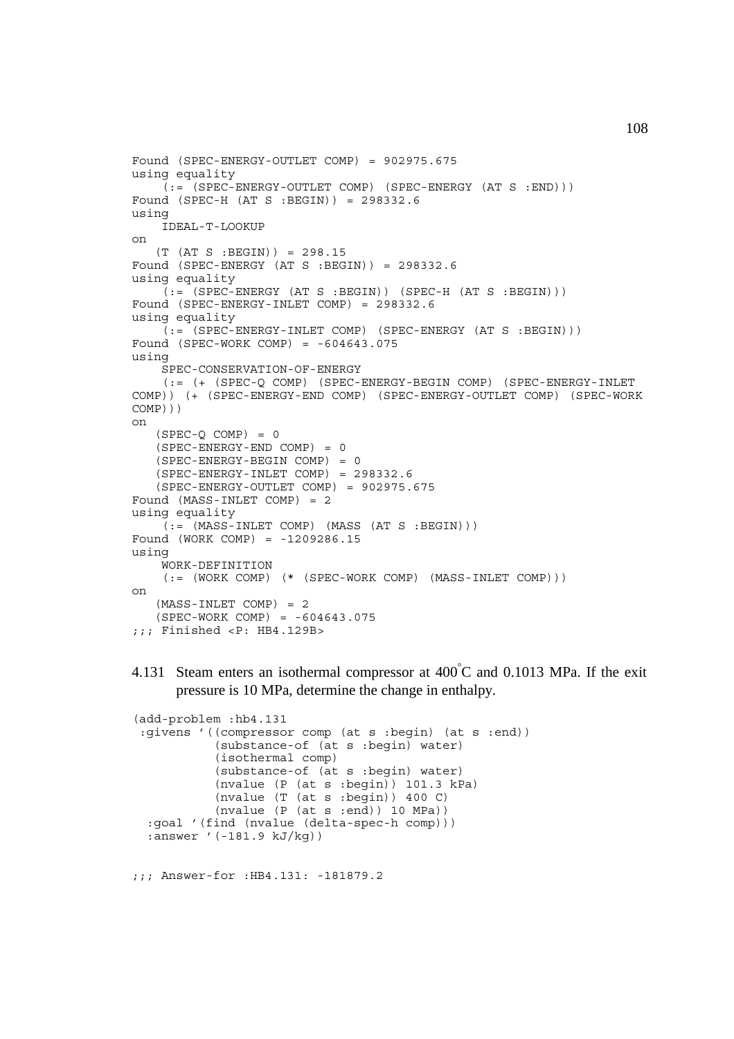```
Found (SPEC-ENERGY-OUTLET COMP) = 902975.675
using equality
    (:= (SPEC-ENERGY-OUTLET COMP) (SPEC-ENERGY (AT S :END)))
Found (SPEC-H (AT S :BEGIN)) = 298332.6
using
    IDEAL-T-LOOKUP
on
   (T (AT S :BEGIN)) = 298.15
Found (SPEC-ENERGY (AT S :BEGIN)) = 298332.6
using equality
    (:= (SPEC-ENERGY (AT S :BEGIN)) (SPEC-H (AT S :BEGIN)))
Found (SPEC-ENERGY-INLET COMP) = 298332.6
using equality
    (:= (SPEC-ENERGY-INLET COMP) (SPEC-ENERGY (AT S :BEGIN)))
Found (SPEC-WORK COMP) = -604643.075
using
    SPEC-CONSERVATION-OF-ENERGY
    (:= (+ (SPEC-Q COMP) (SPEC-ENERGY-BEGIN COMP) (SPEC-ENERGY-INLET
COMP)) (+ (SPEC-ENERGY-END COMP) (SPEC-ENERGY-OUTLET COMP) (SPEC-WORK
COMP)))
on
   (SPEC-Q COMP) = 0
   (SPEC-ENERGY-END COMP) = 0
   (SPEC-ENERGY-BEGIN COMP) = 0
   (SPEC-ENERGY-INLET COMP) = 298332.6
   (SPEC-ENERGY-OUTLET COMP) = 902975.675
Found (MASS-INLET COMP) = 2
using equality
    (:= (MASS-INLET COMP) (MASS (AT S :BEGIN)))
Found (WORK COMP) = -1209286.15
using
    WORK-DEFINITION
    (:= (WORK COMP) (* (SPEC-WORK COMP) (MASS-INLET COMP)))
on
   (MASS-INLET COMP) = 2
   (SPEC-WORK COMP) = -604643.075
;;; Finished <P: HB4.129B>
```

4.131 Steam enters an isothermal compressor at 400°C and 0.1013 MPa. If the exit pressure is 10 MPa, determine the change in enthalpy.

```
(add-problem :hb4.131
 :givens '((compressor comp (at s :begin) (at s :end))
           (substance-of (at s :begin) water)
           (isothermal comp)
           (substance-of (at s :begin) water)
           (nvalue (P (at s :begin)) 101.3 kPa)
           (nvalue (T (at s :begin)) 400 C)
           (nvalue (P (at s :end)) 10 MPa))
  :goal '(find (nvalue (delta-spec-h comp)))
  :answer '(-181.9 kJ/kg))


;;; Answer-for :HB4.131: -181879.2
```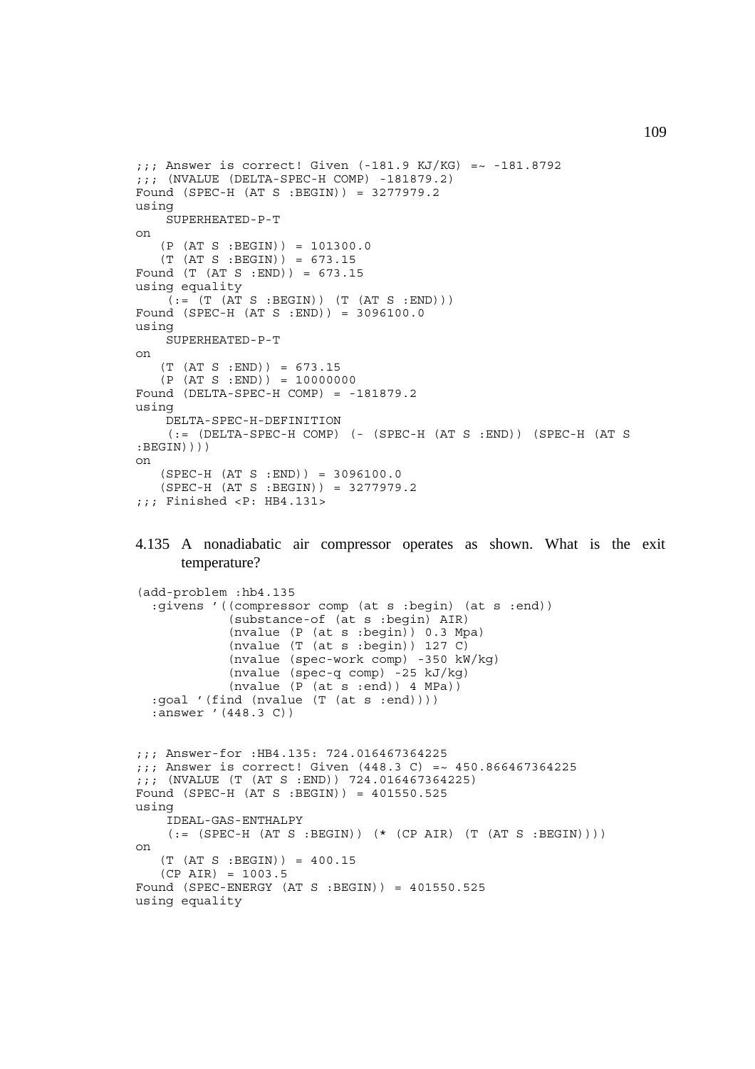```
;;; Answer is correct! Given (-181.9 KJ/KG) =~ -181.8792
;;; (NVALUE (DELTA-SPEC-H COMP) -181879.2)
Found (SPEC-H (AT S :BEGIN)) = 3277979.2
using
    SUPERHEATED-P-T
on
   (P (AT S :BEGIN)) = 101300.0
   (T (AT S :BEGIN)) = 673.15
Found (T (AT S :END)) = 673.15
using equality
    (:= (T (AT S :BEGIN)) (T (AT S :END)))
Found (SPEC-H (AT S :END)) = 3096100.0
using
    SUPERHEATED-P-T
on
   (T (AT S :END)) = 673.15
   (P (AT S :END)) = 10000000
Found (DELTA-SPEC-H COMP) = -181879.2
using
    DELTA-SPEC-H-DEFINITION
    (:= (DELTA-SPEC-H COMP) (- (SPEC-H (AT S :END)) (SPEC-H (AT S
:BEGIN))))
on
   (SPEC-H (AT S :END)) = 3096100.0
   (SPEC-H (AT S :BEGIN)) = 3277979.2
;;; Finished <P: HB4.131>
```

4.135 A nonadiabatic air compressor operates as shown. What is the exit temperature?

```
(add-problem :hb4.135
  :givens '((compressor comp (at s :begin) (at s :end))
            (substance-of (at s :begin) AIR)
            (nvalue (P (at s :begin)) 0.3 Mpa)
            (nvalue (T (at s :begin)) 127 C)
            (nvalue (spec-work comp) -350 kW/kg)
            (nvalue (spec-q comp) -25 kJ/kg)
            (nvalue (P (at s :end)) 4 MPa))
  :goal '(find (nvalue (T (at s :end))))
  :answer '(448.3 C))


;;; Answer-for :HB4.135: 724.016467364225
;;; Answer is correct! Given (448.3 C) =~ 450.866467364225
;;; (NVALUE (T (AT S :END)) 724.016467364225)
Found (SPEC-H (AT S :BEGIN)) = 401550.525
using
    IDEAL-GAS-ENTHALPY
    (:= (SPEC-H (AT S :BEGIN)) (* (CP AIR) (T (AT S :BEGIN))))
on
   (T (AT S :BEGIN)) = 400.15
   (CP AIR) = 1003.5
Found (SPEC-ENERGY (AT S :BEGIN)) = 401550.525
using equality
```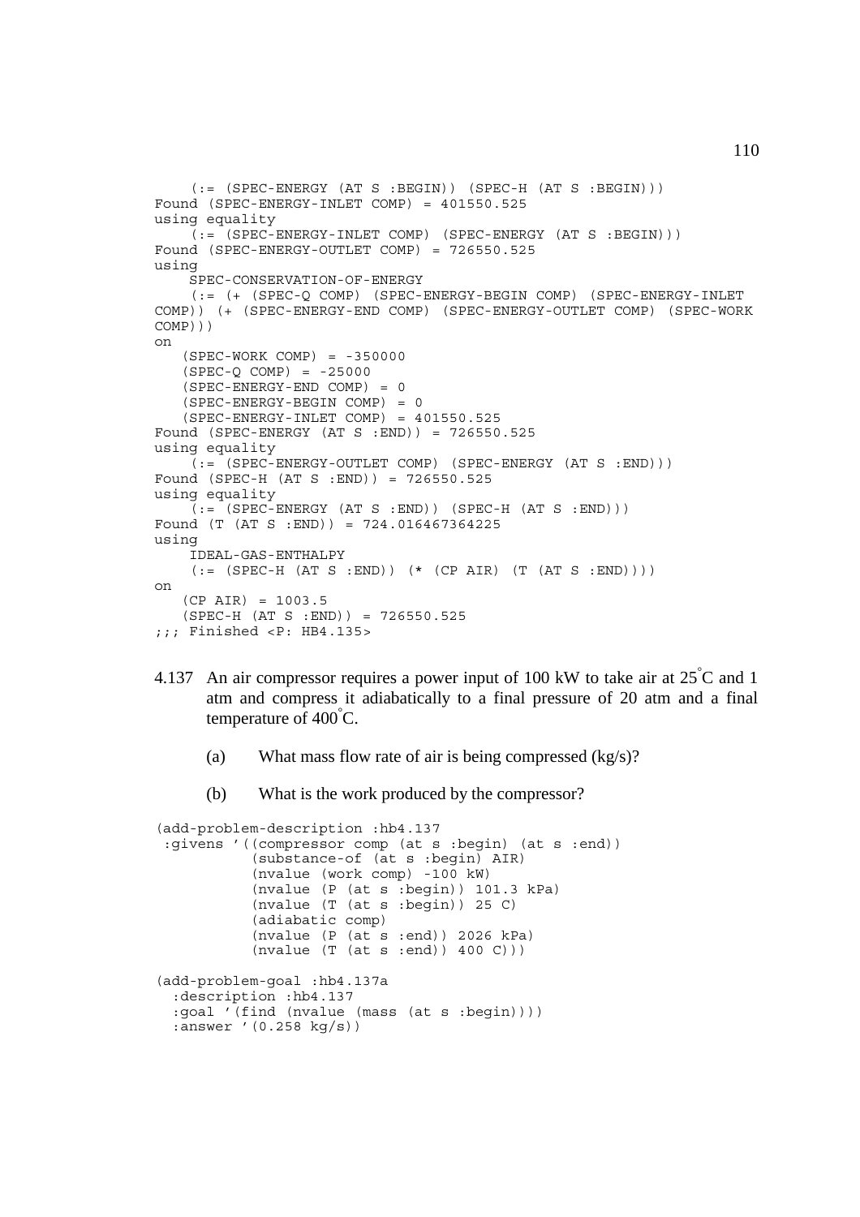```
    (:= (SPEC-ENERGY (AT S :BEGIN)) (SPEC-H (AT S :BEGIN)))
Found (SPEC-ENERGY-INLET COMP) = 401550.525
using equality
    (:= (SPEC-ENERGY-INLET COMP) (SPEC-ENERGY (AT S :BEGIN)))
Found (SPEC-ENERGY-OUTLET COMP) = 726550.525
using
    SPEC-CONSERVATION-OF-ENERGY
    (:= (+ (SPEC-Q COMP) (SPEC-ENERGY-BEGIN COMP) (SPEC-ENERGY-INLET
COMP)) (+ (SPEC-ENERGY-END COMP) (SPEC-ENERGY-OUTLET COMP) (SPEC-WORK
COMP)))
on
   (SPEC-WORK COMP) = -350000
   (SPEC-Q COMP) = -25000
   (SPEC-ENERGY-END COMP) = 0
   (SPEC-ENERGY-BEGIN COMP) = 0
   (SPEC-ENERGY-INLET COMP) = 401550.525
Found (SPEC-ENERGY (AT S :END)) = 726550.525
using equality
    (:= (SPEC-ENERGY-OUTLET COMP) (SPEC-ENERGY (AT S :END)))
Found (SPEC-H (AT S :END)) = 726550.525
using equality
    (:= (SPEC-ENERGY (AT S :END)) (SPEC-H (AT S :END)))
Found (T (AT S :END)) = 724.016467364225
using
    IDEAL-GAS-ENTHALPY
    (:= (SPEC-H (AT S :END)) (* (CP AIR) (T (AT S :END))))
on
   (CP AIR) = 1003.5
   (SPEC-H (AT S :END)) = 726550.525
;;; Finished <P: HB4.135>
```

4.137 An air compressor requires a power input of 100 kW to take air at 25°C and 1 atm and compress it adiabatically to a final pressure of 20 atm and a final temperature of 400°C.

(a) What mass flow rate of air is being compressed (kg/s)?

(b) What is the work produced by the compressor?

```
(add-problem-description :hb4.137
 :givens '((compressor comp (at s :begin) (at s :end))
           (substance-of (at s :begin) AIR)
           (nvalue (work comp) -100 kW)
           (nvalue (P (at s :begin)) 101.3 kPa)
           (nvalue (T (at s :begin)) 25 C)
           (adiabatic comp)
           (nvalue (P (at s :end)) 2026 kPa)
           (nvalue (T (at s :end)) 400 C)))

(add-problem-goal :hb4.137a
  :description :hb4.137
  :goal '(find (nvalue (mass (at s :begin))))
  :answer '(0.258 kg/s))
```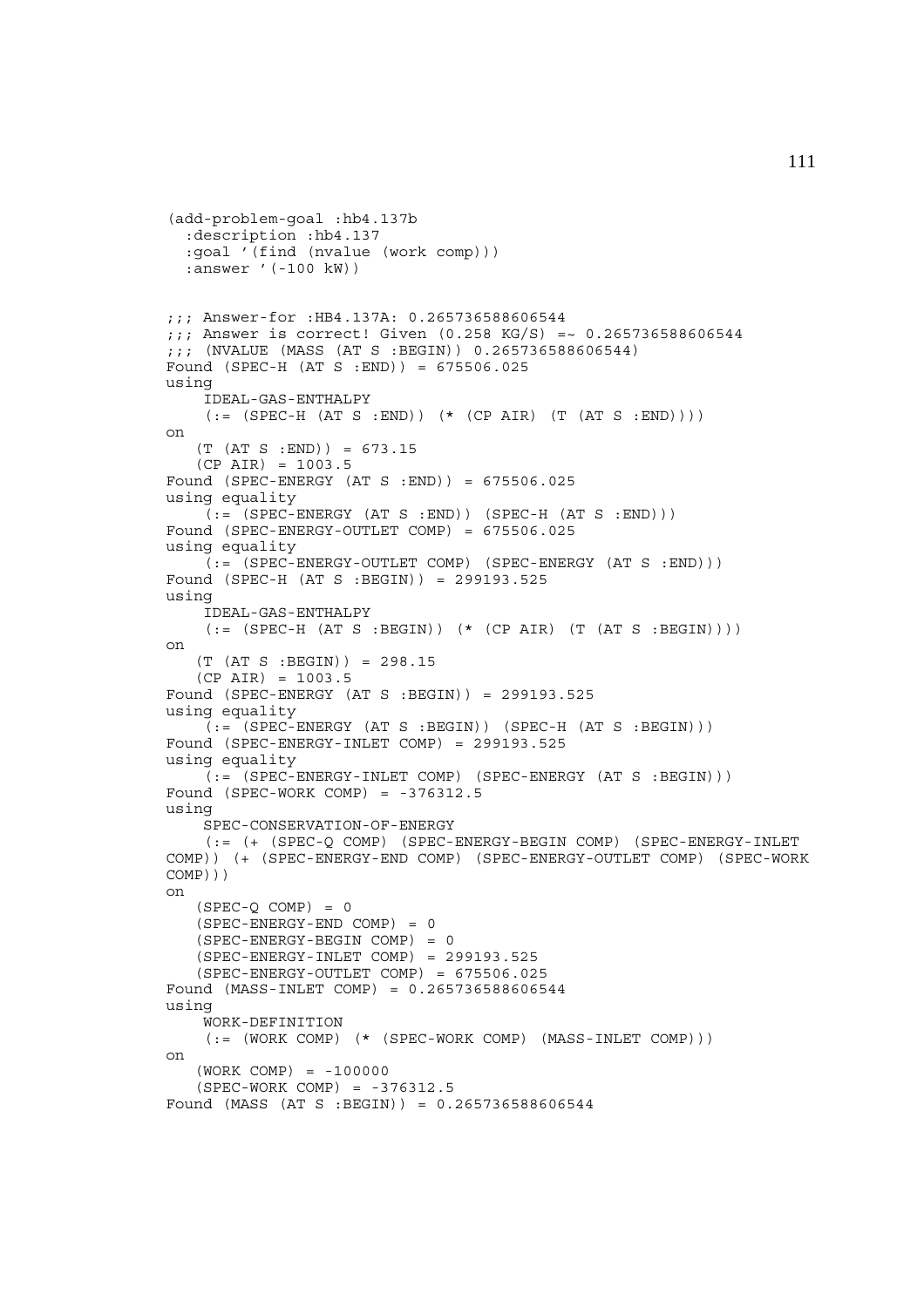```
(add-problem-goal :hb4.137b
  :description :hb4.137
  :goal '(find (nvalue (work comp)))
  :answer '(-100 kW))


;;; Answer-for :HB4.137A: 0.265736588606544
;;; Answer is correct! Given (0.258 KG/S) =~ 0.265736588606544
;;; (NVALUE (MASS (AT S :BEGIN)) 0.265736588606544)
Found (SPEC-H (AT S :END)) = 675506.025
using
    IDEAL-GAS-ENTHALPY
    (:= (SPEC-H (AT S :END)) (* (CP AIR) (T (AT S :END))))
on
   (T (AT S :END)) = 673.15
   (CP AIR) = 1003.5
Found (SPEC-ENERGY (AT S :END)) = 675506.025
using equality
    (:= (SPEC-ENERGY (AT S :END)) (SPEC-H (AT S :END)))
Found (SPEC-ENERGY-OUTLET COMP) = 675506.025
using equality
    (:= (SPEC-ENERGY-OUTLET COMP) (SPEC-ENERGY (AT S :END)))
Found (SPEC-H (AT S :BEGIN)) = 299193.525
using
    IDEAL-GAS-ENTHALPY
    (:= (SPEC-H (AT S :BEGIN)) (* (CP AIR) (T (AT S :BEGIN))))
on
   (T (AT S :BEGIN)) = 298.15
   (CP AIR) = 1003.5
Found (SPEC-ENERGY (AT S :BEGIN)) = 299193.525
using equality
    (:= (SPEC-ENERGY (AT S :BEGIN)) (SPEC-H (AT S :BEGIN)))
Found (SPEC-ENERGY-INLET COMP) = 299193.525
using equality
    (:= (SPEC-ENERGY-INLET COMP) (SPEC-ENERGY (AT S :BEGIN)))
Found (SPEC-WORK COMP) = -376312.5
using
    SPEC-CONSERVATION-OF-ENERGY
    (:= (+ (SPEC-Q COMP) (SPEC-ENERGY-BEGIN COMP) (SPEC-ENERGY-INLET
COMP)) (+ (SPEC-ENERGY-END COMP) (SPEC-ENERGY-OUTLET COMP) (SPEC-WORK
COMP)))
on
   (SPEC-Q COMP) = 0
   (SPEC-ENERGY-END COMP) = 0
   (SPEC-ENERGY-BEGIN COMP) = 0
   (SPEC-ENERGY-INLET COMP) = 299193.525
   (SPEC-ENERGY-OUTLET COMP) = 675506.025
Found (MASS-INLET COMP) = 0.265736588606544
using
    WORK-DEFINITION
    (:= (WORK COMP) (* (SPEC-WORK COMP) (MASS-INLET COMP)))
on
   (WORK COMP) = -100000
   (SPEC-WORK COMP) = -376312.5
Found (MASS (AT S :BEGIN)) = 0.265736588606544
```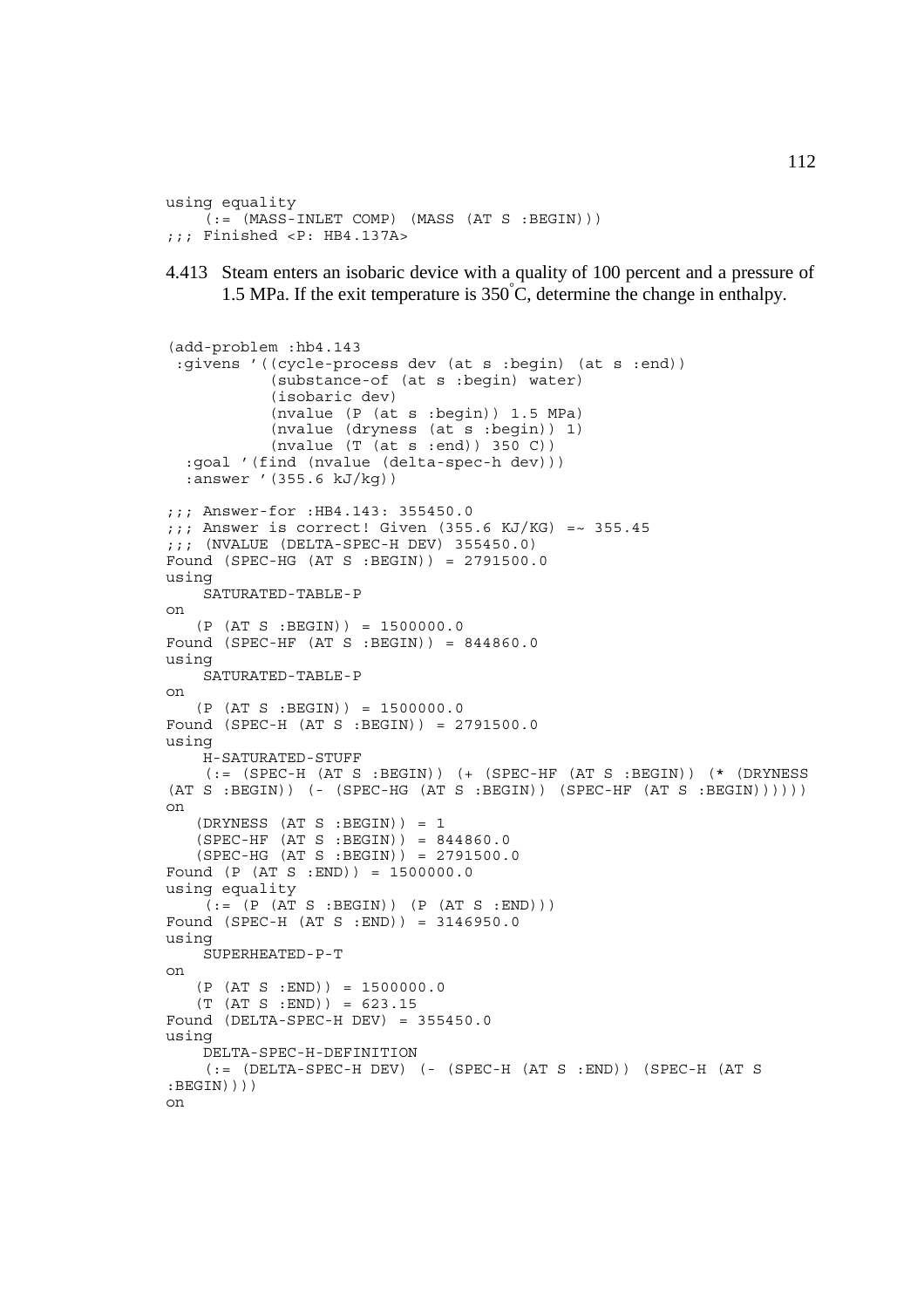```
using equality
    (:= (MASS-INLET COMP) (MASS (AT S :BEGIN)))
;;; Finished <P: HB4.137A>
```

4.413 Steam enters an isobaric device with a quality of 100 percent and a pressure of 1.5 MPa. If the exit temperature is 350°C, determine the change in enthalpy.

```
(add-problem :hb4.143
 :givens '((cycle-process dev (at s :begin) (at s :end))
           (substance-of (at s :begin) water)
           (isobaric dev)
           (nvalue (P (at s :begin)) 1.5 MPa)
           (nvalue (dryness (at s :begin)) 1)
           (nvalue (T (at s :end)) 350 C))
  :goal '(find (nvalue (delta-spec-h dev)))
  :answer '(355.6 kJ/kg))

;;; Answer-for :HB4.143: 355450.0
;;; Answer is correct! Given (355.6 KJ/KG) =~ 355.45
;;; (NVALUE (DELTA-SPEC-H DEV) 355450.0)
Found (SPEC-HG (AT S :BEGIN)) = 2791500.0
using
    SATURATED-TABLE-P
on
   (P (AT S :BEGIN)) = 1500000.0
Found (SPEC-HF (AT S :BEGIN)) = 844860.0
using
    SATURATED-TABLE-P
on
   (P (AT S :BEGIN)) = 1500000.0
Found (SPEC-H (AT S :BEGIN)) = 2791500.0
using
    H-SATURATED-STUFF
    (:= (SPEC-H (AT S :BEGIN)) (+ (SPEC-HF (AT S :BEGIN)) (* (DRYNESS
(AT S :BEGIN)) (- (SPEC-HG (AT S :BEGIN)) (SPEC-HF (AT S :BEGIN))))))
on
   (DRYNESS (AT S :BEGIN)) = 1
   (SPEC-HF (AT S :BEGIN)) = 844860.0
   (SPEC-HG (AT S :BEGIN)) = 2791500.0
Found (P (AT S :END)) = 1500000.0
using equality
    (:= (P (AT S :BEGIN)) (P (AT S :END)))
Found (SPEC-H (AT S :END)) = 3146950.0
using
    SUPERHEATED-P-T
on
   (P (AT S :END)) = 1500000.0
   (T (AT S :END)) = 623.15
Found (DELTA-SPEC-H DEV) = 355450.0
using
    DELTA-SPEC-H-DEFINITION
    (:= (DELTA-SPEC-H DEV) (- (SPEC-H (AT S :END)) (SPEC-H (AT S
:BEGIN))))
on
```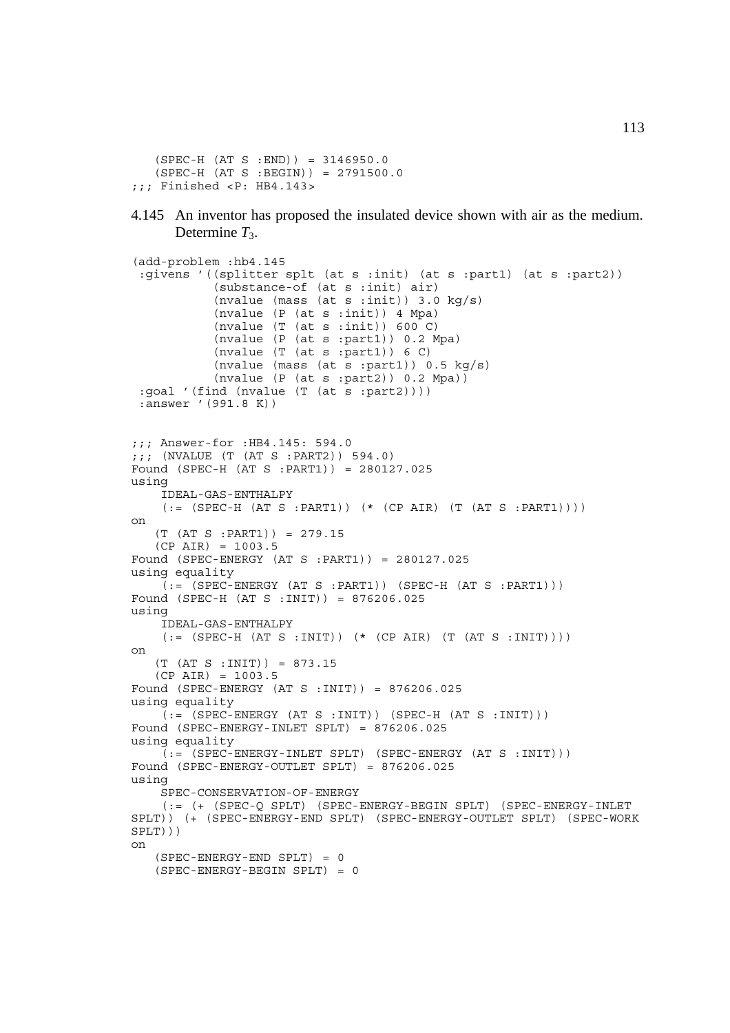```
   (SPEC-H (AT S :END)) = 3146950.0
   (SPEC-H (AT S :BEGIN)) = 2791500.0
;;; Finished <P: HB4.143>
```

4.145 An inventor has proposed the insulated device shown with air as the medium. Determine $T_3$.

```
(add-problem :hb4.145
 :givens '((splitter splt (at s :init) (at s :part1) (at s :part2))
           (substance-of (at s :init) air)
           (nvalue (mass (at s :init)) 3.0 kg/s)
           (nvalue (P (at s :init)) 4 Mpa)
           (nvalue (T (at s :init)) 600 C)
           (nvalue (P (at s :part1)) 0.2 Mpa)
           (nvalue (T (at s :part1)) 6 C)
           (nvalue (mass (at s :part1)) 0.5 kg/s)
           (nvalue (P (at s :part2)) 0.2 Mpa))
 :goal '(find (nvalue (T (at s :part2))))
 :answer '(991.8 K))


;;; Answer-for :HB4.145: 594.0
;;; (NVALUE (T (AT S :PART2)) 594.0)
Found (SPEC-H (AT S :PART1)) = 280127.025
using
    IDEAL-GAS-ENTHALPY
    (:= (SPEC-H (AT S :PART1)) (* (CP AIR) (T (AT S :PART1))))
on
   (T (AT S :PART1)) = 279.15
   (CP AIR) = 1003.5
Found (SPEC-ENERGY (AT S :PART1)) = 280127.025
using equality
    (:= (SPEC-ENERGY (AT S :PART1)) (SPEC-H (AT S :PART1)))
Found (SPEC-H (AT S :INIT)) = 876206.025
using
    IDEAL-GAS-ENTHALPY
    (:= (SPEC-H (AT S :INIT)) (* (CP AIR) (T (AT S :INIT))))
on
   (T (AT S :INIT)) = 873.15
   (CP AIR) = 1003.5
Found (SPEC-ENERGY (AT S :INIT)) = 876206.025
using equality
    (:= (SPEC-ENERGY (AT S :INIT)) (SPEC-H (AT S :INIT)))
Found (SPEC-ENERGY-INLET SPLT) = 876206.025
using equality
    (:= (SPEC-ENERGY-INLET SPLT) (SPEC-ENERGY (AT S :INIT)))
Found (SPEC-ENERGY-OUTLET SPLT) = 876206.025
using
    SPEC-CONSERVATION-OF-ENERGY
    (:= (+ (SPEC-Q SPLT) (SPEC-ENERGY-BEGIN SPLT) (SPEC-ENERGY-INLET
SPLT)) (+ (SPEC-ENERGY-END SPLT) (SPEC-ENERGY-OUTLET SPLT) (SPEC-WORK
SPLT)))
on
   (SPEC-ENERGY-END SPLT) = 0
   (SPEC-ENERGY-BEGIN SPLT) = 0
```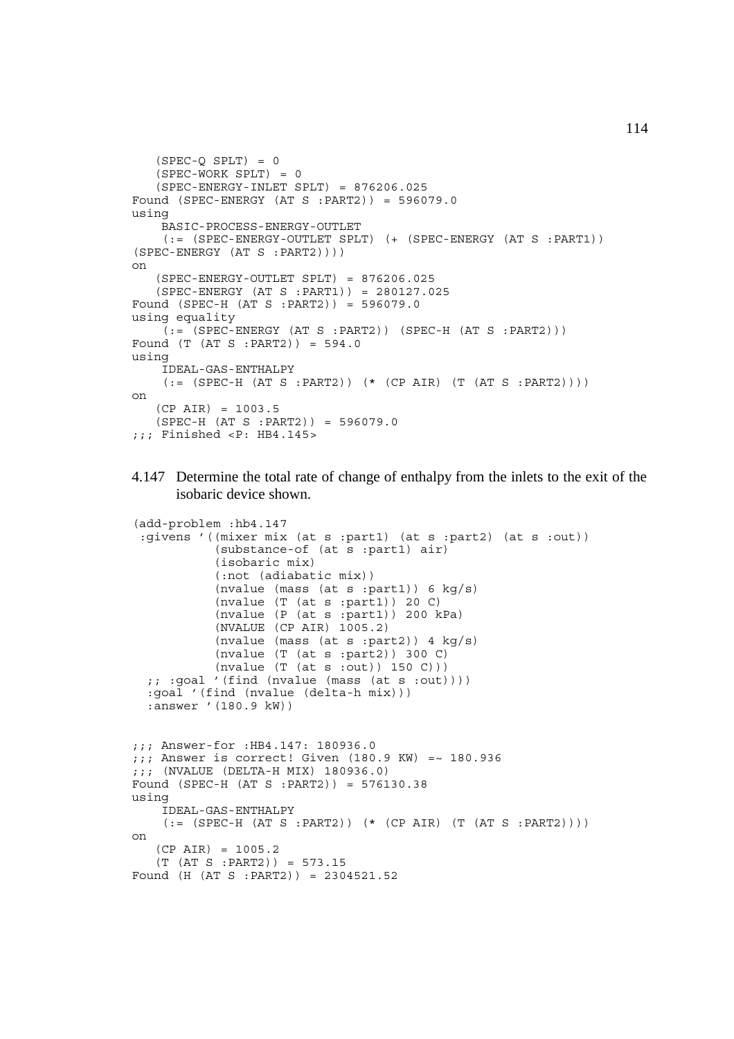```
   (SPEC-Q SPLT) = 0
   (SPEC-WORK SPLT) = 0
   (SPEC-ENERGY-INLET SPLT) = 876206.025
Found (SPEC-ENERGY (AT S :PART2)) = 596079.0
using
    BASIC-PROCESS-ENERGY-OUTLET
    (:= (SPEC-ENERGY-OUTLET SPLT) (+ (SPEC-ENERGY (AT S :PART1))
(SPEC-ENERGY (AT S :PART2))))
on
   (SPEC-ENERGY-OUTLET SPLT) = 876206.025
   (SPEC-ENERGY (AT S :PART1)) = 280127.025
Found (SPEC-H (AT S :PART2)) = 596079.0
using equality
    (:= (SPEC-ENERGY (AT S :PART2)) (SPEC-H (AT S :PART2)))
Found (T (AT S :PART2)) = 594.0
using
    IDEAL-GAS-ENTHALPY
    (:= (SPEC-H (AT S :PART2)) (* (CP AIR) (T (AT S :PART2))))
on
   (CP AIR) = 1003.5
   (SPEC-H (AT S :PART2)) = 596079.0
;;; Finished <P: HB4.145>
```

4.147 Determine the total rate of change of enthalpy from the inlets to the exit of the isobaric device shown.

```
(add-problem :hb4.147
 :givens '((mixer mix (at s :part1) (at s :part2) (at s :out))
           (substance-of (at s :part1) air)
           (isobaric mix)
           (:not (adiabatic mix))
           (nvalue (mass (at s :part1)) 6 kg/s)
           (nvalue (T (at s :part1)) 20 C)
           (nvalue (P (at s :part1)) 200 kPa)
           (NVALUE (CP AIR) 1005.2)
           (nvalue (mass (at s :part2)) 4 kg/s)
           (nvalue (T (at s :part2)) 300 C)
           (nvalue (T (at s :out)) 150 C)))
  ;; :goal '(find (nvalue (mass (at s :out))))
  :goal '(find (nvalue (delta-h mix)))
  :answer '(180.9 kW))


;;; Answer-for :HB4.147: 180936.0
;;; Answer is correct! Given (180.9 KW) =~ 180.936
;;; (NVALUE (DELTA-H MIX) 180936.0)
Found (SPEC-H (AT S :PART2)) = 576130.38
using
    IDEAL-GAS-ENTHALPY
    (:= (SPEC-H (AT S :PART2)) (* (CP AIR) (T (AT S :PART2))))
on
   (CP AIR) = 1005.2
   (T (AT S :PART2)) = 573.15
Found (H (AT S :PART2)) = 2304521.52
```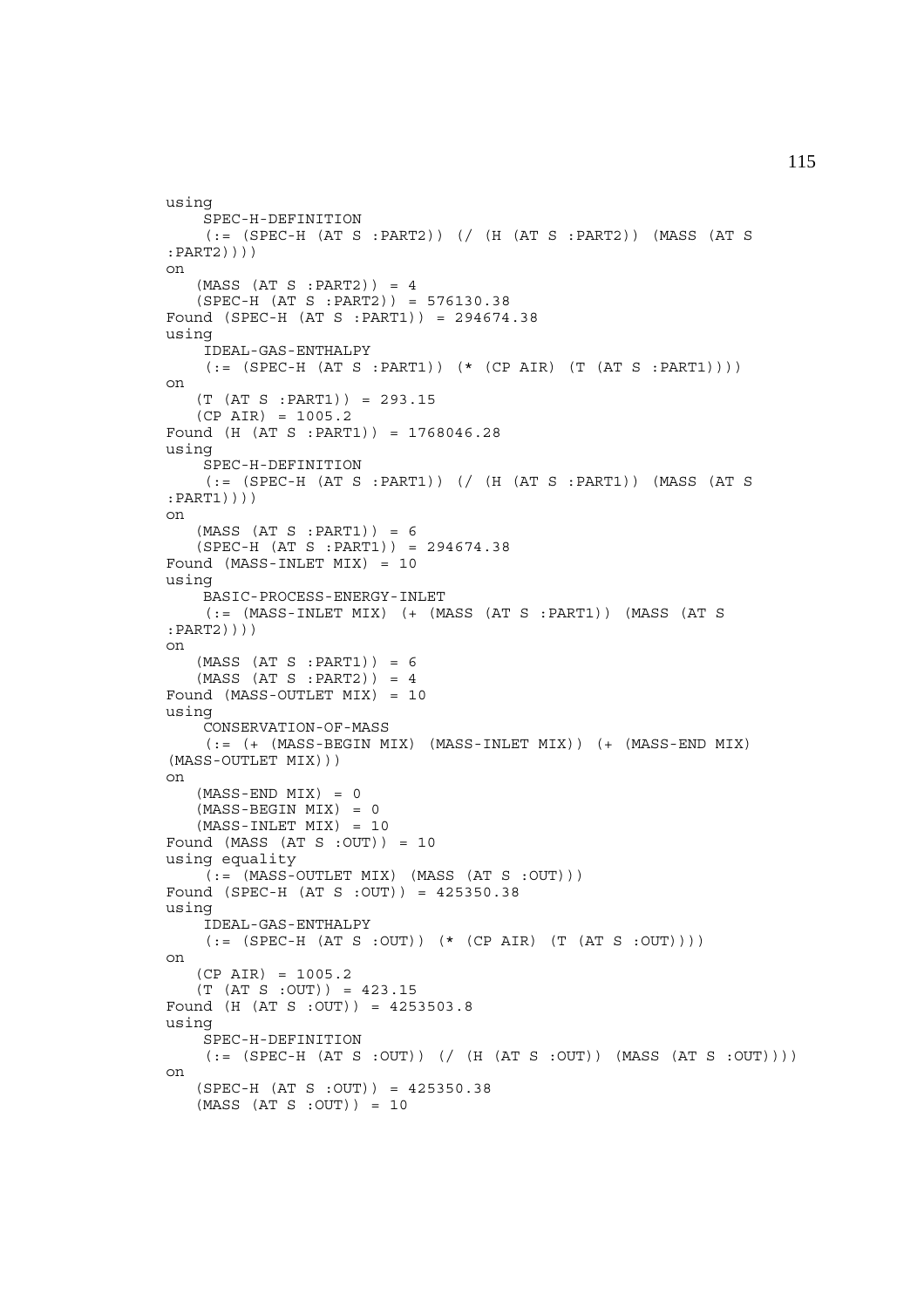```
using
    SPEC-H-DEFINITION
    (:= (SPEC-H (AT S :PART2)) (/ (H (AT S :PART2)) (MASS (AT S
:PART2))))
on
   (MASS (AT S :PART2)) = 4
   (SPEC-H (AT S :PART2)) = 576130.38
Found (SPEC-H (AT S :PART1)) = 294674.38
using
    IDEAL-GAS-ENTHALPY
    (:= (SPEC-H (AT S :PART1)) (* (CP AIR) (T (AT S :PART1))))
on
   (T (AT S :PART1)) = 293.15
   (CP AIR) = 1005.2
Found (H (AT S :PART1)) = 1768046.28
using
    SPEC-H-DEFINITION
    (:= (SPEC-H (AT S :PART1)) (/ (H (AT S :PART1)) (MASS (AT S
:PART1))))
on
   (MASS (AT S :PART1)) = 6
   (SPEC-H (AT S :PART1)) = 294674.38
Found (MASS-INLET MIX) = 10
using
    BASIC-PROCESS-ENERGY-INLET
    (:= (MASS-INLET MIX) (+ (MASS (AT S :PART1)) (MASS (AT S
:PART2))))
on
   (MASS (AT S :PART1)) = 6
   (MASS (AT S :PART2)) = 4
Found (MASS-OUTLET MIX) = 10
using
    CONSERVATION-OF-MASS
    (:= (+ (MASS-BEGIN MIX) (MASS-INLET MIX)) (+ (MASS-END MIX)
(MASS-OUTLET MIX)))
on
   (MASS-END MIX) = 0
   (MASS-BEGIN MIX) = 0
   (MASS-INLET MIX) = 10
Found (MASS (AT S :OUT)) = 10
using equality
    (:= (MASS-OUTLET MIX) (MASS (AT S :OUT)))
Found (SPEC-H (AT S :OUT)) = 425350.38
using
    IDEAL-GAS-ENTHALPY
    (:= (SPEC-H (AT S :OUT)) (* (CP AIR) (T (AT S :OUT))))
on
   (CP AIR) = 1005.2
   (T (AT S :OUT)) = 423.15
Found (H (AT S :OUT)) = 4253503.8
using
    SPEC-H-DEFINITION
    (:= (SPEC-H (AT S :OUT)) (/ (H (AT S :OUT)) (MASS (AT S :OUT))))
on
   (SPEC-H (AT S :OUT)) = 425350.38
   (MASS (AT S :OUT)) = 10
```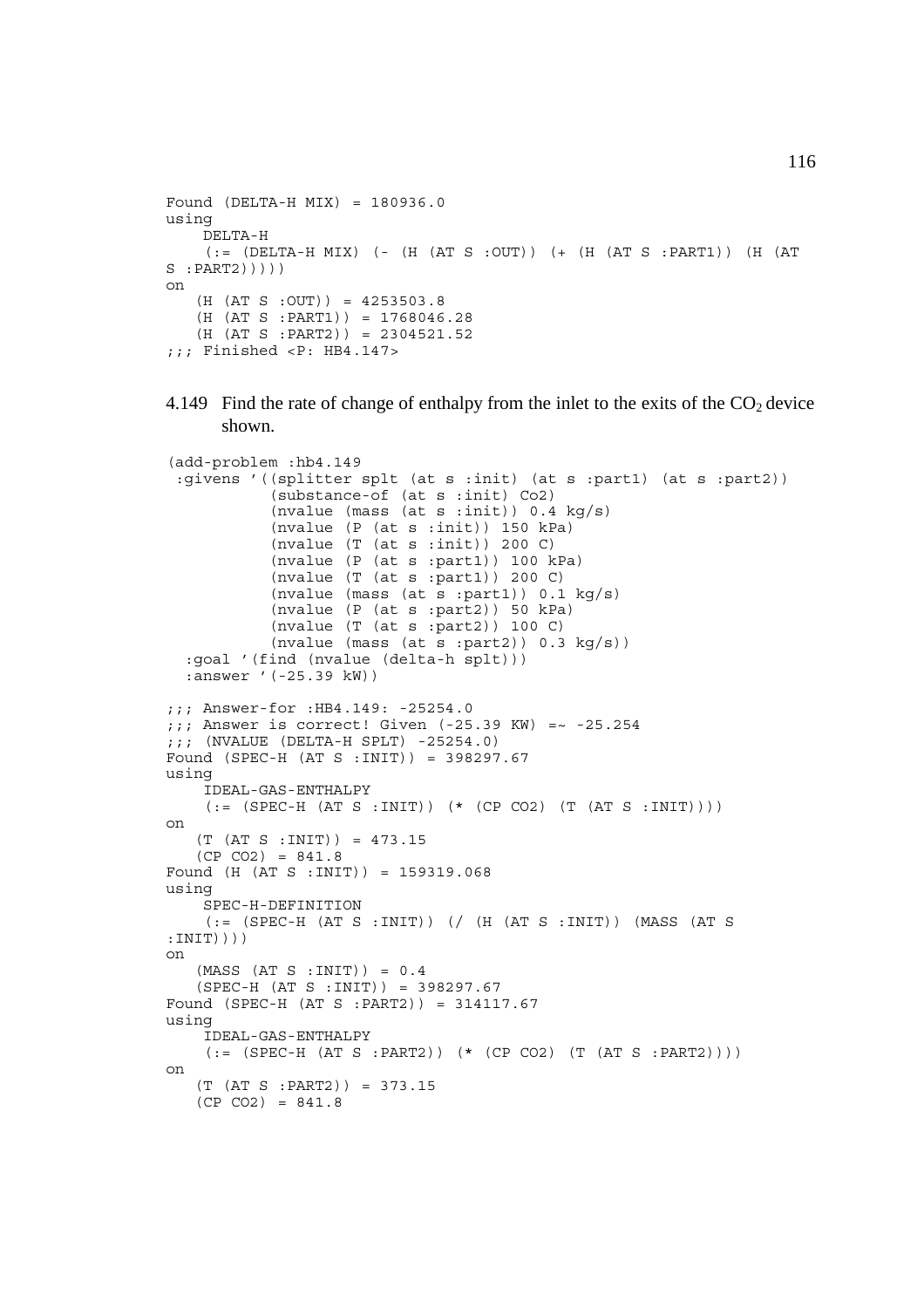```
Found (DELTA-H MIX) = 180936.0
using
    DELTA-H
    (:= (DELTA-H MIX) (- (H (AT S :OUT)) (+ (H (AT S :PART1)) (H (AT
S :PART2)))))
on
   (H (AT S :OUT)) = 4253503.8
   (H (AT S :PART1)) = 1768046.28
   (H (AT S :PART2)) = 2304521.52
;;; Finished <P: HB4.147>
```

4.149 Find the rate of change of enthalpy from the inlet to the exits of the $CO_2$ device shown.

```
(add-problem :hb4.149
 :givens '((splitter splt (at s :init) (at s :part1) (at s :part2))
           (substance-of (at s :init) Co2)
           (nvalue (mass (at s :init)) 0.4 kg/s)
           (nvalue (P (at s :init)) 150 kPa)
           (nvalue (T (at s :init)) 200 C)
           (nvalue (P (at s :part1)) 100 kPa)
           (nvalue (T (at s :part1)) 200 C)
           (nvalue (mass (at s :part1)) 0.1 kg/s)
           (nvalue (P (at s :part2)) 50 kPa)
           (nvalue (T (at s :part2)) 100 C)
           (nvalue (mass (at s :part2)) 0.3 kg/s))
  :goal '(find (nvalue (delta-h splt)))
  :answer '(-25.39 kW))

;;; Answer-for :HB4.149: -25254.0
;;; Answer is correct! Given (-25.39 KW) =~ -25.254
;;; (NVALUE (DELTA-H SPLT) -25254.0)
Found (SPEC-H (AT S :INIT)) = 398297.67
using
    IDEAL-GAS-ENTHALPY
    (:= (SPEC-H (AT S :INIT)) (* (CP CO2) (T (AT S :INIT))))
on
   (T (AT S :INIT)) = 473.15
   (CP CO2) = 841.8
Found (H (AT S :INIT)) = 159319.068
using
    SPEC-H-DEFINITION
    (:= (SPEC-H (AT S :INIT)) (/ (H (AT S :INIT)) (MASS (AT S
:INIT))))
on
   (MASS (AT S :INIT)) = 0.4
   (SPEC-H (AT S :INIT)) = 398297.67
Found (SPEC-H (AT S :PART2)) = 314117.67
using
    IDEAL-GAS-ENTHALPY
    (:= (SPEC-H (AT S :PART2)) (* (CP CO2) (T (AT S :PART2))))
on
   (T (AT S :PART2)) = 373.15
   (CP CO2) = 841.8
```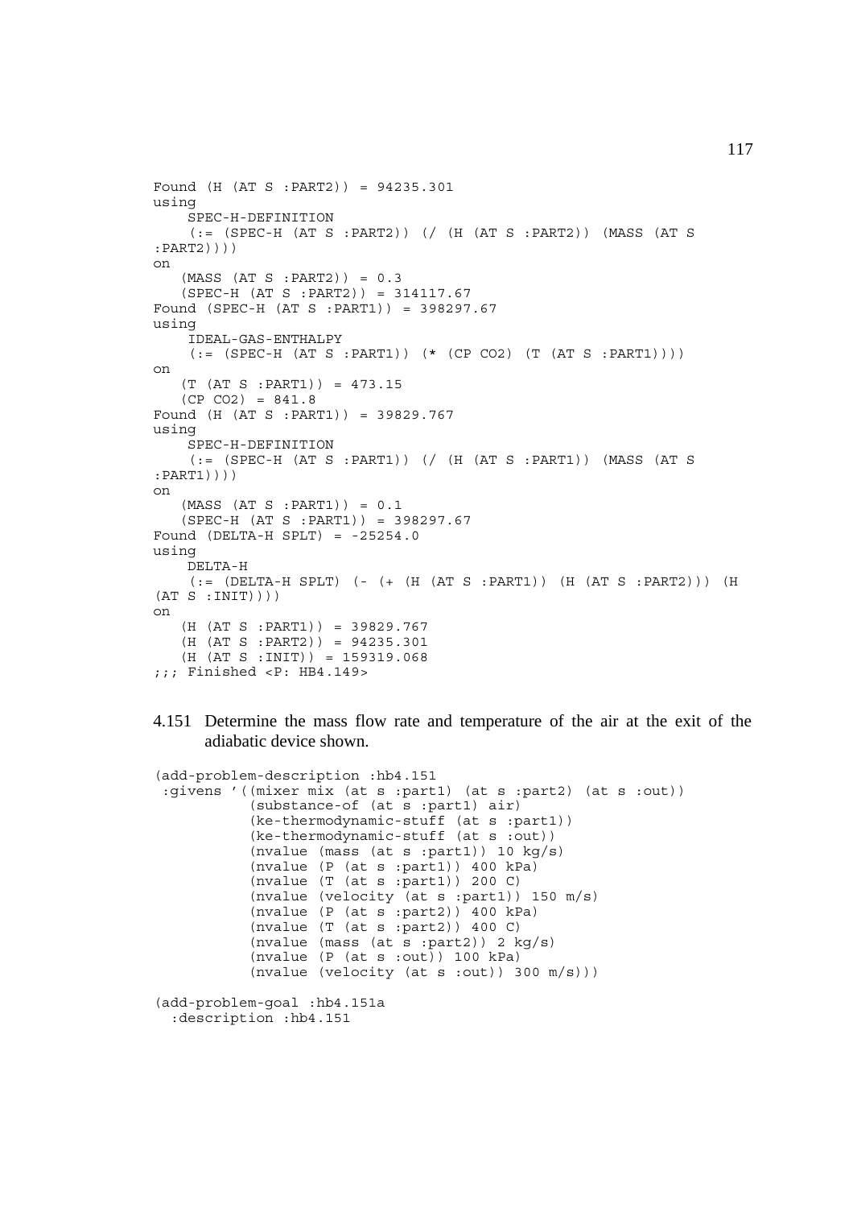```
Found (H (AT S :PART2)) = 94235.301
using
    SPEC-H-DEFINITION
    (:= (SPEC-H (AT S :PART2)) (/ (H (AT S :PART2)) (MASS (AT S
:PART2))))
on
   (MASS (AT S :PART2)) = 0.3
   (SPEC-H (AT S :PART2)) = 314117.67
Found (SPEC-H (AT S :PART1)) = 398297.67
using
    IDEAL-GAS-ENTHALPY
    (:= (SPEC-H (AT S :PART1)) (* (CP CO2) (T (AT S :PART1))))
on
   (T (AT S :PART1)) = 473.15
   (CP CO2) = 841.8
Found (H (AT S :PART1)) = 39829.767
using
    SPEC-H-DEFINITION
    (:= (SPEC-H (AT S :PART1)) (/ (H (AT S :PART1)) (MASS (AT S
:PART1))))
on
   (MASS (AT S :PART1)) = 0.1
   (SPEC-H (AT S :PART1)) = 398297.67
Found (DELTA-H SPLT) = -25254.0
using
    DELTA-H
    (:= (DELTA-H SPLT) (- (+ (H (AT S :PART1)) (H (AT S :PART2))) (H
(AT S :INIT))))
on
   (H (AT S :PART1)) = 39829.767
   (H (AT S :PART2)) = 94235.301
   (H (AT S :INIT)) = 159319.068
;;; Finished <P: HB4.149>
```

4.151 Determine the mass flow rate and temperature of the air at the exit of the adiabatic device shown.

```
(add-problem-description :hb4.151
 :givens '((mixer mix (at s :part1) (at s :part2) (at s :out))
           (substance-of (at s :part1) air)
           (ke-thermodynamic-stuff (at s :part1))
           (ke-thermodynamic-stuff (at s :out))
           (nvalue (mass (at s :part1)) 10 kg/s)
           (nvalue (P (at s :part1)) 400 kPa)
           (nvalue (T (at s :part1)) 200 C)
           (nvalue (velocity (at s :part1)) 150 m/s)
           (nvalue (P (at s :part2)) 400 kPa)
           (nvalue (T (at s :part2)) 400 C)
           (nvalue (mass (at s :part2)) 2 kg/s)
           (nvalue (P (at s :out)) 100 kPa)
           (nvalue (velocity (at s :out)) 300 m/s)))

(add-problem-goal :hb4.151a
  :description :hb4.151
```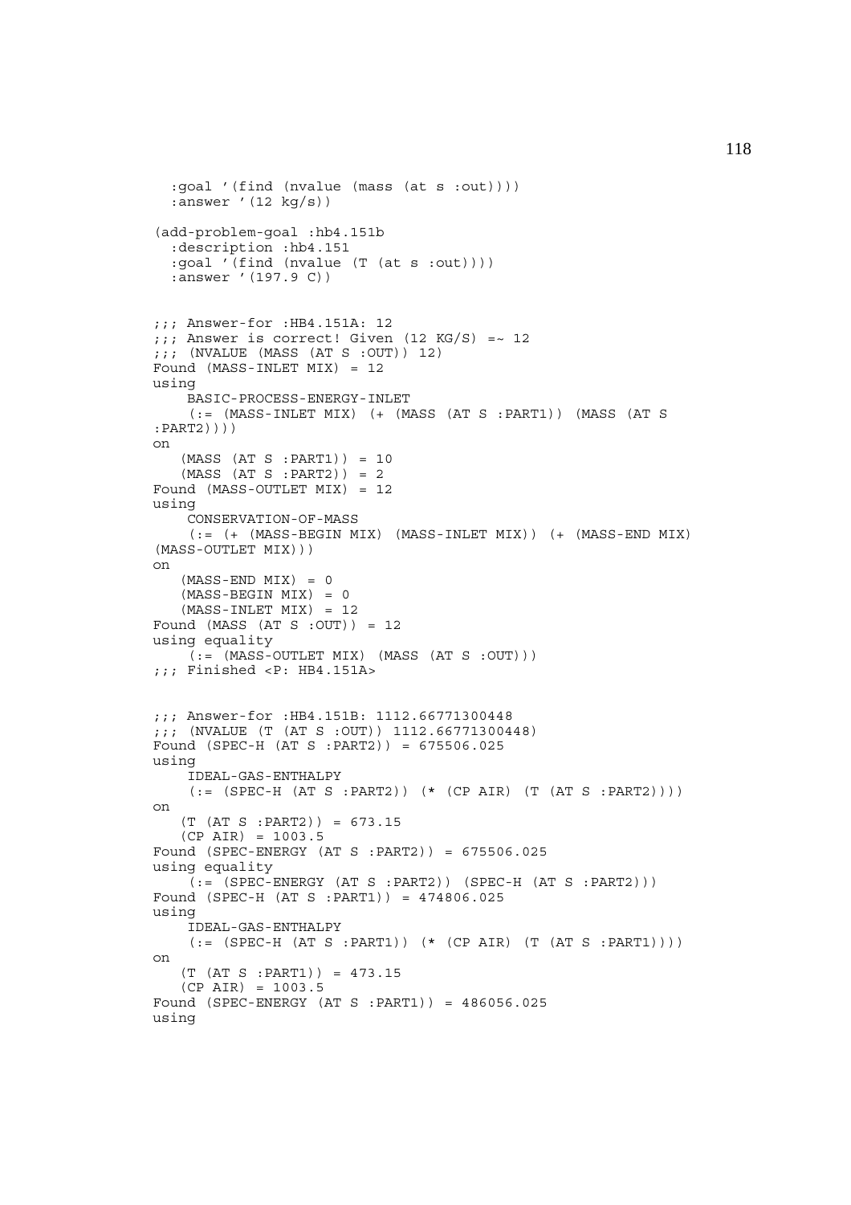```
  :goal '(find (nvalue (mass (at s :out))))
  :answer '(12 kg/s))

(add-problem-goal :hb4.151b
  :description :hb4.151
  :goal '(find (nvalue (T (at s :out))))
  :answer '(197.9 C))


;;; Answer-for :HB4.151A: 12
;;; Answer is correct! Given (12 KG/S) =~ 12
;;; (NVALUE (MASS (AT S :OUT)) 12)
Found (MASS-INLET MIX) = 12
using
    BASIC-PROCESS-ENERGY-INLET
    (:= (MASS-INLET MIX) (+ (MASS (AT S :PART1)) (MASS (AT S
:PART2))))
on
   (MASS (AT S :PART1)) = 10
   (MASS (AT S :PART2)) = 2
Found (MASS-OUTLET MIX) = 12
using
    CONSERVATION-OF-MASS
    (:= (+ (MASS-BEGIN MIX) (MASS-INLET MIX)) (+ (MASS-END MIX)
(MASS-OUTLET MIX)))
on
   (MASS-END MIX) = 0
   (MASS-BEGIN MIX) = 0
   (MASS-INLET MIX) = 12
Found (MASS (AT S :OUT)) = 12
using equality
    (:= (MASS-OUTLET MIX) (MASS (AT S :OUT)))
;;; Finished <P: HB4.151A>


;;; Answer-for :HB4.151B: 1112.66771300448
;;; (NVALUE (T (AT S :OUT)) 1112.66771300448)
Found (SPEC-H (AT S :PART2)) = 675506.025
using
    IDEAL-GAS-ENTHALPY
    (:= (SPEC-H (AT S :PART2)) (* (CP AIR) (T (AT S :PART2))))
on
   (T (AT S :PART2)) = 673.15
   (CP AIR) = 1003.5
Found (SPEC-ENERGY (AT S :PART2)) = 675506.025
using equality
    (:= (SPEC-ENERGY (AT S :PART2)) (SPEC-H (AT S :PART2)))
Found (SPEC-H (AT S :PART1)) = 474806.025
using
    IDEAL-GAS-ENTHALPY
    (:= (SPEC-H (AT S :PART1)) (* (CP AIR) (T (AT S :PART1))))
on
   (T (AT S :PART1)) = 473.15
   (CP AIR) = 1003.5
Found (SPEC-ENERGY (AT S :PART1)) = 486056.025
using
```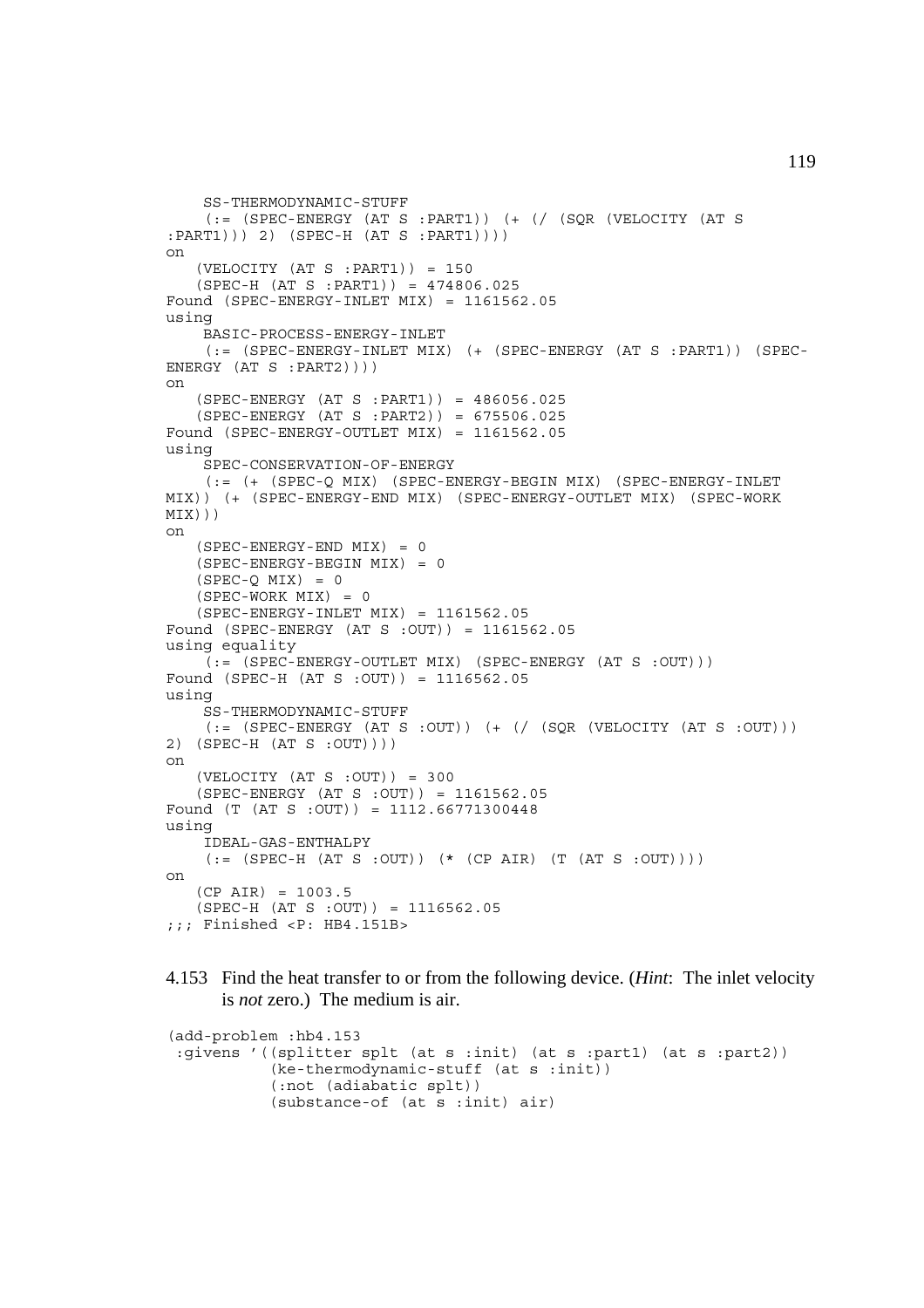```
    SS-THERMODYNAMIC-STUFF
    (:= (SPEC-ENERGY (AT S :PART1)) (+ (/ (SQR (VELOCITY (AT S
:PART1))) 2) (SPEC-H (AT S :PART1))))
on
   (VELOCITY (AT S :PART1)) = 150
   (SPEC-H (AT S :PART1)) = 474806.025
Found (SPEC-ENERGY-INLET MIX) = 1161562.05
using
    BASIC-PROCESS-ENERGY-INLET
    (:= (SPEC-ENERGY-INLET MIX) (+ (SPEC-ENERGY (AT S :PART1)) (SPEC-
ENERGY (AT S :PART2))))
on
   (SPEC-ENERGY (AT S :PART1)) = 486056.025
   (SPEC-ENERGY (AT S :PART2)) = 675506.025
Found (SPEC-ENERGY-OUTLET MIX) = 1161562.05
using
    SPEC-CONSERVATION-OF-ENERGY
    (:= (+ (SPEC-Q MIX) (SPEC-ENERGY-BEGIN MIX) (SPEC-ENERGY-INLET
MIX)) (+ (SPEC-ENERGY-END MIX) (SPEC-ENERGY-OUTLET MIX) (SPEC-WORK
MIX)))
on
   (SPEC-ENERGY-END MIX) = 0
   (SPEC-ENERGY-BEGIN MIX) = 0
   (SPEC-Q MIX) = 0
   (SPEC-WORK MIX) = 0
   (SPEC-ENERGY-INLET MIX) = 1161562.05
Found (SPEC-ENERGY (AT S :OUT)) = 1161562.05
using equality
    (:= (SPEC-ENERGY-OUTLET MIX) (SPEC-ENERGY (AT S :OUT)))
Found (SPEC-H (AT S :OUT)) = 1116562.05
using
    SS-THERMODYNAMIC-STUFF
    (:= (SPEC-ENERGY (AT S :OUT)) (+ (/ (SQR (VELOCITY (AT S :OUT)))
2) (SPEC-H (AT S :OUT))))
on
   (VELOCITY (AT S :OUT)) = 300
   (SPEC-ENERGY (AT S :OUT)) = 1161562.05
Found (T (AT S :OUT)) = 1112.66771300448
using
    IDEAL-GAS-ENTHALPY
    (:= (SPEC-H (AT S :OUT)) (* (CP AIR) (T (AT S :OUT))))
on
   (CP AIR) = 1003.5
   (SPEC-H (AT S :OUT)) = 1116562.05
;;; Finished <P: HB4.151B>
```

4.153 Find the heat transfer to or from the following device. (*Hint*: The inlet velocity is *not* zero.) The medium is air.

```
(add-problem :hb4.153
 :givens '((splitter splt (at s :init) (at s :part1) (at s :part2))
           (ke-thermodynamic-stuff (at s :init))
           (:not (adiabatic splt))
           (substance-of (at s :init) air)
```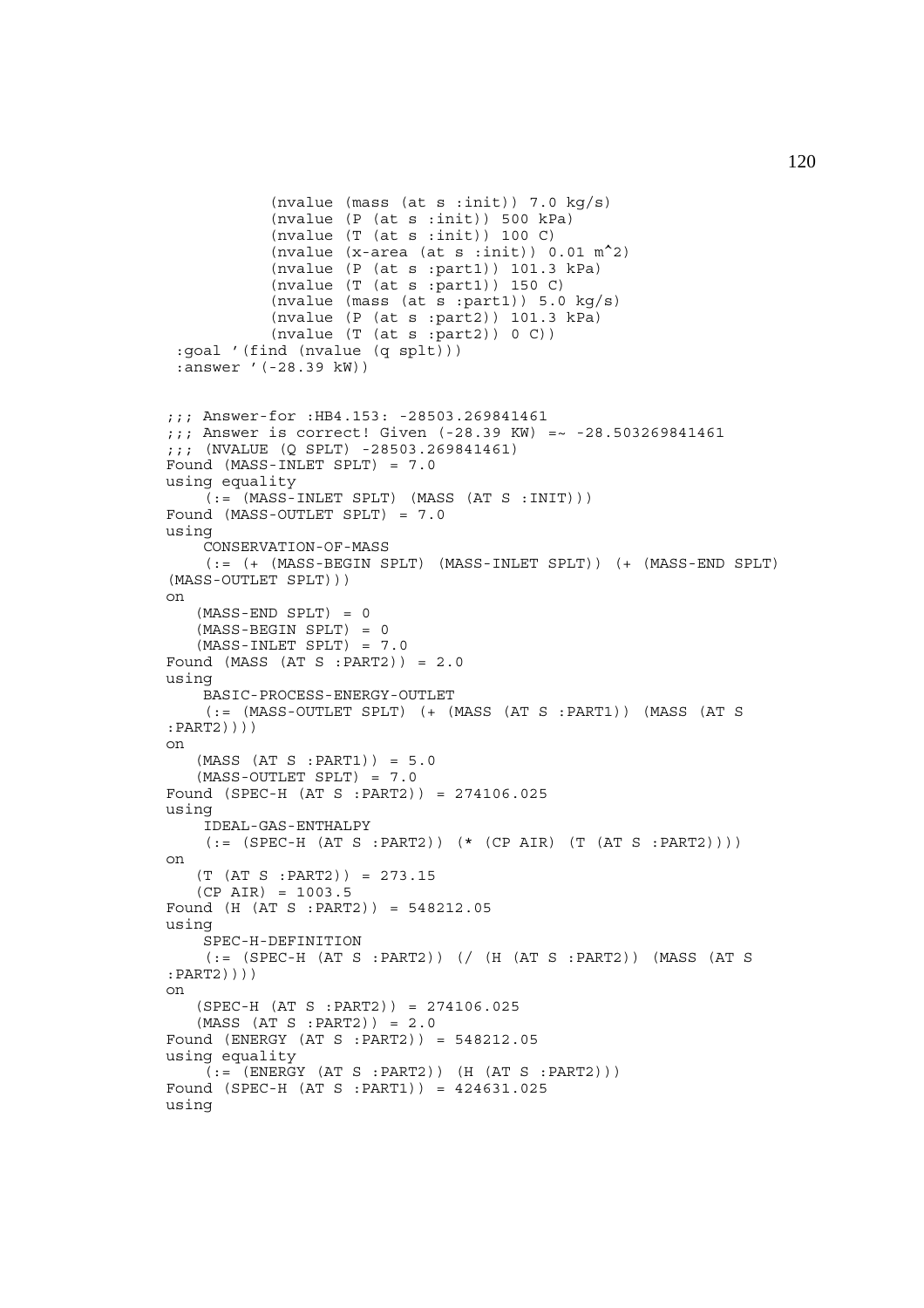```
          (nvalue (mass (at s :init)) 7.0 kg/s)
          (nvalue (P (at s :init)) 500 kPa)
          (nvalue (T (at s :init)) 100 C)
          (nvalue (x-area (at s :init)) 0.01 m^2)
          (nvalue (P (at s :part1)) 101.3 kPa)
          (nvalue (T (at s :part1)) 150 C)
          (nvalue (mass (at s :part1)) 5.0 kg/s)
          (nvalue (P (at s :part2)) 101.3 kPa)
          (nvalue (T (at s :part2)) 0 C))
 :goal '(find (nvalue (q splt)))
 :answer '(-28.39 kW))


;;; Answer-for :HB4.153: -28503.269841461
;;; Answer is correct! Given (-28.39 KW) =~ -28.503269841461
;;; (NVALUE (Q SPLT) -28503.269841461)
Found (MASS-INLET SPLT) = 7.0
using equality
    (:= (MASS-INLET SPLT) (MASS (AT S :INIT)))
Found (MASS-OUTLET SPLT) = 7.0
using
    CONSERVATION-OF-MASS
    (:= (+ (MASS-BEGIN SPLT) (MASS-INLET SPLT)) (+ (MASS-END SPLT)
(MASS-OUTLET SPLT)))
on
   (MASS-END SPLT) = 0
   (MASS-BEGIN SPLT) = 0
   (MASS-INLET SPLT) = 7.0
Found (MASS (AT S :PART2)) = 2.0
using
    BASIC-PROCESS-ENERGY-OUTLET
    (:= (MASS-OUTLET SPLT) (+ (MASS (AT S :PART1)) (MASS (AT S
:PART2))))
on
   (MASS (AT S :PART1)) = 5.0
   (MASS-OUTLET SPLT) = 7.0
Found (SPEC-H (AT S :PART2)) = 274106.025
using
    IDEAL-GAS-ENTHALPY
    (:= (SPEC-H (AT S :PART2)) (* (CP AIR) (T (AT S :PART2))))
on
   (T (AT S :PART2)) = 273.15
   (CP AIR) = 1003.5
Found (H (AT S :PART2)) = 548212.05
using
    SPEC-H-DEFINITION
    (:= (SPEC-H (AT S :PART2)) (/ (H (AT S :PART2)) (MASS (AT S
:PART2))))
on
   (SPEC-H (AT S :PART2)) = 274106.025
   (MASS (AT S :PART2)) = 2.0
Found (ENERGY (AT S :PART2)) = 548212.05
using equality
    (:= (ENERGY (AT S :PART2)) (H (AT S :PART2)))
Found (SPEC-H (AT S :PART1)) = 424631.025
using
```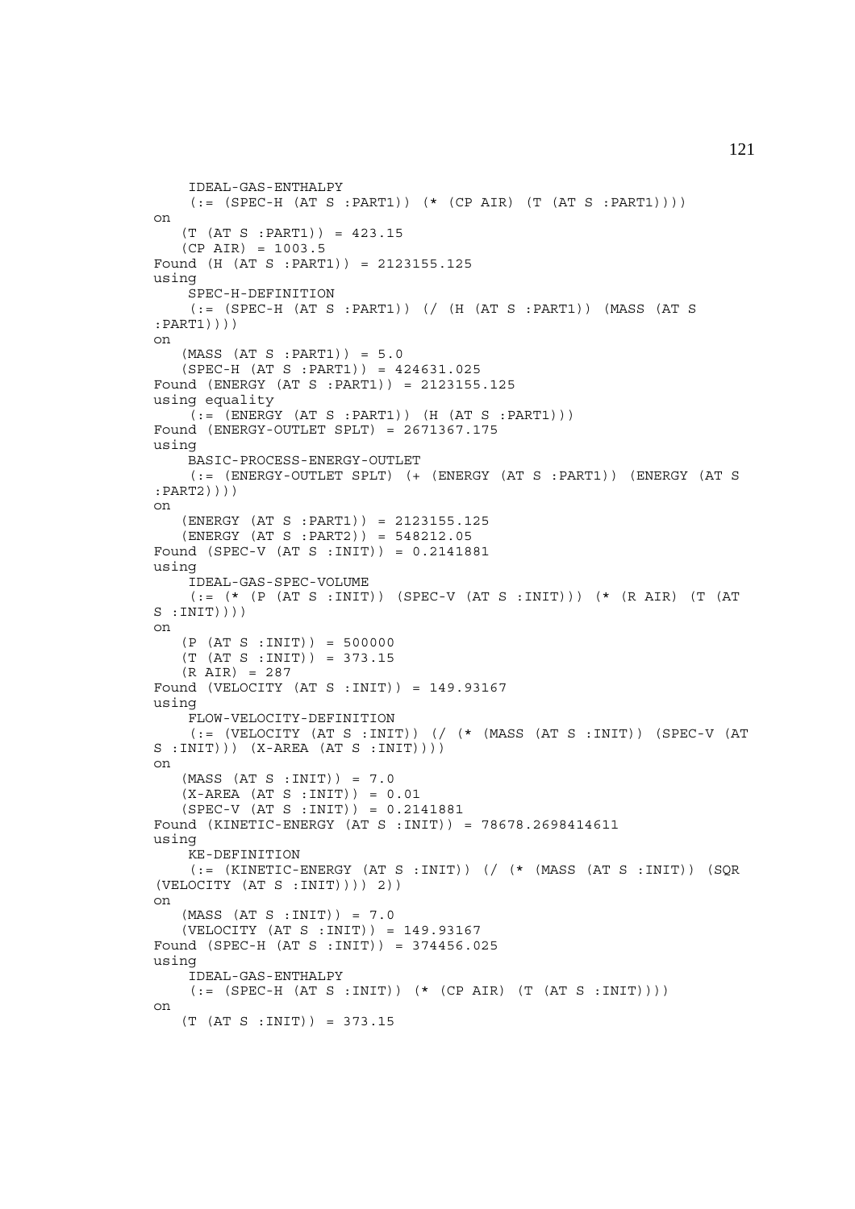```
    IDEAL-GAS-ENTHALPY
    (:= (SPEC-H (AT S :PART1)) (* (CP AIR) (T (AT S :PART1))))
on
   (T (AT S :PART1)) = 423.15
   (CP AIR) = 1003.5
Found (H (AT S :PART1)) = 2123155.125
using
    SPEC-H-DEFINITION
    (:= (SPEC-H (AT S :PART1)) (/ (H (AT S :PART1)) (MASS (AT S
:PART1))))
on
   (MASS (AT S :PART1)) = 5.0
   (SPEC-H (AT S :PART1)) = 424631.025
Found (ENERGY (AT S :PART1)) = 2123155.125
using equality
    (:= (ENERGY (AT S :PART1)) (H (AT S :PART1)))
Found (ENERGY-OUTLET SPLT) = 2671367.175
using
    BASIC-PROCESS-ENERGY-OUTLET
    (:= (ENERGY-OUTLET SPLT) (+ (ENERGY (AT S :PART1)) (ENERGY (AT S
:PART2))))
on
   (ENERGY (AT S :PART1)) = 2123155.125
   (ENERGY (AT S :PART2)) = 548212.05
Found (SPEC-V (AT S :INIT)) = 0.2141881
using
    IDEAL-GAS-SPEC-VOLUME
    (:= (* (P (AT S :INIT)) (SPEC-V (AT S :INIT))) (* (R AIR) (T (AT
S :INIT))))
on
   (P (AT S :INIT)) = 500000
   (T (AT S :INIT)) = 373.15
   (R AIR) = 287
Found (VELOCITY (AT S :INIT)) = 149.93167
using
    FLOW-VELOCITY-DEFINITION
    (:= (VELOCITY (AT S :INIT)) (/ (* (MASS (AT S :INIT)) (SPEC-V (AT
S :INIT))) (X-AREA (AT S :INIT))))
on
   (MASS (AT S :INIT)) = 7.0
   (X-AREA (AT S :INIT)) = 0.01
   (SPEC-V (AT S :INIT)) = 0.2141881
Found (KINETIC-ENERGY (AT S :INIT)) = 78678.2698414611
using
    KE-DEFINITION
    (:= (KINETIC-ENERGY (AT S :INIT)) (/ (* (MASS (AT S :INIT)) (SQR
(VELOCITY (AT S :INIT)))) 2))
on
   (MASS (AT S :INIT)) = 7.0
   (VELOCITY (AT S :INIT)) = 149.93167
Found (SPEC-H (AT S :INIT)) = 374456.025
using
    IDEAL-GAS-ENTHALPY
    (:= (SPEC-H (AT S :INIT)) (* (CP AIR) (T (AT S :INIT))))
on
   (T (AT S :INIT)) = 373.15
```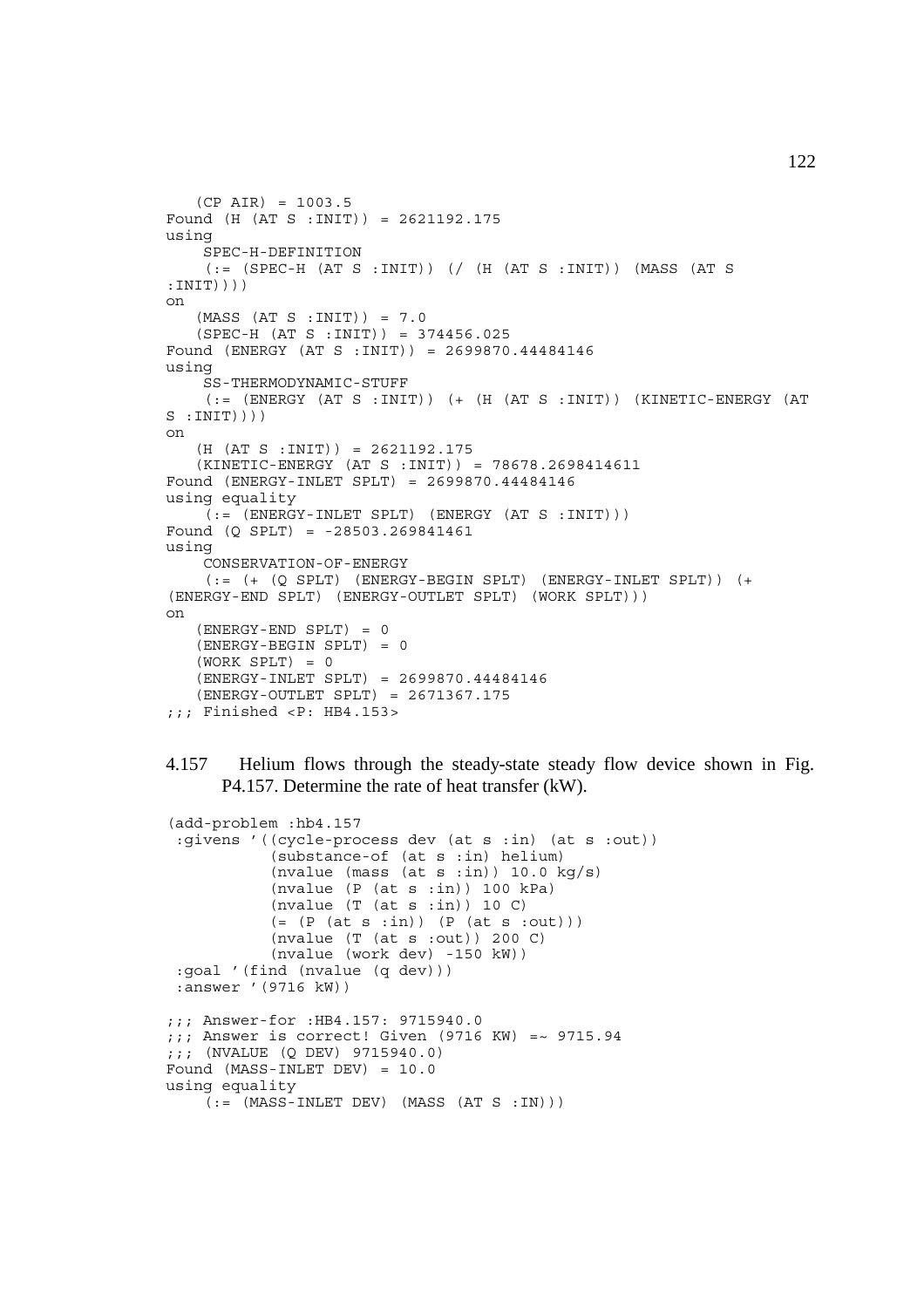```
   (CP AIR) = 1003.5
Found (H (AT S :INIT)) = 2621192.175
using
    SPEC-H-DEFINITION
    (:= (SPEC-H (AT S :INIT)) (/ (H (AT S :INIT)) (MASS (AT S
:INIT))))
on
   (MASS (AT S :INIT)) = 7.0
   (SPEC-H (AT S :INIT)) = 374456.025
Found (ENERGY (AT S :INIT)) = 2699870.44484146
using
    SS-THERMODYNAMIC-STUFF
    (:= (ENERGY (AT S :INIT)) (+ (H (AT S :INIT)) (KINETIC-ENERGY (AT
S :INIT))))
on
   (H (AT S :INIT)) = 2621192.175
   (KINETIC-ENERGY (AT S :INIT)) = 78678.2698414611
Found (ENERGY-INLET SPLT) = 2699870.44484146
using equality
    (:= (ENERGY-INLET SPLT) (ENERGY (AT S :INIT)))
Found (Q SPLT) = -28503.269841461
using
    CONSERVATION-OF-ENERGY
    (:= (+ (Q SPLT) (ENERGY-BEGIN SPLT) (ENERGY-INLET SPLT)) (+
(ENERGY-END SPLT) (ENERGY-OUTLET SPLT) (WORK SPLT)))
on
   (ENERGY-END SPLT) = 0
   (ENERGY-BEGIN SPLT) = 0
   (WORK SPLT) = 0
   (ENERGY-INLET SPLT) = 2699870.44484146
   (ENERGY-OUTLET SPLT) = 2671367.175
;;; Finished <P: HB4.153>
```

4.157 Helium flows through the steady-state steady flow device shown in Fig. P4.157. Determine the rate of heat transfer (kW).

```
(add-problem :hb4.157
 :givens '((cycle-process dev (at s :in) (at s :out))
           (substance-of (at s :in) helium)
           (nvalue (mass (at s :in)) 10.0 kg/s)
           (nvalue (P (at s :in)) 100 kPa)
           (nvalue (T (at s :in)) 10 C)
           (= (P (at s :in)) (P (at s :out)))
           (nvalue (T (at s :out)) 200 C)
           (nvalue (work dev) -150 kW))
 :goal '(find (nvalue (q dev)))
 :answer '(9716 kW))

;;; Answer-for :HB4.157: 9715940.0
;;; Answer is correct! Given (9716 KW) =~ 9715.94
;;; (NVALUE (Q DEV) 9715940.0)
Found (MASS-INLET DEV) = 10.0
using equality
    (:= (MASS-INLET DEV) (MASS (AT S :IN)))
```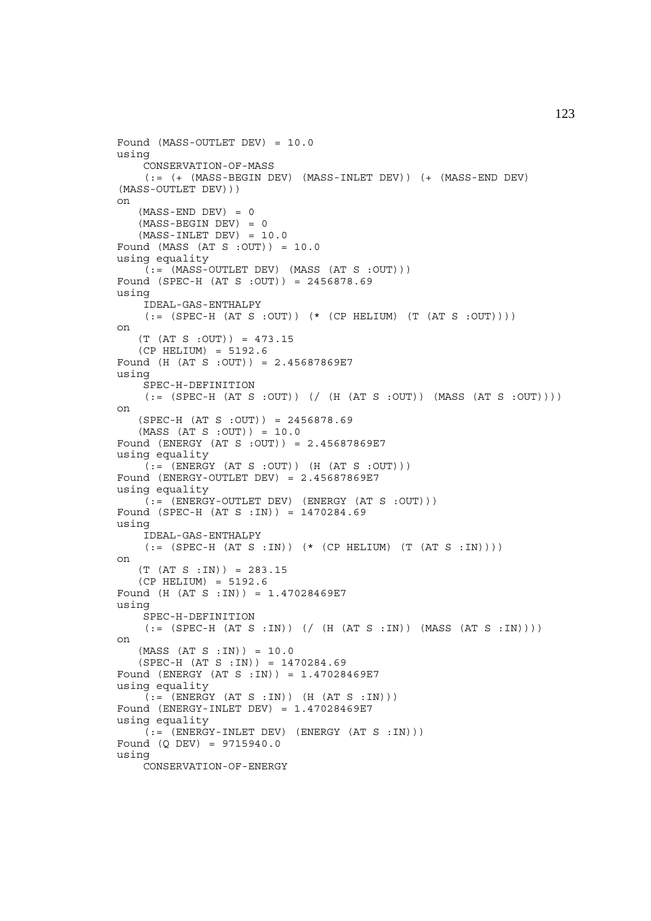```
Found (MASS-OUTLET DEV) = 10.0
using
    CONSERVATION-OF-MASS
    (:= (+ (MASS-BEGIN DEV) (MASS-INLET DEV)) (+ (MASS-END DEV)
(MASS-OUTLET DEV)))
on
   (MASS-END DEV) = 0
   (MASS-BEGIN DEV) = 0
   (MASS-INLET DEV) = 10.0
Found (MASS (AT S :OUT)) = 10.0
using equality
    (:= (MASS-OUTLET DEV) (MASS (AT S :OUT)))
Found (SPEC-H (AT S :OUT)) = 2456878.69
using
    IDEAL-GAS-ENTHALPY
    (:= (SPEC-H (AT S :OUT)) (* (CP HELIUM) (T (AT S :OUT))))
on
   (T (AT S :OUT)) = 473.15
   (CP HELIUM) = 5192.6
Found (H (AT S :OUT)) = 2.45687869E7
using
    SPEC-H-DEFINITION
    (:= (SPEC-H (AT S :OUT)) (/ (H (AT S :OUT)) (MASS (AT S :OUT))))
on
   (SPEC-H (AT S :OUT)) = 2456878.69
   (MASS (AT S :OUT)) = 10.0
Found (ENERGY (AT S :OUT)) = 2.45687869E7
using equality
    (:= (ENERGY (AT S :OUT)) (H (AT S :OUT)))
Found (ENERGY-OUTLET DEV) = 2.45687869E7
using equality
    (:= (ENERGY-OUTLET DEV) (ENERGY (AT S :OUT)))
Found (SPEC-H (AT S :IN)) = 1470284.69
using
    IDEAL-GAS-ENTHALPY
    (:= (SPEC-H (AT S :IN)) (* (CP HELIUM) (T (AT S :IN))))
on
   (T (AT S :IN)) = 283.15
   (CP HELIUM) = 5192.6
Found (H (AT S :IN)) = 1.47028469E7
using
    SPEC-H-DEFINITION
    (:= (SPEC-H (AT S :IN)) (/ (H (AT S :IN)) (MASS (AT S :IN))))
on
   (MASS (AT S :IN)) = 10.0
   (SPEC-H (AT S :IN)) = 1470284.69
Found (ENERGY (AT S :IN)) = 1.47028469E7
using equality
    (:= (ENERGY (AT S :IN)) (H (AT S :IN)))
Found (ENERGY-INLET DEV) = 1.47028469E7
using equality
    (:= (ENERGY-INLET DEV) (ENERGY (AT S :IN)))
Found (Q DEV) = 9715940.0
using
    CONSERVATION-OF-ENERGY
```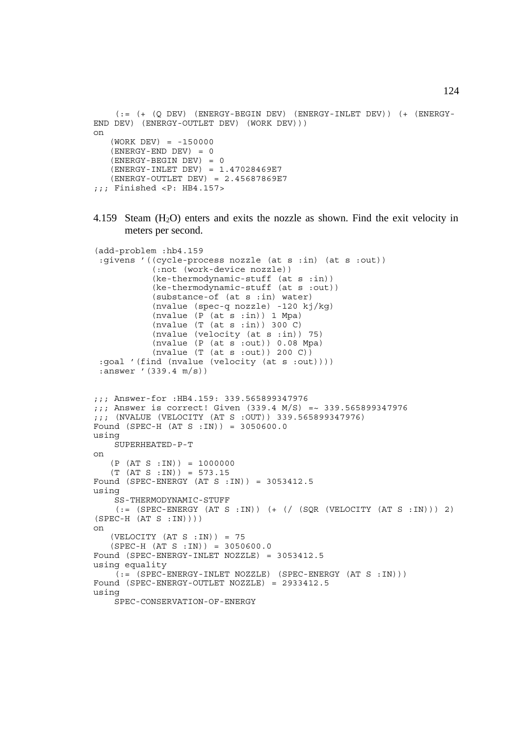```
    (:= (+ (Q DEV) (ENERGY-BEGIN DEV) (ENERGY-INLET DEV)) (+ (ENERGY-
END DEV) (ENERGY-OUTLET DEV) (WORK DEV)))
on
   (WORK DEV) = -150000
   (ENERGY-END DEV) = 0
   (ENERGY-BEGIN DEV) = 0
   (ENERGY-INLET DEV) = 1.47028469E7
   (ENERGY-OUTLET DEV) = 2.45687869E7
;;; Finished <P: HB4.157>
```

4.159 Steam ($H_2O$) enters and exits the nozzle as shown. Find the exit velocity in meters per second.

```
(add-problem :hb4.159
 :givens '((cycle-process nozzle (at s :in) (at s :out))
           (:not (work-device nozzle))
           (ke-thermodynamic-stuff (at s :in))
           (ke-thermodynamic-stuff (at s :out))
           (substance-of (at s :in) water)
           (nvalue (spec-q nozzle) -120 kj/kg)
           (nvalue (P (at s :in)) 1 Mpa)
           (nvalue (T (at s :in)) 300 C)
           (nvalue (velocity (at s :in)) 75)
           (nvalue (P (at s :out)) 0.08 Mpa)
           (nvalue (T (at s :out)) 200 C))
 :goal '(find (nvalue (velocity (at s :out))))
 :answer '(339.4 m/s))


;;; Answer-for :HB4.159: 339.565899347976
;;; Answer is correct! Given (339.4 M/S) =~ 339.565899347976
;;; (NVALUE (VELOCITY (AT S :OUT)) 339.565899347976)
Found (SPEC-H (AT S :IN)) = 3050600.0
using
    SUPERHEATED-P-T
on
   (P (AT S :IN)) = 1000000
   (T (AT S :IN)) = 573.15
Found (SPEC-ENERGY (AT S :IN)) = 3053412.5
using
    SS-THERMODYNAMIC-STUFF
    (:= (SPEC-ENERGY (AT S :IN)) (+ (/ (SQR (VELOCITY (AT S :IN))) 2)
(SPEC-H (AT S :IN))))
on
   (VELOCITY (AT S :IN)) = 75
   (SPEC-H (AT S :IN)) = 3050600.0
Found (SPEC-ENERGY-INLET NOZZLE) = 3053412.5
using equality
    (:= (SPEC-ENERGY-INLET NOZZLE) (SPEC-ENERGY (AT S :IN)))
Found (SPEC-ENERGY-OUTLET NOZZLE) = 2933412.5
using
    SPEC-CONSERVATION-OF-ENERGY
```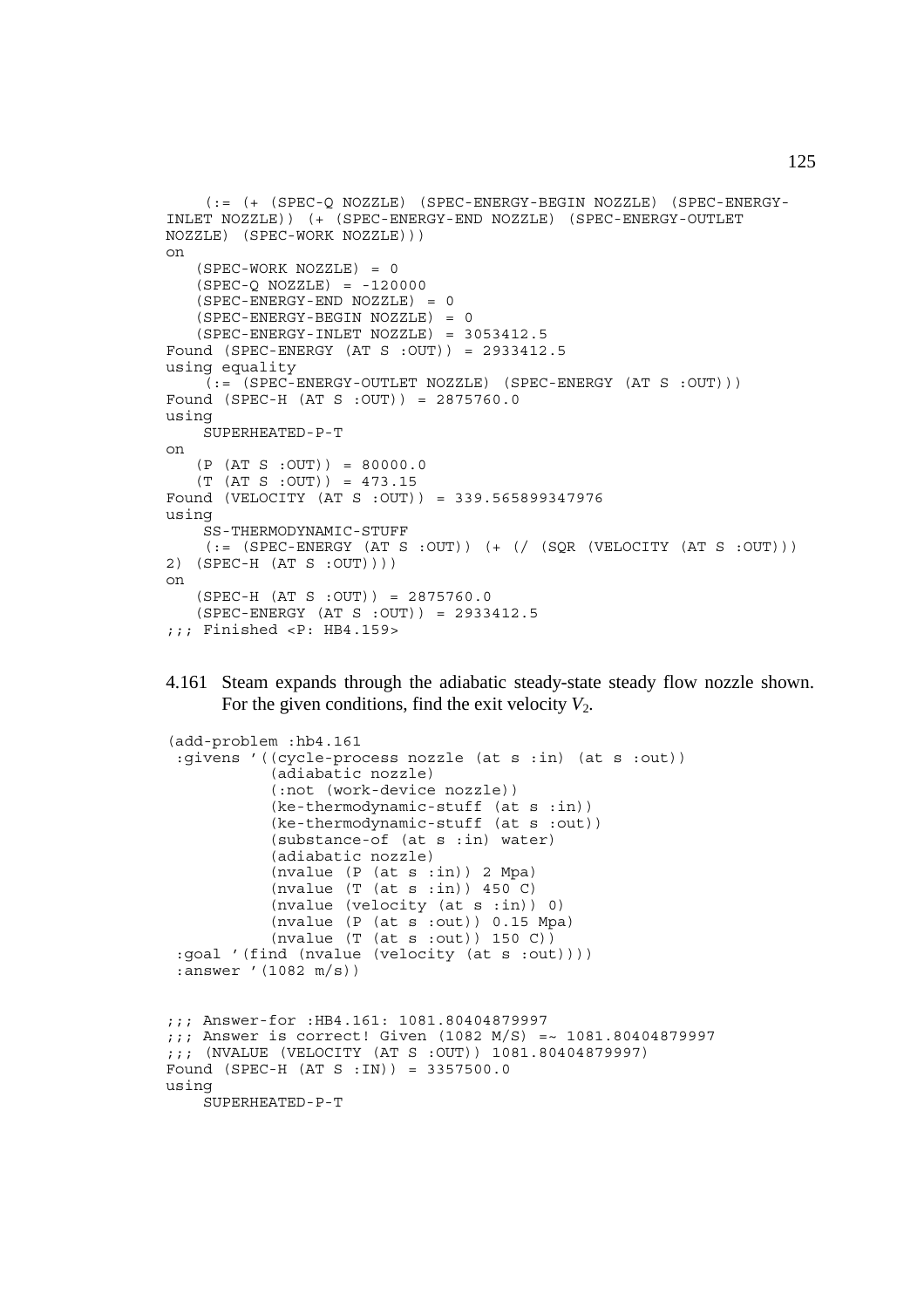```
    (:= (+ (SPEC-Q NOZZLE) (SPEC-ENERGY-BEGIN NOZZLE) (SPEC-ENERGY-
INLET NOZZLE)) (+ (SPEC-ENERGY-END NOZZLE) (SPEC-ENERGY-OUTLET
NOZZLE) (SPEC-WORK NOZZLE)))
on
   (SPEC-WORK NOZZLE) = 0
   (SPEC-Q NOZZLE) = -120000
   (SPEC-ENERGY-END NOZZLE) = 0
   (SPEC-ENERGY-BEGIN NOZZLE) = 0
   (SPEC-ENERGY-INLET NOZZLE) = 3053412.5
Found (SPEC-ENERGY (AT S :OUT)) = 2933412.5
using equality
    (:= (SPEC-ENERGY-OUTLET NOZZLE) (SPEC-ENERGY (AT S :OUT)))
Found (SPEC-H (AT S :OUT)) = 2875760.0
using
    SUPERHEATED-P-T
on
   (P (AT S :OUT)) = 80000.0
   (T (AT S :OUT)) = 473.15
Found (VELOCITY (AT S :OUT)) = 339.565899347976
using
    SS-THERMODYNAMIC-STUFF
    (:= (SPEC-ENERGY (AT S :OUT)) (+ (/ (SQR (VELOCITY (AT S :OUT)))
2) (SPEC-H (AT S :OUT))))
on
   (SPEC-H (AT S :OUT)) = 2875760.0
   (SPEC-ENERGY (AT S :OUT)) = 2933412.5
;;; Finished <P: HB4.159>
```

4.161 Steam expands through the adiabatic steady-state steady flow nozzle shown. For the given conditions, find the exit velocity $V_2$.

```
(add-problem :hb4.161
 :givens '((cycle-process nozzle (at s :in) (at s :out))
           (adiabatic nozzle)
           (:not (work-device nozzle))
           (ke-thermodynamic-stuff (at s :in))
           (ke-thermodynamic-stuff (at s :out))
           (substance-of (at s :in) water)
           (adiabatic nozzle)
           (nvalue (P (at s :in)) 2 Mpa)
           (nvalue (T (at s :in)) 450 C)
           (nvalue (velocity (at s :in)) 0)
           (nvalue (P (at s :out)) 0.15 Mpa)
           (nvalue (T (at s :out)) 150 C))
 :goal '(find (nvalue (velocity (at s :out))))
 :answer '(1082 m/s))


;;; Answer-for :HB4.161: 1081.80404879997
;;; Answer is correct! Given (1082 M/S) =~ 1081.80404879997
;;; (NVALUE (VELOCITY (AT S :OUT)) 1081.80404879997)
Found (SPEC-H (AT S :IN)) = 3357500.0
using
    SUPERHEATED-P-T
```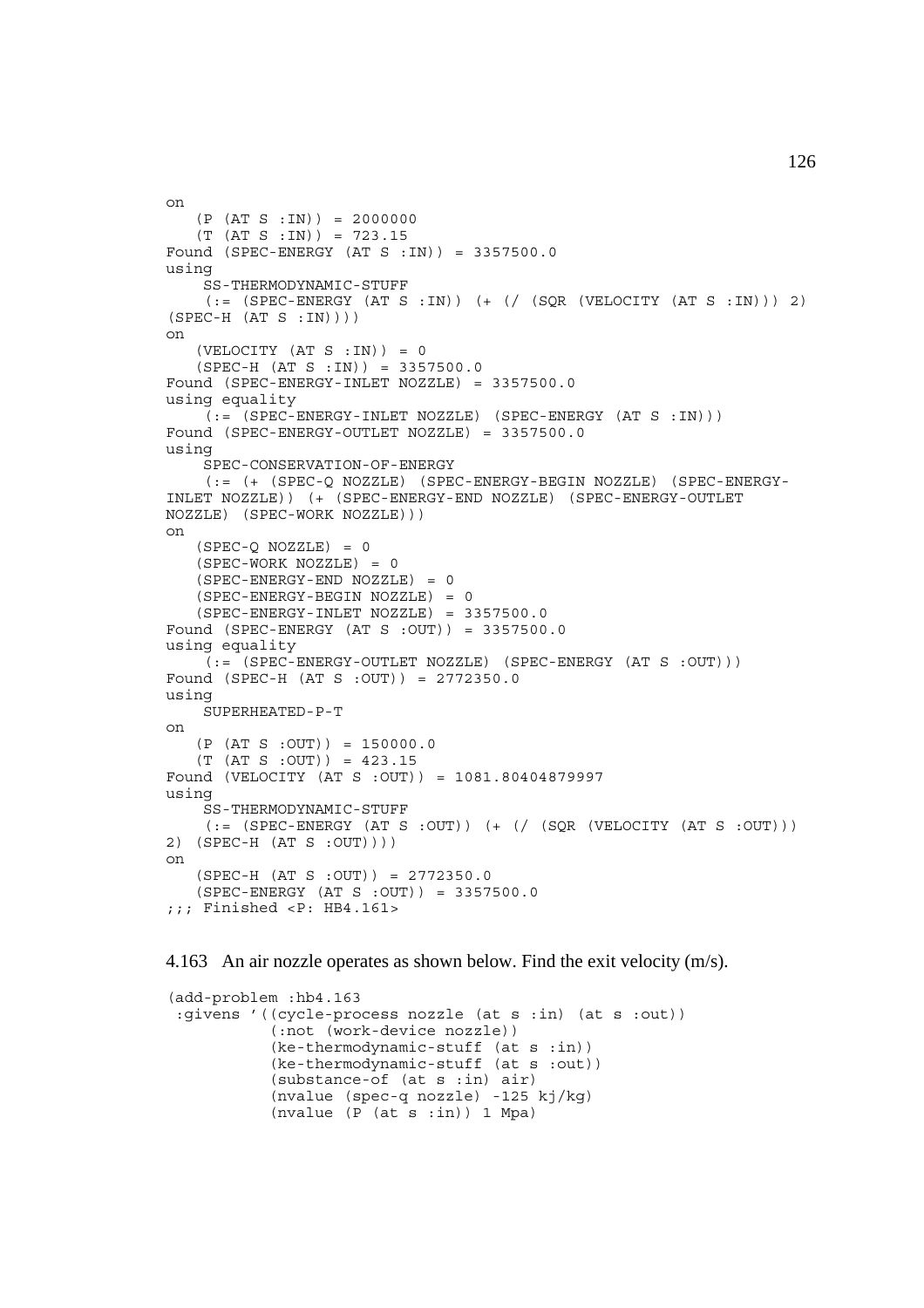```
on
   (P (AT S :IN)) = 2000000
   (T (AT S :IN)) = 723.15
Found (SPEC-ENERGY (AT S :IN)) = 3357500.0
using
    SS-THERMODYNAMIC-STUFF
    (:= (SPEC-ENERGY (AT S :IN)) (+ (/ (SQR (VELOCITY (AT S :IN))) 2)
(SPEC-H (AT S :IN))))
on
   (VELOCITY (AT S :IN)) = 0
   (SPEC-H (AT S :IN)) = 3357500.0
Found (SPEC-ENERGY-INLET NOZZLE) = 3357500.0
using equality
    (:= (SPEC-ENERGY-INLET NOZZLE) (SPEC-ENERGY (AT S :IN)))
Found (SPEC-ENERGY-OUTLET NOZZLE) = 3357500.0
using
    SPEC-CONSERVATION-OF-ENERGY
    (:= (+ (SPEC-Q NOZZLE) (SPEC-ENERGY-BEGIN NOZZLE) (SPEC-ENERGY-
INLET NOZZLE)) (+ (SPEC-ENERGY-END NOZZLE) (SPEC-ENERGY-OUTLET
NOZZLE) (SPEC-WORK NOZZLE)))
on
   (SPEC-Q NOZZLE) = 0
   (SPEC-WORK NOZZLE) = 0
   (SPEC-ENERGY-END NOZZLE) = 0
   (SPEC-ENERGY-BEGIN NOZZLE) = 0
   (SPEC-ENERGY-INLET NOZZLE) = 3357500.0
Found (SPEC-ENERGY (AT S :OUT)) = 3357500.0
using equality
    (:= (SPEC-ENERGY-OUTLET NOZZLE) (SPEC-ENERGY (AT S :OUT)))
Found (SPEC-H (AT S :OUT)) = 2772350.0
using
    SUPERHEATED-P-T
on
   (P (AT S :OUT)) = 150000.0
   (T (AT S :OUT)) = 423.15
Found (VELOCITY (AT S :OUT)) = 1081.80404879997
using
    SS-THERMODYNAMIC-STUFF
    (:= (SPEC-ENERGY (AT S :OUT)) (+ (/ (SQR (VELOCITY (AT S :OUT)))
2) (SPEC-H (AT S :OUT))))
on
   (SPEC-H (AT S :OUT)) = 2772350.0
   (SPEC-ENERGY (AT S :OUT)) = 3357500.0
;;; Finished <P: HB4.161>
```

4.163 An air nozzle operates as shown below. Find the exit velocity (m/s).

```
(add-problem :hb4.163
 :givens '((cycle-process nozzle (at s :in) (at s :out))
           (:not (work-device nozzle))
           (ke-thermodynamic-stuff (at s :in))
           (ke-thermodynamic-stuff (at s :out))
           (substance-of (at s :in) air)
           (nvalue (spec-q nozzle) -125 kj/kg)
           (nvalue (P (at s :in)) 1 Mpa)
```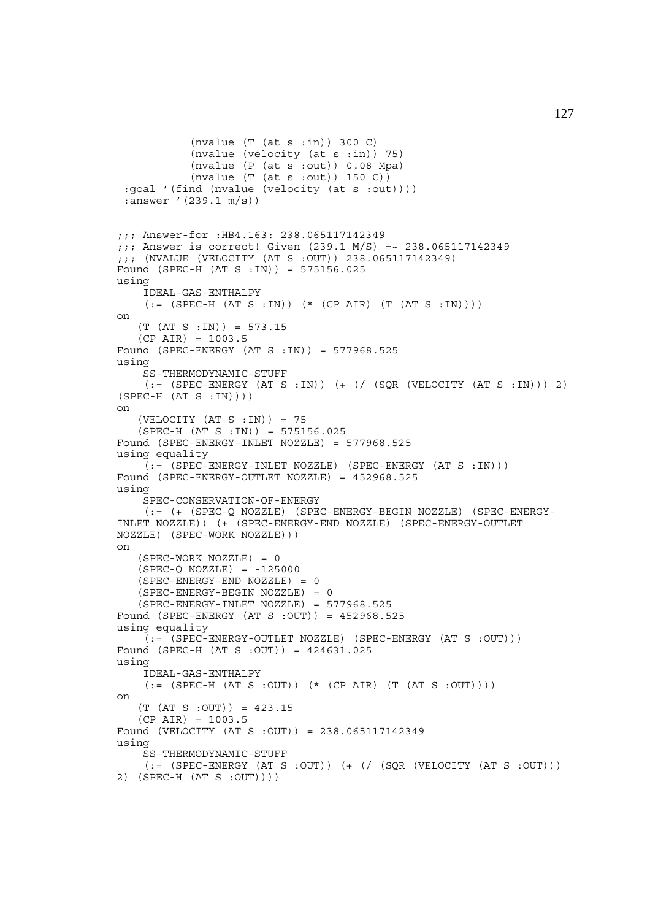```
          (nvalue (T (at s :in)) 300 C)
          (nvalue (velocity (at s :in)) 75)
          (nvalue (P (at s :out)) 0.08 Mpa)
          (nvalue (T (at s :out)) 150 C))
 :goal '(find (nvalue (velocity (at s :out))))
 :answer '(239.1 m/s))


;;; Answer-for :HB4.163: 238.065117142349
;;; Answer is correct! Given (239.1 M/S) =~ 238.065117142349
;;; (NVALUE (VELOCITY (AT S :OUT)) 238.065117142349)
Found (SPEC-H (AT S :IN)) = 575156.025
using
    IDEAL-GAS-ENTHALPY
    (:= (SPEC-H (AT S :IN)) (* (CP AIR) (T (AT S :IN))))
on
   (T (AT S :IN)) = 573.15
   (CP AIR) = 1003.5
Found (SPEC-ENERGY (AT S :IN)) = 577968.525
using
    SS-THERMODYNAMIC-STUFF
    (:= (SPEC-ENERGY (AT S :IN)) (+ (/ (SQR (VELOCITY (AT S :IN))) 2)
(SPEC-H (AT S :IN))))
on
   (VELOCITY (AT S :IN)) = 75
   (SPEC-H (AT S :IN)) = 575156.025
Found (SPEC-ENERGY-INLET NOZZLE) = 577968.525
using equality
    (:= (SPEC-ENERGY-INLET NOZZLE) (SPEC-ENERGY (AT S :IN)))
Found (SPEC-ENERGY-OUTLET NOZZLE) = 452968.525
using
    SPEC-CONSERVATION-OF-ENERGY
    (:= (+ (SPEC-Q NOZZLE) (SPEC-ENERGY-BEGIN NOZZLE) (SPEC-ENERGY-
INLET NOZZLE)) (+ (SPEC-ENERGY-END NOZZLE) (SPEC-ENERGY-OUTLET
NOZZLE) (SPEC-WORK NOZZLE)))
on
   (SPEC-WORK NOZZLE) = 0
   (SPEC-Q NOZZLE) = -125000
   (SPEC-ENERGY-END NOZZLE) = 0
   (SPEC-ENERGY-BEGIN NOZZLE) = 0
   (SPEC-ENERGY-INLET NOZZLE) = 577968.525
Found (SPEC-ENERGY (AT S :OUT)) = 452968.525
using equality
    (:= (SPEC-ENERGY-OUTLET NOZZLE) (SPEC-ENERGY (AT S :OUT)))
Found (SPEC-H (AT S :OUT)) = 424631.025
using
    IDEAL-GAS-ENTHALPY
    (:= (SPEC-H (AT S :OUT)) (* (CP AIR) (T (AT S :OUT))))
on
   (T (AT S :OUT)) = 423.15
   (CP AIR) = 1003.5
Found (VELOCITY (AT S :OUT)) = 238.065117142349
using
    SS-THERMODYNAMIC-STUFF
    (:= (SPEC-ENERGY (AT S :OUT)) (+ (/ (SQR (VELOCITY (AT S :OUT)))
2) (SPEC-H (AT S :OUT))))
```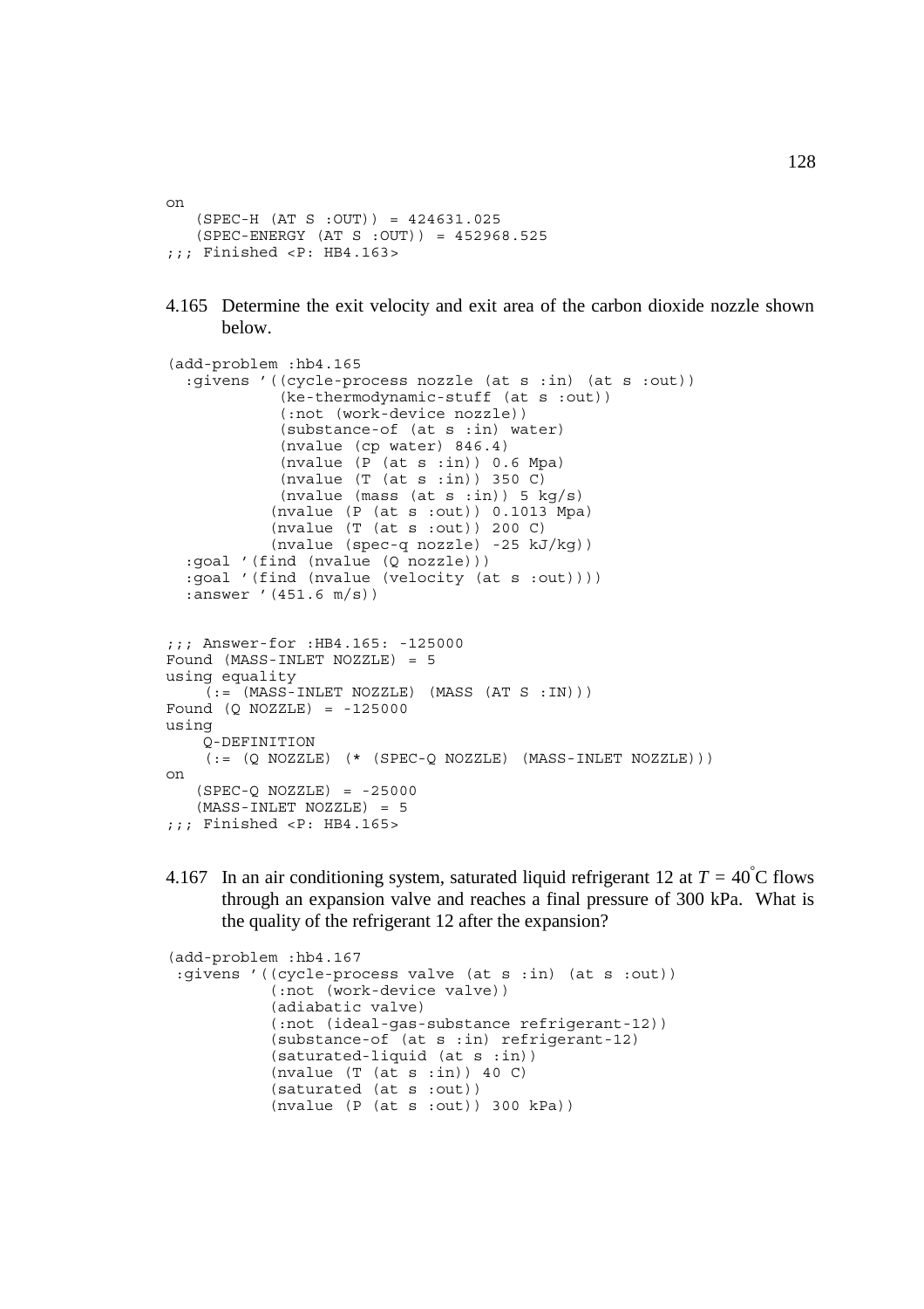```
on
   (SPEC-H (AT S :OUT)) = 424631.025
   (SPEC-ENERGY (AT S :OUT)) = 452968.525
;;; Finished <P: HB4.163>
```

4.165 Determine the exit velocity and exit area of the carbon dioxide nozzle shown below.

```
(add-problem :hb4.165
  :givens '((cycle-process nozzle (at s :in) (at s :out))
            (ke-thermodynamic-stuff (at s :out))
            (:not (work-device nozzle))
            (substance-of (at s :in) water)
            (nvalue (cp water) 846.4)
            (nvalue (P (at s :in)) 0.6 Mpa)
            (nvalue (T (at s :in)) 350 C)
            (nvalue (mass (at s :in)) 5 kg/s)
           (nvalue (P (at s :out)) 0.1013 Mpa)
           (nvalue (T (at s :out)) 200 C)
           (nvalue (spec-q nozzle) -25 kJ/kg))
  :goal '(find (nvalue (Q nozzle)))
  :goal '(find (nvalue (velocity (at s :out))))
  :answer '(451.6 m/s))


;;; Answer-for :HB4.165: -125000
Found (MASS-INLET NOZZLE) = 5
using equality
    (:= (MASS-INLET NOZZLE) (MASS (AT S :IN)))
Found (Q NOZZLE) = -125000
using
    Q-DEFINITION
    (:= (Q NOZZLE) (* (SPEC-Q NOZZLE) (MASS-INLET NOZZLE)))
on
   (SPEC-Q NOZZLE) = -25000
   (MASS-INLET NOZZLE) = 5
;;; Finished <P: HB4.165>
```

4.167 In an air conditioning system, saturated liquid refrigerant 12 at $T = 40^{\circ}$C flows through an expansion valve and reaches a final pressure of 300 kPa. What is the quality of the refrigerant 12 after the expansion?

```
(add-problem :hb4.167
 :givens '((cycle-process valve (at s :in) (at s :out))
           (:not (work-device valve))
           (adiabatic valve)
           (:not (ideal-gas-substance refrigerant-12))
           (substance-of (at s :in) refrigerant-12)
           (saturated-liquid (at s :in))
           (nvalue (T (at s :in)) 40 C)
           (saturated (at s :out))
           (nvalue (P (at s :out)) 300 kPa))
```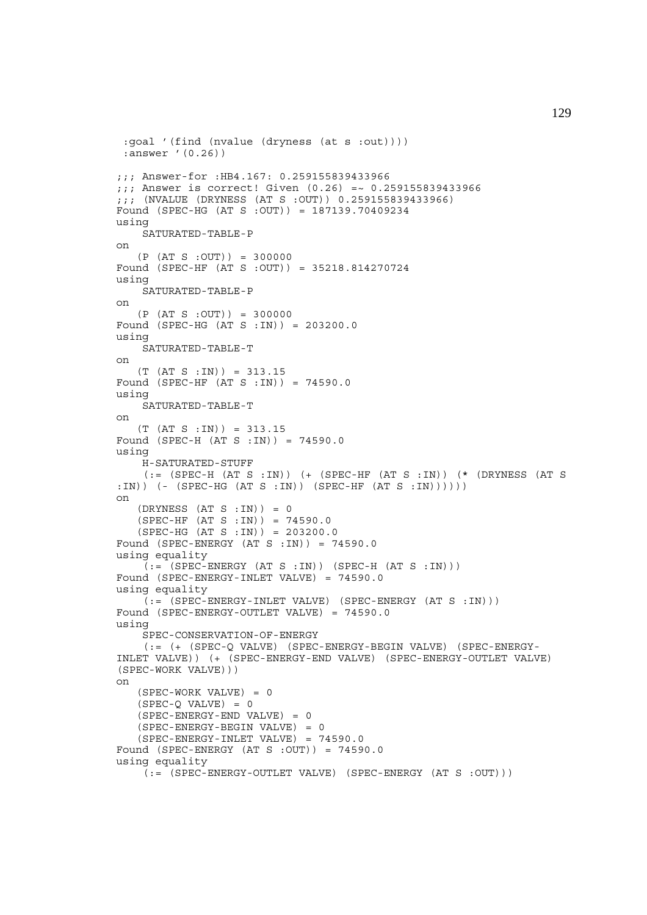```
 :goal '(find (nvalue (dryness (at s :out))))
 :answer '(0.26))

;;; Answer-for :HB4.167: 0.259155839433966
;;; Answer is correct! Given (0.26) =~ 0.259155839433966
;;; (NVALUE (DRYNESS (AT S :OUT)) 0.259155839433966)
Found (SPEC-HG (AT S :OUT)) = 187139.70409234
using
    SATURATED-TABLE-P
on
   (P (AT S :OUT)) = 300000
Found (SPEC-HF (AT S :OUT)) = 35218.814270724
using
    SATURATED-TABLE-P
on
   (P (AT S :OUT)) = 300000
Found (SPEC-HG (AT S :IN)) = 203200.0
using
    SATURATED-TABLE-T
on
   (T (AT S :IN)) = 313.15
Found (SPEC-HF (AT S :IN)) = 74590.0
using
    SATURATED-TABLE-T
on
   (T (AT S :IN)) = 313.15
Found (SPEC-H (AT S :IN)) = 74590.0
using
    H-SATURATED-STUFF
    (:= (SPEC-H (AT S :IN)) (+ (SPEC-HF (AT S :IN)) (* (DRYNESS (AT S
:IN)) (- (SPEC-HG (AT S :IN)) (SPEC-HF (AT S :IN))))))
on
   (DRYNESS (AT S :IN)) = 0
   (SPEC-HF (AT S :IN)) = 74590.0
   (SPEC-HG (AT S :IN)) = 203200.0
Found (SPEC-ENERGY (AT S :IN)) = 74590.0
using equality
    (:= (SPEC-ENERGY (AT S :IN)) (SPEC-H (AT S :IN)))
Found (SPEC-ENERGY-INLET VALVE) = 74590.0
using equality
    (:= (SPEC-ENERGY-INLET VALVE) (SPEC-ENERGY (AT S :IN)))
Found (SPEC-ENERGY-OUTLET VALVE) = 74590.0
using
    SPEC-CONSERVATION-OF-ENERGY
    (:= (+ (SPEC-Q VALVE) (SPEC-ENERGY-BEGIN VALVE) (SPEC-ENERGY-
INLET VALVE)) (+ (SPEC-ENERGY-END VALVE) (SPEC-ENERGY-OUTLET VALVE)
(SPEC-WORK VALVE)))
on
   (SPEC-WORK VALVE) = 0
   (SPEC-Q VALVE) = 0
   (SPEC-ENERGY-END VALVE) = 0
   (SPEC-ENERGY-BEGIN VALVE) = 0
   (SPEC-ENERGY-INLET VALVE) = 74590.0
Found (SPEC-ENERGY (AT S :OUT)) = 74590.0
using equality
    (:= (SPEC-ENERGY-OUTLET VALVE) (SPEC-ENERGY (AT S :OUT)))
```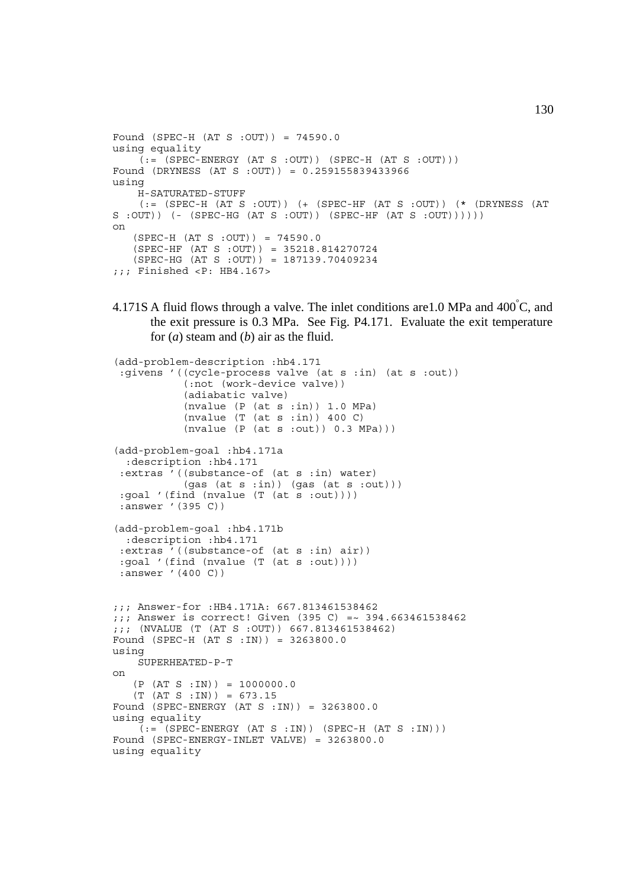```
Found (SPEC-H (AT S :OUT)) = 74590.0
using equality
    (:= (SPEC-ENERGY (AT S :OUT)) (SPEC-H (AT S :OUT)))
Found (DRYNESS (AT S :OUT)) = 0.259155839433966
using
    H-SATURATED-STUFF
    (:= (SPEC-H (AT S :OUT)) (+ (SPEC-HF (AT S :OUT)) (* (DRYNESS (AT
S :OUT)) (- (SPEC-HG (AT S :OUT)) (SPEC-HF (AT S :OUT))))))
on
   (SPEC-H (AT S :OUT)) = 74590.0
   (SPEC-HF (AT S :OUT)) = 35218.814270724
   (SPEC-HG (AT S :OUT)) = 187139.70409234
;;; Finished <P: HB4.167>
```

4.171S A fluid flows through a valve. The inlet conditions are1.0 MPa and 400°C, and the exit pressure is 0.3 MPa. See Fig. P4.171. Evaluate the exit temperature for (*a*) steam and (*b*) air as the fluid.

```
(add-problem-description :hb4.171
 :givens '((cycle-process valve (at s :in) (at s :out))
           (:not (work-device valve))
           (adiabatic valve)
           (nvalue (P (at s :in)) 1.0 MPa)
           (nvalue (T (at s :in)) 400 C)
           (nvalue (P (at s :out)) 0.3 MPa)))

(add-problem-goal :hb4.171a
  :description :hb4.171
 :extras '((substance-of (at s :in) water)
           (gas (at s :in)) (gas (at s :out)))
 :goal '(find (nvalue (T (at s :out))))
 :answer '(395 C))

(add-problem-goal :hb4.171b
  :description :hb4.171
 :extras '((substance-of (at s :in) air))
 :goal '(find (nvalue (T (at s :out))))
 :answer '(400 C))


;;; Answer-for :HB4.171A: 667.813461538462
;;; Answer is correct! Given (395 C) =~ 394.663461538462
;;; (NVALUE (T (AT S :OUT)) 667.813461538462)
Found (SPEC-H (AT S :IN)) = 3263800.0
using
    SUPERHEATED-P-T
on
   (P (AT S :IN)) = 1000000.0
   (T (AT S :IN)) = 673.15
Found (SPEC-ENERGY (AT S :IN)) = 3263800.0
using equality
    (:= (SPEC-ENERGY (AT S :IN)) (SPEC-H (AT S :IN)))
Found (SPEC-ENERGY-INLET VALVE) = 3263800.0
using equality
```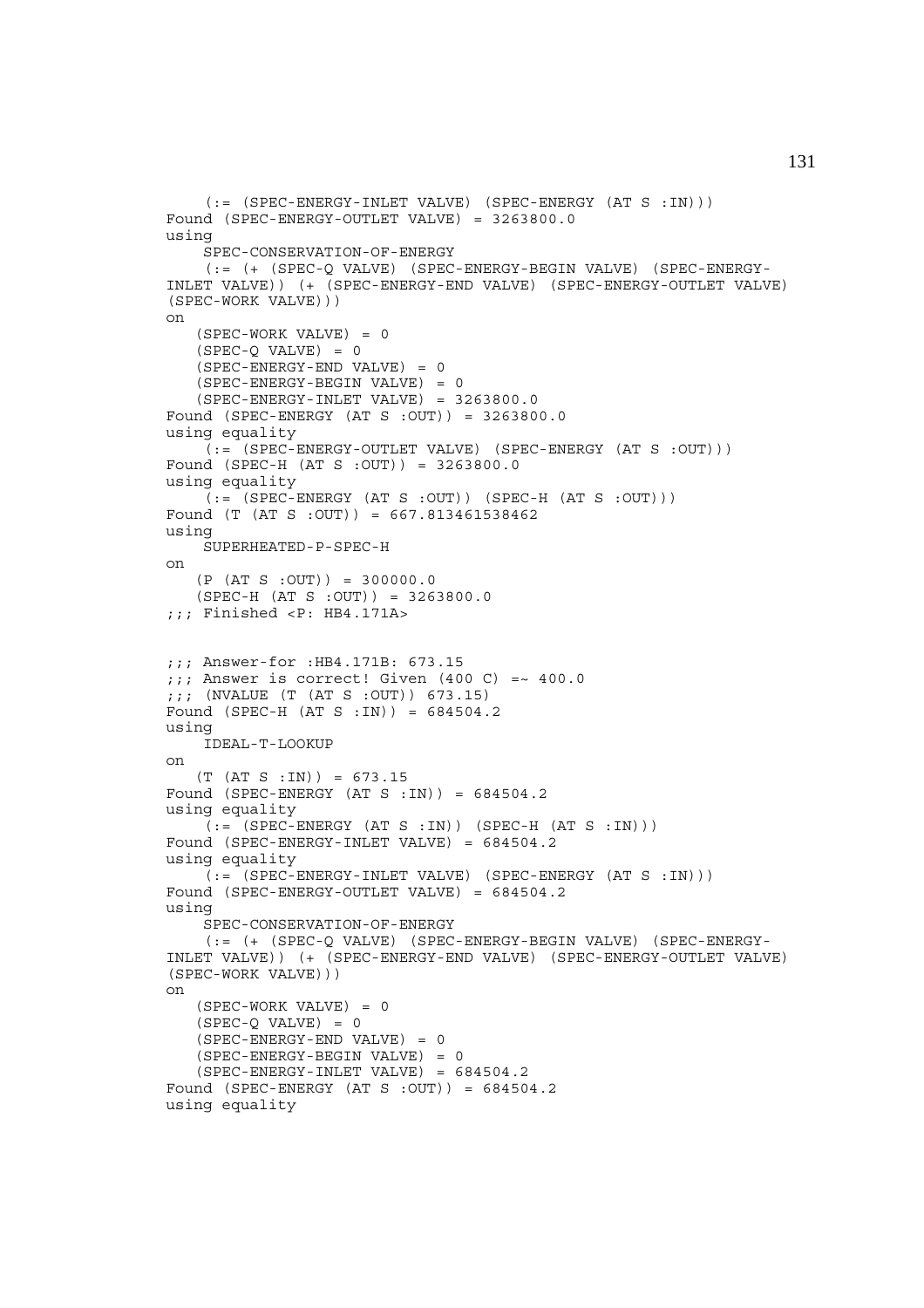```
    (:= (SPEC-ENERGY-INLET VALVE) (SPEC-ENERGY (AT S :IN)))
Found (SPEC-ENERGY-OUTLET VALVE) = 3263800.0
using
    SPEC-CONSERVATION-OF-ENERGY
    (:= (+ (SPEC-Q VALVE) (SPEC-ENERGY-BEGIN VALVE) (SPEC-ENERGY-
INLET VALVE)) (+ (SPEC-ENERGY-END VALVE) (SPEC-ENERGY-OUTLET VALVE)
(SPEC-WORK VALVE)))
on
   (SPEC-WORK VALVE) = 0
   (SPEC-Q VALVE) = 0
   (SPEC-ENERGY-END VALVE) = 0
   (SPEC-ENERGY-BEGIN VALVE) = 0
   (SPEC-ENERGY-INLET VALVE) = 3263800.0
Found (SPEC-ENERGY (AT S :OUT)) = 3263800.0
using equality
    (:= (SPEC-ENERGY-OUTLET VALVE) (SPEC-ENERGY (AT S :OUT)))
Found (SPEC-H (AT S :OUT)) = 3263800.0
using equality
    (:= (SPEC-ENERGY (AT S :OUT)) (SPEC-H (AT S :OUT)))
Found (T (AT S :OUT)) = 667.813461538462
using
    SUPERHEATED-P-SPEC-H
on
   (P (AT S :OUT)) = 300000.0
   (SPEC-H (AT S :OUT)) = 3263800.0
;;; Finished <P: HB4.171A>


;;; Answer-for :HB4.171B: 673.15
;;; Answer is correct! Given (400 C) =~ 400.0
;;; (NVALUE (T (AT S :OUT)) 673.15)
Found (SPEC-H (AT S :IN)) = 684504.2
using
    IDEAL-T-LOOKUP
on
   (T (AT S :IN)) = 673.15
Found (SPEC-ENERGY (AT S :IN)) = 684504.2
using equality
    (:= (SPEC-ENERGY (AT S :IN)) (SPEC-H (AT S :IN)))
Found (SPEC-ENERGY-INLET VALVE) = 684504.2
using equality
    (:= (SPEC-ENERGY-INLET VALVE) (SPEC-ENERGY (AT S :IN)))
Found (SPEC-ENERGY-OUTLET VALVE) = 684504.2
using
    SPEC-CONSERVATION-OF-ENERGY
    (:= (+ (SPEC-Q VALVE) (SPEC-ENERGY-BEGIN VALVE) (SPEC-ENERGY-
INLET VALVE)) (+ (SPEC-ENERGY-END VALVE) (SPEC-ENERGY-OUTLET VALVE)
(SPEC-WORK VALVE)))
on
   (SPEC-WORK VALVE) = 0
   (SPEC-Q VALVE) = 0
   (SPEC-ENERGY-END VALVE) = 0
   (SPEC-ENERGY-BEGIN VALVE) = 0
   (SPEC-ENERGY-INLET VALVE) = 684504.2
Found (SPEC-ENERGY (AT S :OUT)) = 684504.2
using equality
```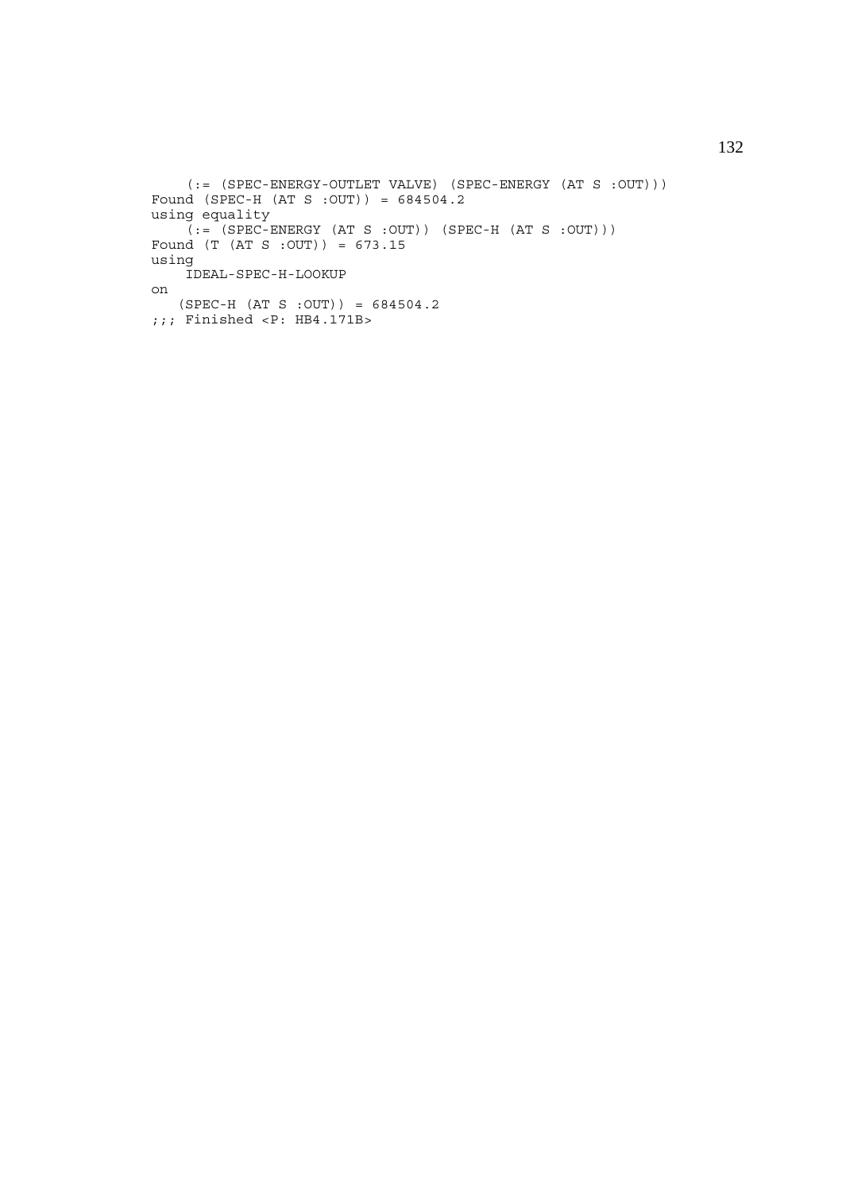```
    (:= (SPEC-ENERGY-OUTLET VALVE) (SPEC-ENERGY (AT S :OUT)))
Found (SPEC-H (AT S :OUT)) = 684504.2
using equality
    (:= (SPEC-ENERGY (AT S :OUT)) (SPEC-H (AT S :OUT)))
Found (T (AT S :OUT)) = 673.15
using
    IDEAL-SPEC-H-LOOKUP
on
   (SPEC-H (AT S :OUT)) = 684504.2
;;; Finished <P: HB4.171B>
```